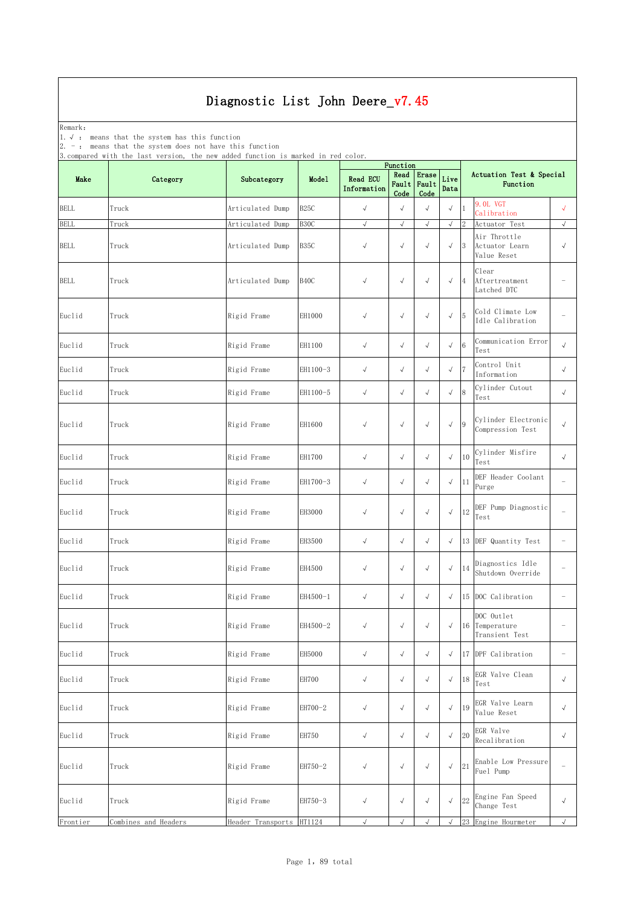# Diagnostic List John Deere_v7.45

Remark:
1. √ : means that the system has this function
2. - : means that the system does not have this function
3. compared with the last version, the new added function is marked in red color.

| Make | Category | Subcategory | Model | Function | | | | Actuation Test & Special Function | | |
|---|---|---|---|---|---|---|---|---|---|---|
| | | | | Read ECU Information | Read Fault Code | Erase Fault Code | Live Data | | | |
| BELL | Truck | Articulated Dump | B25C | √ | √ | √ | √ | 1 | 9.0L VGT Calibration | √ |
| BELL | Truck | Articulated Dump | B30C | √ | √ | √ | √ | 2 | Actuator Test | √ |
| BELL | Truck | Articulated Dump | B35C | √ | √ | √ | √ | 3 | Air Throttle Actuator Learn Value Reset | √ |
| BELL | Truck | Articulated Dump | B40C | √ | √ | √ | √ | 4 | Clear Aftertreatment Latched DTC | - |
| Euclid | Truck | Rigid Frame | EH1000 | √ | √ | √ | √ | 5 | Cold Climate Low Idle Calibration | - |
| Euclid | Truck | Rigid Frame | EH1100 | √ | √ | √ | √ | 6 | Communication Error Test | √ |
| Euclid | Truck | Rigid Frame | EH1100-3 | √ | √ | √ | √ | 7 | Control Unit Information | √ |
| Euclid | Truck | Rigid Frame | EH1100-5 | √ | √ | √ | √ | 8 | Cylinder Cutout Test | √ |
| Euclid | Truck | Rigid Frame | EH1600 | √ | √ | √ | √ | 9 | Cylinder Electronic Compression Test | √ |
| Euclid | Truck | Rigid Frame | EH1700 | √ | √ | √ | √ | 10 | Cylinder Misfire Test | √ |
| Euclid | Truck | Rigid Frame | EH1700-3 | √ | √ | √ | √ | 11 | DEF Header Coolant Purge | - |
| Euclid | Truck | Rigid Frame | EH3000 | √ | √ | √ | √ | 12 | DEF Pump Diagnostic Test | - |
| Euclid | Truck | Rigid Frame | EH3500 | √ | √ | √ | √ | 13 | DEF Quantity Test | - |
| Euclid | Truck | Rigid Frame | EH4500 | √ | √ | √ | √ | 14 | Diagnostics Idle Shutdown Override | - |
| Euclid | Truck | Rigid Frame | EH4500-1 | √ | √ | √ | √ | 15 | DOC Calibration | - |
| Euclid | Truck | Rigid Frame | EH4500-2 | √ | √ | √ | √ | 16 | DOC Outlet Temperature Transient Test | - |
| Euclid | Truck | Rigid Frame | EH5000 | √ | √ | √ | √ | 17 | DPF Calibration | - |
| Euclid | Truck | Rigid Frame | EH700 | √ | √ | √ | √ | 18 | EGR Valve Clean Test | √ |
| Euclid | Truck | Rigid Frame | EH700-2 | √ | √ | √ | √ | 19 | EGR Valve Learn Value Reset | √ |
| Euclid | Truck | Rigid Frame | EH750 | √ | √ | √ | √ | 20 | EGR Valve Recalibration | √ |
| Euclid | Truck | Rigid Frame | EH750-2 | √ | √ | √ | √ | 21 | Enable Low Pressure Fuel Pump | - |
| Euclid | Truck | Rigid Frame | EH750-3 | √ | √ | √ | √ | 22 | Engine Fan Speed Change Test | √ |
| Frontier | Combines and Headers | Header Transports | HT1124 | √ | √ | √ | √ | 23 | Engine Hourmeter | √ |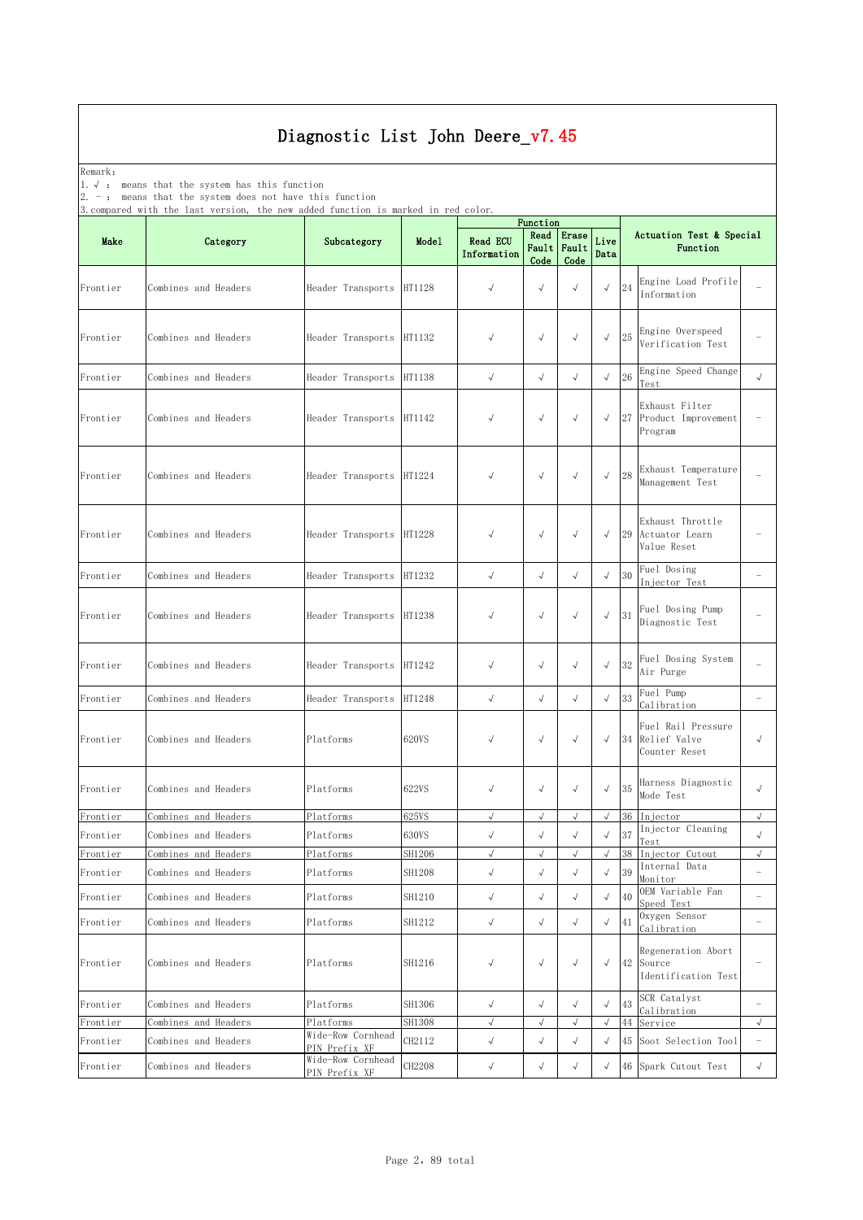# Diagnostic List John Deere_v7.45

Remark:
1. √ : means that the system has this function
2. - : means that the system does not have this function
3. compared with the last version, the new added function is marked in red color.

| Make | Category | Subcategory | Model | Function | | | | Actuation Test & Special Function | | |
|---|---|---|---|---|---|---|---|---|---|---|
| | | | | Read ECU Information | Read Fault Code | Erase Fault Code | Live Data | | | |
| Frontier | Combines and Headers | Header Transports | HT1128 | √ | √ | √ | √ | 24 | Engine Load Profile Information | - |
| Frontier | Combines and Headers | Header Transports | HT1132 | √ | √ | √ | √ | 25 | Engine Overspeed Verification Test | - |
| Frontier | Combines and Headers | Header Transports | HT1138 | √ | √ | √ | √ | 26 | Engine Speed Change Test | √ |
| Frontier | Combines and Headers | Header Transports | HT1142 | √ | √ | √ | √ | 27 | Exhaust Filter Product Improvement Program | - |
| Frontier | Combines and Headers | Header Transports | HT1224 | √ | √ | √ | √ | 28 | Exhaust Temperature Management Test | - |
| Frontier | Combines and Headers | Header Transports | HT1228 | √ | √ | √ | √ | 29 | Exhaust Throttle Actuator Learn Value Reset | - |
| Frontier | Combines and Headers | Header Transports | HT1232 | √ | √ | √ | √ | 30 | Fuel Dosing Injector Test | - |
| Frontier | Combines and Headers | Header Transports | HT1238 | √ | √ | √ | √ | 31 | Fuel Dosing Pump Diagnostic Test | - |
| Frontier | Combines and Headers | Header Transports | HT1242 | √ | √ | √ | √ | 32 | Fuel Dosing System Air Purge | - |
| Frontier | Combines and Headers | Header Transports | HT1248 | √ | √ | √ | √ | 33 | Fuel Pump Calibration | - |
| Frontier | Combines and Headers | Platforms | 620VS | √ | √ | √ | √ | 34 | Fuel Rail Pressure Relief Valve Counter Reset | √ |
| Frontier | Combines and Headers | Platforms | 622VS | √ | √ | √ | √ | 35 | Harness Diagnostic Mode Test | √ |
| Frontier | Combines and Headers | Platforms | 625VS | √ | √ | √ | √ | 36 | Injector | √ |
| Frontier | Combines and Headers | Platforms | 630VS | √ | √ | √ | √ | 37 | Injector Cleaning Test | √ |
| Frontier | Combines and Headers | Platforms | SH1206 | √ | √ | √ | √ | 38 | Injector Cutout | √ |
| Frontier | Combines and Headers | Platforms | SH1208 | √ | √ | √ | √ | 39 | Internal Data Monitor | - |
| Frontier | Combines and Headers | Platforms | SH1210 | √ | √ | √ | √ | 40 | OEM Variable Fan Speed Test | - |
| Frontier | Combines and Headers | Platforms | SH1212 | √ | √ | √ | √ | 41 | Oxygen Sensor Calibration | - |
| Frontier | Combines and Headers | Platforms | SH1216 | √ | √ | √ | √ | 42 | Regeneration Abort Source Identification Test | - |
| Frontier | Combines and Headers | Platforms | SH1306 | √ | √ | √ | √ | 43 | SCR Catalyst Calibration | - |
| Frontier | Combines and Headers | Platforms | SH1308 | √ | √ | √ | √ | 44 | Service | √ |
| Frontier | Combines and Headers | Wide-Row Cornhead PIN Prefix XF | CH2112 | √ | √ | √ | √ | 45 | Soot Selection Tool | - |
| Frontier | Combines and Headers | Wide-Row Cornhead PIN Prefix XF | CH2208 | √ | √ | √ | √ | 46 | Spark Cutout Test | √ |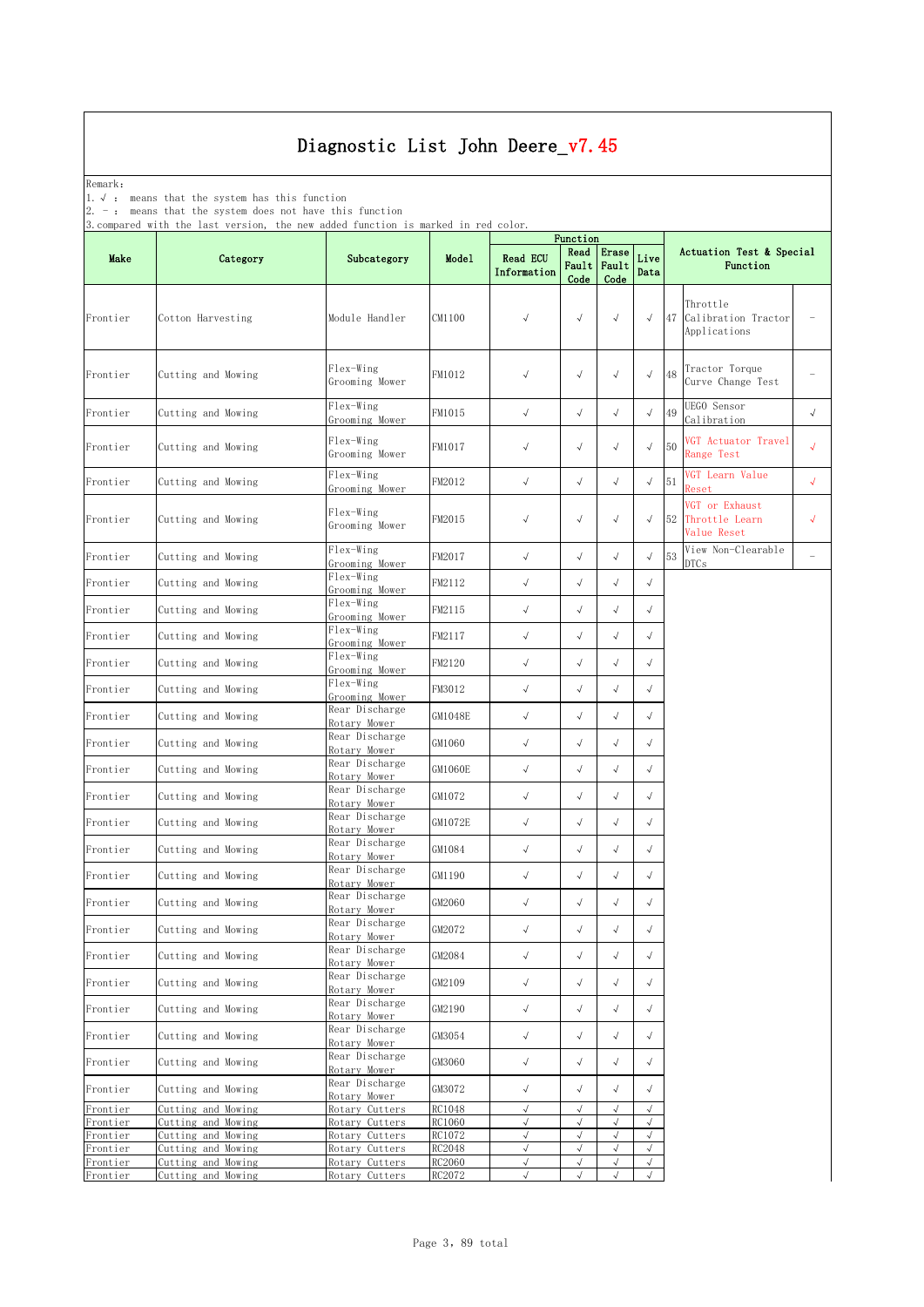# Diagnostic List John Deere_v7.45

Remark:
1. √ : means that the system has this function
2. - : means that the system does not have this function
3.compared with the last version, the new added function is marked in red color.

| Make | Category | Subcategory | Model | Read ECU Information | Read Fault Code | Erase Fault Code | Live Data |
|---|---|---|---|---|---|---|---|
| Frontier | Cotton Harvesting | Module Handler | CM1100 | √ | √ | √ | √ |
| Frontier | Cutting and Mowing | Flex-Wing Grooming Mower | FM1012 | √ | √ | √ | √ |
| Frontier | Cutting and Mowing | Flex-Wing Grooming Mower | FM1015 | √ | √ | √ | √ |
| Frontier | Cutting and Mowing | Flex-Wing Grooming Mower | FM1017 | √ | √ | √ | √ |
| Frontier | Cutting and Mowing | Flex-Wing Grooming Mower | FM2012 | √ | √ | √ | √ |
| Frontier | Cutting and Mowing | Flex-Wing Grooming Mower | FM2015 | √ | √ | √ | √ |
| Frontier | Cutting and Mowing | Flex-Wing Grooming Mower | FM2017 | √ | √ | √ | √ |
| Frontier | Cutting and Mowing | Flex-Wing Grooming Mower | FM2112 | √ | √ | √ | √ |
| Frontier | Cutting and Mowing | Flex-Wing Grooming Mower | FM2115 | √ | √ | √ | √ |
| Frontier | Cutting and Mowing | Flex-Wing Grooming Mower | FM2117 | √ | √ | √ | √ |
| Frontier | Cutting and Mowing | Flex-Wing Grooming Mower | FM2120 | √ | √ | √ | √ |
| Frontier | Cutting and Mowing | Flex-Wing Grooming Mower | FM3012 | √ | √ | √ | √ |
| Frontier | Cutting and Mowing | Rear Discharge Rotary Mower | GM1048E | √ | √ | √ | √ |
| Frontier | Cutting and Mowing | Rear Discharge Rotary Mower | GM1060 | √ | √ | √ | √ |
| Frontier | Cutting and Mowing | Rear Discharge Rotary Mower | GM1060E | √ | √ | √ | √ |
| Frontier | Cutting and Mowing | Rear Discharge Rotary Mower | GM1072 | √ | √ | √ | √ |
| Frontier | Cutting and Mowing | Rear Discharge Rotary Mower | GM1072E | √ | √ | √ | √ |
| Frontier | Cutting and Mowing | Rear Discharge Rotary Mower | GM1084 | √ | √ | √ | √ |
| Frontier | Cutting and Mowing | Rear Discharge Rotary Mower | GM1190 | √ | √ | √ | √ |
| Frontier | Cutting and Mowing | Rear Discharge Rotary Mower | GM2060 | √ | √ | √ | √ |
| Frontier | Cutting and Mowing | Rear Discharge Rotary Mower | GM2072 | √ | √ | √ | √ |
| Frontier | Cutting and Mowing | Rear Discharge Rotary Mower | GM2084 | √ | √ | √ | √ |
| Frontier | Cutting and Mowing | Rear Discharge Rotary Mower | GM2109 | √ | √ | √ | √ |
| Frontier | Cutting and Mowing | Rear Discharge Rotary Mower | GM2190 | √ | √ | √ | √ |
| Frontier | Cutting and Mowing | Rear Discharge Rotary Mower | GM3054 | √ | √ | √ | √ |
| Frontier | Cutting and Mowing | Rear Discharge Rotary Mower | GM3060 | √ | √ | √ | √ |
| Frontier | Cutting and Mowing | Rear Discharge Rotary Mower | GM3072 | √ | √ | √ | √ |
| Frontier | Cutting and Mowing | Rotary Cutters | RC1048 | √ | √ | √ | √ |
| Frontier | Cutting and Mowing | Rotary Cutters | RC1060 | √ | √ | √ | √ |
| Frontier | Cutting and Mowing | Rotary Cutters | RC1072 | √ | √ | √ | √ |
| Frontier | Cutting and Mowing | Rotary Cutters | RC2048 | √ | √ | √ | √ |
| Frontier | Cutting and Mowing | Rotary Cutters | RC2060 | √ | √ | √ | √ |
| Frontier | Cutting and Mowing | Rotary Cutters | RC2072 | √ | √ | √ | √ |

| No. | Actuation Test & Special Function | |
|---|---|---|
| 47 | Throttle Calibration Tractor Applications | - |
| 48 | Tractor Torque Curve Change Test | - |
| 49 | UEGO Sensor Calibration | √ |
| 50 | VGT Actuator Travel Range Test | √ |
| 51 | VGT Learn Value Reset | √ |
| 52 | VGT or Exhaust Throttle Learn Value Reset | √ |
| 53 | View Non-Clearable DTCs | - |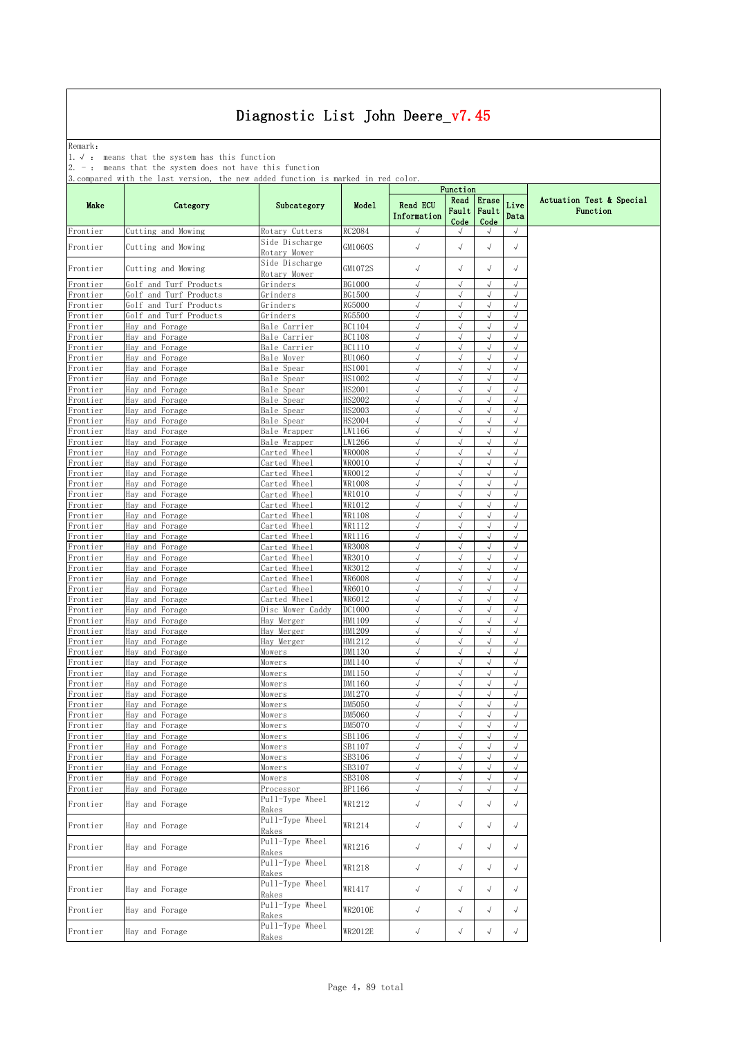# Diagnostic List John Deere_v7.45

Remark:
1. √ : means that the system has this function
2. - : means that the system does not have this function
3. compared with the last version, the new added function is marked in red color.

| Make | Category | Subcategory | Model | Function | | | | Actuation Test & Special Function |
|---|---|---|---|---|---|---|---|---|
| | | | | Read ECU Information | Read Fault Code | Erase Fault Code | Live Data | |
| Frontier | Cutting and Mowing | Rotary Cutters | RC2084 | √ | √ | √ | √ | |
| Frontier | Cutting and Mowing | Side Discharge Rotary Mower | GM1060S | √ | √ | √ | √ | |
| Frontier | Cutting and Mowing | Side Discharge Rotary Mower | GM1072S | √ | √ | √ | √ | |
| Frontier | Golf and Turf Products | Grinders | BG1000 | √ | √ | √ | √ | |
| Frontier | Golf and Turf Products | Grinders | BG1500 | √ | √ | √ | √ | |
| Frontier | Golf and Turf Products | Grinders | RG5000 | √ | √ | √ | √ | |
| Frontier | Golf and Turf Products | Grinders | RG5500 | √ | √ | √ | √ | |
| Frontier | Hay and Forage | Bale Carrier | BC1104 | √ | √ | √ | √ | |
| Frontier | Hay and Forage | Bale Carrier | BC1108 | √ | √ | √ | √ | |
| Frontier | Hay and Forage | Bale Carrier | BC1110 | √ | √ | √ | √ | |
| Frontier | Hay and Forage | Bale Mover | BU1060 | √ | √ | √ | √ | |
| Frontier | Hay and Forage | Bale Spear | HS1001 | √ | √ | √ | √ | |
| Frontier | Hay and Forage | Bale Spear | HS1002 | √ | √ | √ | √ | |
| Frontier | Hay and Forage | Bale Spear | HS2001 | √ | √ | √ | √ | |
| Frontier | Hay and Forage | Bale Spear | HS2002 | √ | √ | √ | √ | |
| Frontier | Hay and Forage | Bale Spear | HS2003 | √ | √ | √ | √ | |
| Frontier | Hay and Forage | Bale Spear | HS2004 | √ | √ | √ | √ | |
| Frontier | Hay and Forage | Bale Wrapper | LW1166 | √ | √ | √ | √ | |
| Frontier | Hay and Forage | Bale Wrapper | LW1266 | √ | √ | √ | √ | |
| Frontier | Hay and Forage | Carted Wheel | WR0008 | √ | √ | √ | √ | |
| Frontier | Hay and Forage | Carted Wheel | WR0010 | √ | √ | √ | √ | |
| Frontier | Hay and Forage | Carted Wheel | WR0012 | √ | √ | √ | √ | |
| Frontier | Hay and Forage | Carted Wheel | WR1008 | √ | √ | √ | √ | |
| Frontier | Hay and Forage | Carted Wheel | WR1010 | √ | √ | √ | √ | |
| Frontier | Hay and Forage | Carted Wheel | WR1012 | √ | √ | √ | √ | |
| Frontier | Hay and Forage | Carted Wheel | WR1108 | √ | √ | √ | √ | |
| Frontier | Hay and Forage | Carted Wheel | WR1112 | √ | √ | √ | √ | |
| Frontier | Hay and Forage | Carted Wheel | WR1116 | √ | √ | √ | √ | |
| Frontier | Hay and Forage | Carted Wheel | WR3008 | √ | √ | √ | √ | |
| Frontier | Hay and Forage | Carted Wheel | WR3010 | √ | √ | √ | √ | |
| Frontier | Hay and Forage | Carted Wheel | WR3012 | √ | √ | √ | √ | |
| Frontier | Hay and Forage | Carted Wheel | WR6008 | √ | √ | √ | √ | |
| Frontier | Hay and Forage | Carted Wheel | WR6010 | √ | √ | √ | √ | |
| Frontier | Hay and Forage | Carted Wheel | WR6012 | √ | √ | √ | √ | |
| Frontier | Hay and Forage | Disc Mower Caddy | DC1000 | √ | √ | √ | √ | |
| Frontier | Hay and Forage | Hay Merger | HM1109 | √ | √ | √ | √ | |
| Frontier | Hay and Forage | Hay Merger | HM1209 | √ | √ | √ | √ | |
| Frontier | Hay and Forage | Hay Merger | HM1212 | √ | √ | √ | √ | |
| Frontier | Hay and Forage | Mowers | DM1130 | √ | √ | √ | √ | |
| Frontier | Hay and Forage | Mowers | DM1140 | √ | √ | √ | √ | |
| Frontier | Hay and Forage | Mowers | DM1150 | √ | √ | √ | √ | |
| Frontier | Hay and Forage | Mowers | DM1160 | √ | √ | √ | √ | |
| Frontier | Hay and Forage | Mowers | DM1270 | √ | √ | √ | √ | |
| Frontier | Hay and Forage | Mowers | DM5050 | √ | √ | √ | √ | |
| Frontier | Hay and Forage | Mowers | DM5060 | √ | √ | √ | √ | |
| Frontier | Hay and Forage | Mowers | DM5070 | √ | √ | √ | √ | |
| Frontier | Hay and Forage | Mowers | SB1106 | √ | √ | √ | √ | |
| Frontier | Hay and Forage | Mowers | SB1107 | √ | √ | √ | √ | |
| Frontier | Hay and Forage | Mowers | SB3106 | √ | √ | √ | √ | |
| Frontier | Hay and Forage | Mowers | SB3107 | √ | √ | √ | √ | |
| Frontier | Hay and Forage | Mowers | SB3108 | √ | √ | √ | √ | |
| Frontier | Hay and Forage | Processor | BP1166 | √ | √ | √ | √ | |
| Frontier | Hay and Forage | Pull-Type Wheel Rakes | WR1212 | √ | √ | √ | √ | |
| Frontier | Hay and Forage | Pull-Type Wheel Rakes | WR1214 | √ | √ | √ | √ | |
| Frontier | Hay and Forage | Pull-Type Wheel Rakes | WR1216 | √ | √ | √ | √ | |
| Frontier | Hay and Forage | Pull-Type Wheel Rakes | WR1218 | √ | √ | √ | √ | |
| Frontier | Hay and Forage | Pull-Type Wheel Rakes | WR1417 | √ | √ | √ | √ | |
| Frontier | Hay and Forage | Pull-Type Wheel Rakes | WR2010E | √ | √ | √ | √ | |
| Frontier | Hay and Forage | Pull-Type Wheel Rakes | WR2012E | √ | √ | √ | √ | |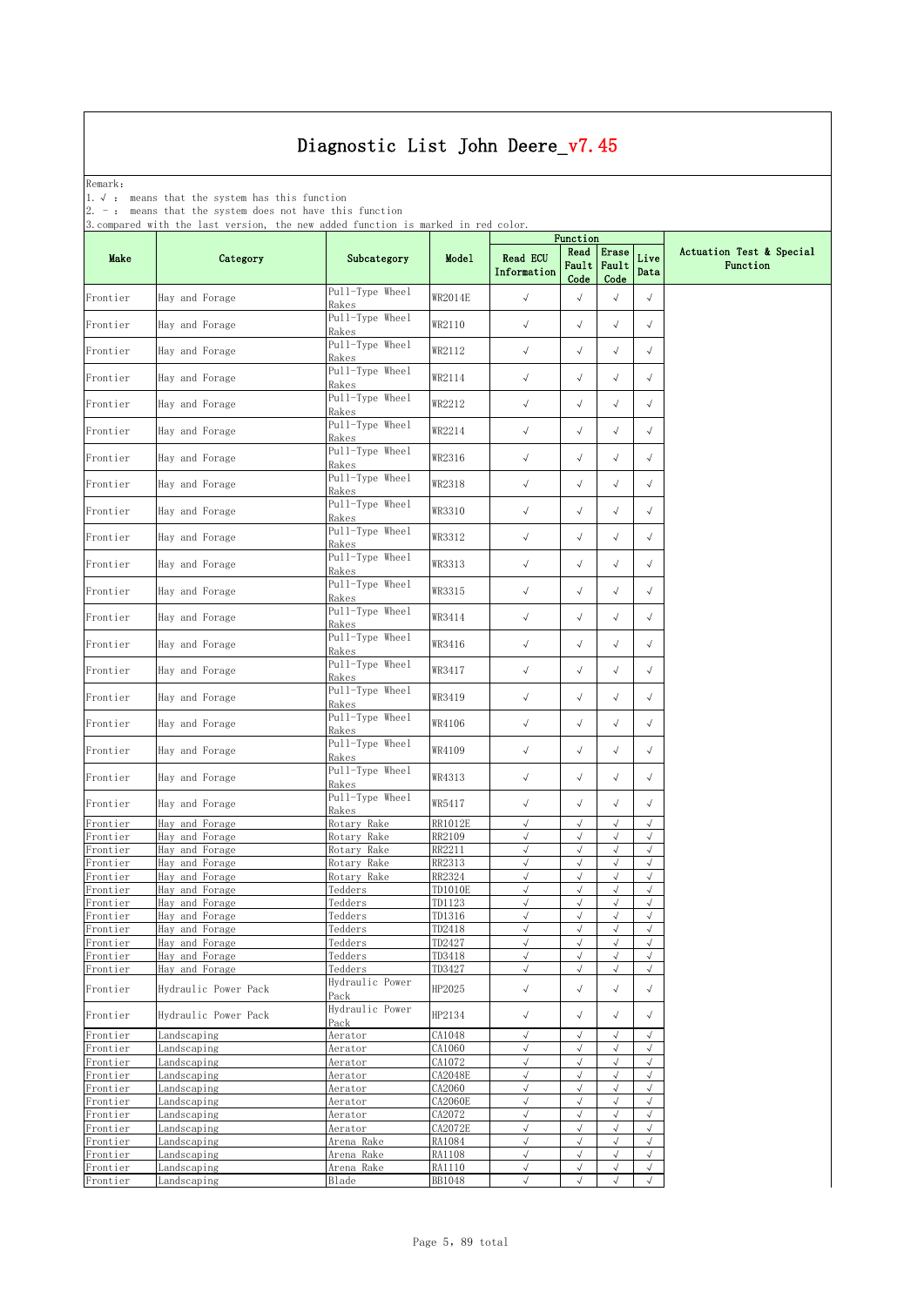# Diagnostic List John Deere_v7.45

Remark:
1. √ : means that the system has this function
2. - : means that the system does not have this function
3. compared with the last version, the new added function is marked in red color.

| Make | Category | Subcategory | Model | Function | | | | Actuation Test & Special Function |
|---|---|---|---|---|---|---|---|---|
| | | | | Read ECU Information | Read Fault Code | Erase Fault Code | Live Data | |
| Frontier | Hay and Forage | Pull-Type Wheel Rakes | WR2014E | √ | √ | √ | √ | |
| Frontier | Hay and Forage | Pull-Type Wheel Rakes | WR2110 | √ | √ | √ | √ | |
| Frontier | Hay and Forage | Pull-Type Wheel Rakes | WR2112 | √ | √ | √ | √ | |
| Frontier | Hay and Forage | Pull-Type Wheel Rakes | WR2114 | √ | √ | √ | √ | |
| Frontier | Hay and Forage | Pull-Type Wheel Rakes | WR2212 | √ | √ | √ | √ | |
| Frontier | Hay and Forage | Pull-Type Wheel Rakes | WR2214 | √ | √ | √ | √ | |
| Frontier | Hay and Forage | Pull-Type Wheel Rakes | WR2316 | √ | √ | √ | √ | |
| Frontier | Hay and Forage | Pull-Type Wheel Rakes | WR2318 | √ | √ | √ | √ | |
| Frontier | Hay and Forage | Pull-Type Wheel Rakes | WR3310 | √ | √ | √ | √ | |
| Frontier | Hay and Forage | Pull-Type Wheel Rakes | WR3312 | √ | √ | √ | √ | |
| Frontier | Hay and Forage | Pull-Type Wheel Rakes | WR3313 | √ | √ | √ | √ | |
| Frontier | Hay and Forage | Pull-Type Wheel Rakes | WR3315 | √ | √ | √ | √ | |
| Frontier | Hay and Forage | Pull-Type Wheel Rakes | WR3414 | √ | √ | √ | √ | |
| Frontier | Hay and Forage | Pull-Type Wheel Rakes | WR3416 | √ | √ | √ | √ | |
| Frontier | Hay and Forage | Pull-Type Wheel Rakes | WR3417 | √ | √ | √ | √ | |
| Frontier | Hay and Forage | Pull-Type Wheel Rakes | WR3419 | √ | √ | √ | √ | |
| Frontier | Hay and Forage | Pull-Type Wheel Rakes | WR4106 | √ | √ | √ | √ | |
| Frontier | Hay and Forage | Pull-Type Wheel Rakes | WR4109 | √ | √ | √ | √ | |
| Frontier | Hay and Forage | Pull-Type Wheel Rakes | WR4313 | √ | √ | √ | √ | |
| Frontier | Hay and Forage | Pull-Type Wheel Rakes | WR5417 | √ | √ | √ | √ | |
| Frontier | Hay and Forage | Rotary Rake | RR1012E | √ | √ | √ | √ | |
| Frontier | Hay and Forage | Rotary Rake | RR2109 | √ | √ | √ | √ | |
| Frontier | Hay and Forage | Rotary Rake | RR2211 | √ | √ | √ | √ | |
| Frontier | Hay and Forage | Rotary Rake | RR2313 | √ | √ | √ | √ | |
| Frontier | Hay and Forage | Rotary Rake | RR2324 | √ | √ | √ | √ | |
| Frontier | Hay and Forage | Tedders | TD1010E | √ | √ | √ | √ | |
| Frontier | Hay and Forage | Tedders | TD1123 | √ | √ | √ | √ | |
| Frontier | Hay and Forage | Tedders | TD1316 | √ | √ | √ | √ | |
| Frontier | Hay and Forage | Tedders | TD2418 | √ | √ | √ | √ | |
| Frontier | Hay and Forage | Tedders | TD2427 | √ | √ | √ | √ | |
| Frontier | Hay and Forage | Tedders | TD3418 | √ | √ | √ | √ | |
| Frontier | Hay and Forage | Tedders | TD3427 | √ | √ | √ | √ | |
| Frontier | Hydraulic Power Pack | Hydraulic Power Pack | HP2025 | √ | √ | √ | √ | |
| Frontier | Hydraulic Power Pack | Hydraulic Power Pack | HP2134 | √ | √ | √ | √ | |
| Frontier | Landscaping | Aerator | CA1048 | √ | √ | √ | √ | |
| Frontier | Landscaping | Aerator | CA1060 | √ | √ | √ | √ | |
| Frontier | Landscaping | Aerator | CA1072 | √ | √ | √ | √ | |
| Frontier | Landscaping | Aerator | CA2048E | √ | √ | √ | √ | |
| Frontier | Landscaping | Aerator | CA2060 | √ | √ | √ | √ | |
| Frontier | Landscaping | Aerator | CA2060E | √ | √ | √ | √ | |
| Frontier | Landscaping | Aerator | CA2072 | √ | √ | √ | √ | |
| Frontier | Landscaping | Aerator | CA2072E | √ | √ | √ | √ | |
| Frontier | Landscaping | Arena Rake | RA1084 | √ | √ | √ | √ | |
| Frontier | Landscaping | Arena Rake | RA1108 | √ | √ | √ | √ | |
| Frontier | Landscaping | Arena Rake | RA1110 | √ | √ | √ | √ | |
| Frontier | Landscaping | Blade | BB1048 | √ | √ | √ | √ | |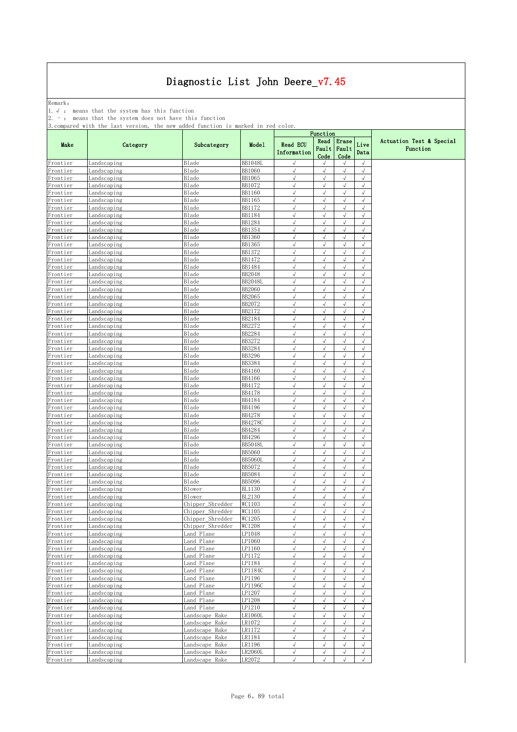# Diagnostic List John Deere_v7.45

Remark:
1. √ : means that the system has this function
2. - : means that the system does not have this function
3. compared with the last version, the new added function is marked in red color.

| Make | Category | Subcategory | Model | Function | | | | Actuation Test & Special Function |
|---|---|---|---|---|---|---|---|---|
| | | | | Read ECU Information | Read Fault Code | Erase Fault Code | Live Data | |
| Frontier | Landscaping | Blade | BB1048L | √ | √ | √ | √ | |
| Frontier | Landscaping | Blade | BB1060 | √ | √ | √ | √ | |
| Frontier | Landscaping | Blade | BB1065 | √ | √ | √ | √ | |
| Frontier | Landscaping | Blade | BB1072 | √ | √ | √ | √ | |
| Frontier | Landscaping | Blade | BB1160 | √ | √ | √ | √ | |
| Frontier | Landscaping | Blade | BB1165 | √ | √ | √ | √ | |
| Frontier | Landscaping | Blade | BB1172 | √ | √ | √ | √ | |
| Frontier | Landscaping | Blade | BB1184 | √ | √ | √ | √ | |
| Frontier | Landscaping | Blade | BB1284 | √ | √ | √ | √ | |
| Frontier | Landscaping | Blade | BB1354 | √ | √ | √ | √ | |
| Frontier | Landscaping | Blade | BB1360 | √ | √ | √ | √ | |
| Frontier | Landscaping | Blade | BB1365 | √ | √ | √ | √ | |
| Frontier | Landscaping | Blade | BB1372 | √ | √ | √ | √ | |
| Frontier | Landscaping | Blade | BB1472 | √ | √ | √ | √ | |
| Frontier | Landscaping | Blade | BB1484 | √ | √ | √ | √ | |
| Frontier | Landscaping | Blade | BB2048 | √ | √ | √ | √ | |
| Frontier | Landscaping | Blade | BB2048L | √ | √ | √ | √ | |
| Frontier | Landscaping | Blade | BB2060 | √ | √ | √ | √ | |
| Frontier | Landscaping | Blade | BB2065 | √ | √ | √ | √ | |
| Frontier | Landscaping | Blade | BB2072 | √ | √ | √ | √ | |
| Frontier | Landscaping | Blade | BB2172 | √ | √ | √ | √ | |
| Frontier | Landscaping | Blade | BB2184 | √ | √ | √ | √ | |
| Frontier | Landscaping | Blade | BB2272 | √ | √ | √ | √ | |
| Frontier | Landscaping | Blade | BB2284 | √ | √ | √ | √ | |
| Frontier | Landscaping | Blade | BB3272 | √ | √ | √ | √ | |
| Frontier | Landscaping | Blade | BB3284 | √ | √ | √ | √ | |
| Frontier | Landscaping | Blade | BB3296 | √ | √ | √ | √ | |
| Frontier | Landscaping | Blade | BB3384 | √ | √ | √ | √ | |
| Frontier | Landscaping | Blade | BB4160 | √ | √ | √ | √ | |
| Frontier | Landscaping | Blade | BB4166 | √ | √ | √ | √ | |
| Frontier | Landscaping | Blade | BB4172 | √ | √ | √ | √ | |
| Frontier | Landscaping | Blade | BB4178 | √ | √ | √ | √ | |
| Frontier | Landscaping | Blade | BB4184 | √ | √ | √ | √ | |
| Frontier | Landscaping | Blade | BB4196 | √ | √ | √ | √ | |
| Frontier | Landscaping | Blade | BB4278 | √ | √ | √ | √ | |
| Frontier | Landscaping | Blade | BB4278C | √ | √ | √ | √ | |
| Frontier | Landscaping | Blade | BB4284 | √ | √ | √ | √ | |
| Frontier | Landscaping | Blade | BB4296 | √ | √ | √ | √ | |
| Frontier | Landscaping | Blade | BB5048L | √ | √ | √ | √ | |
| Frontier | Landscaping | Blade | BB5060 | √ | √ | √ | √ | |
| Frontier | Landscaping | Blade | BB5060L | √ | √ | √ | √ | |
| Frontier | Landscaping | Blade | BB5072 | √ | √ | √ | √ | |
| Frontier | Landscaping | Blade | BB5084 | √ | √ | √ | √ | |
| Frontier | Landscaping | Blade | BB5096 | √ | √ | √ | √ | |
| Frontier | Landscaping | Blower | BL1130 | √ | √ | √ | √ | |
| Frontier | Landscaping | Blower | BL2130 | √ | √ | √ | √ | |
| Frontier | Landscaping | Chipper_Shredder | WC1103 | √ | √ | √ | √ | |
| Frontier | Landscaping | Chipper_Shredder | WC1105 | √ | √ | √ | √ | |
| Frontier | Landscaping | Chipper_Shredder | WC1205 | √ | √ | √ | √ | |
| Frontier | Landscaping | Chipper_Shredder | WC1208 | √ | √ | √ | √ | |
| Frontier | Landscaping | Land Plane | LP1048 | √ | √ | √ | √ | |
| Frontier | Landscaping | Land Plane | LP1060 | √ | √ | √ | √ | |
| Frontier | Landscaping | Land Plane | LP1160 | √ | √ | √ | √ | |
| Frontier | Landscaping | Land Plane | LP1172 | √ | √ | √ | √ | |
| Frontier | Landscaping | Land Plane | LP1184 | √ | √ | √ | √ | |
| Frontier | Landscaping | Land Plane | LP1184C | √ | √ | √ | √ | |
| Frontier | Landscaping | Land Plane | LP1196 | √ | √ | √ | √ | |
| Frontier | Landscaping | Land Plane | LP1196C | √ | √ | √ | √ | |
| Frontier | Landscaping | Land Plane | LP1207 | √ | √ | √ | √ | |
| Frontier | Landscaping | Land Plane | LP1208 | √ | √ | √ | √ | |
| Frontier | Landscaping | Land Plane | LP1210 | √ | √ | √ | √ | |
| Frontier | Landscaping | Landscape Rake | LR1060L | √ | √ | √ | √ | |
| Frontier | Landscaping | Landscape Rake | LR1072 | √ | √ | √ | √ | |
| Frontier | Landscaping | Landscape Rake | LR1172 | √ | √ | √ | √ | |
| Frontier | Landscaping | Landscape Rake | LR1184 | √ | √ | √ | √ | |
| Frontier | Landscaping | Landscape Rake | LR1196 | √ | √ | √ | √ | |
| Frontier | Landscaping | Landscape Rake | LR2060L | √ | √ | √ | √ | |
| Frontier | Landscaping | Landscape Rake | LR2072 | √ | √ | √ | √ | |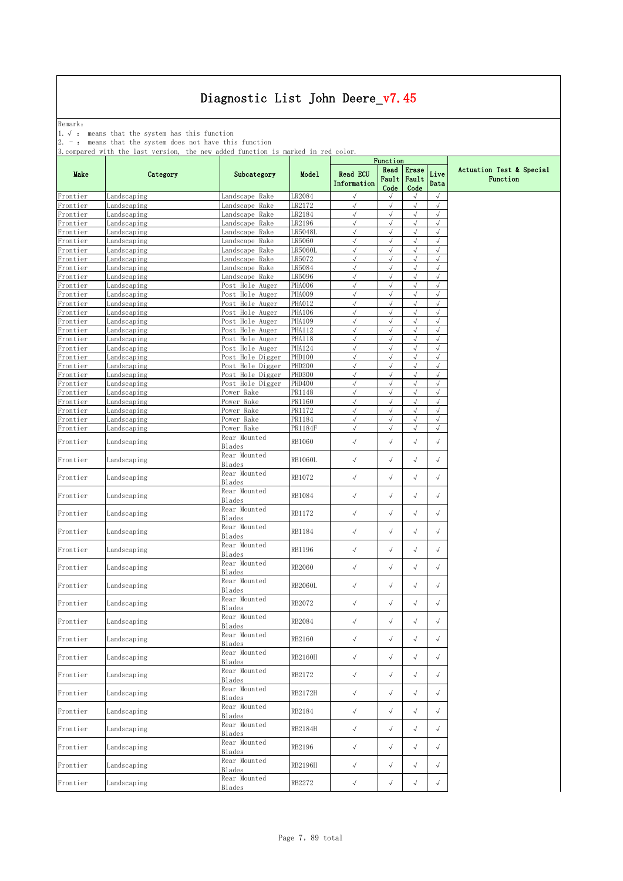# Diagnostic List John Deere_v7.45

Remark:
1. √ : means that the system has this function
2. - : means that the system does not have this function
3. compared with the last version, the new added function is marked in red color.

| Make | Category | Subcategory | Model | Function | | | | Actuation Test & Special Function |
|---|---|---|---|---|---|---|---|---|
| | | | | Read ECU Information | Read Fault Code | Erase Fault Code | Live Data | |
| Frontier | Landscaping | Landscape Rake | LR2084 | √ | √ | √ | √ | |
| Frontier | Landscaping | Landscape Rake | LR2172 | √ | √ | √ | √ | |
| Frontier | Landscaping | Landscape Rake | LR2184 | √ | √ | √ | √ | |
| Frontier | Landscaping | Landscape Rake | LR2196 | √ | √ | √ | √ | |
| Frontier | Landscaping | Landscape Rake | LR5048L | √ | √ | √ | √ | |
| Frontier | Landscaping | Landscape Rake | LR5060 | √ | √ | √ | √ | |
| Frontier | Landscaping | Landscape Rake | LR5060L | √ | √ | √ | √ | |
| Frontier | Landscaping | Landscape Rake | LR5072 | √ | √ | √ | √ | |
| Frontier | Landscaping | Landscape Rake | LR5084 | √ | √ | √ | √ | |
| Frontier | Landscaping | Landscape Rake | LR5096 | √ | √ | √ | √ | |
| Frontier | Landscaping | Post Hole Auger | PHA006 | √ | √ | √ | √ | |
| Frontier | Landscaping | Post Hole Auger | PHA009 | √ | √ | √ | √ | |
| Frontier | Landscaping | Post Hole Auger | PHA012 | √ | √ | √ | √ | |
| Frontier | Landscaping | Post Hole Auger | PHA106 | √ | √ | √ | √ | |
| Frontier | Landscaping | Post Hole Auger | PHA109 | √ | √ | √ | √ | |
| Frontier | Landscaping | Post Hole Auger | PHA112 | √ | √ | √ | √ | |
| Frontier | Landscaping | Post Hole Auger | PHA118 | √ | √ | √ | √ | |
| Frontier | Landscaping | Post Hole Auger | PHA124 | √ | √ | √ | √ | |
| Frontier | Landscaping | Post Hole Digger | PHD100 | √ | √ | √ | √ | |
| Frontier | Landscaping | Post Hole Digger | PHD200 | √ | √ | √ | √ | |
| Frontier | Landscaping | Post Hole Digger | PHD300 | √ | √ | √ | √ | |
| Frontier | Landscaping | Post Hole Digger | PHD400 | √ | √ | √ | √ | |
| Frontier | Landscaping | Power Rake | PR1148 | √ | √ | √ | √ | |
| Frontier | Landscaping | Power Rake | PR1160 | √ | √ | √ | √ | |
| Frontier | Landscaping | Power Rake | PR1172 | √ | √ | √ | √ | |
| Frontier | Landscaping | Power Rake | PR1184 | √ | √ | √ | √ | |
| Frontier | Landscaping | Power Rake | PR1184F | √ | √ | √ | √ | |
| Frontier | Landscaping | Rear Mounted Blades | RB1060 | √ | √ | √ | √ | |
| Frontier | Landscaping | Rear Mounted Blades | RB1060L | √ | √ | √ | √ | |
| Frontier | Landscaping | Rear Mounted Blades | RB1072 | √ | √ | √ | √ | |
| Frontier | Landscaping | Rear Mounted Blades | RB1084 | √ | √ | √ | √ | |
| Frontier | Landscaping | Rear Mounted Blades | RB1172 | √ | √ | √ | √ | |
| Frontier | Landscaping | Rear Mounted Blades | RB1184 | √ | √ | √ | √ | |
| Frontier | Landscaping | Rear Mounted Blades | RB1196 | √ | √ | √ | √ | |
| Frontier | Landscaping | Rear Mounted Blades | RB2060 | √ | √ | √ | √ | |
| Frontier | Landscaping | Rear Mounted Blades | RB2060L | √ | √ | √ | √ | |
| Frontier | Landscaping | Rear Mounted Blades | RB2072 | √ | √ | √ | √ | |
| Frontier | Landscaping | Rear Mounted Blades | RB2084 | √ | √ | √ | √ | |
| Frontier | Landscaping | Rear Mounted Blades | RB2160 | √ | √ | √ | √ | |
| Frontier | Landscaping | Rear Mounted Blades | RB2160H | √ | √ | √ | √ | |
| Frontier | Landscaping | Rear Mounted Blades | RB2172 | √ | √ | √ | √ | |
| Frontier | Landscaping | Rear Mounted Blades | RB2172H | √ | √ | √ | √ | |
| Frontier | Landscaping | Rear Mounted Blades | RB2184 | √ | √ | √ | √ | |
| Frontier | Landscaping | Rear Mounted Blades | RB2184H | √ | √ | √ | √ | |
| Frontier | Landscaping | Rear Mounted Blades | RB2196 | √ | √ | √ | √ | |
| Frontier | Landscaping | Rear Mounted Blades | RB2196H | √ | √ | √ | √ | |
| Frontier | Landscaping | Rear Mounted Blades | RB2272 | √ | √ | √ | √ | |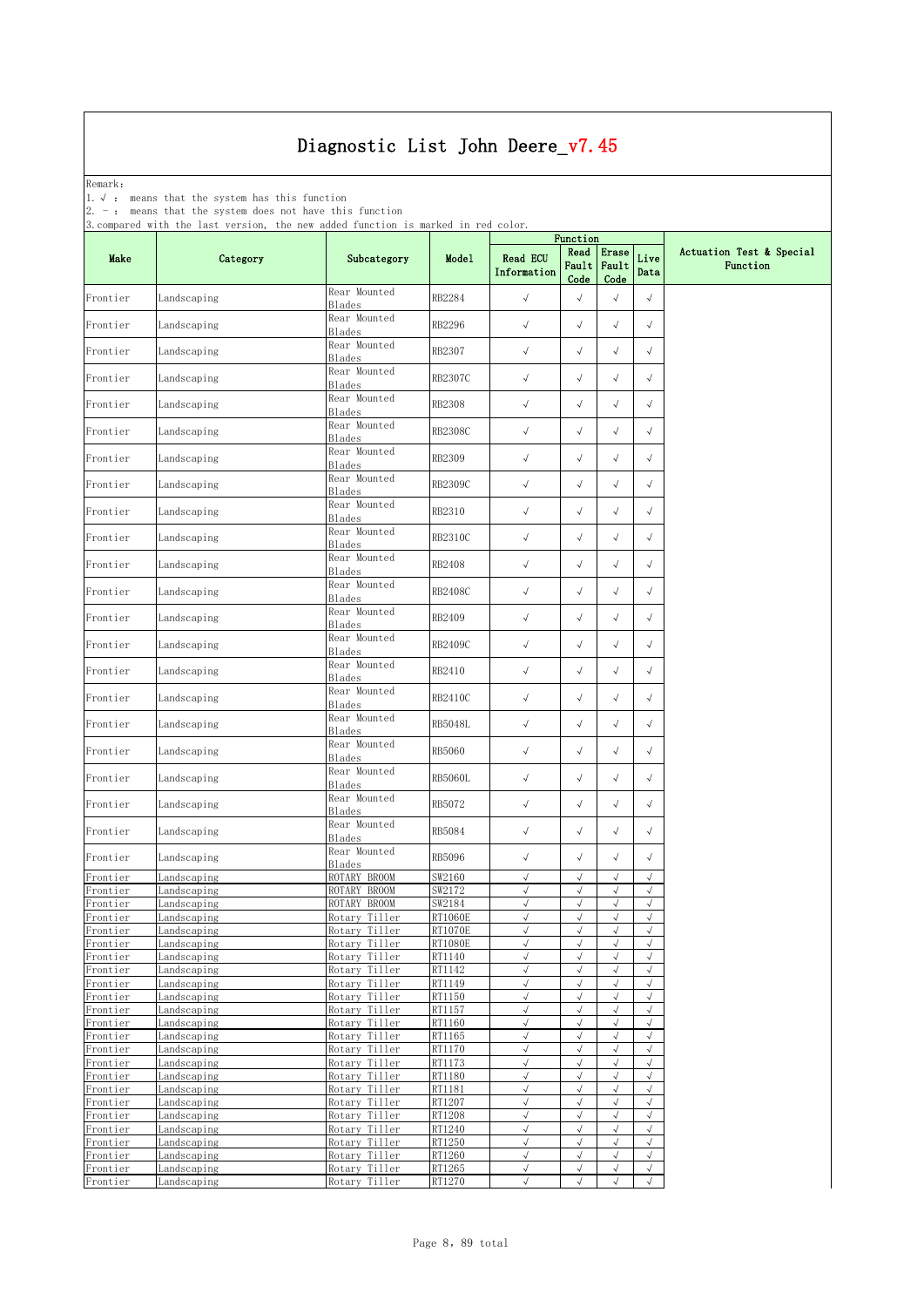# Diagnostic List John Deere_v7.45

Remark:
1. √ : means that the system has this function
2. - : means that the system does not have this function
3. compared with the last version, the new added function is marked in red color.

| Make | Category | Subcategory | Model | Function | | | | Actuation Test & Special Function |
|---|---|---|---|---|---|---|---|---|
| | | | | Read ECU Information | Read Fault Code | Erase Fault Code | Live Data | |
| Frontier | Landscaping | Rear Mounted Blades | RB2284 | √ | √ | √ | √ | |
| Frontier | Landscaping | Rear Mounted Blades | RB2296 | √ | √ | √ | √ | |
| Frontier | Landscaping | Rear Mounted Blades | RB2307 | √ | √ | √ | √ | |
| Frontier | Landscaping | Rear Mounted Blades | RB2307C | √ | √ | √ | √ | |
| Frontier | Landscaping | Rear Mounted Blades | RB2308 | √ | √ | √ | √ | |
| Frontier | Landscaping | Rear Mounted Blades | RB2308C | √ | √ | √ | √ | |
| Frontier | Landscaping | Rear Mounted Blades | RB2309 | √ | √ | √ | √ | |
| Frontier | Landscaping | Rear Mounted Blades | RB2309C | √ | √ | √ | √ | |
| Frontier | Landscaping | Rear Mounted Blades | RB2310 | √ | √ | √ | √ | |
| Frontier | Landscaping | Rear Mounted Blades | RB2310C | √ | √ | √ | √ | |
| Frontier | Landscaping | Rear Mounted Blades | RB2408 | √ | √ | √ | √ | |
| Frontier | Landscaping | Rear Mounted Blades | RB2408C | √ | √ | √ | √ | |
| Frontier | Landscaping | Rear Mounted Blades | RB2409 | √ | √ | √ | √ | |
| Frontier | Landscaping | Rear Mounted Blades | RB2409C | √ | √ | √ | √ | |
| Frontier | Landscaping | Rear Mounted Blades | RB2410 | √ | √ | √ | √ | |
| Frontier | Landscaping | Rear Mounted Blades | RB2410C | √ | √ | √ | √ | |
| Frontier | Landscaping | Rear Mounted Blades | RB5048L | √ | √ | √ | √ | |
| Frontier | Landscaping | Rear Mounted Blades | RB5060 | √ | √ | √ | √ | |
| Frontier | Landscaping | Rear Mounted Blades | RB5060L | √ | √ | √ | √ | |
| Frontier | Landscaping | Rear Mounted Blades | RB5072 | √ | √ | √ | √ | |
| Frontier | Landscaping | Rear Mounted Blades | RB5084 | √ | √ | √ | √ | |
| Frontier | Landscaping | Rear Mounted Blades | RB5096 | √ | √ | √ | √ | |
| Frontier | Landscaping | ROTARY BROOM | SW2160 | √ | √ | √ | √ | |
| Frontier | Landscaping | ROTARY BROOM | SW2172 | √ | √ | √ | √ | |
| Frontier | Landscaping | ROTARY BROOM | SW2184 | √ | √ | √ | √ | |
| Frontier | Landscaping | Rotary Tiller | RT1060E | √ | √ | √ | √ | |
| Frontier | Landscaping | Rotary Tiller | RT1070E | √ | √ | √ | √ | |
| Frontier | Landscaping | Rotary Tiller | RT1080E | √ | √ | √ | √ | |
| Frontier | Landscaping | Rotary Tiller | RT1140 | √ | √ | √ | √ | |
| Frontier | Landscaping | Rotary Tiller | RT1142 | √ | √ | √ | √ | |
| Frontier | Landscaping | Rotary Tiller | RT1149 | √ | √ | √ | √ | |
| Frontier | Landscaping | Rotary Tiller | RT1150 | √ | √ | √ | √ | |
| Frontier | Landscaping | Rotary Tiller | RT1157 | √ | √ | √ | √ | |
| Frontier | Landscaping | Rotary Tiller | RT1160 | √ | √ | √ | √ | |
| Frontier | Landscaping | Rotary Tiller | RT1165 | √ | √ | √ | √ | |
| Frontier | Landscaping | Rotary Tiller | RT1170 | √ | √ | √ | √ | |
| Frontier | Landscaping | Rotary Tiller | RT1173 | √ | √ | √ | √ | |
| Frontier | Landscaping | Rotary Tiller | RT1180 | √ | √ | √ | √ | |
| Frontier | Landscaping | Rotary Tiller | RT1181 | √ | √ | √ | √ | |
| Frontier | Landscaping | Rotary Tiller | RT1207 | √ | √ | √ | √ | |
| Frontier | Landscaping | Rotary Tiller | RT1208 | √ | √ | √ | √ | |
| Frontier | Landscaping | Rotary Tiller | RT1240 | √ | √ | √ | √ | |
| Frontier | Landscaping | Rotary Tiller | RT1250 | √ | √ | √ | √ | |
| Frontier | Landscaping | Rotary Tiller | RT1260 | √ | √ | √ | √ | |
| Frontier | Landscaping | Rotary Tiller | RT1265 | √ | √ | √ | √ | |
| Frontier | Landscaping | Rotary Tiller | RT1270 | √ | √ | √ | √ | |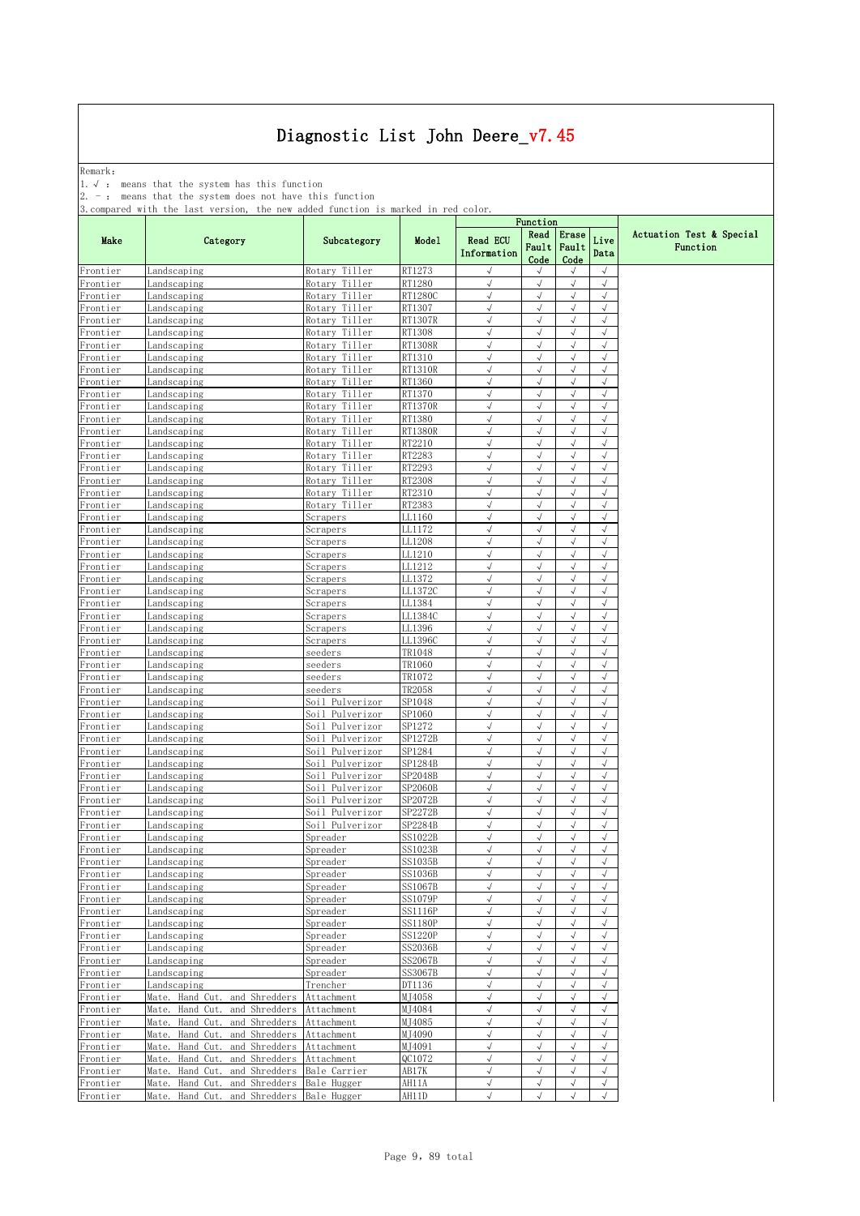# Diagnostic List John Deere_v7.45

Remark:
1. √ : means that the system has this function
2. - : means that the system does not have this function
3. compared with the last version, the new added function is marked in red color.

| Make | Category | Subcategory | Model | Function | | | | Actuation Test & Special Function |
|---|---|---|---|---|---|---|---|---|
| | | | | Read ECU Information | Read Fault Code | Erase Fault Code | Live Data | |
| Frontier | Landscaping | Rotary Tiller | RT1273 | √ | √ | √ | √ | |
| Frontier | Landscaping | Rotary Tiller | RT1280 | √ | √ | √ | √ | |
| Frontier | Landscaping | Rotary Tiller | RT1280C | √ | √ | √ | √ | |
| Frontier | Landscaping | Rotary Tiller | RT1307 | √ | √ | √ | √ | |
| Frontier | Landscaping | Rotary Tiller | RT1307R | √ | √ | √ | √ | |
| Frontier | Landscaping | Rotary Tiller | RT1308 | √ | √ | √ | √ | |
| Frontier | Landscaping | Rotary Tiller | RT1308R | √ | √ | √ | √ | |
| Frontier | Landscaping | Rotary Tiller | RT1310 | √ | √ | √ | √ | |
| Frontier | Landscaping | Rotary Tiller | RT1310R | √ | √ | √ | √ | |
| Frontier | Landscaping | Rotary Tiller | RT1360 | √ | √ | √ | √ | |
| Frontier | Landscaping | Rotary Tiller | RT1370 | √ | √ | √ | √ | |
| Frontier | Landscaping | Rotary Tiller | RT1370R | √ | √ | √ | √ | |
| Frontier | Landscaping | Rotary Tiller | RT1380 | √ | √ | √ | √ | |
| Frontier | Landscaping | Rotary Tiller | RT1380R | √ | √ | √ | √ | |
| Frontier | Landscaping | Rotary Tiller | RT2210 | √ | √ | √ | √ | |
| Frontier | Landscaping | Rotary Tiller | RT2283 | √ | √ | √ | √ | |
| Frontier | Landscaping | Rotary Tiller | RT2293 | √ | √ | √ | √ | |
| Frontier | Landscaping | Rotary Tiller | RT2308 | √ | √ | √ | √ | |
| Frontier | Landscaping | Rotary Tiller | RT2310 | √ | √ | √ | √ | |
| Frontier | Landscaping | Rotary Tiller | RT2383 | √ | √ | √ | √ | |
| Frontier | Landscaping | Scrapers | LL1160 | √ | √ | √ | √ | |
| Frontier | Landscaping | Scrapers | LL1172 | √ | √ | √ | √ | |
| Frontier | Landscaping | Scrapers | LL1208 | √ | √ | √ | √ | |
| Frontier | Landscaping | Scrapers | LL1210 | √ | √ | √ | √ | |
| Frontier | Landscaping | Scrapers | LL1212 | √ | √ | √ | √ | |
| Frontier | Landscaping | Scrapers | LL1372 | √ | √ | √ | √ | |
| Frontier | Landscaping | Scrapers | LL1372C | √ | √ | √ | √ | |
| Frontier | Landscaping | Scrapers | LL1384 | √ | √ | √ | √ | |
| Frontier | Landscaping | Scrapers | LL1384C | √ | √ | √ | √ | |
| Frontier | Landscaping | Scrapers | LL1396 | √ | √ | √ | √ | |
| Frontier | Landscaping | Scrapers | LL1396C | √ | √ | √ | √ | |
| Frontier | Landscaping | seeders | TR1048 | √ | √ | √ | √ | |
| Frontier | Landscaping | seeders | TR1060 | √ | √ | √ | √ | |
| Frontier | Landscaping | seeders | TR1072 | √ | √ | √ | √ | |
| Frontier | Landscaping | seeders | TR2058 | √ | √ | √ | √ | |
| Frontier | Landscaping | Soil Pulverizor | SP1048 | √ | √ | √ | √ | |
| Frontier | Landscaping | Soil Pulverizor | SP1060 | √ | √ | √ | √ | |
| Frontier | Landscaping | Soil Pulverizor | SP1272 | √ | √ | √ | √ | |
| Frontier | Landscaping | Soil Pulverizor | SP1272B | √ | √ | √ | √ | |
| Frontier | Landscaping | Soil Pulverizor | SP1284 | √ | √ | √ | √ | |
| Frontier | Landscaping | Soil Pulverizor | SP1284B | √ | √ | √ | √ | |
| Frontier | Landscaping | Soil Pulverizor | SP2048B | √ | √ | √ | √ | |
| Frontier | Landscaping | Soil Pulverizor | SP2060B | √ | √ | √ | √ | |
| Frontier | Landscaping | Soil Pulverizor | SP2072B | √ | √ | √ | √ | |
| Frontier | Landscaping | Soil Pulverizor | SP2272B | √ | √ | √ | √ | |
| Frontier | Landscaping | Soil Pulverizor | SP2284B | √ | √ | √ | √ | |
| Frontier | Landscaping | Spreader | SS1022B | √ | √ | √ | √ | |
| Frontier | Landscaping | Spreader | SS1023B | √ | √ | √ | √ | |
| Frontier | Landscaping | Spreader | SS1035B | √ | √ | √ | √ | |
| Frontier | Landscaping | Spreader | SS1036B | √ | √ | √ | √ | |
| Frontier | Landscaping | Spreader | SS1067B | √ | √ | √ | √ | |
| Frontier | Landscaping | Spreader | SS1079P | √ | √ | √ | √ | |
| Frontier | Landscaping | Spreader | SS1116P | √ | √ | √ | √ | |
| Frontier | Landscaping | Spreader | SS1180P | √ | √ | √ | √ | |
| Frontier | Landscaping | Spreader | SS1220P | √ | √ | √ | √ | |
| Frontier | Landscaping | Spreader | SS2036B | √ | √ | √ | √ | |
| Frontier | Landscaping | Spreader | SS2067B | √ | √ | √ | √ | |
| Frontier | Landscaping | Spreader | SS3067B | √ | √ | √ | √ | |
| Frontier | Landscaping | Trencher | DT1136 | √ | √ | √ | √ | |
| Frontier | Mate. Hand Cut. and Shredders | Attachment | MJ4058 | √ | √ | √ | √ | |
| Frontier | Mate. Hand Cut. and Shredders | Attachment | MJ4084 | √ | √ | √ | √ | |
| Frontier | Mate. Hand Cut. and Shredders | Attachment | MJ4085 | √ | √ | √ | √ | |
| Frontier | Mate. Hand Cut. and Shredders | Attachment | MJ4090 | √ | √ | √ | √ | |
| Frontier | Mate. Hand Cut. and Shredders | Attachment | MJ4091 | √ | √ | √ | √ | |
| Frontier | Mate. Hand Cut. and Shredders | Attachment | QC1072 | √ | √ | √ | √ | |
| Frontier | Mate. Hand Cut. and Shredders | Bale Carrier | AB17K | √ | √ | √ | √ | |
| Frontier | Mate. Hand Cut. and Shredders | Bale Hugger | AH11A | √ | √ | √ | √ | |
| Frontier | Mate. Hand Cut. and Shredders | Bale Hugger | AH11D | √ | √ | √ | √ | |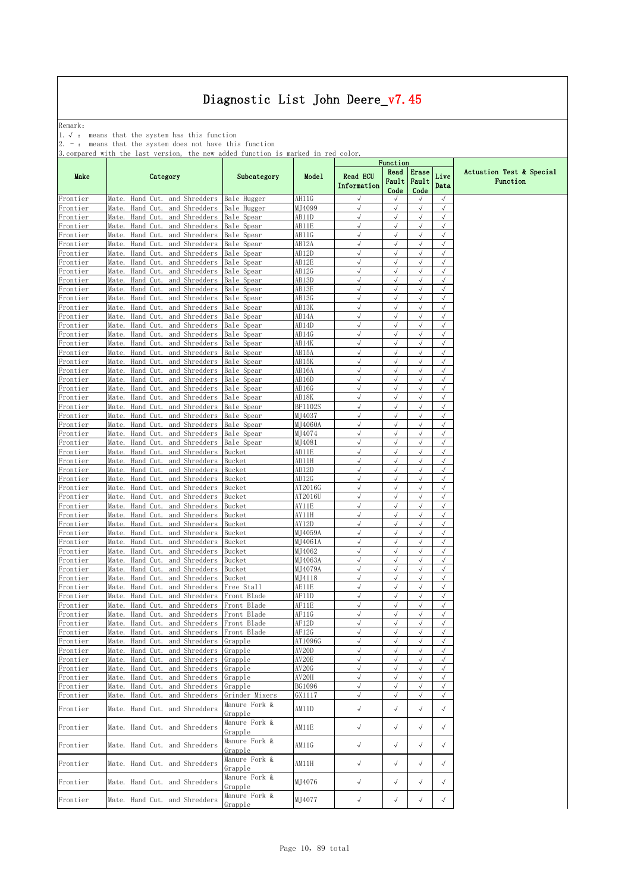# Diagnostic List John Deere_v7.45

Remark:
1. √ : means that the system has this function
2. - : means that the system does not have this function
3. compared with the last version, the new added function is marked in red color.

| Make | Category | Subcategory | Model | Function | | | | Actuation Test & Special Function |
|---|---|---|---|---|---|---|---|---|
| | | | | Read ECU Information | Read Fault Code | Erase Fault Code | Live Data | |
| Frontier | Mate. Hand Cut. and Shredders | Bale Hugger | AH11G | √ | √ | √ | √ | |
| Frontier | Mate. Hand Cut. and Shredders | Bale Hugger | MJ4099 | √ | √ | √ | √ | |
| Frontier | Mate. Hand Cut. and Shredders | Bale Spear | AB11D | √ | √ | √ | √ | |
| Frontier | Mate. Hand Cut. and Shredders | Bale Spear | AB11E | √ | √ | √ | √ | |
| Frontier | Mate. Hand Cut. and Shredders | Bale Spear | AB11G | √ | √ | √ | √ | |
| Frontier | Mate. Hand Cut. and Shredders | Bale Spear | AB12A | √ | √ | √ | √ | |
| Frontier | Mate. Hand Cut. and Shredders | Bale Spear | AB12D | √ | √ | √ | √ | |
| Frontier | Mate. Hand Cut. and Shredders | Bale Spear | AB12E | √ | √ | √ | √ | |
| Frontier | Mate. Hand Cut. and Shredders | Bale Spear | AB12G | √ | √ | √ | √ | |
| Frontier | Mate. Hand Cut. and Shredders | Bale Spear | AB13D | √ | √ | √ | √ | |
| Frontier | Mate. Hand Cut. and Shredders | Bale Spear | AB13E | √ | √ | √ | √ | |
| Frontier | Mate. Hand Cut. and Shredders | Bale Spear | AB13G | √ | √ | √ | √ | |
| Frontier | Mate. Hand Cut. and Shredders | Bale Spear | AB13K | √ | √ | √ | √ | |
| Frontier | Mate. Hand Cut. and Shredders | Bale Spear | AB14A | √ | √ | √ | √ | |
| Frontier | Mate. Hand Cut. and Shredders | Bale Spear | AB14D | √ | √ | √ | √ | |
| Frontier | Mate. Hand Cut. and Shredders | Bale Spear | AB14G | √ | √ | √ | √ | |
| Frontier | Mate. Hand Cut. and Shredders | Bale Spear | AB14K | √ | √ | √ | √ | |
| Frontier | Mate. Hand Cut. and Shredders | Bale Spear | AB15A | √ | √ | √ | √ | |
| Frontier | Mate. Hand Cut. and Shredders | Bale Spear | AB15K | √ | √ | √ | √ | |
| Frontier | Mate. Hand Cut. and Shredders | Bale Spear | AB16A | √ | √ | √ | √ | |
| Frontier | Mate. Hand Cut. and Shredders | Bale Spear | AB16D | √ | √ | √ | √ | |
| Frontier | Mate. Hand Cut. and Shredders | Bale Spear | AB16G | √ | √ | √ | √ | |
| Frontier | Mate. Hand Cut. and Shredders | Bale Spear | AB18K | √ | √ | √ | √ | |
| Frontier | Mate. Hand Cut. and Shredders | Bale Spear | BF1102S | √ | √ | √ | √ | |
| Frontier | Mate. Hand Cut. and Shredders | Bale Spear | MJ4037 | √ | √ | √ | √ | |
| Frontier | Mate. Hand Cut. and Shredders | Bale Spear | MJ4060A | √ | √ | √ | √ | |
| Frontier | Mate. Hand Cut. and Shredders | Bale Spear | MJ4074 | √ | √ | √ | √ | |
| Frontier | Mate. Hand Cut. and Shredders | Bale Spear | MJ4081 | √ | √ | √ | √ | |
| Frontier | Mate. Hand Cut. and Shredders | Bucket | AD11E | √ | √ | √ | √ | |
| Frontier | Mate. Hand Cut. and Shredders | Bucket | AD11H | √ | √ | √ | √ | |
| Frontier | Mate. Hand Cut. and Shredders | Bucket | AD12D | √ | √ | √ | √ | |
| Frontier | Mate. Hand Cut. and Shredders | Bucket | AD12G | √ | √ | √ | √ | |
| Frontier | Mate. Hand Cut. and Shredders | Bucket | AT2016G | √ | √ | √ | √ | |
| Frontier | Mate. Hand Cut. and Shredders | Bucket | AT2016U | √ | √ | √ | √ | |
| Frontier | Mate. Hand Cut. and Shredders | Bucket | AY11E | √ | √ | √ | √ | |
| Frontier | Mate. Hand Cut. and Shredders | Bucket | AY11H | √ | √ | √ | √ | |
| Frontier | Mate. Hand Cut. and Shredders | Bucket | AY12D | √ | √ | √ | √ | |
| Frontier | Mate. Hand Cut. and Shredders | Bucket | MJ4059A | √ | √ | √ | √ | |
| Frontier | Mate. Hand Cut. and Shredders | Bucket | MJ4061A | √ | √ | √ | √ | |
| Frontier | Mate. Hand Cut. and Shredders | Bucket | MJ4062 | √ | √ | √ | √ | |
| Frontier | Mate. Hand Cut. and Shredders | Bucket | MJ4063A | √ | √ | √ | √ | |
| Frontier | Mate. Hand Cut. and Shredders | Bucket | MJ4079A | √ | √ | √ | √ | |
| Frontier | Mate. Hand Cut. and Shredders | Bucket | MJ4118 | √ | √ | √ | √ | |
| Frontier | Mate. Hand Cut. and Shredders | Free Stall | AE11E | √ | √ | √ | √ | |
| Frontier | Mate. Hand Cut. and Shredders | Front Blade | AF11D | √ | √ | √ | √ | |
| Frontier | Mate. Hand Cut. and Shredders | Front Blade | AF11E | √ | √ | √ | √ | |
| Frontier | Mate. Hand Cut. and Shredders | Front Blade | AF11G | √ | √ | √ | √ | |
| Frontier | Mate. Hand Cut. and Shredders | Front Blade | AF12D | √ | √ | √ | √ | |
| Frontier | Mate. Hand Cut. and Shredders | Front Blade | AF12G | √ | √ | √ | √ | |
| Frontier | Mate. Hand Cut. and Shredders | Grapple | AT1096G | √ | √ | √ | √ | |
| Frontier | Mate. Hand Cut. and Shredders | Grapple | AV20D | √ | √ | √ | √ | |
| Frontier | Mate. Hand Cut. and Shredders | Grapple | AV20E | √ | √ | √ | √ | |
| Frontier | Mate. Hand Cut. and Shredders | Grapple | AV20G | √ | √ | √ | √ | |
| Frontier | Mate. Hand Cut. and Shredders | Grapple | AV20H | √ | √ | √ | √ | |
| Frontier | Mate. Hand Cut. and Shredders | Grapple | BG1096 | √ | √ | √ | √ | |
| Frontier | Mate. Hand Cut. and Shredders | Grinder Mixers | GX1117 | √ | √ | √ | √ | |
| Frontier | Mate. Hand Cut. and Shredders | Manure Fork & Grapple | AM11D | √ | √ | √ | √ | |
| Frontier | Mate. Hand Cut. and Shredders | Manure Fork & Grapple | AM11E | √ | √ | √ | √ | |
| Frontier | Mate. Hand Cut. and Shredders | Manure Fork & Grapple | AM11G | √ | √ | √ | √ | |
| Frontier | Mate. Hand Cut. and Shredders | Manure Fork & Grapple | AM11H | √ | √ | √ | √ | |
| Frontier | Mate. Hand Cut. and Shredders | Manure Fork & Grapple | MJ4076 | √ | √ | √ | √ | |
| Frontier | Mate. Hand Cut. and Shredders | Manure Fork & Grapple | MJ4077 | √ | √ | √ | √ | |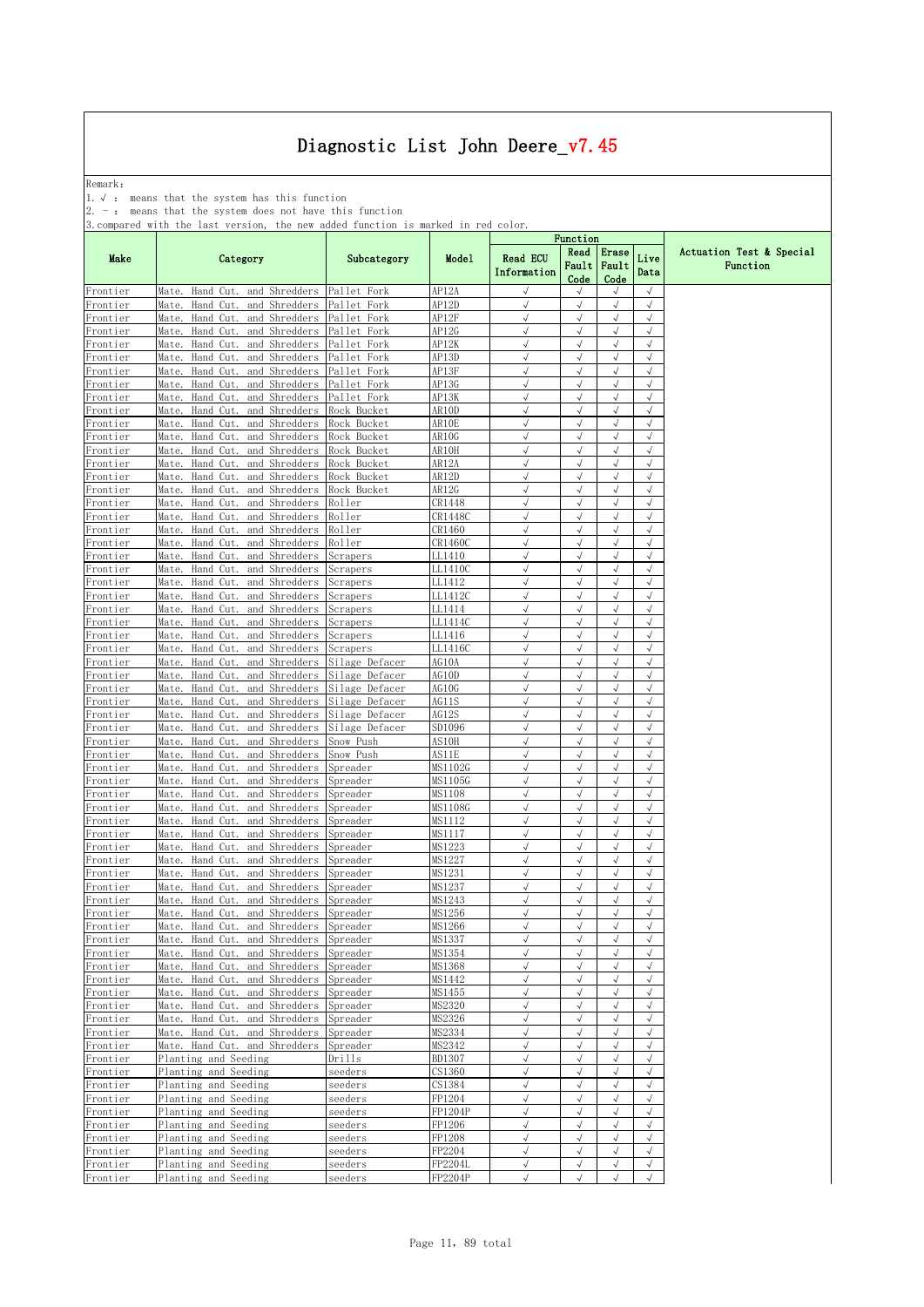# Diagnostic List John Deere_v7.45

Remark:
1. √ : means that the system has this function
2. - : means that the system does not have this function
3. compared with the last version, the new added function is marked in red color.

| Make | Category | Subcategory | Model | Function | | | | Actuation Test & Special Function |
|---|---|---|---|---|---|---|---|---|
| | | | | Read ECU Information | Read Fault Code | Erase Fault Code | Live Data | |
| Frontier | Mate. Hand Cut. and Shredders | Pallet Fork | AP12A | √ | √ | √ | √ | |
| Frontier | Mate. Hand Cut. and Shredders | Pallet Fork | AP12D | √ | √ | √ | √ | |
| Frontier | Mate. Hand Cut. and Shredders | Pallet Fork | AP12F | √ | √ | √ | √ | |
| Frontier | Mate. Hand Cut. and Shredders | Pallet Fork | AP12G | √ | √ | √ | √ | |
| Frontier | Mate. Hand Cut. and Shredders | Pallet Fork | AP12K | √ | √ | √ | √ | |
| Frontier | Mate. Hand Cut. and Shredders | Pallet Fork | AP13D | √ | √ | √ | √ | |
| Frontier | Mate. Hand Cut. and Shredders | Pallet Fork | AP13F | √ | √ | √ | √ | |
| Frontier | Mate. Hand Cut. and Shredders | Pallet Fork | AP13G | √ | √ | √ | √ | |
| Frontier | Mate. Hand Cut. and Shredders | Pallet Fork | AP13K | √ | √ | √ | √ | |
| Frontier | Mate. Hand Cut. and Shredders | Rock Bucket | AR10D | √ | √ | √ | √ | |
| Frontier | Mate. Hand Cut. and Shredders | Rock Bucket | AR10E | √ | √ | √ | √ | |
| Frontier | Mate. Hand Cut. and Shredders | Rock Bucket | AR10G | √ | √ | √ | √ | |
| Frontier | Mate. Hand Cut. and Shredders | Rock Bucket | AR10H | √ | √ | √ | √ | |
| Frontier | Mate. Hand Cut. and Shredders | Rock Bucket | AR12A | √ | √ | √ | √ | |
| Frontier | Mate. Hand Cut. and Shredders | Rock Bucket | AR12D | √ | √ | √ | √ | |
| Frontier | Mate. Hand Cut. and Shredders | Rock Bucket | AR12G | √ | √ | √ | √ | |
| Frontier | Mate. Hand Cut. and Shredders | Roller | CR1448 | √ | √ | √ | √ | |
| Frontier | Mate. Hand Cut. and Shredders | Roller | CR1448C | √ | √ | √ | √ | |
| Frontier | Mate. Hand Cut. and Shredders | Roller | CR1460 | √ | √ | √ | √ | |
| Frontier | Mate. Hand Cut. and Shredders | Roller | CR1460C | √ | √ | √ | √ | |
| Frontier | Mate. Hand Cut. and Shredders | Scrapers | LL1410 | √ | √ | √ | √ | |
| Frontier | Mate. Hand Cut. and Shredders | Scrapers | LL1410C | √ | √ | √ | √ | |
| Frontier | Mate. Hand Cut. and Shredders | Scrapers | LL1412 | √ | √ | √ | √ | |
| Frontier | Mate. Hand Cut. and Shredders | Scrapers | LL1412C | √ | √ | √ | √ | |
| Frontier | Mate. Hand Cut. and Shredders | Scrapers | LL1414 | √ | √ | √ | √ | |
| Frontier | Mate. Hand Cut. and Shredders | Scrapers | LL1414C | √ | √ | √ | √ | |
| Frontier | Mate. Hand Cut. and Shredders | Scrapers | LL1416 | √ | √ | √ | √ | |
| Frontier | Mate. Hand Cut. and Shredders | Scrapers | LL1416C | √ | √ | √ | √ | |
| Frontier | Mate. Hand Cut. and Shredders | Silage Defacer | AG10A | √ | √ | √ | √ | |
| Frontier | Mate. Hand Cut. and Shredders | Silage Defacer | AG10D | √ | √ | √ | √ | |
| Frontier | Mate. Hand Cut. and Shredders | Silage Defacer | AG10G | √ | √ | √ | √ | |
| Frontier | Mate. Hand Cut. and Shredders | Silage Defacer | AG11S | √ | √ | √ | √ | |
| Frontier | Mate. Hand Cut. and Shredders | Silage Defacer | AG12S | √ | √ | √ | √ | |
| Frontier | Mate. Hand Cut. and Shredders | Silage Defacer | SD1096 | √ | √ | √ | √ | |
| Frontier | Mate. Hand Cut. and Shredders | Snow Push | AS10H | √ | √ | √ | √ | |
| Frontier | Mate. Hand Cut. and Shredders | Snow Push | AS11E | √ | √ | √ | √ | |
| Frontier | Mate. Hand Cut. and Shredders | Spreader | MS1102G | √ | √ | √ | √ | |
| Frontier | Mate. Hand Cut. and Shredders | Spreader | MS1105G | √ | √ | √ | √ | |
| Frontier | Mate. Hand Cut. and Shredders | Spreader | MS1108 | √ | √ | √ | √ | |
| Frontier | Mate. Hand Cut. and Shredders | Spreader | MS1108G | √ | √ | √ | √ | |
| Frontier | Mate. Hand Cut. and Shredders | Spreader | MS1112 | √ | √ | √ | √ | |
| Frontier | Mate. Hand Cut. and Shredders | Spreader | MS1117 | √ | √ | √ | √ | |
| Frontier | Mate. Hand Cut. and Shredders | Spreader | MS1223 | √ | √ | √ | √ | |
| Frontier | Mate. Hand Cut. and Shredders | Spreader | MS1227 | √ | √ | √ | √ | |
| Frontier | Mate. Hand Cut. and Shredders | Spreader | MS1231 | √ | √ | √ | √ | |
| Frontier | Mate. Hand Cut. and Shredders | Spreader | MS1237 | √ | √ | √ | √ | |
| Frontier | Mate. Hand Cut. and Shredders | Spreader | MS1243 | √ | √ | √ | √ | |
| Frontier | Mate. Hand Cut. and Shredders | Spreader | MS1256 | √ | √ | √ | √ | |
| Frontier | Mate. Hand Cut. and Shredders | Spreader | MS1266 | √ | √ | √ | √ | |
| Frontier | Mate. Hand Cut. and Shredders | Spreader | MS1337 | √ | √ | √ | √ | |
| Frontier | Mate. Hand Cut. and Shredders | Spreader | MS1354 | √ | √ | √ | √ | |
| Frontier | Mate. Hand Cut. and Shredders | Spreader | MS1368 | √ | √ | √ | √ | |
| Frontier | Mate. Hand Cut. and Shredders | Spreader | MS1442 | √ | √ | √ | √ | |
| Frontier | Mate. Hand Cut. and Shredders | Spreader | MS1455 | √ | √ | √ | √ | |
| Frontier | Mate. Hand Cut. and Shredders | Spreader | MS2320 | √ | √ | √ | √ | |
| Frontier | Mate. Hand Cut. and Shredders | Spreader | MS2326 | √ | √ | √ | √ | |
| Frontier | Mate. Hand Cut. and Shredders | Spreader | MS2334 | √ | √ | √ | √ | |
| Frontier | Mate. Hand Cut. and Shredders | Spreader | MS2342 | √ | √ | √ | √ | |
| Frontier | Planting and Seeding | Drills | BD1307 | √ | √ | √ | √ | |
| Frontier | Planting and Seeding | seeders | CS1360 | √ | √ | √ | √ | |
| Frontier | Planting and Seeding | seeders | CS1384 | √ | √ | √ | √ | |
| Frontier | Planting and Seeding | seeders | FP1204 | √ | √ | √ | √ | |
| Frontier | Planting and Seeding | seeders | FP1204P | √ | √ | √ | √ | |
| Frontier | Planting and Seeding | seeders | FP1206 | √ | √ | √ | √ | |
| Frontier | Planting and Seeding | seeders | FP1208 | √ | √ | √ | √ | |
| Frontier | Planting and Seeding | seeders | FP2204 | √ | √ | √ | √ | |
| Frontier | Planting and Seeding | seeders | FP2204L | √ | √ | √ | √ | |
| Frontier | Planting and Seeding | seeders | FP2204P | √ | √ | √ | √ | |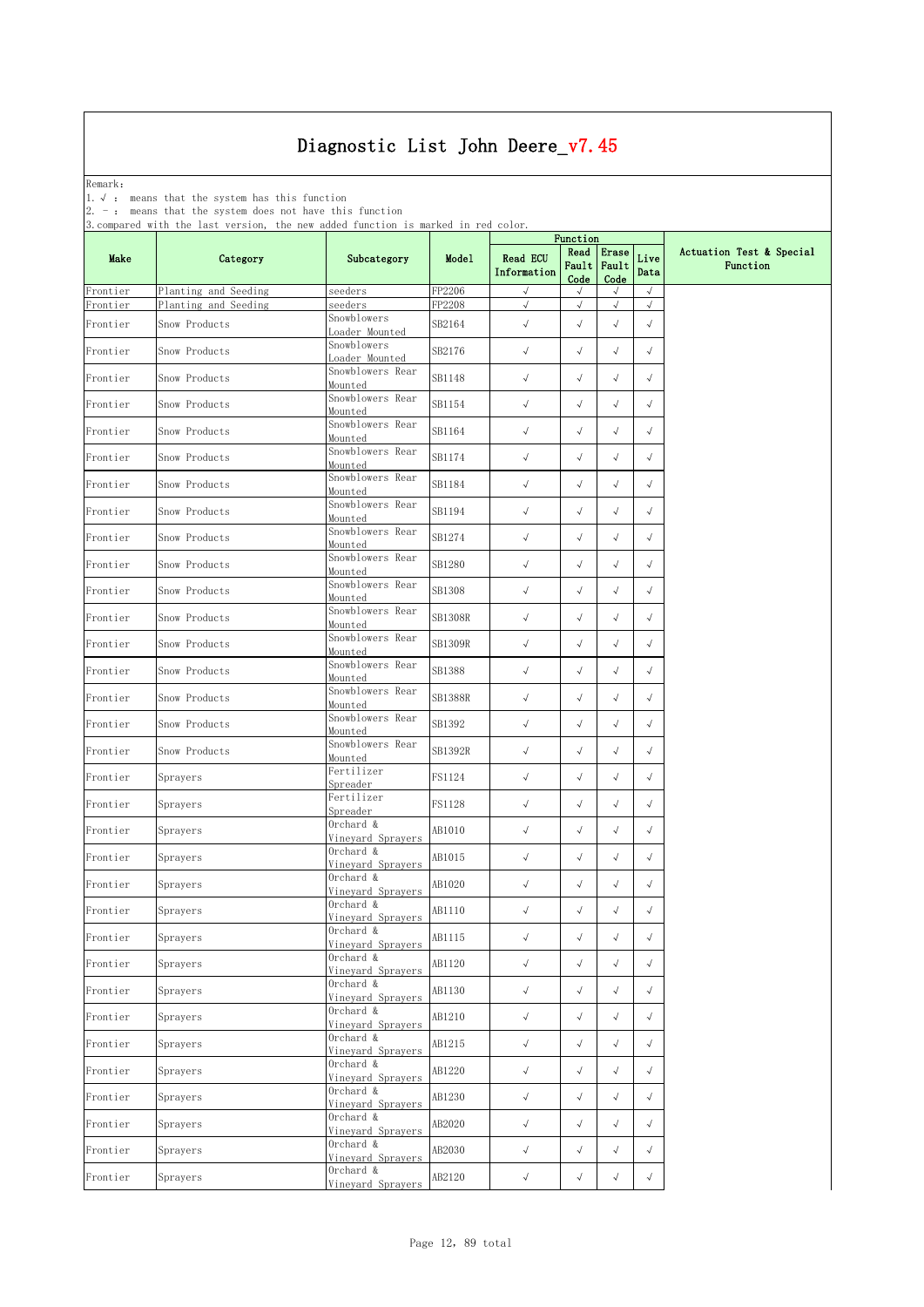# Diagnostic List John Deere_v7.45

Remark:
1. √ : means that the system has this function
2. - : means that the system does not have this function
3. compared with the last version, the new added function is marked in red color.

| Make | Category | Subcategory | Model | Function | | | | Actuation Test & Special Function |
|---|---|---|---|---|---|---|---|---|
| | | | | Read ECU Information | Read Fault Code | Erase Fault Code | Live Data | |
| Frontier | Planting and Seeding | seeders | FP2206 | √ | √ | √ | √ | |
| Frontier | Planting and Seeding | seeders | FP2208 | √ | √ | √ | √ | |
| Frontier | Snow Products | Snowblowers Loader Mounted | SB2164 | √ | √ | √ | √ | |
| Frontier | Snow Products | Snowblowers Loader Mounted | SB2176 | √ | √ | √ | √ | |
| Frontier | Snow Products | Snowblowers Rear Mounted | SB1148 | √ | √ | √ | √ | |
| Frontier | Snow Products | Snowblowers Rear Mounted | SB1154 | √ | √ | √ | √ | |
| Frontier | Snow Products | Snowblowers Rear Mounted | SB1164 | √ | √ | √ | √ | |
| Frontier | Snow Products | Snowblowers Rear Mounted | SB1174 | √ | √ | √ | √ | |
| Frontier | Snow Products | Snowblowers Rear Mounted | SB1184 | √ | √ | √ | √ | |
| Frontier | Snow Products | Snowblowers Rear Mounted | SB1194 | √ | √ | √ | √ | |
| Frontier | Snow Products | Snowblowers Rear Mounted | SB1274 | √ | √ | √ | √ | |
| Frontier | Snow Products | Snowblowers Rear Mounted | SB1280 | √ | √ | √ | √ | |
| Frontier | Snow Products | Snowblowers Rear Mounted | SB1308 | √ | √ | √ | √ | |
| Frontier | Snow Products | Snowblowers Rear Mounted | SB1308R | √ | √ | √ | √ | |
| Frontier | Snow Products | Snowblowers Rear Mounted | SB1309R | √ | √ | √ | √ | |
| Frontier | Snow Products | Snowblowers Rear Mounted | SB1388 | √ | √ | √ | √ | |
| Frontier | Snow Products | Snowblowers Rear Mounted | SB1388R | √ | √ | √ | √ | |
| Frontier | Snow Products | Snowblowers Rear Mounted | SB1392 | √ | √ | √ | √ | |
| Frontier | Snow Products | Snowblowers Rear Mounted | SB1392R | √ | √ | √ | √ | |
| Frontier | Sprayers | Fertilizer Spreader | FS1124 | √ | √ | √ | √ | |
| Frontier | Sprayers | Fertilizer Spreader | FS1128 | √ | √ | √ | √ | |
| Frontier | Sprayers | Orchard & Vineyard Sprayers | AB1010 | √ | √ | √ | √ | |
| Frontier | Sprayers | Orchard & Vineyard Sprayers | AB1015 | √ | √ | √ | √ | |
| Frontier | Sprayers | Orchard & Vineyard Sprayers | AB1020 | √ | √ | √ | √ | |
| Frontier | Sprayers | Orchard & Vineyard Sprayers | AB1110 | √ | √ | √ | √ | |
| Frontier | Sprayers | Orchard & Vineyard Sprayers | AB1115 | √ | √ | √ | √ | |
| Frontier | Sprayers | Orchard & Vineyard Sprayers | AB1120 | √ | √ | √ | √ | |
| Frontier | Sprayers | Orchard & Vineyard Sprayers | AB1130 | √ | √ | √ | √ | |
| Frontier | Sprayers | Orchard & Vineyard Sprayers | AB1210 | √ | √ | √ | √ | |
| Frontier | Sprayers | Orchard & Vineyard Sprayers | AB1215 | √ | √ | √ | √ | |
| Frontier | Sprayers | Orchard & Vineyard Sprayers | AB1220 | √ | √ | √ | √ | |
| Frontier | Sprayers | Orchard & Vineyard Sprayers | AB1230 | √ | √ | √ | √ | |
| Frontier | Sprayers | Orchard & Vineyard Sprayers | AB2020 | √ | √ | √ | √ | |
| Frontier | Sprayers | Orchard & Vineyard Sprayers | AB2030 | √ | √ | √ | √ | |
| Frontier | Sprayers | Orchard & Vineyard Sprayers | AB2120 | √ | √ | √ | √ | |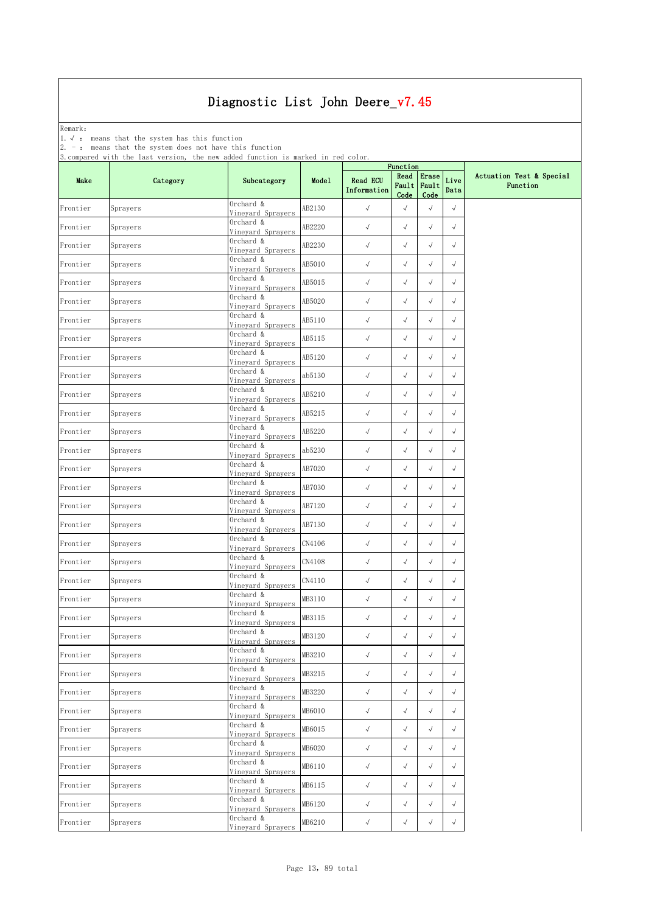# Diagnostic List John Deere_v7.45

Remark:
1. √ : means that the system has this function
2. - : means that the system does not have this function
3. compared with the last version, the new added function is marked in red color.

| Make | Category | Subcategory | Model | Function | | | | Actuation Test & Special Function |
|---|---|---|---|---|---|---|---|---|
| | | | | Read ECU Information | Read Fault Code | Erase Fault Code | Live Data | |
| Frontier | Sprayers | Orchard & Vineyard Sprayers | AB2130 | √ | √ | √ | √ | |
| Frontier | Sprayers | Orchard & Vineyard Sprayers | AB2220 | √ | √ | √ | √ | |
| Frontier | Sprayers | Orchard & Vineyard Sprayers | AB2230 | √ | √ | √ | √ | |
| Frontier | Sprayers | Orchard & Vineyard Sprayers | AB5010 | √ | √ | √ | √ | |
| Frontier | Sprayers | Orchard & Vineyard Sprayers | AB5015 | √ | √ | √ | √ | |
| Frontier | Sprayers | Orchard & Vineyard Sprayers | AB5020 | √ | √ | √ | √ | |
| Frontier | Sprayers | Orchard & Vineyard Sprayers | AB5110 | √ | √ | √ | √ | |
| Frontier | Sprayers | Orchard & Vineyard Sprayers | AB5115 | √ | √ | √ | √ | |
| Frontier | Sprayers | Orchard & Vineyard Sprayers | AB5120 | √ | √ | √ | √ | |
| Frontier | Sprayers | Orchard & Vineyard Sprayers | ab5130 | √ | √ | √ | √ | |
| Frontier | Sprayers | Orchard & Vineyard Sprayers | AB5210 | √ | √ | √ | √ | |
| Frontier | Sprayers | Orchard & Vineyard Sprayers | AB5215 | √ | √ | √ | √ | |
| Frontier | Sprayers | Orchard & Vineyard Sprayers | AB5220 | √ | √ | √ | √ | |
| Frontier | Sprayers | Orchard & Vineyard Sprayers | ab5230 | √ | √ | √ | √ | |
| Frontier | Sprayers | Orchard & Vineyard Sprayers | AB7020 | √ | √ | √ | √ | |
| Frontier | Sprayers | Orchard & Vineyard Sprayers | AB7030 | √ | √ | √ | √ | |
| Frontier | Sprayers | Orchard & Vineyard Sprayers | AB7120 | √ | √ | √ | √ | |
| Frontier | Sprayers | Orchard & Vineyard Sprayers | AB7130 | √ | √ | √ | √ | |
| Frontier | Sprayers | Orchard & Vineyard Sprayers | CN4106 | √ | √ | √ | √ | |
| Frontier | Sprayers | Orchard & Vineyard Sprayers | CN4108 | √ | √ | √ | √ | |
| Frontier | Sprayers | Orchard & Vineyard Sprayers | CN4110 | √ | √ | √ | √ | |
| Frontier | Sprayers | Orchard & Vineyard Sprayers | MB3110 | √ | √ | √ | √ | |
| Frontier | Sprayers | Orchard & Vineyard Sprayers | MB3115 | √ | √ | √ | √ | |
| Frontier | Sprayers | Orchard & Vineyard Sprayers | MB3120 | √ | √ | √ | √ | |
| Frontier | Sprayers | Orchard & Vineyard Sprayers | MB3210 | √ | √ | √ | √ | |
| Frontier | Sprayers | Orchard & Vineyard Sprayers | MB3215 | √ | √ | √ | √ | |
| Frontier | Sprayers | Orchard & Vineyard Sprayers | MB3220 | √ | √ | √ | √ | |
| Frontier | Sprayers | Orchard & Vineyard Sprayers | MB6010 | √ | √ | √ | √ | |
| Frontier | Sprayers | Orchard & Vineyard Sprayers | MB6015 | √ | √ | √ | √ | |
| Frontier | Sprayers | Orchard & Vineyard Sprayers | MB6020 | √ | √ | √ | √ | |
| Frontier | Sprayers | Orchard & Vineyard Sprayers | MB6110 | √ | √ | √ | √ | |
| Frontier | Sprayers | Orchard & Vineyard Sprayers | MB6115 | √ | √ | √ | √ | |
| Frontier | Sprayers | Orchard & Vineyard Sprayers | MB6120 | √ | √ | √ | √ | |
| Frontier | Sprayers | Orchard & Vineyard Sprayers | MB6210 | √ | √ | √ | √ | |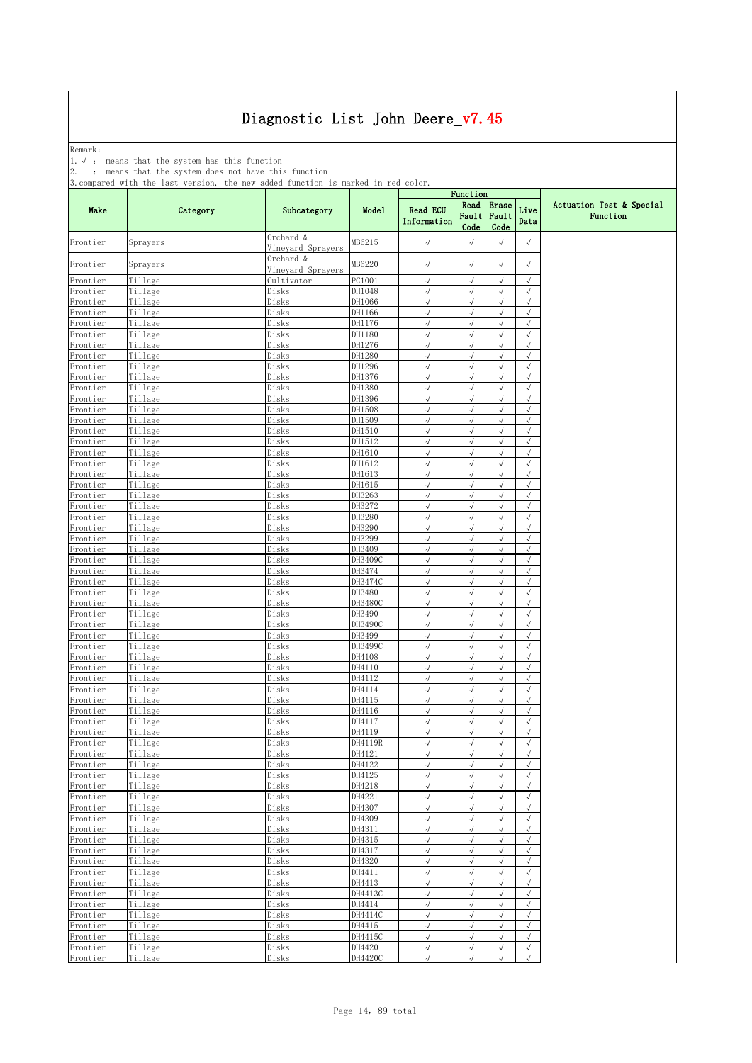# Diagnostic List John Deere_v7.45

Remark:
1. √ : means that the system has this function
2. - : means that the system does not have this function
3. compared with the last version, the new added function is marked in red color.

| Make | Category | Subcategory | Model | Function | | | | Actuation Test & Special Function |
|---|---|---|---|---|---|---|---|---|
| | | | | Read ECU Information | Read Fault Code | Erase Fault Code | Live Data | |
| Frontier | Sprayers | Orchard & Vineyard Sprayers | MB6215 | √ | √ | √ | √ | |
| Frontier | Sprayers | Orchard & Vineyard Sprayers | MB6220 | √ | √ | √ | √ | |
| Frontier | Tillage | Cultivator | PC1001 | √ | √ | √ | √ | |
| Frontier | Tillage | Disks | DH1048 | √ | √ | √ | √ | |
| Frontier | Tillage | Disks | DH1066 | √ | √ | √ | √ | |
| Frontier | Tillage | Disks | DH1166 | √ | √ | √ | √ | |
| Frontier | Tillage | Disks | DH1176 | √ | √ | √ | √ | |
| Frontier | Tillage | Disks | DH1180 | √ | √ | √ | √ | |
| Frontier | Tillage | Disks | DH1276 | √ | √ | √ | √ | |
| Frontier | Tillage | Disks | DH1280 | √ | √ | √ | √ | |
| Frontier | Tillage | Disks | DH1296 | √ | √ | √ | √ | |
| Frontier | Tillage | Disks | DH1376 | √ | √ | √ | √ | |
| Frontier | Tillage | Disks | DH1380 | √ | √ | √ | √ | |
| Frontier | Tillage | Disks | DH1396 | √ | √ | √ | √ | |
| Frontier | Tillage | Disks | DH1508 | √ | √ | √ | √ | |
| Frontier | Tillage | Disks | DH1509 | √ | √ | √ | √ | |
| Frontier | Tillage | Disks | DH1510 | √ | √ | √ | √ | |
| Frontier | Tillage | Disks | DH1512 | √ | √ | √ | √ | |
| Frontier | Tillage | Disks | DH1610 | √ | √ | √ | √ | |
| Frontier | Tillage | Disks | DH1612 | √ | √ | √ | √ | |
| Frontier | Tillage | Disks | DH1613 | √ | √ | √ | √ | |
| Frontier | Tillage | Disks | DH1615 | √ | √ | √ | √ | |
| Frontier | Tillage | Disks | DH3263 | √ | √ | √ | √ | |
| Frontier | Tillage | Disks | DH3272 | √ | √ | √ | √ | |
| Frontier | Tillage | Disks | DH3280 | √ | √ | √ | √ | |
| Frontier | Tillage | Disks | DH3290 | √ | √ | √ | √ | |
| Frontier | Tillage | Disks | DH3299 | √ | √ | √ | √ | |
| Frontier | Tillage | Disks | DH3409 | √ | √ | √ | √ | |
| Frontier | Tillage | Disks | DH3409C | √ | √ | √ | √ | |
| Frontier | Tillage | Disks | DH3474 | √ | √ | √ | √ | |
| Frontier | Tillage | Disks | DH3474C | √ | √ | √ | √ | |
| Frontier | Tillage | Disks | DH3480 | √ | √ | √ | √ | |
| Frontier | Tillage | Disks | DH3480C | √ | √ | √ | √ | |
| Frontier | Tillage | Disks | DH3490 | √ | √ | √ | √ | |
| Frontier | Tillage | Disks | DH3490C | √ | √ | √ | √ | |
| Frontier | Tillage | Disks | DH3499 | √ | √ | √ | √ | |
| Frontier | Tillage | Disks | DH3499C | √ | √ | √ | √ | |
| Frontier | Tillage | Disks | DH4108 | √ | √ | √ | √ | |
| Frontier | Tillage | Disks | DH4110 | √ | √ | √ | √ | |
| Frontier | Tillage | Disks | DH4112 | √ | √ | √ | √ | |
| Frontier | Tillage | Disks | DH4114 | √ | √ | √ | √ | |
| Frontier | Tillage | Disks | DH4115 | √ | √ | √ | √ | |
| Frontier | Tillage | Disks | DH4116 | √ | √ | √ | √ | |
| Frontier | Tillage | Disks | DH4117 | √ | √ | √ | √ | |
| Frontier | Tillage | Disks | DH4119 | √ | √ | √ | √ | |
| Frontier | Tillage | Disks | DH4119R | √ | √ | √ | √ | |
| Frontier | Tillage | Disks | DH4121 | √ | √ | √ | √ | |
| Frontier | Tillage | Disks | DH4122 | √ | √ | √ | √ | |
| Frontier | Tillage | Disks | DH4125 | √ | √ | √ | √ | |
| Frontier | Tillage | Disks | DH4218 | √ | √ | √ | √ | |
| Frontier | Tillage | Disks | DH4221 | √ | √ | √ | √ | |
| Frontier | Tillage | Disks | DH4307 | √ | √ | √ | √ | |
| Frontier | Tillage | Disks | DH4309 | √ | √ | √ | √ | |
| Frontier | Tillage | Disks | DH4311 | √ | √ | √ | √ | |
| Frontier | Tillage | Disks | DH4315 | √ | √ | √ | √ | |
| Frontier | Tillage | Disks | DH4317 | √ | √ | √ | √ | |
| Frontier | Tillage | Disks | DH4320 | √ | √ | √ | √ | |
| Frontier | Tillage | Disks | DH4411 | √ | √ | √ | √ | |
| Frontier | Tillage | Disks | DH4413 | √ | √ | √ | √ | |
| Frontier | Tillage | Disks | DH4413C | √ | √ | √ | √ | |
| Frontier | Tillage | Disks | DH4414 | √ | √ | √ | √ | |
| Frontier | Tillage | Disks | DH4414C | √ | √ | √ | √ | |
| Frontier | Tillage | Disks | DH4415 | √ | √ | √ | √ | |
| Frontier | Tillage | Disks | DH4415C | √ | √ | √ | √ | |
| Frontier | Tillage | Disks | DH4420 | √ | √ | √ | √ | |
| Frontier | Tillage | Disks | DH4420C | √ | √ | √ | √ | |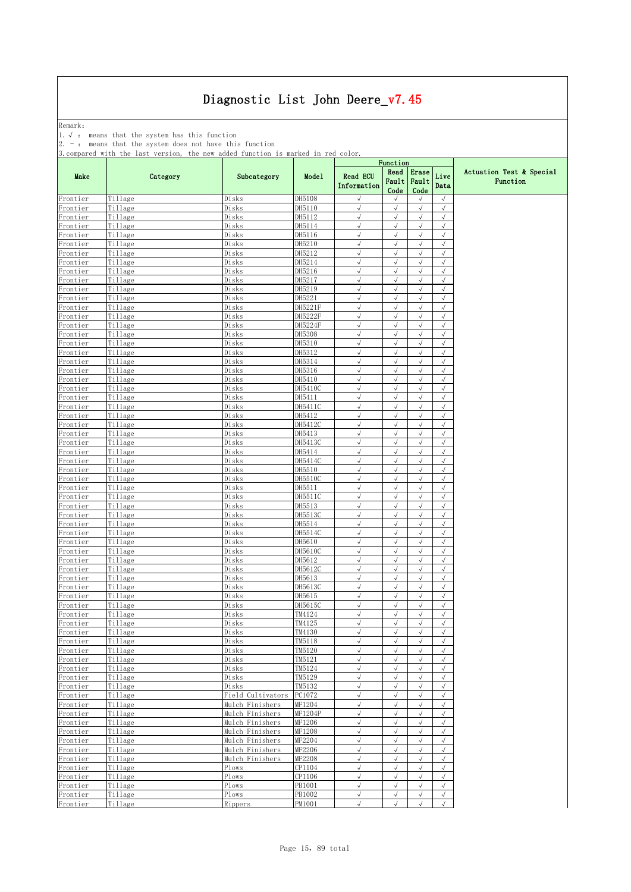# Diagnostic List John Deere_v7.45

Remark:
1. √ : means that the system has this function
2. - : means that the system does not have this function
3. compared with the last version, the new added function is marked in red color.

| Make | Category | Subcategory | Model | Function | | | | Actuation Test & Special Function |
|---|---|---|---|---|---|---|---|---|
| | | | | Read ECU Information | Read Fault Code | Erase Fault Code | Live Data | |
| Frontier | Tillage | Disks | DH5108 | √ | √ | √ | √ | |
| Frontier | Tillage | Disks | DH5110 | √ | √ | √ | √ | |
| Frontier | Tillage | Disks | DH5112 | √ | √ | √ | √ | |
| Frontier | Tillage | Disks | DH5114 | √ | √ | √ | √ | |
| Frontier | Tillage | Disks | DH5116 | √ | √ | √ | √ | |
| Frontier | Tillage | Disks | DH5210 | √ | √ | √ | √ | |
| Frontier | Tillage | Disks | DH5212 | √ | √ | √ | √ | |
| Frontier | Tillage | Disks | DH5214 | √ | √ | √ | √ | |
| Frontier | Tillage | Disks | DH5216 | √ | √ | √ | √ | |
| Frontier | Tillage | Disks | DH5217 | √ | √ | √ | √ | |
| Frontier | Tillage | Disks | DH5219 | √ | √ | √ | √ | |
| Frontier | Tillage | Disks | DH5221 | √ | √ | √ | √ | |
| Frontier | Tillage | Disks | DH5221F | √ | √ | √ | √ | |
| Frontier | Tillage | Disks | DH5222F | √ | √ | √ | √ | |
| Frontier | Tillage | Disks | DH5224F | √ | √ | √ | √ | |
| Frontier | Tillage | Disks | DH5308 | √ | √ | √ | √ | |
| Frontier | Tillage | Disks | DH5310 | √ | √ | √ | √ | |
| Frontier | Tillage | Disks | DH5312 | √ | √ | √ | √ | |
| Frontier | Tillage | Disks | DH5314 | √ | √ | √ | √ | |
| Frontier | Tillage | Disks | DH5316 | √ | √ | √ | √ | |
| Frontier | Tillage | Disks | DH5410 | √ | √ | √ | √ | |
| Frontier | Tillage | Disks | DH5410C | √ | √ | √ | √ | |
| Frontier | Tillage | Disks | DH5411 | √ | √ | √ | √ | |
| Frontier | Tillage | Disks | DH5411C | √ | √ | √ | √ | |
| Frontier | Tillage | Disks | DH5412 | √ | √ | √ | √ | |
| Frontier | Tillage | Disks | DH5412C | √ | √ | √ | √ | |
| Frontier | Tillage | Disks | DH5413 | √ | √ | √ | √ | |
| Frontier | Tillage | Disks | DH5413C | √ | √ | √ | √ | |
| Frontier | Tillage | Disks | DH5414 | √ | √ | √ | √ | |
| Frontier | Tillage | Disks | DH5414C | √ | √ | √ | √ | |
| Frontier | Tillage | Disks | DH5510 | √ | √ | √ | √ | |
| Frontier | Tillage | Disks | DH5510C | √ | √ | √ | √ | |
| Frontier | Tillage | Disks | DH5511 | √ | √ | √ | √ | |
| Frontier | Tillage | Disks | DH5511C | √ | √ | √ | √ | |
| Frontier | Tillage | Disks | DH5513 | √ | √ | √ | √ | |
| Frontier | Tillage | Disks | DH5513C | √ | √ | √ | √ | |
| Frontier | Tillage | Disks | DH5514 | √ | √ | √ | √ | |
| Frontier | Tillage | Disks | DH5514C | √ | √ | √ | √ | |
| Frontier | Tillage | Disks | DH5610 | √ | √ | √ | √ | |
| Frontier | Tillage | Disks | DH5610C | √ | √ | √ | √ | |
| Frontier | Tillage | Disks | DH5612 | √ | √ | √ | √ | |
| Frontier | Tillage | Disks | DH5612C | √ | √ | √ | √ | |
| Frontier | Tillage | Disks | DH5613 | √ | √ | √ | √ | |
| Frontier | Tillage | Disks | DH5613C | √ | √ | √ | √ | |
| Frontier | Tillage | Disks | DH5615 | √ | √ | √ | √ | |
| Frontier | Tillage | Disks | DH5615C | √ | √ | √ | √ | |
| Frontier | Tillage | Disks | TM4124 | √ | √ | √ | √ | |
| Frontier | Tillage | Disks | TM4125 | √ | √ | √ | √ | |
| Frontier | Tillage | Disks | TM4130 | √ | √ | √ | √ | |
| Frontier | Tillage | Disks | TM5118 | √ | √ | √ | √ | |
| Frontier | Tillage | Disks | TM5120 | √ | √ | √ | √ | |
| Frontier | Tillage | Disks | TM5121 | √ | √ | √ | √ | |
| Frontier | Tillage | Disks | TM5124 | √ | √ | √ | √ | |
| Frontier | Tillage | Disks | TM5129 | √ | √ | √ | √ | |
| Frontier | Tillage | Disks | TM5132 | √ | √ | √ | √ | |
| Frontier | Tillage | Field Cultivators | PC1072 | √ | √ | √ | √ | |
| Frontier | Tillage | Mulch Finishers | MF1204 | √ | √ | √ | √ | |
| Frontier | Tillage | Mulch Finishers | MF1204P | √ | √ | √ | √ | |
| Frontier | Tillage | Mulch Finishers | MF1206 | √ | √ | √ | √ | |
| Frontier | Tillage | Mulch Finishers | MF1208 | √ | √ | √ | √ | |
| Frontier | Tillage | Mulch Finishers | MF2204 | √ | √ | √ | √ | |
| Frontier | Tillage | Mulch Finishers | MF2206 | √ | √ | √ | √ | |
| Frontier | Tillage | Mulch Finishers | MF2208 | √ | √ | √ | √ | |
| Frontier | Tillage | Plows | CP1104 | √ | √ | √ | √ | |
| Frontier | Tillage | Plows | CP1106 | √ | √ | √ | √ | |
| Frontier | Tillage | Plows | PB1001 | √ | √ | √ | √ | |
| Frontier | Tillage | Plows | PB1002 | √ | √ | √ | √ | |
| Frontier | Tillage | Rippers | PM1001 | √ | √ | √ | √ | |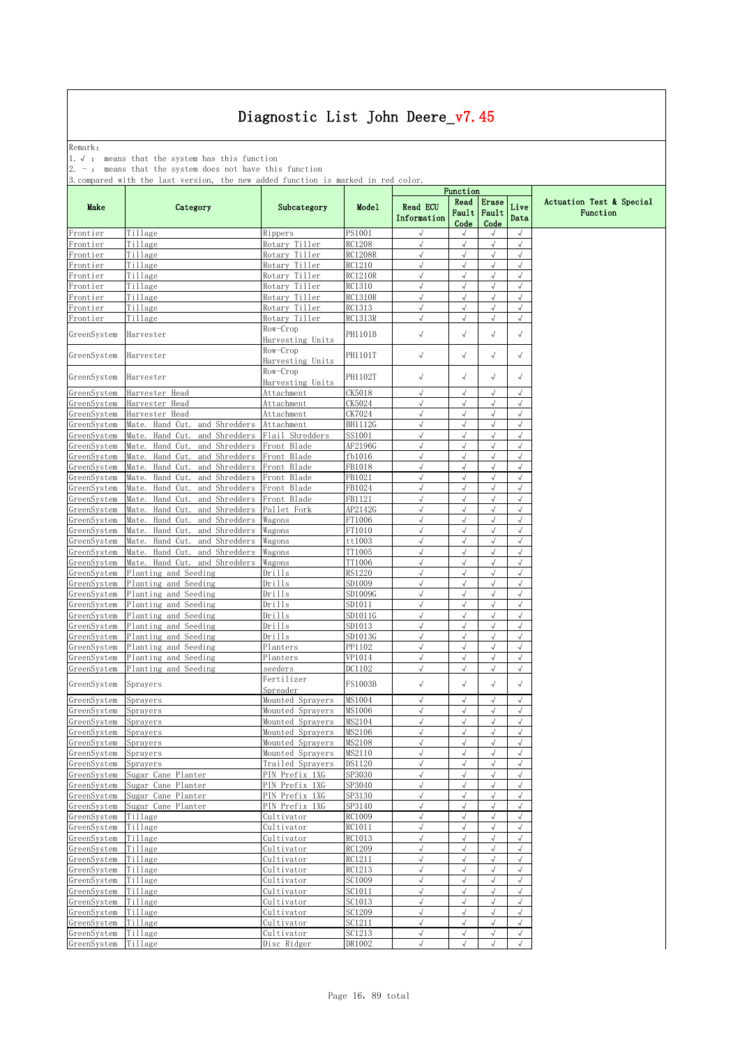# Diagnostic List John Deere_v7.45

Remark:
1. √ : means that the system has this function
2. - : means that the system does not have this function
3. compared with the last version, the new added function is marked in red color.

| Make | Category | Subcategory | Model | Function | | | | Actuation Test & Special Function |
|---|---|---|---|---|---|---|---|---|
| | | | | Read ECU Information | Read Fault Code | Erase Fault Code | Live Data | |
| Frontier | Tillage | Rippers | PS1001 | √ | √ | √ | √ | |
| Frontier | Tillage | Rotary Tiller | RC1208 | √ | √ | √ | √ | |
| Frontier | Tillage | Rotary Tiller | RC1208R | √ | √ | √ | √ | |
| Frontier | Tillage | Rotary Tiller | RC1210 | √ | √ | √ | √ | |
| Frontier | Tillage | Rotary Tiller | RC1210R | √ | √ | √ | √ | |
| Frontier | Tillage | Rotary Tiller | RC1310 | √ | √ | √ | √ | |
| Frontier | Tillage | Rotary Tiller | RC1310R | √ | √ | √ | √ | |
| Frontier | Tillage | Rotary Tiller | RC1313 | √ | √ | √ | √ | |
| Frontier | Tillage | Rotary Tiller | RC1313R | √ | √ | √ | √ | |
| GreenSystem | Harvester | Row-Crop Harvesting Units | PH1101B | √ | √ | √ | √ | |
| GreenSystem | Harvester | Row-Crop Harvesting Units | PH1101T | √ | √ | √ | √ | |
| GreenSystem | Harvester | Row-Crop Harvesting Units | PH1102T | √ | √ | √ | √ | |
| GreenSystem | Harvester Head | Attachment | CK5018 | √ | √ | √ | √ | |
| GreenSystem | Harvester Head | Attachment | CK5024 | √ | √ | √ | √ | |
| GreenSystem | Harvester Head | Attachment | CK7024 | √ | √ | √ | √ | |
| GreenSystem | Mate. Hand Cut. and Shredders | Attachment | BH1112G | √ | √ | √ | √ | |
| GreenSystem | Mate. Hand Cut. and Shredders | Flail Shredders | SS1001 | √ | √ | √ | √ | |
| GreenSystem | Mate. Hand Cut. and Shredders | Front Blade | AF2196G | √ | √ | √ | √ | |
| GreenSystem | Mate. Hand Cut. and Shredders | Front Blade | fb1016 | √ | √ | √ | √ | |
| GreenSystem | Mate. Hand Cut. and Shredders | Front Blade | FB1018 | √ | √ | √ | √ | |
| GreenSystem | Mate. Hand Cut. and Shredders | Front Blade | FB1021 | √ | √ | √ | √ | |
| GreenSystem | Mate. Hand Cut. and Shredders | Front Blade | FB1024 | √ | √ | √ | √ | |
| GreenSystem | Mate. Hand Cut. and Shredders | Front Blade | FB1121 | √ | √ | √ | √ | |
| GreenSystem | Mate. Hand Cut. and Shredders | Pallet Fork | AP2142G | √ | √ | √ | √ | |
| GreenSystem | Mate. Hand Cut. and Shredders | Wagons | FT1006 | √ | √ | √ | √ | |
| GreenSystem | Mate. Hand Cut. and Shredders | Wagons | FT1010 | √ | √ | √ | √ | |
| GreenSystem | Mate. Hand Cut. and Shredders | Wagons | tt1003 | √ | √ | √ | √ | |
| GreenSystem | Mate. Hand Cut. and Shredders | Wagons | TT1005 | √ | √ | √ | √ | |
| GreenSystem | Mate. Hand Cut. and Shredders | Wagons | TT1006 | √ | √ | √ | √ | |
| GreenSystem | Planting and Seeding | Drills | RS1220 | √ | √ | √ | √ | |
| GreenSystem | Planting and Seeding | Drills | SD1009 | √ | √ | √ | √ | |
| GreenSystem | Planting and Seeding | Drills | SD1009G | √ | √ | √ | √ | |
| GreenSystem | Planting and Seeding | Drills | SD1011 | √ | √ | √ | √ | |
| GreenSystem | Planting and Seeding | Drills | SD1011G | √ | √ | √ | √ | |
| GreenSystem | Planting and Seeding | Drills | SD1013 | √ | √ | √ | √ | |
| GreenSystem | Planting and Seeding | Drills | SD1013G | √ | √ | √ | √ | |
| GreenSystem | Planting and Seeding | Planters | PP1102 | √ | √ | √ | √ | |
| GreenSystem | Planting and Seeding | Planters | VP1014 | √ | √ | √ | √ | |
| GreenSystem | Planting and Seeding | seeders | DC1102 | √ | √ | √ | √ | |
| GreenSystem | Sprayers | Fertilizer Spreader | FS1003B | √ | √ | √ | √ | |
| GreenSystem | Sprayers | Mounted Sprayers | MS1004 | √ | √ | √ | √ | |
| GreenSystem | Sprayers | Mounted Sprayers | MS1006 | √ | √ | √ | √ | |
| GreenSystem | Sprayers | Mounted Sprayers | MS2104 | √ | √ | √ | √ | |
| GreenSystem | Sprayers | Mounted Sprayers | MS2106 | √ | √ | √ | √ | |
| GreenSystem | Sprayers | Mounted Sprayers | MS2108 | √ | √ | √ | √ | |
| GreenSystem | Sprayers | Mounted Sprayers | MS2110 | √ | √ | √ | √ | |
| GreenSystem | Sprayers | Trailed Sprayers | DS1120 | √ | √ | √ | √ | |
| GreenSystem | Sugar Cane Planter | PIN Prefix 1XG | SP3030 | √ | √ | √ | √ | |
| GreenSystem | Sugar Cane Planter | PIN Prefix 1XG | SP3040 | √ | √ | √ | √ | |
| GreenSystem | Sugar Cane Planter | PIN Prefix 1XG | SP3130 | √ | √ | √ | √ | |
| GreenSystem | Sugar Cane Planter | PIN Prefix 1XG | SP3140 | √ | √ | √ | √ | |
| GreenSystem | Tillage | Cultivator | RC1009 | √ | √ | √ | √ | |
| GreenSystem | Tillage | Cultivator | RC1011 | √ | √ | √ | √ | |
| GreenSystem | Tillage | Cultivator | RC1013 | √ | √ | √ | √ | |
| GreenSystem | Tillage | Cultivator | RC1209 | √ | √ | √ | √ | |
| GreenSystem | Tillage | Cultivator | RC1211 | √ | √ | √ | √ | |
| GreenSystem | Tillage | Cultivator | RC1213 | √ | √ | √ | √ | |
| GreenSystem | Tillage | Cultivator | SC1009 | √ | √ | √ | √ | |
| GreenSystem | Tillage | Cultivator | SC1011 | √ | √ | √ | √ | |
| GreenSystem | Tillage | Cultivator | SC1013 | √ | √ | √ | √ | |
| GreenSystem | Tillage | Cultivator | SC1209 | √ | √ | √ | √ | |
| GreenSystem | Tillage | Cultivator | SC1211 | √ | √ | √ | √ | |
| GreenSystem | Tillage | Cultivator | SC1213 | √ | √ | √ | √ | |
| GreenSystem | Tillage | Disc Ridger | DR1002 | √ | √ | √ | √ | |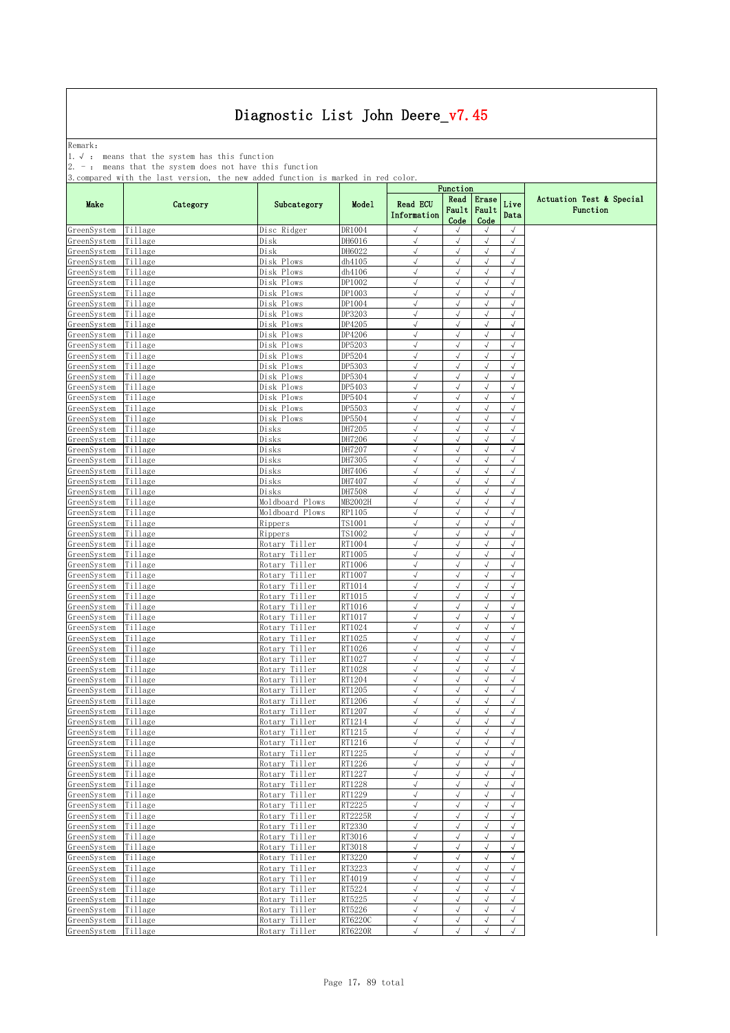# Diagnostic List John Deere_v7.45

Remark:
1. √ : means that the system has this function
2. - : means that the system does not have this function
3. compared with the last version, the new added function is marked in red color.

| Make | Category | Subcategory | Model | Function | | | | Actuation Test & Special Function |
|---|---|---|---|---|---|---|---|---|
| | | | | Read ECU Information | Read Fault Code | Erase Fault Code | Live Data | |
| GreenSystem | Tillage | Disc Ridger | DR1004 | √ | √ | √ | √ | |
| GreenSystem | Tillage | Disk | DH6016 | √ | √ | √ | √ | |
| GreenSystem | Tillage | Disk | DH6022 | √ | √ | √ | √ | |
| GreenSystem | Tillage | Disk Plows | dh4105 | √ | √ | √ | √ | |
| GreenSystem | Tillage | Disk Plows | dh4106 | √ | √ | √ | √ | |
| GreenSystem | Tillage | Disk Plows | DP1002 | √ | √ | √ | √ | |
| GreenSystem | Tillage | Disk Plows | DP1003 | √ | √ | √ | √ | |
| GreenSystem | Tillage | Disk Plows | DP1004 | √ | √ | √ | √ | |
| GreenSystem | Tillage | Disk Plows | DP3203 | √ | √ | √ | √ | |
| GreenSystem | Tillage | Disk Plows | DP4205 | √ | √ | √ | √ | |
| GreenSystem | Tillage | Disk Plows | DP4206 | √ | √ | √ | √ | |
| GreenSystem | Tillage | Disk Plows | DP5203 | √ | √ | √ | √ | |
| GreenSystem | Tillage | Disk Plows | DP5204 | √ | √ | √ | √ | |
| GreenSystem | Tillage | Disk Plows | DP5303 | √ | √ | √ | √ | |
| GreenSystem | Tillage | Disk Plows | DP5304 | √ | √ | √ | √ | |
| GreenSystem | Tillage | Disk Plows | DP5403 | √ | √ | √ | √ | |
| GreenSystem | Tillage | Disk Plows | DP5404 | √ | √ | √ | √ | |
| GreenSystem | Tillage | Disk Plows | DP5503 | √ | √ | √ | √ | |
| GreenSystem | Tillage | Disk Plows | DP5504 | √ | √ | √ | √ | |
| GreenSystem | Tillage | Disks | DH7205 | √ | √ | √ | √ | |
| GreenSystem | Tillage | Disks | DH7206 | √ | √ | √ | √ | |
| GreenSystem | Tillage | Disks | DH7207 | √ | √ | √ | √ | |
| GreenSystem | Tillage | Disks | DH7305 | √ | √ | √ | √ | |
| GreenSystem | Tillage | Disks | DH7406 | √ | √ | √ | √ | |
| GreenSystem | Tillage | Disks | DH7407 | √ | √ | √ | √ | |
| GreenSystem | Tillage | Disks | DH7508 | √ | √ | √ | √ | |
| GreenSystem | Tillage | Moldboard Plows | MB2002H | √ | √ | √ | √ | |
| GreenSystem | Tillage | Moldboard Plows | RP1105 | √ | √ | √ | √ | |
| GreenSystem | Tillage | Rippers | TS1001 | √ | √ | √ | √ | |
| GreenSystem | Tillage | Rippers | TS1002 | √ | √ | √ | √ | |
| GreenSystem | Tillage | Rotary Tiller | RT1004 | √ | √ | √ | √ | |
| GreenSystem | Tillage | Rotary Tiller | RT1005 | √ | √ | √ | √ | |
| GreenSystem | Tillage | Rotary Tiller | RT1006 | √ | √ | √ | √ | |
| GreenSystem | Tillage | Rotary Tiller | RT1007 | √ | √ | √ | √ | |
| GreenSystem | Tillage | Rotary Tiller | RT1014 | √ | √ | √ | √ | |
| GreenSystem | Tillage | Rotary Tiller | RT1015 | √ | √ | √ | √ | |
| GreenSystem | Tillage | Rotary Tiller | RT1016 | √ | √ | √ | √ | |
| GreenSystem | Tillage | Rotary Tiller | RT1017 | √ | √ | √ | √ | |
| GreenSystem | Tillage | Rotary Tiller | RT1024 | √ | √ | √ | √ | |
| GreenSystem | Tillage | Rotary Tiller | RT1025 | √ | √ | √ | √ | |
| GreenSystem | Tillage | Rotary Tiller | RT1026 | √ | √ | √ | √ | |
| GreenSystem | Tillage | Rotary Tiller | RT1027 | √ | √ | √ | √ | |
| GreenSystem | Tillage | Rotary Tiller | RT1028 | √ | √ | √ | √ | |
| GreenSystem | Tillage | Rotary Tiller | RT1204 | √ | √ | √ | √ | |
| GreenSystem | Tillage | Rotary Tiller | RT1205 | √ | √ | √ | √ | |
| GreenSystem | Tillage | Rotary Tiller | RT1206 | √ | √ | √ | √ | |
| GreenSystem | Tillage | Rotary Tiller | RT1207 | √ | √ | √ | √ | |
| GreenSystem | Tillage | Rotary Tiller | RT1214 | √ | √ | √ | √ | |
| GreenSystem | Tillage | Rotary Tiller | RT1215 | √ | √ | √ | √ | |
| GreenSystem | Tillage | Rotary Tiller | RT1216 | √ | √ | √ | √ | |
| GreenSystem | Tillage | Rotary Tiller | RT1225 | √ | √ | √ | √ | |
| GreenSystem | Tillage | Rotary Tiller | RT1226 | √ | √ | √ | √ | |
| GreenSystem | Tillage | Rotary Tiller | RT1227 | √ | √ | √ | √ | |
| GreenSystem | Tillage | Rotary Tiller | RT1228 | √ | √ | √ | √ | |
| GreenSystem | Tillage | Rotary Tiller | RT1229 | √ | √ | √ | √ | |
| GreenSystem | Tillage | Rotary Tiller | RT2225 | √ | √ | √ | √ | |
| GreenSystem | Tillage | Rotary Tiller | RT2225R | √ | √ | √ | √ | |
| GreenSystem | Tillage | Rotary Tiller | RT2330 | √ | √ | √ | √ | |
| GreenSystem | Tillage | Rotary Tiller | RT3016 | √ | √ | √ | √ | |
| GreenSystem | Tillage | Rotary Tiller | RT3018 | √ | √ | √ | √ | |
| GreenSystem | Tillage | Rotary Tiller | RT3220 | √ | √ | √ | √ | |
| GreenSystem | Tillage | Rotary Tiller | RT3223 | √ | √ | √ | √ | |
| GreenSystem | Tillage | Rotary Tiller | RT4019 | √ | √ | √ | √ | |
| GreenSystem | Tillage | Rotary Tiller | RT5224 | √ | √ | √ | √ | |
| GreenSystem | Tillage | Rotary Tiller | RT5225 | √ | √ | √ | √ | |
| GreenSystem | Tillage | Rotary Tiller | RT5226 | √ | √ | √ | √ | |
| GreenSystem | Tillage | Rotary Tiller | RT6220C | √ | √ | √ | √ | |
| GreenSystem | Tillage | Rotary Tiller | RT6220R | √ | √ | √ | √ | |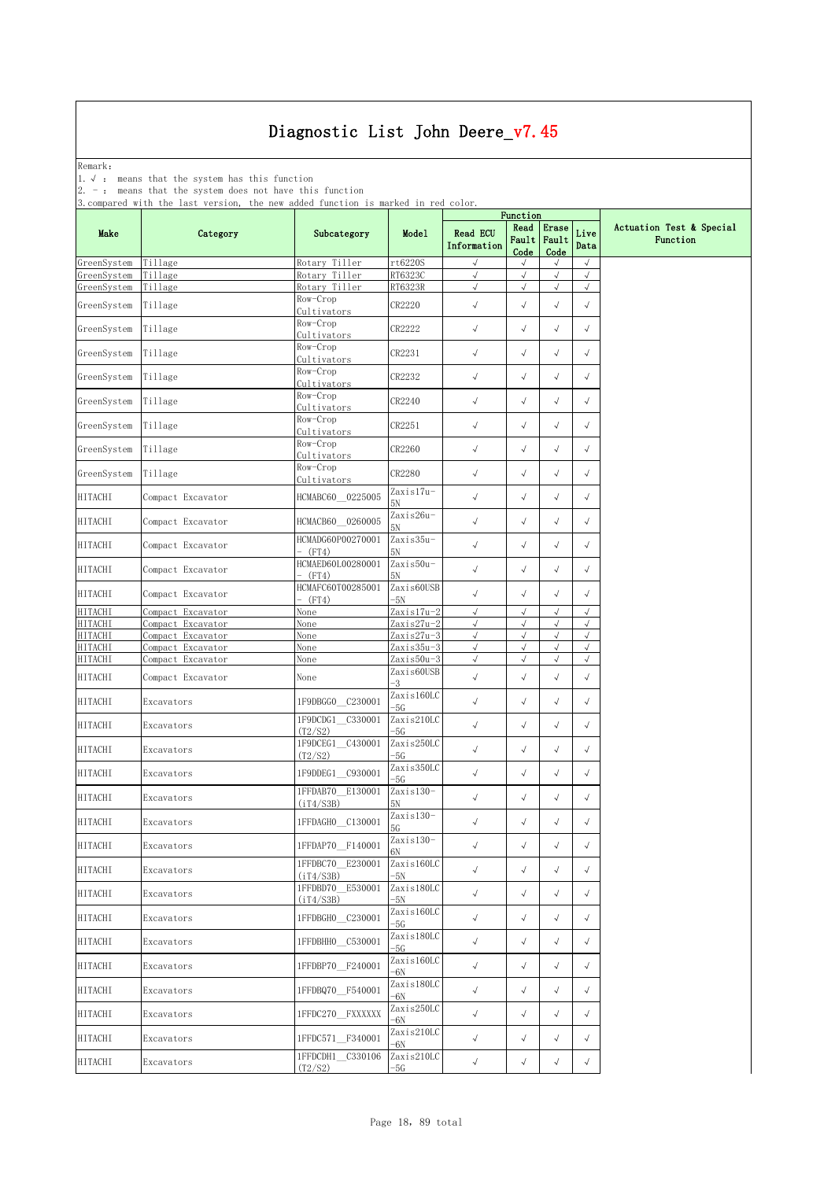# Diagnostic List John Deere_v7.45

Remark:
1. √ : means that the system has this function
2. - : means that the system does not have this function
3. compared with the last version, the new added function is marked in red color.

| Make | Category | Subcategory | Model | Function | | | | Actuation Test & Special Function |
|---|---|---|---|---|---|---|---|---|
| | | | | Read ECU Information | Read Fault Code | Erase Fault Code | Live Data | |
| GreenSystem | Tillage | Rotary Tiller | rt6220S | √ | √ | √ | √ | |
| GreenSystem | Tillage | Rotary Tiller | RT6323C | √ | √ | √ | √ | |
| GreenSystem | Tillage | Rotary Tiller | RT6323R | √ | √ | √ | √ | |
| GreenSystem | Tillage | Row-Crop Cultivators | CR2220 | √ | √ | √ | √ | |
| GreenSystem | Tillage | Row-Crop Cultivators | CR2222 | √ | √ | √ | √ | |
| GreenSystem | Tillage | Row-Crop Cultivators | CR2231 | √ | √ | √ | √ | |
| GreenSystem | Tillage | Row-Crop Cultivators | CR2232 | √ | √ | √ | √ | |
| GreenSystem | Tillage | Row-Crop Cultivators | CR2240 | √ | √ | √ | √ | |
| GreenSystem | Tillage | Row-Crop Cultivators | CR2251 | √ | √ | √ | √ | |
| GreenSystem | Tillage | Row-Crop Cultivators | CR2260 | √ | √ | √ | √ | |
| GreenSystem | Tillage | Row-Crop Cultivators | CR2280 | √ | √ | √ | √ | |
| HITACHI | Compact Excavator | HCMABC60__0225005 | Zaxis17u-5N | √ | √ | √ | √ | |
| HITACHI | Compact Excavator | HCMACB60__0260005 | Zaxis26u-5N | √ | √ | √ | √ | |
| HITACHI | Compact Excavator | HCMADG60P00270001 - (FT4) | Zaxis35u-5N | √ | √ | √ | √ | |
| HITACHI | Compact Excavator | HCMAED60L00280001 - (FT4) | Zaxis50u-5N | √ | √ | √ | √ | |
| HITACHI | Compact Excavator | HCMAFC60T00285001 - (FT4) | Zaxis60USB-5N | √ | √ | √ | √ | |
| HITACHI | Compact Excavator | None | Zaxis17u-2 | √ | √ | √ | √ | |
| HITACHI | Compact Excavator | None | Zaxis27u-2 | √ | √ | √ | √ | |
| HITACHI | Compact Excavator | None | Zaxis27u-3 | √ | √ | √ | √ | |
| HITACHI | Compact Excavator | None | Zaxis35u-3 | √ | √ | √ | √ | |
| HITACHI | Compact Excavator | None | Zaxis50u-3 | √ | √ | √ | √ | |
| HITACHI | Compact Excavator | None | Zaxis60USB-3 | √ | √ | √ | √ | |
| HITACHI | Excavators | 1F9DBGG0__C230001 | Zaxis160LC-5G | √ | √ | √ | √ | |
| HITACHI | Excavators | 1F9DCDG1__C330001 (T2/S2) | Zaxis210LC-5G | √ | √ | √ | √ | |
| HITACHI | Excavators | 1F9DCEG1__C430001 (T2/S2) | Zaxis250LC-5G | √ | √ | √ | √ | |
| HITACHI | Excavators | 1F9DDEG1__C930001 | Zaxis350LC-5G | √ | √ | √ | √ | |
| HITACHI | Excavators | 1FFDAB70__E130001 (iT4/S3B) | Zaxis130-5N | √ | √ | √ | √ | |
| HITACHI | Excavators | 1FFDAGH0__C130001 | Zaxis130-5G | √ | √ | √ | √ | |
| HITACHI | Excavators | 1FFDAP70__F140001 | Zaxis130-6N | √ | √ | √ | √ | |
| HITACHI | Excavators | 1FFDBC70__E230001 (iT4/S3B) | Zaxis160LC-5N | √ | √ | √ | √ | |
| HITACHI | Excavators | 1FFDBD70__E530001 (iT4/S3B) | Zaxis180LC-5N | √ | √ | √ | √ | |
| HITACHI | Excavators | 1FFDBGH0__C230001 | Zaxis160LC-5G | √ | √ | √ | √ | |
| HITACHI | Excavators | 1FFDBHH0__C530001 | Zaxis180LC-5G | √ | √ | √ | √ | |
| HITACHI | Excavators | 1FFDBP70__F240001 | Zaxis160LC-6N | √ | √ | √ | √ | |
| HITACHI | Excavators | 1FFDBQ70__F540001 | Zaxis180LC-6N | √ | √ | √ | √ | |
| HITACHI | Excavators | 1FFDC270__FXXXXXX | Zaxis250LC-6N | √ | √ | √ | √ | |
| HITACHI | Excavators | 1FFDC571__F340001 | Zaxis210LC-6N | √ | √ | √ | √ | |
| HITACHI | Excavators | 1FFDCDH1__C330106 (T2/S2) | Zaxis210LC-5G | √ | √ | √ | √ | |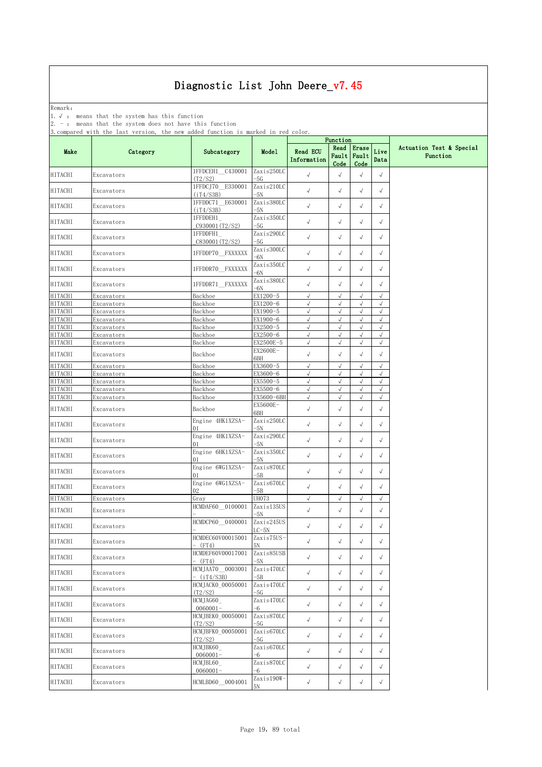# Diagnostic List John Deere_v7.45

Remark:
1. √ : means that the system has this function
2. - : means that the system does not have this function
3. compared with the last version, the new added function is marked in red color.

| Make | Category | Subcategory | Model | Function | | | | Actuation Test & Special Function |
|---|---|---|---|---|---|---|---|---|
| | | | | Read ECU Information | Read Fault Code | Erase Fault Code | Live Data | |
| HITACHI | Excavators | 1FFDCEH1__C430001 (T2/S2) | Zaxis250LC -5G | √ | √ | √ | √ | |
| HITACHI | Excavators | 1FFDCJ70__E330001 (iT4/S3B) | Zaxis210LC -5N | √ | √ | √ | √ | |
| HITACHI | Excavators | 1FFDDC71__E630001 (iT4/S3B) | Zaxis380LC -5N | √ | √ | √ | √ | |
| HITACHI | Excavators | 1FFDDEH1_ _C930001(T2/S2) | Zaxis350LC -5G | √ | √ | √ | √ | |
| HITACHI | Excavators | 1FFDDFH1_ _C830001(T2/S2) | Zaxis290LC -5G | √ | √ | √ | √ | |
| HITACHI | Excavators | 1FFDDP70__FXXXXXX | Zaxis300LC -6N | √ | √ | √ | √ | |
| HITACHI | Excavators | 1FFDDR70__FXXXXXX | Zaxis350LC -6N | √ | √ | √ | √ | |
| HITACHI | Excavators | 1FFDDR71__FXXXXXX | Zaxis380LC -6N | √ | √ | √ | √ | |
| HITACHI | Excavators | Backhoe | EX1200-5 | √ | √ | √ | √ | |
| HITACHI | Excavators | Backhoe | EX1200-6 | √ | √ | √ | √ | |
| HITACHI | Excavators | Backhoe | EX1900-5 | √ | √ | √ | √ | |
| HITACHI | Excavators | Backhoe | EX1900-6 | √ | √ | √ | √ | |
| HITACHI | Excavators | Backhoe | EX2500-5 | √ | √ | √ | √ | |
| HITACHI | Excavators | Backhoe | EX2500-6 | √ | √ | √ | √ | |
| HITACHI | Excavators | Backhoe | EX2500E-5 | √ | √ | √ | √ | |
| HITACHI | Excavators | Backhoe | EX2600E-6BH | √ | √ | √ | √ | |
| HITACHI | Excavators | Backhoe | EX3600-5 | √ | √ | √ | √ | |
| HITACHI | Excavators | Backhoe | EX3600-6 | √ | √ | √ | √ | |
| HITACHI | Excavators | Backhoe | EX5500-5 | √ | √ | √ | √ | |
| HITACHI | Excavators | Backhoe | EX5500-6 | √ | √ | √ | √ | |
| HITACHI | Excavators | Backhoe | EX5600-6BH | √ | √ | √ | √ | |
| HITACHI | Excavators | Backhoe | EX5600E-6BH | √ | √ | √ | √ | |
| HITACHI | Excavators | Engine 4HK1XZSA-01 | Zaxis250LC -5N | √ | √ | √ | √ | |
| HITACHI | Excavators | Engine 4HK1XZSA-01 | Zaxis290LC -5N | √ | √ | √ | √ | |
| HITACHI | Excavators | Engine 6HK1XZSA-01 | Zaxis350LC -5N | √ | √ | √ | √ | |
| HITACHI | Excavators | Engine 6WG1XZSA-01 | Zaxis870LC -5B | √ | √ | √ | √ | |
| HITACHI | Excavators | Engine 6WG1XZSA-02 | Zaxis670LC -5B | √ | √ | √ | √ | |
| HITACHI | Excavators | Gray | UH073 | √ | √ | √ | √ | |
| HITACHI | Excavators | HCMDAF60__0100001- | Zaxis135US -5N | √ | √ | √ | √ | |
| HITACHI | Excavators | HCMDCP60__0400001- | Zaxis245US LC-5N | √ | √ | √ | √ | |
| HITACHI | Excavators | HCMDEC60V00015001- (FT4) | Zaxis75US-5N | √ | √ | √ | √ | |
| HITACHI | Excavators | HCMDEF60V00017001- (FT4) | Zaxis85USB -5N | √ | √ | √ | √ | |
| HITACHI | Excavators | HCMJAA70__0003001- (iT4/S3B) | Zaxis470LC -5B | √ | √ | √ | √ | |
| HITACHI | Excavators | HCMJACK0_00050001 (T2/S2) | Zaxis470LC -5G | √ | √ | √ | √ | |
| HITACHI | Excavators | HCMJAG60_ _0060001- | Zaxis470LC -6 | √ | √ | √ | √ | |
| HITACHI | Excavators | HCMJBEK0_00050001 (T2/S2) | Zaxis870LC -5G | √ | √ | √ | √ | |
| HITACHI | Excavators | HCMJBFK0_00050001 (T2/S2) | Zaxis670LC -5G | √ | √ | √ | √ | |
| HITACHI | Excavators | HCMJBK60_ _0060001- | Zaxis670LC -6 | √ | √ | √ | √ | |
| HITACHI | Excavators | HCMJBL60_ _0060001- | Zaxis870LC -6 | √ | √ | √ | √ | |
| HITACHI | Excavators | HCMLBD60__0004001 | Zaxis190W-5N | √ | √ | √ | √ | |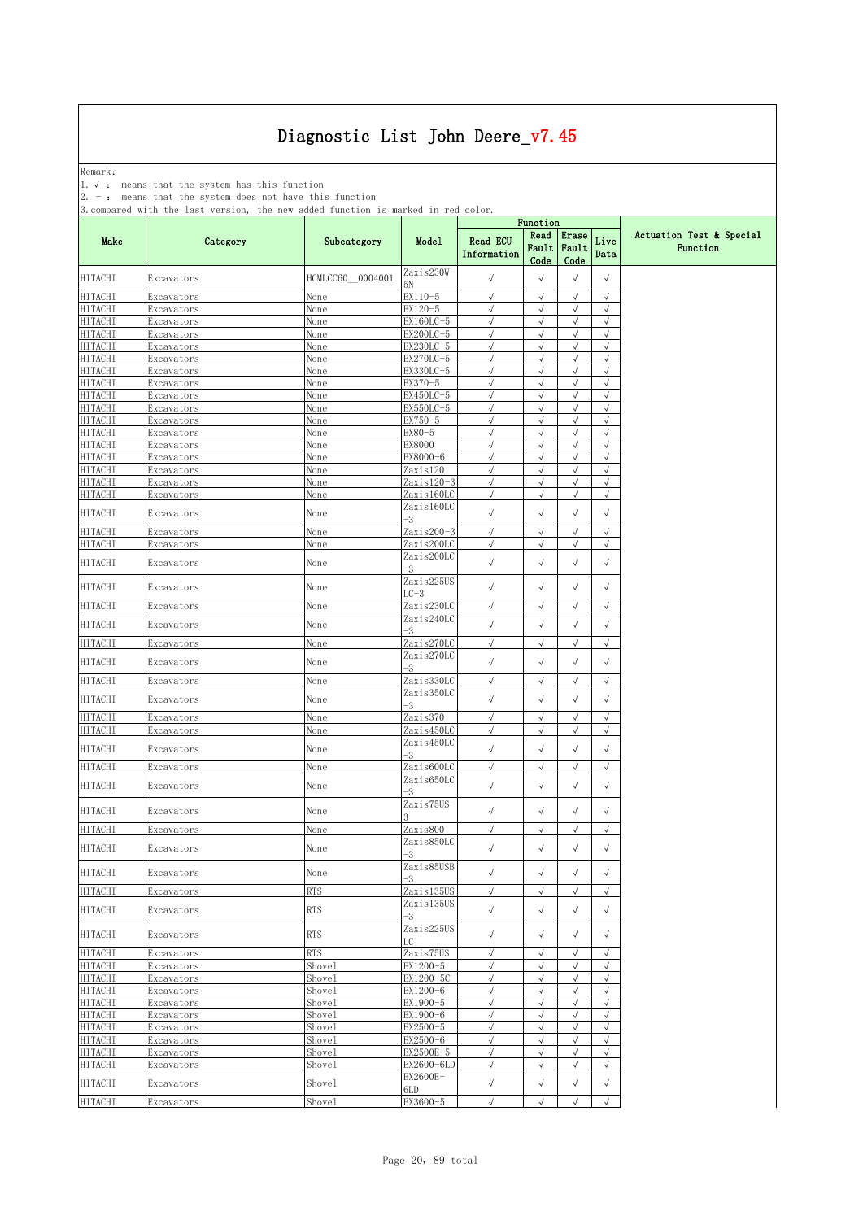# Diagnostic List John Deere_v7.45

Remark:
1. √ : means that the system has this function
2. - : means that the system does not have this function
3. compared with the last version, the new added function is marked in red color.

| Make | Category | Subcategory | Model | Function | | | | Actuation Test & Special Function |
|---|---|---|---|---|---|---|---|---|
| | | | | Read ECU Information | Read Fault Code | Erase Fault Code | Live Data | |
| HITACHI | Excavators | HCMLCC60__0004001 | Zaxis230W-5N | √ | √ | √ | √ | |
| HITACHI | Excavators | None | EX110-5 | √ | √ | √ | √ | |
| HITACHI | Excavators | None | EX120-5 | √ | √ | √ | √ | |
| HITACHI | Excavators | None | EX160LC-5 | √ | √ | √ | √ | |
| HITACHI | Excavators | None | EX200LC-5 | √ | √ | √ | √ | |
| HITACHI | Excavators | None | EX230LC-5 | √ | √ | √ | √ | |
| HITACHI | Excavators | None | EX270LC-5 | √ | √ | √ | √ | |
| HITACHI | Excavators | None | EX330LC-5 | √ | √ | √ | √ | |
| HITACHI | Excavators | None | EX370-5 | √ | √ | √ | √ | |
| HITACHI | Excavators | None | EX450LC-5 | √ | √ | √ | √ | |
| HITACHI | Excavators | None | EX550LC-5 | √ | √ | √ | √ | |
| HITACHI | Excavators | None | EX750-5 | √ | √ | √ | √ | |
| HITACHI | Excavators | None | EX80-5 | √ | √ | √ | √ | |
| HITACHI | Excavators | None | EX8000 | √ | √ | √ | √ | |
| HITACHI | Excavators | None | EX8000-6 | √ | √ | √ | √ | |
| HITACHI | Excavators | None | Zaxis120 | √ | √ | √ | √ | |
| HITACHI | Excavators | None | Zaxis120-3 | √ | √ | √ | √ | |
| HITACHI | Excavators | None | Zaxis160LC | √ | √ | √ | √ | |
| HITACHI | Excavators | None | Zaxis160LC-3 | √ | √ | √ | √ | |
| HITACHI | Excavators | None | Zaxis200-3 | √ | √ | √ | √ | |
| HITACHI | Excavators | None | Zaxis200LC | √ | √ | √ | √ | |
| HITACHI | Excavators | None | Zaxis200LC-3 | √ | √ | √ | √ | |
| HITACHI | Excavators | None | Zaxis225USLC-3 | √ | √ | √ | √ | |
| HITACHI | Excavators | None | Zaxis230LC | √ | √ | √ | √ | |
| HITACHI | Excavators | None | Zaxis240LC-3 | √ | √ | √ | √ | |
| HITACHI | Excavators | None | Zaxis270LC | √ | √ | √ | √ | |
| HITACHI | Excavators | None | Zaxis270LC-3 | √ | √ | √ | √ | |
| HITACHI | Excavators | None | Zaxis330LC | √ | √ | √ | √ | |
| HITACHI | Excavators | None | Zaxis350LC-3 | √ | √ | √ | √ | |
| HITACHI | Excavators | None | Zaxis370 | √ | √ | √ | √ | |
| HITACHI | Excavators | None | Zaxis450LC | √ | √ | √ | √ | |
| HITACHI | Excavators | None | Zaxis450LC-3 | √ | √ | √ | √ | |
| HITACHI | Excavators | None | Zaxis600LC | √ | √ | √ | √ | |
| HITACHI | Excavators | None | Zaxis650LC-3 | √ | √ | √ | √ | |
| HITACHI | Excavators | None | Zaxis75US-3 | √ | √ | √ | √ | |
| HITACHI | Excavators | None | Zaxis800 | √ | √ | √ | √ | |
| HITACHI | Excavators | None | Zaxis850LC-3 | √ | √ | √ | √ | |
| HITACHI | Excavators | None | Zaxis85USB-3 | √ | √ | √ | √ | |
| HITACHI | Excavators | RTS | Zaxis135US | √ | √ | √ | √ | |
| HITACHI | Excavators | RTS | Zaxis135US-3 | √ | √ | √ | √ | |
| HITACHI | Excavators | RTS | Zaxis225USLC | √ | √ | √ | √ | |
| HITACHI | Excavators | RTS | Zaxis75US | √ | √ | √ | √ | |
| HITACHI | Excavators | Shovel | EX1200-5 | √ | √ | √ | √ | |
| HITACHI | Excavators | Shovel | EX1200-5C | √ | √ | √ | √ | |
| HITACHI | Excavators | Shovel | EX1200-6 | √ | √ | √ | √ | |
| HITACHI | Excavators | Shovel | EX1900-5 | √ | √ | √ | √ | |
| HITACHI | Excavators | Shovel | EX1900-6 | √ | √ | √ | √ | |
| HITACHI | Excavators | Shovel | EX2500-5 | √ | √ | √ | √ | |
| HITACHI | Excavators | Shovel | EX2500-6 | √ | √ | √ | √ | |
| HITACHI | Excavators | Shovel | EX2500E-5 | √ | √ | √ | √ | |
| HITACHI | Excavators | Shovel | EX2600-6LD | √ | √ | √ | √ | |
| HITACHI | Excavators | Shovel | EX2600E-6LD | √ | √ | √ | √ | |
| HITACHI | Excavators | Shovel | EX3600-5 | √ | √ | √ | √ | |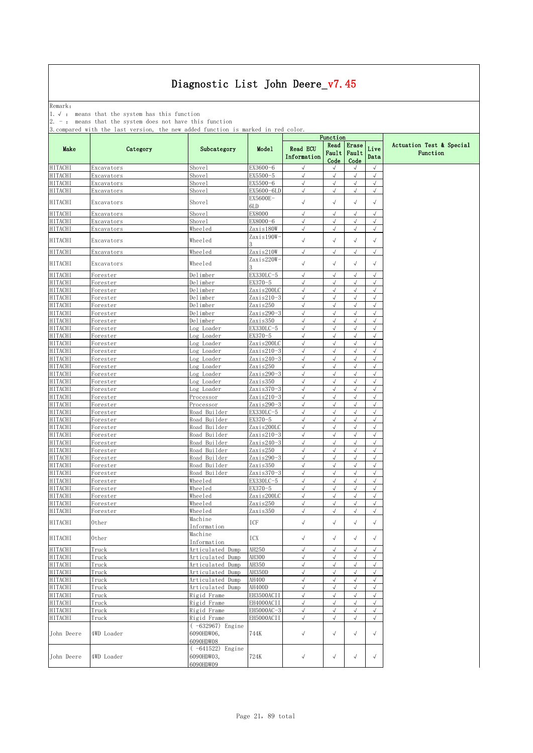# Diagnostic List John Deere_v7.45

Remark:
1. √ : means that the system has this function
2. - : means that the system does not have this function
3. compared with the last version, the new added function is marked in red color.

| Make | Category | Subcategory | Model | Function | | | | Actuation Test & Special Function |
|---|---|---|---|---|---|---|---|---|
| | | | | Read ECU Information | Read Fault Code | Erase Fault Code | Live Data | |
| HITACHI | Excavators | Shovel | EX3600-6 | √ | √ | √ | √ | |
| HITACHI | Excavators | Shovel | EX5500-5 | √ | √ | √ | √ | |
| HITACHI | Excavators | Shovel | EX5500-6 | √ | √ | √ | √ | |
| HITACHI | Excavators | Shovel | EX5600-6LD | √ | √ | √ | √ | |
| HITACHI | Excavators | Shovel | EX5600E-6LD | √ | √ | √ | √ | |
| HITACHI | Excavators | Shovel | EX8000 | √ | √ | √ | √ | |
| HITACHI | Excavators | Shovel | EX8000-6 | √ | √ | √ | √ | |
| HITACHI | Excavators | Wheeled | Zaxis180W | √ | √ | √ | √ | |
| HITACHI | Excavators | Wheeled | Zaxis190W-3 | √ | √ | √ | √ | |
| HITACHI | Excavators | Wheeled | Zaxis210W | √ | √ | √ | √ | |
| HITACHI | Excavators | Wheeled | Zaxis220W-3 | √ | √ | √ | √ | |
| HITACHI | Forester | Delimber | EX330LC-5 | √ | √ | √ | √ | |
| HITACHI | Forester | Delimber | EX370-5 | √ | √ | √ | √ | |
| HITACHI | Forester | Delimber | Zaxis200LC | √ | √ | √ | √ | |
| HITACHI | Forester | Delimber | Zaxis210-3 | √ | √ | √ | √ | |
| HITACHI | Forester | Delimber | Zaxis250 | √ | √ | √ | √ | |
| HITACHI | Forester | Delimber | Zaxis290-3 | √ | √ | √ | √ | |
| HITACHI | Forester | Delimber | Zaxis350 | √ | √ | √ | √ | |
| HITACHI | Forester | Log Loader | EX330LC-5 | √ | √ | √ | √ | |
| HITACHI | Forester | Log Loader | EX370-5 | √ | √ | √ | √ | |
| HITACHI | Forester | Log Loader | Zaxis200LC | √ | √ | √ | √ | |
| HITACHI | Forester | Log Loader | Zaxis210-3 | √ | √ | √ | √ | |
| HITACHI | Forester | Log Loader | Zaxis240-3 | √ | √ | √ | √ | |
| HITACHI | Forester | Log Loader | Zaxis250 | √ | √ | √ | √ | |
| HITACHI | Forester | Log Loader | Zaxis290-3 | √ | √ | √ | √ | |
| HITACHI | Forester | Log Loader | Zaxis350 | √ | √ | √ | √ | |
| HITACHI | Forester | Log Loader | Zaxis370-3 | √ | √ | √ | √ | |
| HITACHI | Forester | Processor | Zaxis210-3 | √ | √ | √ | √ | |
| HITACHI | Forester | Processor | Zaxis290-3 | √ | √ | √ | √ | |
| HITACHI | Forester | Road Builder | EX330LC-5 | √ | √ | √ | √ | |
| HITACHI | Forester | Road Builder | EX370-5 | √ | √ | √ | √ | |
| HITACHI | Forester | Road Builder | Zaxis200LC | √ | √ | √ | √ | |
| HITACHI | Forester | Road Builder | Zaxis210-3 | √ | √ | √ | √ | |
| HITACHI | Forester | Road Builder | Zaxis240-3 | √ | √ | √ | √ | |
| HITACHI | Forester | Road Builder | Zaxis250 | √ | √ | √ | √ | |
| HITACHI | Forester | Road Builder | Zaxis290-3 | √ | √ | √ | √ | |
| HITACHI | Forester | Road Builder | Zaxis350 | √ | √ | √ | √ | |
| HITACHI | Forester | Road Builder | Zaxis370-3 | √ | √ | √ | √ | |
| HITACHI | Forester | Wheeled | EX330LC-5 | √ | √ | √ | √ | |
| HITACHI | Forester | Wheeled | EX370-5 | √ | √ | √ | √ | |
| HITACHI | Forester | Wheeled | Zaxis200LC | √ | √ | √ | √ | |
| HITACHI | Forester | Wheeled | Zaxis250 | √ | √ | √ | √ | |
| HITACHI | Forester | Wheeled | Zaxis350 | √ | √ | √ | √ | |
| HITACHI | Other | Machine Information | ICF | √ | √ | √ | √ | |
| HITACHI | Other | Machine Information | ICX | √ | √ | √ | √ | |
| HITACHI | Truck | Articulated Dump | AH250 | √ | √ | √ | √ | |
| HITACHI | Truck | Articulated Dump | AH300 | √ | √ | √ | √ | |
| HITACHI | Truck | Articulated Dump | AH350 | √ | √ | √ | √ | |
| HITACHI | Truck | Articulated Dump | AH350D | √ | √ | √ | √ | |
| HITACHI | Truck | Articulated Dump | AH400 | √ | √ | √ | √ | |
| HITACHI | Truck | Articulated Dump | AH400D | √ | √ | √ | √ | |
| HITACHI | Truck | Rigid Frame | EH3500ACII | √ | √ | √ | √ | |
| HITACHI | Truck | Rigid Frame | EH4000ACII | √ | √ | √ | √ | |
| HITACHI | Truck | Rigid Frame | EH5000AC-3 | √ | √ | √ | √ | |
| HITACHI | Truck | Rigid Frame | EH5000ACII | √ | √ | √ | √ | |
| John Deere | 4WD Loader | ( -632967) Engine 6090HDW06, 6090HDW08 | 744K | √ | √ | √ | √ | |
| John Deere | 4WD Loader | ( -641522) Engine 6090HDW03, 6090HDW09 | 724K | √ | √ | √ | √ | |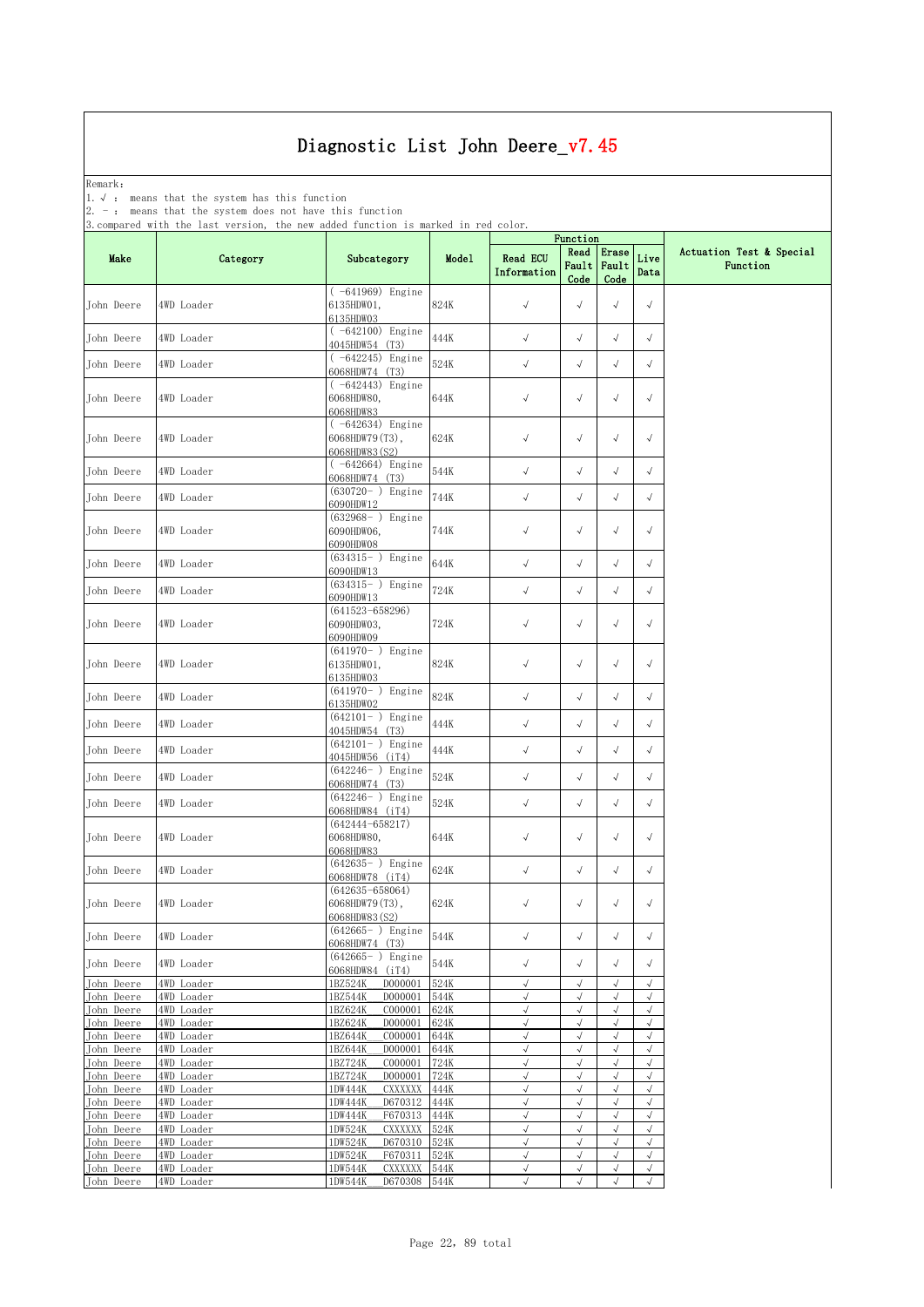# Diagnostic List John Deere_v7.45

Remark:
1. √ : means that the system has this function
2. - : means that the system does not have this function
3. compared with the last version, the new added function is marked in red color.

| Make | Category | Subcategory | Model | Function | | | | Actuation Test & Special Function |
|---|---|---|---|---|---|---|---|---|
| | | | | Read ECU Information | Read Fault Code | Erase Fault Code | Live Data | |
| John Deere | 4WD Loader | ( -641969) Engine 6135HDW01, 6135HDW03 | 824K | √ | √ | √ | √ | |
| John Deere | 4WD Loader | ( -642100) Engine 4045HDW54 (T3) | 444K | √ | √ | √ | √ | |
| John Deere | 4WD Loader | ( -642245) Engine 6068HDW74 (T3) | 524K | √ | √ | √ | √ | |
| John Deere | 4WD Loader | ( -642443) Engine 6068HDW80, 6068HDW83 | 644K | √ | √ | √ | √ | |
| John Deere | 4WD Loader | ( -642634) Engine 6068HDW79(T3), 6068HDW83(S2) | 624K | √ | √ | √ | √ | |
| John Deere | 4WD Loader | ( -642664) Engine 6068HDW74 (T3) | 544K | √ | √ | √ | √ | |
| John Deere | 4WD Loader | (630720- ) Engine 6090HDW12 | 744K | √ | √ | √ | √ | |
| John Deere | 4WD Loader | (632968- ) Engine 6090HDW06, 6090HDW08 | 744K | √ | √ | √ | √ | |
| John Deere | 4WD Loader | (634315- ) Engine 6090HDW13 | 644K | √ | √ | √ | √ | |
| John Deere | 4WD Loader | (634315- ) Engine 6090HDW13 | 724K | √ | √ | √ | √ | |
| John Deere | 4WD Loader | (641523-658296) 6090HDW03, 6090HDW09 | 724K | √ | √ | √ | √ | |
| John Deere | 4WD Loader | (641970- ) Engine 6135HDW01, 6135HDW03 | 824K | √ | √ | √ | √ | |
| John Deere | 4WD Loader | (641970- ) Engine 6135HDW02 | 824K | √ | √ | √ | √ | |
| John Deere | 4WD Loader | (642101- ) Engine 4045HDW54 (T3) | 444K | √ | √ | √ | √ | |
| John Deere | 4WD Loader | (642101- ) Engine 4045HDW56 (iT4) | 444K | √ | √ | √ | √ | |
| John Deere | 4WD Loader | (642246- ) Engine 6068HDW74 (T3) | 524K | √ | √ | √ | √ | |
| John Deere | 4WD Loader | (642246- ) Engine 6068HDW84 (iT4) | 524K | √ | √ | √ | √ | |
| John Deere | 4WD Loader | (642444-658217) 6068HDW80, 6068HDW83 | 644K | √ | √ | √ | √ | |
| John Deere | 4WD Loader | (642635- ) Engine 6068HDW78 (iT4) | 624K | √ | √ | √ | √ | |
| John Deere | 4WD Loader | (642635-658064) 6068HDW79(T3), 6068HDW83(S2) | 624K | √ | √ | √ | √ | |
| John Deere | 4WD Loader | (642665- ) Engine 6068HDW74 (T3) | 544K | √ | √ | √ | √ | |
| John Deere | 4WD Loader | (642665- ) Engine 6068HDW84 (iT4) | 544K | √ | √ | √ | √ | |
| John Deere | 4WD Loader | 1BZ524K___D000001 | 524K | √ | √ | √ | √ | |
| John Deere | 4WD Loader | 1BZ544K___D000001 | 544K | √ | √ | √ | √ | |
| John Deere | 4WD Loader | 1BZ624K___C000001 | 624K | √ | √ | √ | √ | |
| John Deere | 4WD Loader | 1BZ624K___D000001 | 624K | √ | √ | √ | √ | |
| John Deere | 4WD Loader | 1BZ644K___C000001 | 644K | √ | √ | √ | √ | |
| John Deere | 4WD Loader | 1BZ644K___D000001 | 644K | √ | √ | √ | √ | |
| John Deere | 4WD Loader | 1BZ724K___C000001 | 724K | √ | √ | √ | √ | |
| John Deere | 4WD Loader | 1BZ724K___D000001 | 724K | √ | √ | √ | √ | |
| John Deere | 4WD Loader | 1DW444K___CXXXXXX | 444K | √ | √ | √ | √ | |
| John Deere | 4WD Loader | 1DW444K___D670312 | 444K | √ | √ | √ | √ | |
| John Deere | 4WD Loader | 1DW444K___F670313 | 444K | √ | √ | √ | √ | |
| John Deere | 4WD Loader | 1DW524K___CXXXXXX | 524K | √ | √ | √ | √ | |
| John Deere | 4WD Loader | 1DW524K___D670310 | 524K | √ | √ | √ | √ | |
| John Deere | 4WD Loader | 1DW524K___F670311 | 524K | √ | √ | √ | √ | |
| John Deere | 4WD Loader | 1DW544K___CXXXXXX | 544K | √ | √ | √ | √ | |
| John Deere | 4WD Loader | 1DW544K___D670308 | 544K | √ | √ | √ | √ | |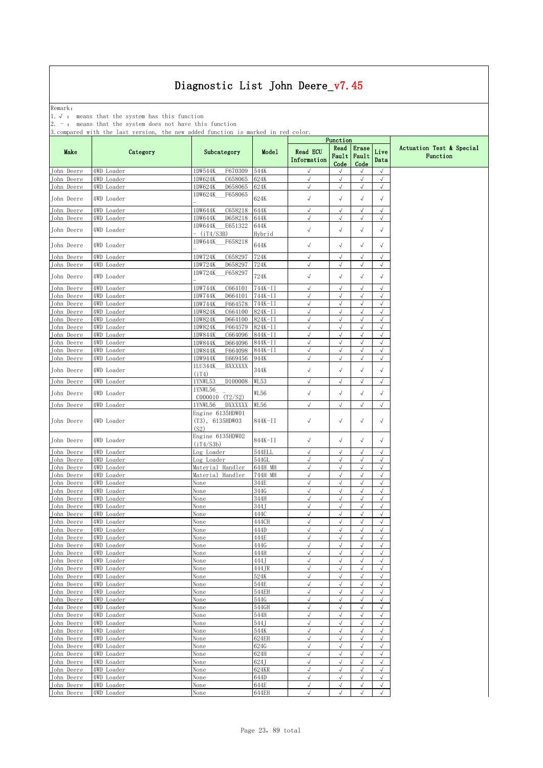# Diagnostic List John Deere_v7.45

Remark:
1. √ : means that the system has this function
2. - : means that the system does not have this function
3. compared with the last version, the new added function is marked in red color.

| Make | Category | Subcategory | Model | Function | | | | Actuation Test & Special Function |
|---|---|---|---|---|---|---|---|---|
| | | | | Read ECU Information | Read Fault Code | Erase Fault Code | Live Data | |
| John Deere | 4WD Loader | 1DW544K___F670309 | 544K | √ | √ | √ | √ | |
| John Deere | 4WD Loader | 1DW624K___C658065 | 624K | √ | √ | √ | √ | |
| John Deere | 4WD Loader | 1DW624K___D658065 | 624K | √ | √ | √ | √ | |
| John Deere | 4WD Loader | 1DW624K___F658065 _ | 624K | √ | √ | √ | √ | |
| John Deere | 4WD Loader | 1DW644K___C658218 | 644K | √ | √ | √ | √ | |
| John Deere | 4WD Loader | 1DW644K___D658218 | 644K | √ | √ | √ | √ | |
| John Deere | 4WD Loader | 1DW644K___E651322 _ (iT4/S3B) | 644K Hybrid | √ | √ | √ | √ | |
| John Deere | 4WD Loader | 1DW644K___F658218 _ | 644K | √ | √ | √ | √ | |
| John Deere | 4WD Loader | 1DW724K___C658297 | 724K | √ | √ | √ | √ | |
| John Deere | 4WD Loader | 1DW724K___D658297 | 724K | √ | √ | √ | √ | |
| John Deere | 4WD Loader | 1DW724K___F658297 _ | 724K | √ | √ | √ | √ | |
| John Deere | 4WD Loader | 1DW744K___C664101 | 744K-II | √ | √ | √ | √ | |
| John Deere | 4WD Loader | 1DW744K___D664101 | 744K-II | √ | √ | √ | √ | |
| John Deere | 4WD Loader | 1DW744K___F664578 | 744K-II | √ | √ | √ | √ | |
| John Deere | 4WD Loader | 1DW824K___C664100 | 824K-II | √ | √ | √ | √ | |
| John Deere | 4WD Loader | 1DW824K___D664100 | 824K-II | √ | √ | √ | √ | |
| John Deere | 4WD Loader | 1DW824K___F664579 | 824K-II | √ | √ | √ | √ | |
| John Deere | 4WD Loader | 1DW844K___C664096 | 844K-II | √ | √ | √ | √ | |
| John Deere | 4WD Loader | 1DW844K___D664096 | 844K-II | √ | √ | √ | √ | |
| John Deere | 4WD Loader | 1DW844K___F664098 | 844K-II | √ | √ | √ | √ | |
| John Deere | 4WD Loader | 1DW944K___E669456 | 944K | √ | √ | √ | √ | |
| John Deere | 4WD Loader | 1LU344K___BXXXXXX (iT4) | 344K | √ | √ | √ | √ | |
| John Deere | 4WD Loader | 1YNWL53___D100008 | WL53 | √ | √ | √ | √ | |
| John Deere | 4WD Loader | 1YNWL56_ _ _C000010 (T2/S2) | WL56 | √ | √ | √ | √ | |
| John Deere | 4WD Loader | 1YNWL56___DXXXXXX | WL56 | √ | √ | √ | √ | |
| John Deere | 4WD Loader | Engine 6135HDW01 (T3), 6135HDW03 (S2) | 844K-II | √ | √ | √ | √ | |
| John Deere | 4WD Loader | Engine 6135HDW02 (iT4/S3b) | 844K-II | √ | √ | √ | √ | |
| John Deere | 4WD Loader | Log Loader | 544ELL | √ | √ | √ | √ | |
| John Deere | 4WD Loader | Log Loader | 544GL | √ | √ | √ | √ | |
| John Deere | 4WD Loader | Material Handler | 644H MH | √ | √ | √ | √ | |
| John Deere | 4WD Loader | Material Handler | 744H MH | √ | √ | √ | √ | |
| John Deere | 4WD Loader | None | 344E | √ | √ | √ | √ | |
| John Deere | 4WD Loader | None | 344G | √ | √ | √ | √ | |
| John Deere | 4WD Loader | None | 344H | √ | √ | √ | √ | |
| John Deere | 4WD Loader | None | 344J | √ | √ | √ | √ | |
| John Deere | 4WD Loader | None | 444C | √ | √ | √ | √ | |
| John Deere | 4WD Loader | None | 444CH | √ | √ | √ | √ | |
| John Deere | 4WD Loader | None | 444D | √ | √ | √ | √ | |
| John Deere | 4WD Loader | None | 444E | √ | √ | √ | √ | |
| John Deere | 4WD Loader | None | 444G | √ | √ | √ | √ | |
| John Deere | 4WD Loader | None | 444H | √ | √ | √ | √ | |
| John Deere | 4WD Loader | None | 444J | √ | √ | √ | √ | |
| John Deere | 4WD Loader | None | 444JR | √ | √ | √ | √ | |
| John Deere | 4WD Loader | None | 524K | √ | √ | √ | √ | |
| John Deere | 4WD Loader | None | 544E | √ | √ | √ | √ | |
| John Deere | 4WD Loader | None | 544EH | √ | √ | √ | √ | |
| John Deere | 4WD Loader | None | 544G | √ | √ | √ | √ | |
| John Deere | 4WD Loader | None | 544GH | √ | √ | √ | √ | |
| John Deere | 4WD Loader | None | 544H | √ | √ | √ | √ | |
| John Deere | 4WD Loader | None | 544J | √ | √ | √ | √ | |
| John Deere | 4WD Loader | None | 544K | √ | √ | √ | √ | |
| John Deere | 4WD Loader | None | 624EH | √ | √ | √ | √ | |
| John Deere | 4WD Loader | None | 624G | √ | √ | √ | √ | |
| John Deere | 4WD Loader | None | 624H | √ | √ | √ | √ | |
| John Deere | 4WD Loader | None | 624J | √ | √ | √ | √ | |
| John Deere | 4WD Loader | None | 624KR | √ | √ | √ | √ | |
| John Deere | 4WD Loader | None | 644D | √ | √ | √ | √ | |
| John Deere | 4WD Loader | None | 644E | √ | √ | √ | √ | |
| John Deere | 4WD Loader | None | 644EH | √ | √ | √ | √ | |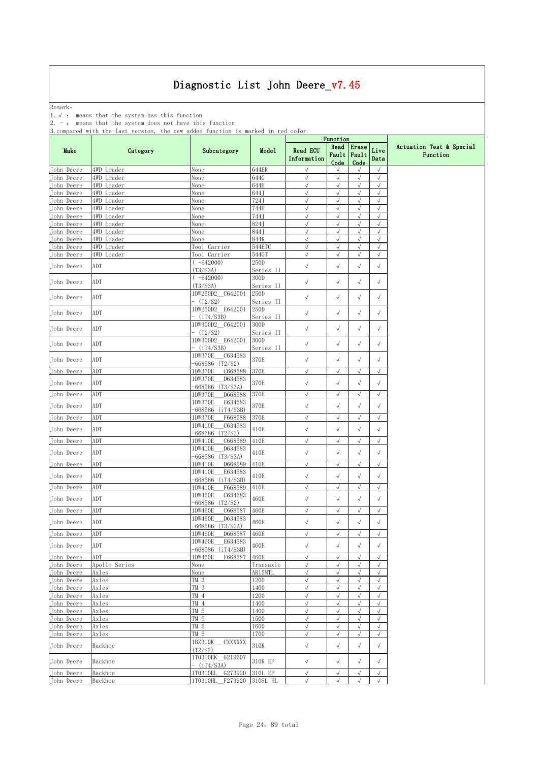# Diagnostic List John Deere_v7.45

Remark:
1. √ : means that the system has this function
2. - : means that the system does not have this function
3. compared with the last version, the new added function is marked in red color.

| Make | Category | Subcategory | Model | Function | | | | Actuation Test & Special Function |
|---|---|---|---|---|---|---|---|---|
| | | | | Read ECU Information | Read Fault Code | Erase Fault Code | Live Data | |
| John Deere | 4WD Loader | None | 644ER | √ | √ | √ | √ | |
| John Deere | 4WD Loader | None | 644G | √ | √ | √ | √ | |
| John Deere | 4WD Loader | None | 644H | √ | √ | √ | √ | |
| John Deere | 4WD Loader | None | 644J | √ | √ | √ | √ | |
| John Deere | 4WD Loader | None | 724J | √ | √ | √ | √ | |
| John Deere | 4WD Loader | None | 744H | √ | √ | √ | √ | |
| John Deere | 4WD Loader | None | 744J | √ | √ | √ | √ | |
| John Deere | 4WD Loader | None | 824J | √ | √ | √ | √ | |
| John Deere | 4WD Loader | None | 844J | √ | √ | √ | √ | |
| John Deere | 4WD Loader | None | 844K | √ | √ | √ | √ | |
| John Deere | 4WD Loader | Tool Carrier | 544ETC | √ | √ | √ | √ | |
| John Deere | 4WD Loader | Tool Carrier | 544GT | √ | √ | √ | √ | |
| John Deere | ADT | ( -642000) (T3/S3A) | 250D Series II | √ | √ | √ | √ | |
| John Deere | ADT | ( -642000) (T3/S3A) | 300D Series II | √ | √ | √ | √ | |
| John Deere | ADT | 1DW250D2__C642001 - (T2/S2) | 250D Series II | √ | √ | √ | √ | |
| John Deere | ADT | 1DW250D2__E642001 - (iT4/S3B) | 250D Series II | √ | √ | √ | √ | |
| John Deere | ADT | 1DW300D2__C642001 - (T2/S2) | 300D Series II | √ | √ | √ | √ | |
| John Deere | ADT | 1DW300D2__E642001 - (iT4/S3B) | 300D Series II | √ | √ | √ | √ | |
| John Deere | ADT | 1DW370E__C634583 -668586 (T2/S2) | 370E | √ | √ | √ | √ | |
| John Deere | ADT | 1DW370E__C668588 | 370E | √ | √ | √ | √ | |
| John Deere | ADT | 1DW370E__D634583 -668586 (T3/S3A) | 370E | √ | √ | √ | √ | |
| John Deere | ADT | 1DW370E__D668588 | 370E | √ | √ | √ | √ | |
| John Deere | ADT | 1DW370E__E634583 -668586 (iT4/S3B) | 370E | √ | √ | √ | √ | |
| John Deere | ADT | 1DW370E__F668588 | 370E | √ | √ | √ | √ | |
| John Deere | ADT | 1DW410E__C634583 -668586 (T2/S2) | 410E | √ | √ | √ | √ | |
| John Deere | ADT | 1DW410E__C668589 | 410E | √ | √ | √ | √ | |
| John Deere | ADT | 1DW410E__D634583 -668586 (T3/S3A) | 410E | √ | √ | √ | √ | |
| John Deere | ADT | 1DW410E__D668589 | 410E | √ | √ | √ | √ | |
| John Deere | ADT | 1DW410E__E634583 -668586 (iT4/S3B) | 410E | √ | √ | √ | √ | |
| John Deere | ADT | 1DW410E__F668589 | 410E | √ | √ | √ | √ | |
| John Deere | ADT | 1DW460E__C634583 -668586 (T2/S2) | 460E | √ | √ | √ | √ | |
| John Deere | ADT | 1DW460E__C668587 | 460E | √ | √ | √ | √ | |
| John Deere | ADT | 1DW460E__D634583 -668586 (T3/S3A) | 460E | √ | √ | √ | √ | |
| John Deere | ADT | 1DW460E__D668587 | 460E | √ | √ | √ | √ | |
| John Deere | ADT | 1DW460E__E634583 -668586 (iT4/S3B) | 460E | √ | √ | √ | √ | |
| John Deere | ADT | 1DW460E__F668587 | 460E | √ | √ | √ | √ | |
| John Deere | Apollo Series | None | Transaxle | √ | √ | √ | √ | |
| John Deere | Axles | None | AR15MTL | √ | √ | √ | √ | |
| John Deere | Axles | TM 3 | 1200 | √ | √ | √ | √ | |
| John Deere | Axles | TM 3 | 1400 | √ | √ | √ | √ | |
| John Deere | Axles | TM 4 | 1200 | √ | √ | √ | √ | |
| John Deere | Axles | TM 4 | 1400 | √ | √ | √ | √ | |
| John Deere | Axles | TM 5 | 1400 | √ | √ | √ | √ | |
| John Deere | Axles | TM 5 | 1500 | √ | √ | √ | √ | |
| John Deere | Axles | TM 5 | 1600 | √ | √ | √ | √ | |
| John Deere | Axles | TM 5 | 1700 | √ | √ | √ | √ | |
| John Deere | Backhoe | 1BZ310K__CXXXXXX (T2/S2) | 310K | √ | √ | √ | √ | |
| John Deere | Backhoe | 1T0310EK__G219607 - (iT4/S3A) | 310K EP | √ | √ | √ | √ | |
| John Deere | Backhoe | 1T0310EL__G273920 | 310L EP | √ | √ | √ | √ | |
| John Deere | Backhoe | 1T0310HL__F273920 | 310SL HL | √ | √ | √ | √ | |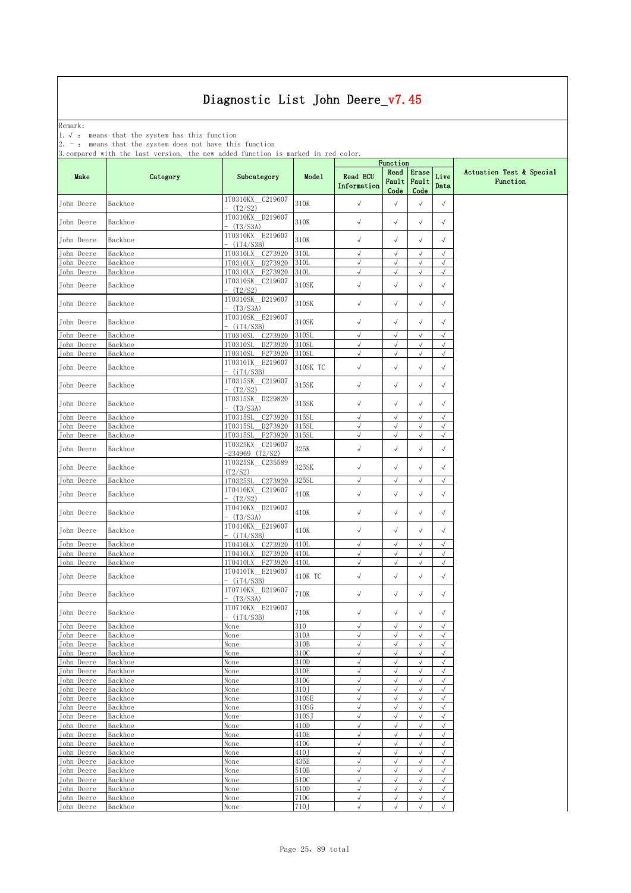# Diagnostic List John Deere_v7.45

Remark:
1. √ : means that the system has this function
2. - : means that the system does not have this function
3. compared with the last version, the new added function is marked in red color.

| Make | Category | Subcategory | Model | Function | | | | Actuation Test & Special Function |
|---|---|---|---|---|---|---|---|---|
| | | | | Read ECU Information | Read Fault Code | Erase Fault Code | Live Data | |
| John Deere | Backhoe | 1T0310KX__C219607 - (T2/S2) | 310K | √ | √ | √ | √ | |
| John Deere | Backhoe | 1T0310KX__D219607 - (T3/S3A) | 310K | √ | √ | √ | √ | |
| John Deere | Backhoe | 1T0310KX__E219607 - (iT4/S3B) | 310K | √ | √ | √ | √ | |
| John Deere | Backhoe | 1T0310LX__C273920 | 310L | √ | √ | √ | √ | |
| John Deere | Backhoe | 1T0310LX__D273920 | 310L | √ | √ | √ | √ | |
| John Deere | Backhoe | 1T0310LX__F273920 | 310L | √ | √ | √ | √ | |
| John Deere | Backhoe | 1T0310SK__C219607 - (T2/S2) | 310SK | √ | √ | √ | √ | |
| John Deere | Backhoe | 1T0310SK__D219607 - (T3/S3A) | 310SK | √ | √ | √ | √ | |
| John Deere | Backhoe | 1T0310SK__E219607 - (iT4/S3B) | 310SK | √ | √ | √ | √ | |
| John Deere | Backhoe | 1T0310SL__C273920 | 310SL | √ | √ | √ | √ | |
| John Deere | Backhoe | 1T0310SL__D273920 | 310SL | √ | √ | √ | √ | |
| John Deere | Backhoe | 1T0310SL__F273920 | 310SL | √ | √ | √ | √ | |
| John Deere | Backhoe | 1T0310TK__E219607 - (iT4/S3B) | 310SK TC | √ | √ | √ | √ | |
| John Deere | Backhoe | 1T0315SK__C219607 - (T2/S2) | 315SK | √ | √ | √ | √ | |
| John Deere | Backhoe | 1T0315SK__D229820 - (T3/S3A) | 315SK | √ | √ | √ | √ | |
| John Deere | Backhoe | 1T0315SL__C273920 | 315SL | √ | √ | √ | √ | |
| John Deere | Backhoe | 1T0315SL__D273920 | 315SL | √ | √ | √ | √ | |
| John Deere | Backhoe | 1T0315SL__F273920 | 315SL | √ | √ | √ | √ | |
| John Deere | Backhoe | 1T0325KX__C219607 -234969 (T2/S2) | 325K | √ | √ | √ | √ | |
| John Deere | Backhoe | 1T0325SK__C235589 (T2/S2) | 325SK | √ | √ | √ | √ | |
| John Deere | Backhoe | 1T0325SL__C273920 | 325SL | √ | √ | √ | √ | |
| John Deere | Backhoe | 1T0410KX__C219607 - (T2/S2) | 410K | √ | √ | √ | √ | |
| John Deere | Backhoe | 1T0410KX__D219607 - (T3/S3A) | 410K | √ | √ | √ | √ | |
| John Deere | Backhoe | 1T0410KX__E219607 - (iT4/S3B) | 410K | √ | √ | √ | √ | |
| John Deere | Backhoe | 1T0410LX__C273920 | 410L | √ | √ | √ | √ | |
| John Deere | Backhoe | 1T0410LX__D273920 | 410L | √ | √ | √ | √ | |
| John Deere | Backhoe | 1T0410LX__F273920 | 410L | √ | √ | √ | √ | |
| John Deere | Backhoe | 1T0410TK__E219607 - (iT4/S3B) | 410K TC | √ | √ | √ | √ | |
| John Deere | Backhoe | 1T0710KX__D219607 - (T3/S3A) | 710K | √ | √ | √ | √ | |
| John Deere | Backhoe | 1T0710KX__E219607 - (iT4/S3B) | 710K | √ | √ | √ | √ | |
| John Deere | Backhoe | None | 310 | √ | √ | √ | √ | |
| John Deere | Backhoe | None | 310A | √ | √ | √ | √ | |
| John Deere | Backhoe | None | 310B | √ | √ | √ | √ | |
| John Deere | Backhoe | None | 310C | √ | √ | √ | √ | |
| John Deere | Backhoe | None | 310D | √ | √ | √ | √ | |
| John Deere | Backhoe | None | 310E | √ | √ | √ | √ | |
| John Deere | Backhoe | None | 310G | √ | √ | √ | √ | |
| John Deere | Backhoe | None | 310J | √ | √ | √ | √ | |
| John Deere | Backhoe | None | 310SE | √ | √ | √ | √ | |
| John Deere | Backhoe | None | 310SG | √ | √ | √ | √ | |
| John Deere | Backhoe | None | 310SJ | √ | √ | √ | √ | |
| John Deere | Backhoe | None | 410D | √ | √ | √ | √ | |
| John Deere | Backhoe | None | 410E | √ | √ | √ | √ | |
| John Deere | Backhoe | None | 410G | √ | √ | √ | √ | |
| John Deere | Backhoe | None | 410J | √ | √ | √ | √ | |
| John Deere | Backhoe | None | 435E | √ | √ | √ | √ | |
| John Deere | Backhoe | None | 510B | √ | √ | √ | √ | |
| John Deere | Backhoe | None | 510C | √ | √ | √ | √ | |
| John Deere | Backhoe | None | 510D | √ | √ | √ | √ | |
| John Deere | Backhoe | None | 710G | √ | √ | √ | √ | |
| John Deere | Backhoe | None | 710J | √ | √ | √ | √ | |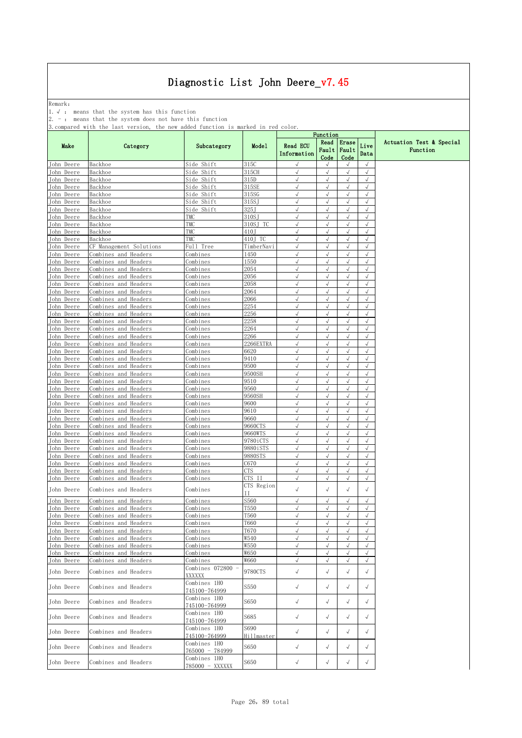# Diagnostic List John Deere_v7.45

Remark:
1. √ : means that the system has this function
2. - : means that the system does not have this function
3. compared with the last version, the new added function is marked in red color.

| Make | Category | Subcategory | Model | Function | | | | Actuation Test & Special Function |
|---|---|---|---|---|---|---|---|---|
| | | | | Read ECU Information | Read Fault Code | Erase Fault Code | Live Data | |
| John Deere | Backhoe | Side Shift | 315C | √ | √ | √ | √ | |
| John Deere | Backhoe | Side Shift | 315CH | √ | √ | √ | √ | |
| John Deere | Backhoe | Side Shift | 315D | √ | √ | √ | √ | |
| John Deere | Backhoe | Side Shift | 315SE | √ | √ | √ | √ | |
| John Deere | Backhoe | Side Shift | 315SG | √ | √ | √ | √ | |
| John Deere | Backhoe | Side Shift | 315SJ | √ | √ | √ | √ | |
| John Deere | Backhoe | Side Shift | 325J | √ | √ | √ | √ | |
| John Deere | Backhoe | TMC | 310SJ | √ | √ | √ | √ | |
| John Deere | Backhoe | TMC | 310SJ TC | √ | √ | √ | √ | |
| John Deere | Backhoe | TMC | 410J | √ | √ | √ | √ | |
| John Deere | Backhoe | TMC | 410J TC | √ | √ | √ | √ | |
| John Deere | CF Management Solutions | Full Tree | TimberNavi | √ | √ | √ | √ | |
| John Deere | Combines and Headers | Combines | 1450 | √ | √ | √ | √ | |
| John Deere | Combines and Headers | Combines | 1550 | √ | √ | √ | √ | |
| John Deere | Combines and Headers | Combines | 2054 | √ | √ | √ | √ | |
| John Deere | Combines and Headers | Combines | 2056 | √ | √ | √ | √ | |
| John Deere | Combines and Headers | Combines | 2058 | √ | √ | √ | √ | |
| John Deere | Combines and Headers | Combines | 2064 | √ | √ | √ | √ | |
| John Deere | Combines and Headers | Combines | 2066 | √ | √ | √ | √ | |
| John Deere | Combines and Headers | Combines | 2254 | √ | √ | √ | √ | |
| John Deere | Combines and Headers | Combines | 2256 | √ | √ | √ | √ | |
| John Deere | Combines and Headers | Combines | 2258 | √ | √ | √ | √ | |
| John Deere | Combines and Headers | Combines | 2264 | √ | √ | √ | √ | |
| John Deere | Combines and Headers | Combines | 2266 | √ | √ | √ | √ | |
| John Deere | Combines and Headers | Combines | 2266EXTRA | √ | √ | √ | √ | |
| John Deere | Combines and Headers | Combines | 6620 | √ | √ | √ | √ | |
| John Deere | Combines and Headers | Combines | 9410 | √ | √ | √ | √ | |
| John Deere | Combines and Headers | Combines | 9500 | √ | √ | √ | √ | |
| John Deere | Combines and Headers | Combines | 9500SH | √ | √ | √ | √ | |
| John Deere | Combines and Headers | Combines | 9510 | √ | √ | √ | √ | |
| John Deere | Combines and Headers | Combines | 9560 | √ | √ | √ | √ | |
| John Deere | Combines and Headers | Combines | 9560SH | √ | √ | √ | √ | |
| John Deere | Combines and Headers | Combines | 9600 | √ | √ | √ | √ | |
| John Deere | Combines and Headers | Combines | 9610 | √ | √ | √ | √ | |
| John Deere | Combines and Headers | Combines | 9660 | √ | √ | √ | √ | |
| John Deere | Combines and Headers | Combines | 9660CTS | √ | √ | √ | √ | |
| John Deere | Combines and Headers | Combines | 9660WTS | √ | √ | √ | √ | |
| John Deere | Combines and Headers | Combines | 9780iCTS | √ | √ | √ | √ | |
| John Deere | Combines and Headers | Combines | 9880iSTS | √ | √ | √ | √ | |
| John Deere | Combines and Headers | Combines | 9880STS | √ | √ | √ | √ | |
| John Deere | Combines and Headers | Combines | C670 | √ | √ | √ | √ | |
| John Deere | Combines and Headers | Combines | CTS | √ | √ | √ | √ | |
| John Deere | Combines and Headers | Combines | CTS II | √ | √ | √ | √ | |
| John Deere | Combines and Headers | Combines | CTS Region II | √ | √ | √ | √ | |
| John Deere | Combines and Headers | Combines | S560 | √ | √ | √ | √ | |
| John Deere | Combines and Headers | Combines | T550 | √ | √ | √ | √ | |
| John Deere | Combines and Headers | Combines | T560 | √ | √ | √ | √ | |
| John Deere | Combines and Headers | Combines | T660 | √ | √ | √ | √ | |
| John Deere | Combines and Headers | Combines | T670 | √ | √ | √ | √ | |
| John Deere | Combines and Headers | Combines | W540 | √ | √ | √ | √ | |
| John Deere | Combines and Headers | Combines | W550 | √ | √ | √ | √ | |
| John Deere | Combines and Headers | Combines | W650 | √ | √ | √ | √ | |
| John Deere | Combines and Headers | Combines | W660 | √ | √ | √ | √ | |
| John Deere | Combines and Headers | Combines 072800 - XXXXXX | 9780CTS | √ | √ | √ | √ | |
| John Deere | Combines and Headers | Combines 1H0 745100-764999 | S550 | √ | √ | √ | √ | |
| John Deere | Combines and Headers | Combines 1H0 745100-764999 | S650 | √ | √ | √ | √ | |
| John Deere | Combines and Headers | Combines 1H0 745100-764999 | S685 | √ | √ | √ | √ | |
| John Deere | Combines and Headers | Combines 1H0 745100-764999 | S690 Hillmaster | √ | √ | √ | √ | |
| John Deere | Combines and Headers | Combines 1H0 765000 - 784999 | S650 | √ | √ | √ | √ | |
| John Deere | Combines and Headers | Combines 1H0 785000 - XXXXXX | S650 | √ | √ | √ | √ | |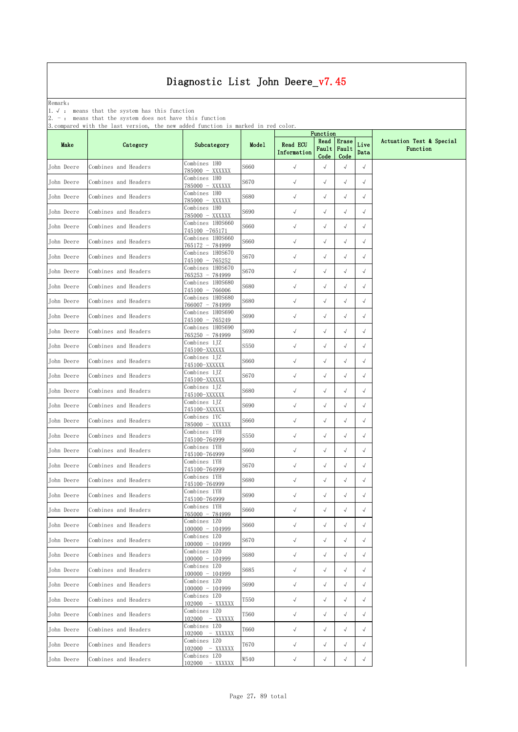# Diagnostic List John Deere_v7.45

Remark:
1. √ : means that the system has this function
2. - : means that the system does not have this function
3. compared with the last version, the new added function is marked in red color.

| Make | Category | Subcategory | Model | Function | | | | Actuation Test & Special Function |
|---|---|---|---|---|---|---|---|---|
| | | | | Read ECU Information | Read Fault Code | Erase Fault Code | Live Data | |
| John Deere | Combines and Headers | Combines 1H0 785000 - XXXXXX | S660 | √ | √ | √ | √ | |
| John Deere | Combines and Headers | Combines 1H0 785000 - XXXXXX | S670 | √ | √ | √ | √ | |
| John Deere | Combines and Headers | Combines 1H0 785000 - XXXXXX | S680 | √ | √ | √ | √ | |
| John Deere | Combines and Headers | Combines 1H0 785000 - XXXXXX | S690 | √ | √ | √ | √ | |
| John Deere | Combines and Headers | Combines 1H0S660 745100 -765171 | S660 | √ | √ | √ | √ | |
| John Deere | Combines and Headers | Combines 1H0S660 765172 - 784999 | S660 | √ | √ | √ | √ | |
| John Deere | Combines and Headers | Combines 1H0S670 745100 - 765252 | S670 | √ | √ | √ | √ | |
| John Deere | Combines and Headers | Combines 1H0S670 765253 - 784999 | S670 | √ | √ | √ | √ | |
| John Deere | Combines and Headers | Combines 1H0S680 745100 - 766006 | S680 | √ | √ | √ | √ | |
| John Deere | Combines and Headers | Combines 1H0S680 766007 - 784999 | S680 | √ | √ | √ | √ | |
| John Deere | Combines and Headers | Combines 1H0S690 745100 - 765249 | S690 | √ | √ | √ | √ | |
| John Deere | Combines and Headers | Combines 1H0S690 765250 - 784999 | S690 | √ | √ | √ | √ | |
| John Deere | Combines and Headers | Combines 1JZ 745100-XXXXXX | S550 | √ | √ | √ | √ | |
| John Deere | Combines and Headers | Combines 1JZ 745100-XXXXXX | S660 | √ | √ | √ | √ | |
| John Deere | Combines and Headers | Combines 1JZ 745100-XXXXXX | S670 | √ | √ | √ | √ | |
| John Deere | Combines and Headers | Combines 1JZ 745100-XXXXXX | S680 | √ | √ | √ | √ | |
| John Deere | Combines and Headers | Combines 1JZ 745100-XXXXXX | S690 | √ | √ | √ | √ | |
| John Deere | Combines and Headers | Combines 1YC 785000 - XXXXXX | S660 | √ | √ | √ | √ | |
| John Deere | Combines and Headers | Combines 1YH 745100-764999 | S550 | √ | √ | √ | √ | |
| John Deere | Combines and Headers | Combines 1YH 745100-764999 | S660 | √ | √ | √ | √ | |
| John Deere | Combines and Headers | Combines 1YH 745100-764999 | S670 | √ | √ | √ | √ | |
| John Deere | Combines and Headers | Combines 1YH 745100-764999 | S680 | √ | √ | √ | √ | |
| John Deere | Combines and Headers | Combines 1YH 745100-764999 | S690 | √ | √ | √ | √ | |
| John Deere | Combines and Headers | Combines 1YH 765000 - 784999 | S660 | √ | √ | √ | √ | |
| John Deere | Combines and Headers | Combines 1Z0 100000 - 104999 | S660 | √ | √ | √ | √ | |
| John Deere | Combines and Headers | Combines 1Z0 100000 - 104999 | S670 | √ | √ | √ | √ | |
| John Deere | Combines and Headers | Combines 1Z0 100000 - 104999 | S680 | √ | √ | √ | √ | |
| John Deere | Combines and Headers | Combines 1Z0 100000 - 104999 | S685 | √ | √ | √ | √ | |
| John Deere | Combines and Headers | Combines 1Z0 100000 - 104999 | S690 | √ | √ | √ | √ | |
| John Deere | Combines and Headers | Combines 1Z0 102000 - XXXXXX | T550 | √ | √ | √ | √ | |
| John Deere | Combines and Headers | Combines 1Z0 102000 - XXXXXX | T560 | √ | √ | √ | √ | |
| John Deere | Combines and Headers | Combines 1Z0 102000 - XXXXXX | T660 | √ | √ | √ | √ | |
| John Deere | Combines and Headers | Combines 1Z0 102000 - XXXXXX | T670 | √ | √ | √ | √ | |
| John Deere | Combines and Headers | Combines 1Z0 102000 - XXXXXX | W540 | √ | √ | √ | √ | |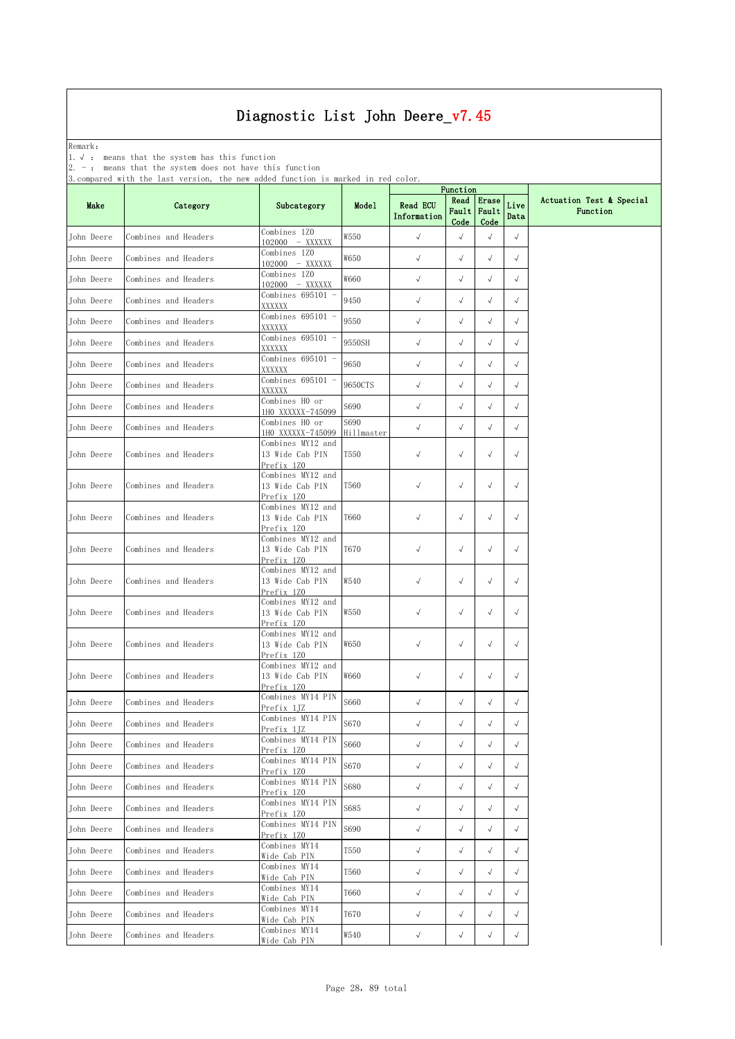# Diagnostic List John Deere_v7.45

Remark:
1. √ : means that the system has this function
2. - : means that the system does not have this function
3. compared with the last version, the new added function is marked in red color.

| Make | Category | Subcategory | Model | Function | | | | Actuation Test & Special Function |
|---|---|---|---|---|---|---|---|---|
| | | | | Read ECU Information | Read Fault Code | Erase Fault Code | Live Data | |
| John Deere | Combines and Headers | Combines 1Z0 102000 - XXXXXX | W550 | √ | √ | √ | √ | |
| John Deere | Combines and Headers | Combines 1Z0 102000 - XXXXXX | W650 | √ | √ | √ | √ | |
| John Deere | Combines and Headers | Combines 1Z0 102000 - XXXXXX | W660 | √ | √ | √ | √ | |
| John Deere | Combines and Headers | Combines 695101 - XXXXXX | 9450 | √ | √ | √ | √ | |
| John Deere | Combines and Headers | Combines 695101 - XXXXXX | 9550 | √ | √ | √ | √ | |
| John Deere | Combines and Headers | Combines 695101 - XXXXXX | 9550SH | √ | √ | √ | √ | |
| John Deere | Combines and Headers | Combines 695101 - XXXXXX | 9650 | √ | √ | √ | √ | |
| John Deere | Combines and Headers | Combines 695101 - XXXXXX | 9650CTS | √ | √ | √ | √ | |
| John Deere | Combines and Headers | Combines H0 or 1H0 XXXXXX-745099 | S690 | √ | √ | √ | √ | |
| John Deere | Combines and Headers | Combines H0 or 1H0 XXXXXX-745099 | S690 Hillmaster | √ | √ | √ | √ | |
| John Deere | Combines and Headers | Combines MY12 and 13 Wide Cab PIN Prefix 1Z0 | T550 | √ | √ | √ | √ | |
| John Deere | Combines and Headers | Combines MY12 and 13 Wide Cab PIN Prefix 1Z0 | T560 | √ | √ | √ | √ | |
| John Deere | Combines and Headers | Combines MY12 and 13 Wide Cab PIN Prefix 1Z0 | T660 | √ | √ | √ | √ | |
| John Deere | Combines and Headers | Combines MY12 and 13 Wide Cab PIN Prefix 1Z0 | T670 | √ | √ | √ | √ | |
| John Deere | Combines and Headers | Combines MY12 and 13 Wide Cab PIN Prefix 1Z0 | W540 | √ | √ | √ | √ | |
| John Deere | Combines and Headers | Combines MY12 and 13 Wide Cab PIN Prefix 1Z0 | W550 | √ | √ | √ | √ | |
| John Deere | Combines and Headers | Combines MY12 and 13 Wide Cab PIN Prefix 1Z0 | W650 | √ | √ | √ | √ | |
| John Deere | Combines and Headers | Combines MY12 and 13 Wide Cab PIN Prefix 1Z0 | W660 | √ | √ | √ | √ | |
| John Deere | Combines and Headers | Combines MY14 PIN Prefix 1JZ | S660 | √ | √ | √ | √ | |
| John Deere | Combines and Headers | Combines MY14 PIN Prefix 1JZ | S670 | √ | √ | √ | √ | |
| John Deere | Combines and Headers | Combines MY14 PIN Prefix 1Z0 | S660 | √ | √ | √ | √ | |
| John Deere | Combines and Headers | Combines MY14 PIN Prefix 1Z0 | S670 | √ | √ | √ | √ | |
| John Deere | Combines and Headers | Combines MY14 PIN Prefix 1Z0 | S680 | √ | √ | √ | √ | |
| John Deere | Combines and Headers | Combines MY14 PIN Prefix 1Z0 | S685 | √ | √ | √ | √ | |
| John Deere | Combines and Headers | Combines MY14 PIN Prefix 1Z0 | S690 | √ | √ | √ | √ | |
| John Deere | Combines and Headers | Combines MY14 Wide Cab PIN | T550 | √ | √ | √ | √ | |
| John Deere | Combines and Headers | Combines MY14 Wide Cab PIN | T560 | √ | √ | √ | √ | |
| John Deere | Combines and Headers | Combines MY14 Wide Cab PIN | T660 | √ | √ | √ | √ | |
| John Deere | Combines and Headers | Combines MY14 Wide Cab PIN | T670 | √ | √ | √ | √ | |
| John Deere | Combines and Headers | Combines MY14 Wide Cab PIN | W540 | √ | √ | √ | √ | |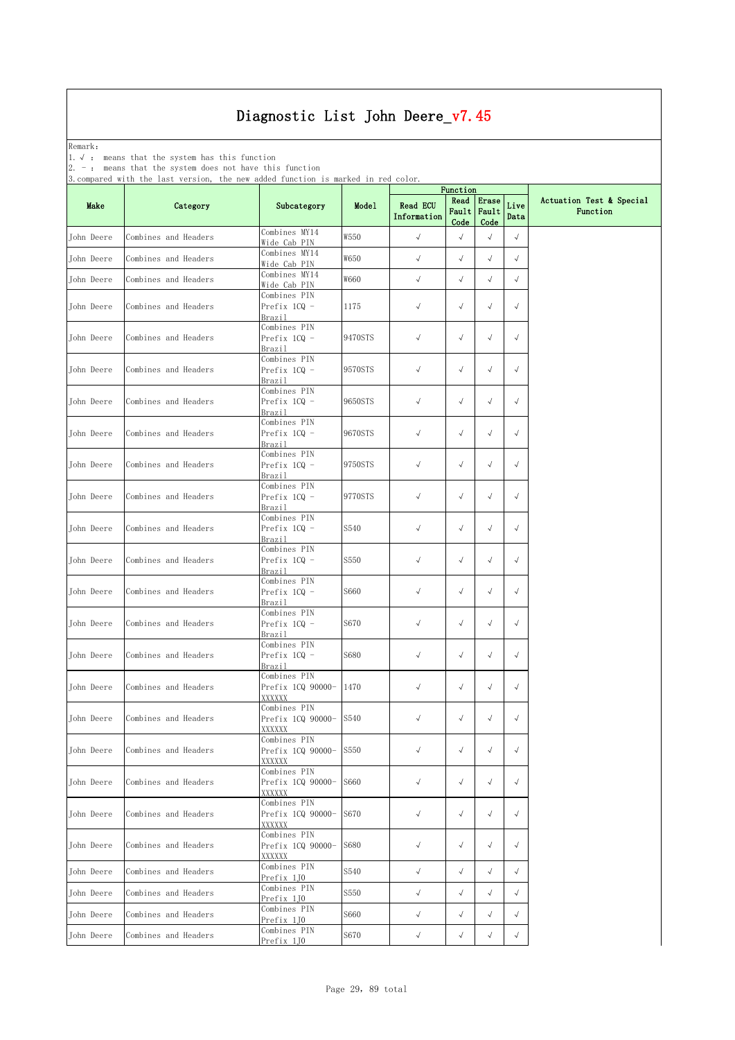# Diagnostic List John Deere_v7.45

Remark:
1. √ : means that the system has this function
2. - : means that the system does not have this function
3. compared with the last version, the new added function is marked in red color.

| Make | Category | Subcategory | Model | Function | | | | Actuation Test & Special Function |
|---|---|---|---|---|---|---|---|---|
| | | | | Read ECU Information | Read Fault Code | Erase Fault Code | Live Data | |
| John Deere | Combines and Headers | Combines MY14 Wide Cab PIN | W550 | √ | √ | √ | √ | |
| John Deere | Combines and Headers | Combines MY14 Wide Cab PIN | W650 | √ | √ | √ | √ | |
| John Deere | Combines and Headers | Combines MY14 Wide Cab PIN | W660 | √ | √ | √ | √ | |
| John Deere | Combines and Headers | Combines PIN Prefix 1CQ - Brazil | 1175 | √ | √ | √ | √ | |
| John Deere | Combines and Headers | Combines PIN Prefix 1CQ - Brazil | 9470STS | √ | √ | √ | √ | |
| John Deere | Combines and Headers | Combines PIN Prefix 1CQ - Brazil | 9570STS | √ | √ | √ | √ | |
| John Deere | Combines and Headers | Combines PIN Prefix 1CQ - Brazil | 9650STS | √ | √ | √ | √ | |
| John Deere | Combines and Headers | Combines PIN Prefix 1CQ - Brazil | 9670STS | √ | √ | √ | √ | |
| John Deere | Combines and Headers | Combines PIN Prefix 1CQ - Brazil | 9750STS | √ | √ | √ | √ | |
| John Deere | Combines and Headers | Combines PIN Prefix 1CQ - Brazil | 9770STS | √ | √ | √ | √ | |
| John Deere | Combines and Headers | Combines PIN Prefix 1CQ - Brazil | S540 | √ | √ | √ | √ | |
| John Deere | Combines and Headers | Combines PIN Prefix 1CQ - Brazil | S550 | √ | √ | √ | √ | |
| John Deere | Combines and Headers | Combines PIN Prefix 1CQ - Brazil | S660 | √ | √ | √ | √ | |
| John Deere | Combines and Headers | Combines PIN Prefix 1CQ - Brazil | S670 | √ | √ | √ | √ | |
| John Deere | Combines and Headers | Combines PIN Prefix 1CQ - Brazil | S680 | √ | √ | √ | √ | |
| John Deere | Combines and Headers | Combines PIN Prefix 1CQ 90000-XXXXXX | 1470 | √ | √ | √ | √ | |
| John Deere | Combines and Headers | Combines PIN Prefix 1CQ 90000-XXXXXX | S540 | √ | √ | √ | √ | |
| John Deere | Combines and Headers | Combines PIN Prefix 1CQ 90000-XXXXXX | S550 | √ | √ | √ | √ | |
| John Deere | Combines and Headers | Combines PIN Prefix 1CQ 90000-XXXXXX | S660 | √ | √ | √ | √ | |
| John Deere | Combines and Headers | Combines PIN Prefix 1CQ 90000-XXXXXX | S670 | √ | √ | √ | √ | |
| John Deere | Combines and Headers | Combines PIN Prefix 1CQ 90000-XXXXXX | S680 | √ | √ | √ | √ | |
| John Deere | Combines and Headers | Combines PIN Prefix 1J0 | S540 | √ | √ | √ | √ | |
| John Deere | Combines and Headers | Combines PIN Prefix 1J0 | S550 | √ | √ | √ | √ | |
| John Deere | Combines and Headers | Combines PIN Prefix 1J0 | S660 | √ | √ | √ | √ | |
| John Deere | Combines and Headers | Combines PIN Prefix 1J0 | S670 | √ | √ | √ | √ | |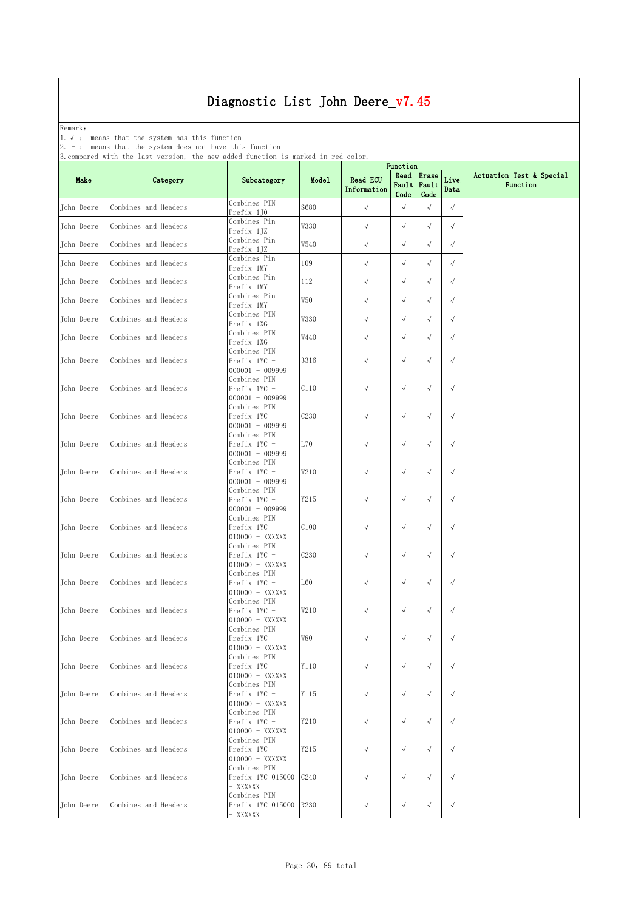# Diagnostic List John Deere_v7.45

Remark:
1. √ : means that the system has this function
2. - : means that the system does not have this function
3. compared with the last version, the new added function is marked in red color.

| Make | Category | Subcategory | Model | Function | | | | Actuation Test & Special Function |
|---|---|---|---|---|---|---|---|---|
| | | | | Read ECU Information | Read Fault Code | Erase Fault Code | Live Data | |
| John Deere | Combines and Headers | Combines PIN Prefix 1J0 | S680 | √ | √ | √ | √ | |
| John Deere | Combines and Headers | Combines Pin Prefix 1JZ | W330 | √ | √ | √ | √ | |
| John Deere | Combines and Headers | Combines Pin Prefix 1JZ | W540 | √ | √ | √ | √ | |
| John Deere | Combines and Headers | Combines Pin Prefix 1MY | 109 | √ | √ | √ | √ | |
| John Deere | Combines and Headers | Combines Pin Prefix 1MY | 112 | √ | √ | √ | √ | |
| John Deere | Combines and Headers | Combines Pin Prefix 1MY | W50 | √ | √ | √ | √ | |
| John Deere | Combines and Headers | Combines PIN Prefix 1XG | W330 | √ | √ | √ | √ | |
| John Deere | Combines and Headers | Combines PIN Prefix 1XG | W440 | √ | √ | √ | √ | |
| John Deere | Combines and Headers | Combines PIN Prefix 1YC - 000001 - 009999 | 3316 | √ | √ | √ | √ | |
| John Deere | Combines and Headers | Combines PIN Prefix 1YC - 000001 - 009999 | C110 | √ | √ | √ | √ | |
| John Deere | Combines and Headers | Combines PIN Prefix 1YC - 000001 - 009999 | C230 | √ | √ | √ | √ | |
| John Deere | Combines and Headers | Combines PIN Prefix 1YC - 000001 - 009999 | L70 | √ | √ | √ | √ | |
| John Deere | Combines and Headers | Combines PIN Prefix 1YC - 000001 - 009999 | W210 | √ | √ | √ | √ | |
| John Deere | Combines and Headers | Combines PIN Prefix 1YC - 000001 - 009999 | Y215 | √ | √ | √ | √ | |
| John Deere | Combines and Headers | Combines PIN Prefix 1YC - 010000 - XXXXXX | C100 | √ | √ | √ | √ | |
| John Deere | Combines and Headers | Combines PIN Prefix 1YC - 010000 - XXXXXX | C230 | √ | √ | √ | √ | |
| John Deere | Combines and Headers | Combines PIN Prefix 1YC - 010000 - XXXXXX | L60 | √ | √ | √ | √ | |
| John Deere | Combines and Headers | Combines PIN Prefix 1YC - 010000 - XXXXXX | W210 | √ | √ | √ | √ | |
| John Deere | Combines and Headers | Combines PIN Prefix 1YC - 010000 - XXXXXX | W80 | √ | √ | √ | √ | |
| John Deere | Combines and Headers | Combines PIN Prefix 1YC - 010000 - XXXXXX | Y110 | √ | √ | √ | √ | |
| John Deere | Combines and Headers | Combines PIN Prefix 1YC - 010000 - XXXXXX | Y115 | √ | √ | √ | √ | |
| John Deere | Combines and Headers | Combines PIN Prefix 1YC - 010000 - XXXXXX | Y210 | √ | √ | √ | √ | |
| John Deere | Combines and Headers | Combines PIN Prefix 1YC - 010000 - XXXXXX | Y215 | √ | √ | √ | √ | |
| John Deere | Combines and Headers | Combines PIN Prefix 1YC 015000 - XXXXXX | C240 | √ | √ | √ | √ | |
| John Deere | Combines and Headers | Combines PIN Prefix 1YC 015000 - XXXXXX | R230 | √ | √ | √ | √ | |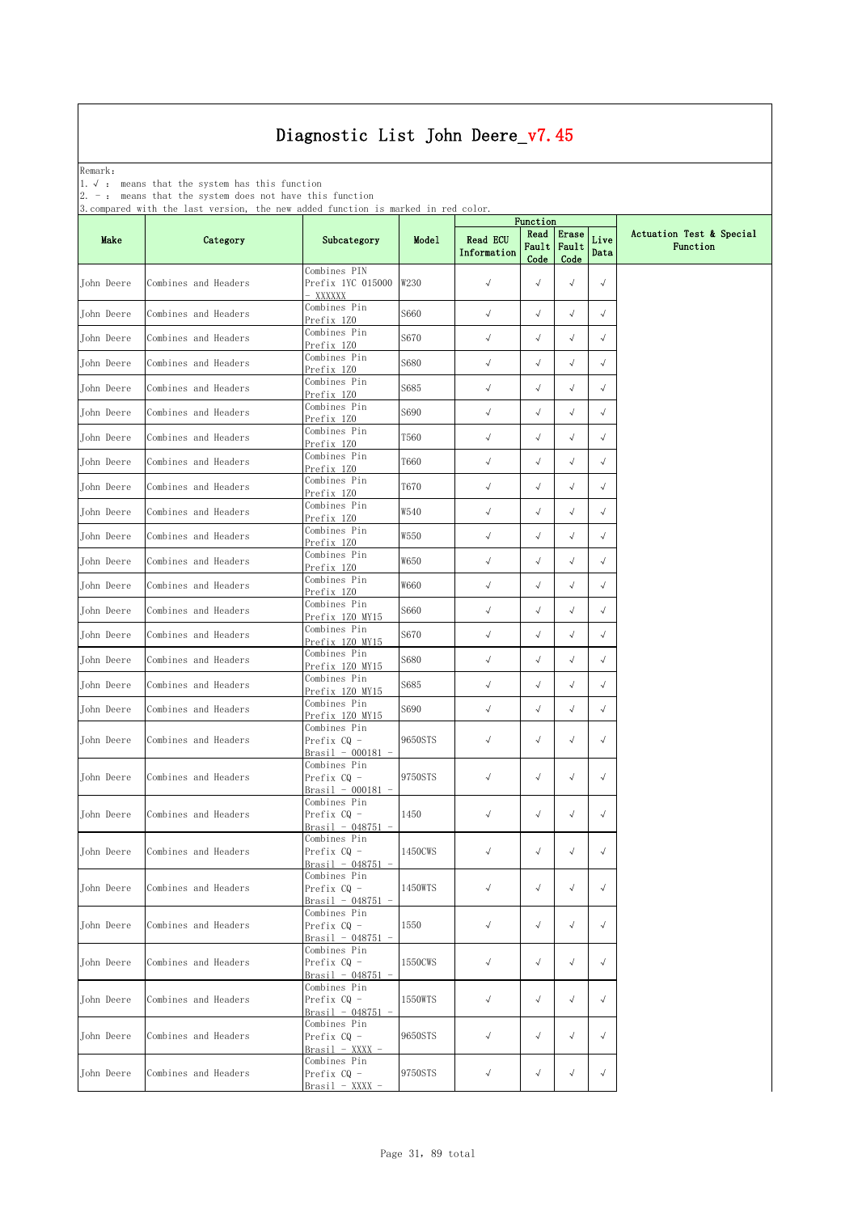# Diagnostic List John Deere_v7.45

Remark:
1. √ : means that the system has this function
2. - : means that the system does not have this function
3. compared with the last version, the new added function is marked in red color.

| Make | Category | Subcategory | Model | Function | | | | Actuation Test & Special Function |
|---|---|---|---|---|---|---|---|---|
| | | | | Read ECU Information | Read Fault Code | Erase Fault Code | Live Data | |
| John Deere | Combines and Headers | Combines PIN Prefix 1YC 015000 - XXXXXX | W230 | √ | √ | √ | √ | |
| John Deere | Combines and Headers | Combines Pin Prefix 1Z0 | S660 | √ | √ | √ | √ | |
| John Deere | Combines and Headers | Combines Pin Prefix 1Z0 | S670 | √ | √ | √ | √ | |
| John Deere | Combines and Headers | Combines Pin Prefix 1Z0 | S680 | √ | √ | √ | √ | |
| John Deere | Combines and Headers | Combines Pin Prefix 1Z0 | S685 | √ | √ | √ | √ | |
| John Deere | Combines and Headers | Combines Pin Prefix 1Z0 | S690 | √ | √ | √ | √ | |
| John Deere | Combines and Headers | Combines Pin Prefix 1Z0 | T560 | √ | √ | √ | √ | |
| John Deere | Combines and Headers | Combines Pin Prefix 1Z0 | T660 | √ | √ | √ | √ | |
| John Deere | Combines and Headers | Combines Pin Prefix 1Z0 | T670 | √ | √ | √ | √ | |
| John Deere | Combines and Headers | Combines Pin Prefix 1Z0 | W540 | √ | √ | √ | √ | |
| John Deere | Combines and Headers | Combines Pin Prefix 1Z0 | W550 | √ | √ | √ | √ | |
| John Deere | Combines and Headers | Combines Pin Prefix 1Z0 | W650 | √ | √ | √ | √ | |
| John Deere | Combines and Headers | Combines Pin Prefix 1Z0 | W660 | √ | √ | √ | √ | |
| John Deere | Combines and Headers | Combines Pin Prefix 1Z0 MY15 | S660 | √ | √ | √ | √ | |
| John Deere | Combines and Headers | Combines Pin Prefix 1Z0 MY15 | S670 | √ | √ | √ | √ | |
| John Deere | Combines and Headers | Combines Pin Prefix 1Z0 MY15 | S680 | √ | √ | √ | √ | |
| John Deere | Combines and Headers | Combines Pin Prefix 1Z0 MY15 | S685 | √ | √ | √ | √ | |
| John Deere | Combines and Headers | Combines Pin Prefix 1Z0 MY15 | S690 | √ | √ | √ | √ | |
| John Deere | Combines and Headers | Combines Pin Prefix CQ - Brasil - 000181 - | 9650STS | √ | √ | √ | √ | |
| John Deere | Combines and Headers | Combines Pin Prefix CQ - Brasil - 000181 - | 9750STS | √ | √ | √ | √ | |
| John Deere | Combines and Headers | Combines Pin Prefix CQ - Brasil - 048751 - | 1450 | √ | √ | √ | √ | |
| John Deere | Combines and Headers | Combines Pin Prefix CQ - Brasil - 048751 - | 1450CWS | √ | √ | √ | √ | |
| John Deere | Combines and Headers | Combines Pin Prefix CQ - Brasil - 048751 - | 1450WTS | √ | √ | √ | √ | |
| John Deere | Combines and Headers | Combines Pin Prefix CQ - Brasil - 048751 - | 1550 | √ | √ | √ | √ | |
| John Deere | Combines and Headers | Combines Pin Prefix CQ - Brasil - 048751 - | 1550CWS | √ | √ | √ | √ | |
| John Deere | Combines and Headers | Combines Pin Prefix CQ - Brasil - 048751 - | 1550WTS | √ | √ | √ | √ | |
| John Deere | Combines and Headers | Combines Pin Prefix CQ - Brasil - XXXX - | 9650STS | √ | √ | √ | √ | |
| John Deere | Combines and Headers | Combines Pin Prefix CQ - Brasil - XXXX - | 9750STS | √ | √ | √ | √ | |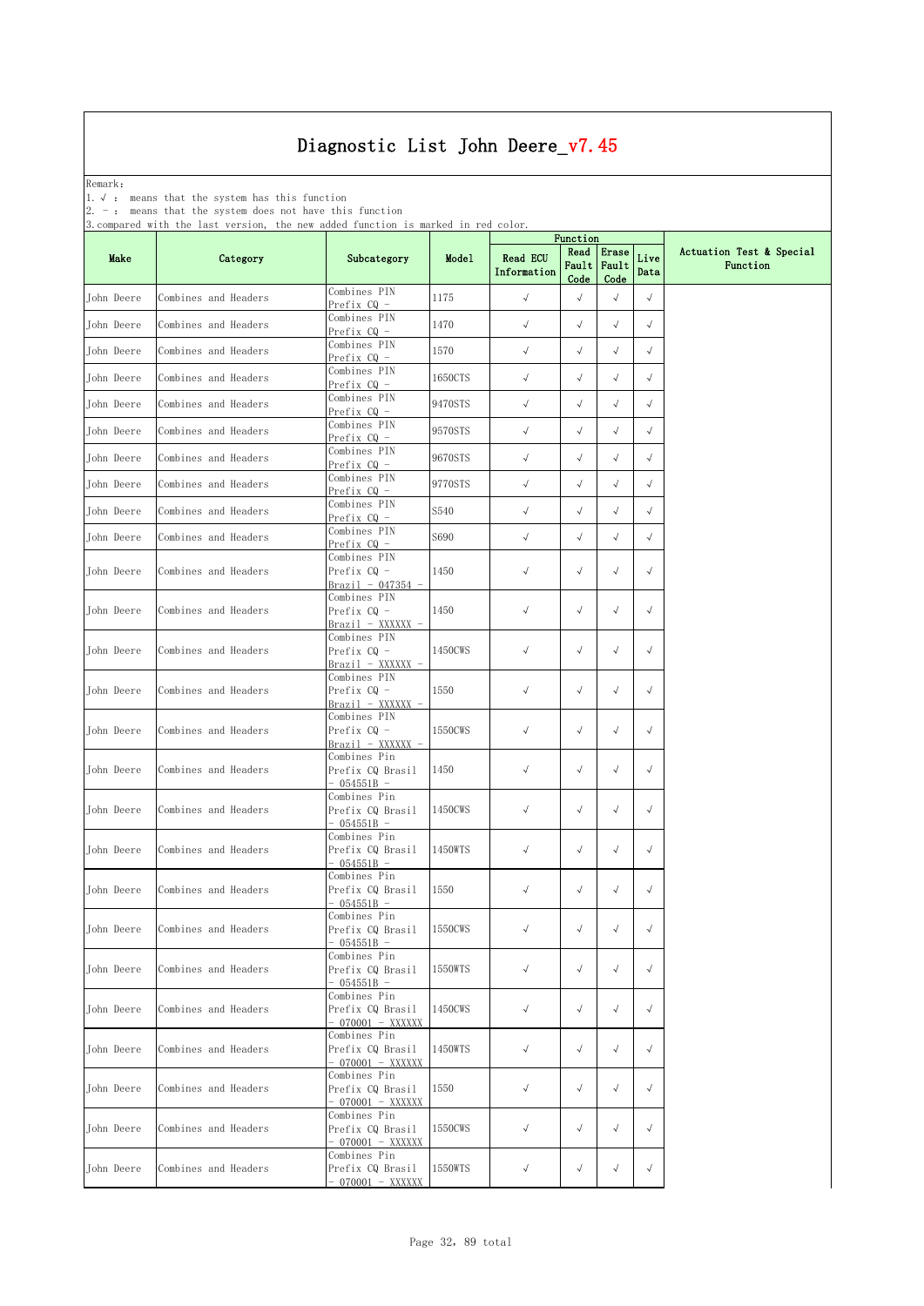# Diagnostic List John Deere_v7.45

Remark:
1. √ : means that the system has this function
2. - : means that the system does not have this function
3. compared with the last version, the new added function is marked in red color.

| Make | Category | Subcategory | Model | Function | | | | Actuation Test & Special Function |
|---|---|---|---|---|---|---|---|---|
| | | | | Read ECU Information | Read Fault Code | Erase Fault Code | Live Data | |
| John Deere | Combines and Headers | Combines PIN Prefix CQ - | 1175 | √ | √ | √ | √ | |
| John Deere | Combines and Headers | Combines PIN Prefix CQ - | 1470 | √ | √ | √ | √ | |
| John Deere | Combines and Headers | Combines PIN Prefix CQ - | 1570 | √ | √ | √ | √ | |
| John Deere | Combines and Headers | Combines PIN Prefix CQ - | 1650CTS | √ | √ | √ | √ | |
| John Deere | Combines and Headers | Combines PIN Prefix CQ - | 9470STS | √ | √ | √ | √ | |
| John Deere | Combines and Headers | Combines PIN Prefix CQ - | 9570STS | √ | √ | √ | √ | |
| John Deere | Combines and Headers | Combines PIN Prefix CQ - | 9670STS | √ | √ | √ | √ | |
| John Deere | Combines and Headers | Combines PIN Prefix CQ - | 9770STS | √ | √ | √ | √ | |
| John Deere | Combines and Headers | Combines PIN Prefix CQ - | S540 | √ | √ | √ | √ | |
| John Deere | Combines and Headers | Combines PIN Prefix CQ - | S690 | √ | √ | √ | √ | |
| John Deere | Combines and Headers | Combines PIN Prefix CQ - Brazil - 047354 - | 1450 | √ | √ | √ | √ | |
| John Deere | Combines and Headers | Combines PIN Prefix CQ - Brazil - XXXXXX - | 1450 | √ | √ | √ | √ | |
| John Deere | Combines and Headers | Combines PIN Prefix CQ - Brazil - XXXXXX - | 1450CWS | √ | √ | √ | √ | |
| John Deere | Combines and Headers | Combines PIN Prefix CQ - Brazil - XXXXXX - | 1550 | √ | √ | √ | √ | |
| John Deere | Combines and Headers | Combines PIN Prefix CQ - Brazil - XXXXXX - | 1550CWS | √ | √ | √ | √ | |
| John Deere | Combines and Headers | Combines Pin Prefix CQ Brasil - 054551B - | 1450 | √ | √ | √ | √ | |
| John Deere | Combines and Headers | Combines Pin Prefix CQ Brasil - 054551B - | 1450CWS | √ | √ | √ | √ | |
| John Deere | Combines and Headers | Combines Pin Prefix CQ Brasil - 054551B - | 1450WTS | √ | √ | √ | √ | |
| John Deere | Combines and Headers | Combines Pin Prefix CQ Brasil - 054551B - | 1550 | √ | √ | √ | √ | |
| John Deere | Combines and Headers | Combines Pin Prefix CQ Brasil - 054551B - | 1550CWS | √ | √ | √ | √ | |
| John Deere | Combines and Headers | Combines Pin Prefix CQ Brasil - 054551B - | 1550WTS | √ | √ | √ | √ | |
| John Deere | Combines and Headers | Combines Pin Prefix CQ Brasil - 070001 - XXXXXX | 1450CWS | √ | √ | √ | √ | |
| John Deere | Combines and Headers | Combines Pin Prefix CQ Brasil - 070001 - XXXXXX | 1450WTS | √ | √ | √ | √ | |
| John Deere | Combines and Headers | Combines Pin Prefix CQ Brasil - 070001 - XXXXXX | 1550 | √ | √ | √ | √ | |
| John Deere | Combines and Headers | Combines Pin Prefix CQ Brasil - 070001 - XXXXXX | 1550CWS | √ | √ | √ | √ | |
| John Deere | Combines and Headers | Combines Pin Prefix CQ Brasil - 070001 - XXXXXX | 1550WTS | √ | √ | √ | √ | |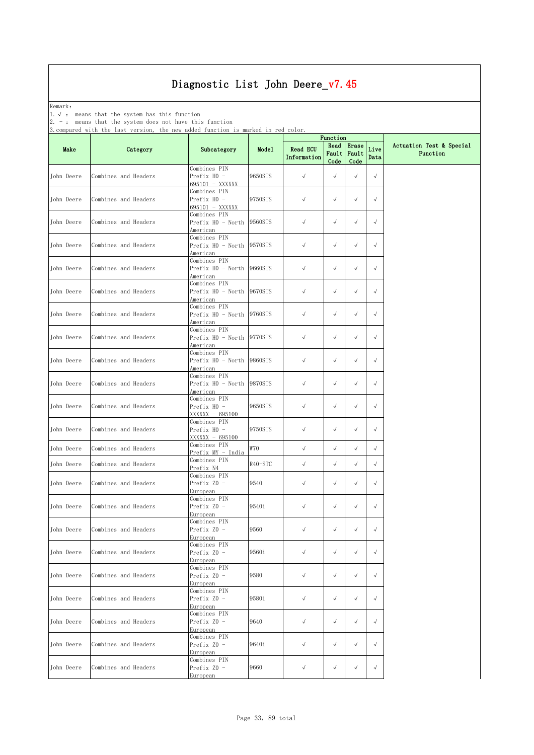# Diagnostic List John Deere_v7.45

Remark:
1. √ : means that the system has this function
2. - : means that the system does not have this function
3. compared with the last version, the new added function is marked in red color.

| Make | Category | Subcategory | Model | Function | | | | Actuation Test & Special Function |
|---|---|---|---|---|---|---|---|---|
| | | | | Read ECU Information | Read Fault Code | Erase Fault Code | Live Data | |
| John Deere | Combines and Headers | Combines PIN Prefix H0 - 695101 - XXXXXX | 9650STS | √ | √ | √ | √ | |
| John Deere | Combines and Headers | Combines PIN Prefix H0 - 695101 - XXXXXX | 9750STS | √ | √ | √ | √ | |
| John Deere | Combines and Headers | Combines PIN Prefix H0 - North American | 9560STS | √ | √ | √ | √ | |
| John Deere | Combines and Headers | Combines PIN Prefix H0 - North American | 9570STS | √ | √ | √ | √ | |
| John Deere | Combines and Headers | Combines PIN Prefix H0 - North American | 9660STS | √ | √ | √ | √ | |
| John Deere | Combines and Headers | Combines PIN Prefix H0 - North American | 9670STS | √ | √ | √ | √ | |
| John Deere | Combines and Headers | Combines PIN Prefix H0 - North American | 9760STS | √ | √ | √ | √ | |
| John Deere | Combines and Headers | Combines PIN Prefix H0 - North American | 9770STS | √ | √ | √ | √ | |
| John Deere | Combines and Headers | Combines PIN Prefix H0 - North American | 9860STS | √ | √ | √ | √ | |
| John Deere | Combines and Headers | Combines PIN Prefix H0 - North American | 9870STS | √ | √ | √ | √ | |
| John Deere | Combines and Headers | Combines PIN Prefix H0 - XXXXXX - 695100 | 9650STS | √ | √ | √ | √ | |
| John Deere | Combines and Headers | Combines PIN Prefix H0 - XXXXXX - 695100 | 9750STS | √ | √ | √ | √ | |
| John Deere | Combines and Headers | Combines PIN Prefix MY - India | W70 | √ | √ | √ | √ | |
| John Deere | Combines and Headers | Combines PIN Prefix N4 | R40-STC | √ | √ | √ | √ | |
| John Deere | Combines and Headers | Combines PIN Prefix Z0 - European | 9540 | √ | √ | √ | √ | |
| John Deere | Combines and Headers | Combines PIN Prefix Z0 - European | 9540i | √ | √ | √ | √ | |
| John Deere | Combines and Headers | Combines PIN Prefix Z0 - European | 9560 | √ | √ | √ | √ | |
| John Deere | Combines and Headers | Combines PIN Prefix Z0 - European | 9560i | √ | √ | √ | √ | |
| John Deere | Combines and Headers | Combines PIN Prefix Z0 - European | 9580 | √ | √ | √ | √ | |
| John Deere | Combines and Headers | Combines PIN Prefix Z0 - European | 9580i | √ | √ | √ | √ | |
| John Deere | Combines and Headers | Combines PIN Prefix Z0 - European | 9640 | √ | √ | √ | √ | |
| John Deere | Combines and Headers | Combines PIN Prefix Z0 - European | 9640i | √ | √ | √ | √ | |
| John Deere | Combines and Headers | Combines PIN Prefix Z0 - European | 9660 | √ | √ | √ | √ | |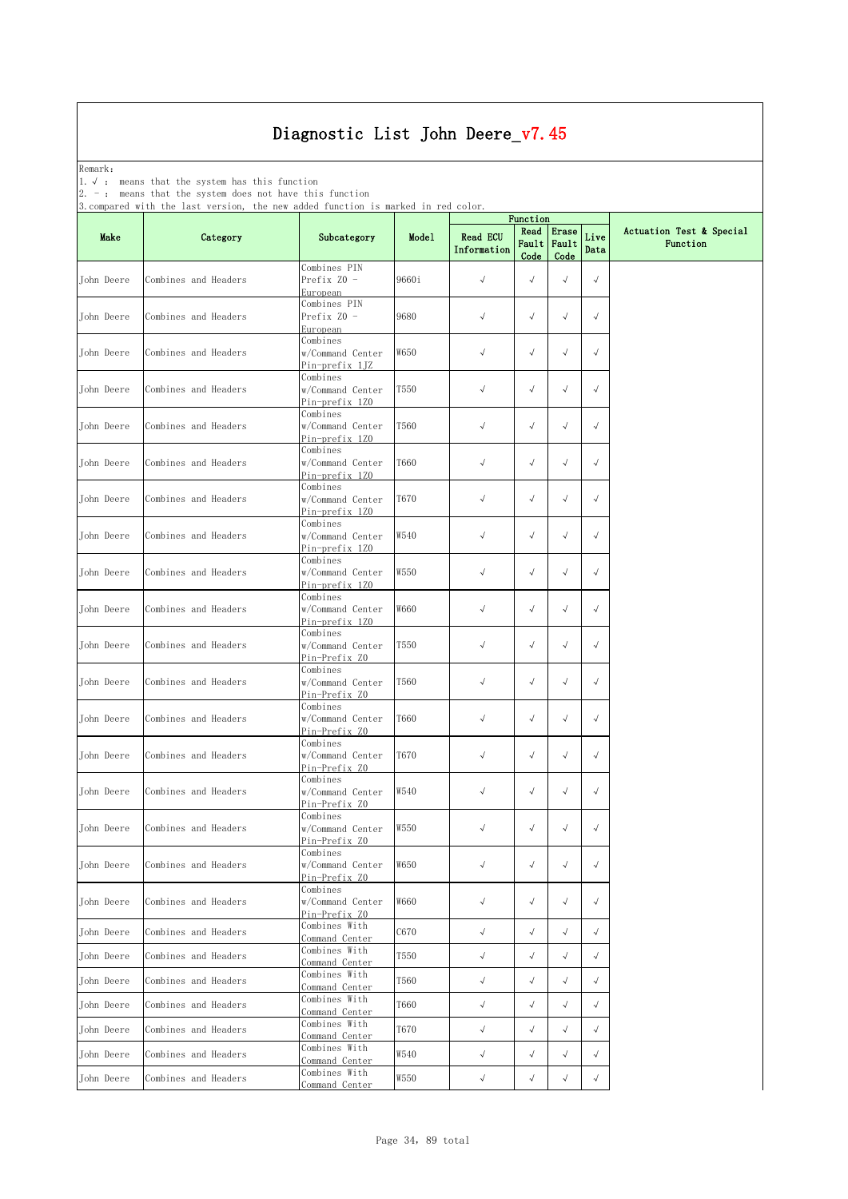# Diagnostic List John Deere_v7.45

Remark:
1. √ : means that the system has this function
2. - : means that the system does not have this function
3. compared with the last version, the new added function is marked in red color.

| Make | Category | Subcategory | Model | Function | | | | Actuation Test & Special Function |
|---|---|---|---|---|---|---|---|---|
| | | | | Read ECU Information | Read Fault Code | Erase Fault Code | Live Data | |
| John Deere | Combines and Headers | Combines PIN Prefix Z0 - European | 9660i | √ | √ | √ | √ | |
| John Deere | Combines and Headers | Combines PIN Prefix Z0 - European | 9680 | √ | √ | √ | √ | |
| John Deere | Combines and Headers | Combines w/Command Center Pin-prefix 1JZ | W650 | √ | √ | √ | √ | |
| John Deere | Combines and Headers | Combines w/Command Center Pin-prefix 1Z0 | T550 | √ | √ | √ | √ | |
| John Deere | Combines and Headers | Combines w/Command Center Pin-prefix 1Z0 | T560 | √ | √ | √ | √ | |
| John Deere | Combines and Headers | Combines w/Command Center Pin-prefix 1Z0 | T660 | √ | √ | √ | √ | |
| John Deere | Combines and Headers | Combines w/Command Center Pin-prefix 1Z0 | T670 | √ | √ | √ | √ | |
| John Deere | Combines and Headers | Combines w/Command Center Pin-prefix 1Z0 | W540 | √ | √ | √ | √ | |
| John Deere | Combines and Headers | Combines w/Command Center Pin-prefix 1Z0 | W550 | √ | √ | √ | √ | |
| John Deere | Combines and Headers | Combines w/Command Center Pin-prefix 1Z0 | W660 | √ | √ | √ | √ | |
| John Deere | Combines and Headers | Combines w/Command Center Pin-Prefix Z0 | T550 | √ | √ | √ | √ | |
| John Deere | Combines and Headers | Combines w/Command Center Pin-Prefix Z0 | T560 | √ | √ | √ | √ | |
| John Deere | Combines and Headers | Combines w/Command Center Pin-Prefix Z0 | T660 | √ | √ | √ | √ | |
| John Deere | Combines and Headers | Combines w/Command Center Pin-Prefix Z0 | T670 | √ | √ | √ | √ | |
| John Deere | Combines and Headers | Combines w/Command Center Pin-Prefix Z0 | W540 | √ | √ | √ | √ | |
| John Deere | Combines and Headers | Combines w/Command Center Pin-Prefix Z0 | W550 | √ | √ | √ | √ | |
| John Deere | Combines and Headers | Combines w/Command Center Pin-Prefix Z0 | W650 | √ | √ | √ | √ | |
| John Deere | Combines and Headers | Combines w/Command Center Pin-Prefix Z0 | W660 | √ | √ | √ | √ | |
| John Deere | Combines and Headers | Combines With Command Center | C670 | √ | √ | √ | √ | |
| John Deere | Combines and Headers | Combines With Command Center | T550 | √ | √ | √ | √ | |
| John Deere | Combines and Headers | Combines With Command Center | T560 | √ | √ | √ | √ | |
| John Deere | Combines and Headers | Combines With Command Center | T660 | √ | √ | √ | √ | |
| John Deere | Combines and Headers | Combines With Command Center | T670 | √ | √ | √ | √ | |
| John Deere | Combines and Headers | Combines With Command Center | W540 | √ | √ | √ | √ | |
| John Deere | Combines and Headers | Combines With Command Center | W550 | √ | √ | √ | √ | |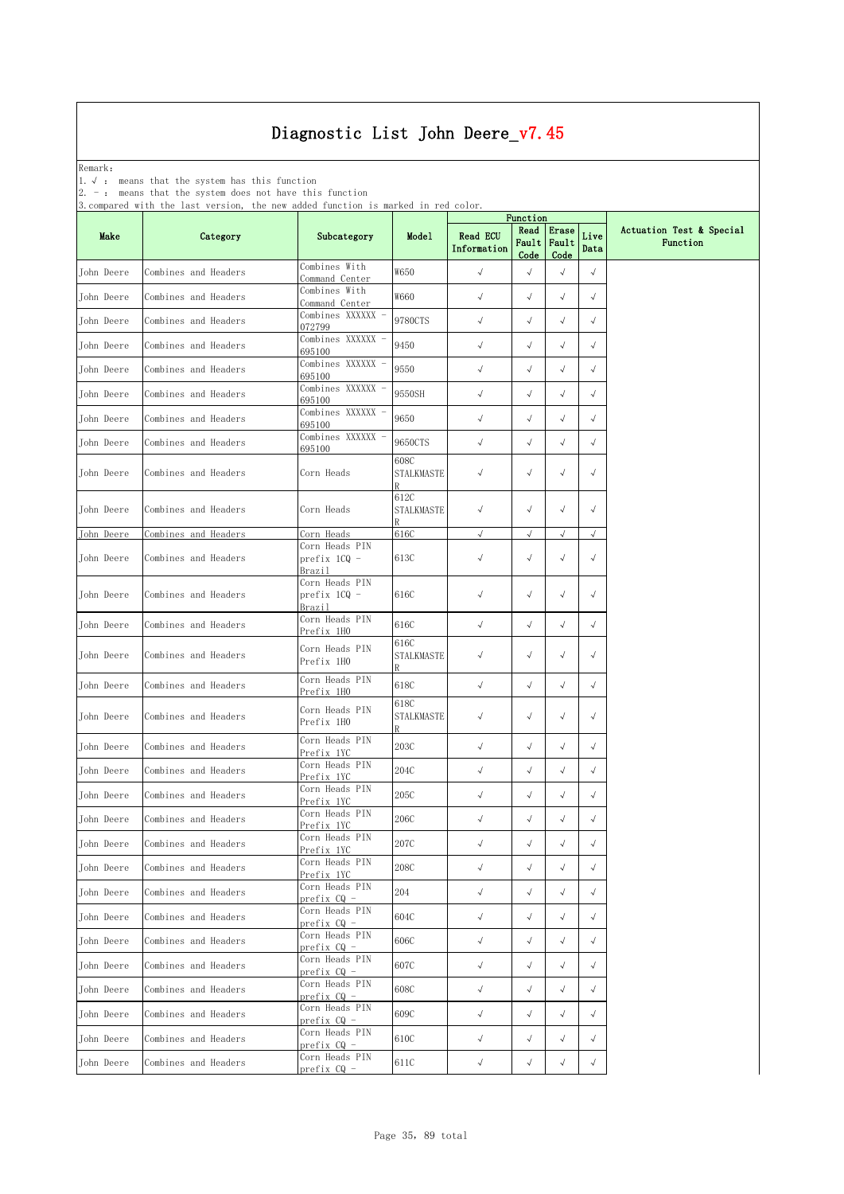# Diagnostic List John Deere_v7.45

Remark:
1. √ : means that the system has this function
2. - : means that the system does not have this function
3. compared with the last version, the new added function is marked in red color.

| Make | Category | Subcategory | Model | Function | | | | Actuation Test & Special Function |
|---|---|---|---|---|---|---|---|---|
| | | | | Read ECU Information | Read Fault Code | Erase Fault Code | Live Data | |
| John Deere | Combines and Headers | Combines With Command Center | W650 | √ | √ | √ | √ | |
| John Deere | Combines and Headers | Combines With Command Center | W660 | √ | √ | √ | √ | |
| John Deere | Combines and Headers | Combines XXXXXX - 072799 | 9780CTS | √ | √ | √ | √ | |
| John Deere | Combines and Headers | Combines XXXXXX - 695100 | 9450 | √ | √ | √ | √ | |
| John Deere | Combines and Headers | Combines XXXXXX - 695100 | 9550 | √ | √ | √ | √ | |
| John Deere | Combines and Headers | Combines XXXXXX - 695100 | 9550SH | √ | √ | √ | √ | |
| John Deere | Combines and Headers | Combines XXXXXX - 695100 | 9650 | √ | √ | √ | √ | |
| John Deere | Combines and Headers | Combines XXXXXX - 695100 | 9650CTS | √ | √ | √ | √ | |
| John Deere | Combines and Headers | Corn Heads | 608C STALKMASTER | √ | √ | √ | √ | |
| John Deere | Combines and Headers | Corn Heads | 612C STALKMASTER | √ | √ | √ | √ | |
| John Deere | Combines and Headers | Corn Heads | 616C | √ | √ | √ | √ | |
| John Deere | Combines and Headers | Corn Heads PIN prefix 1CQ - Brazil | 613C | √ | √ | √ | √ | |
| John Deere | Combines and Headers | Corn Heads PIN prefix 1CQ - Brazil | 616C | √ | √ | √ | √ | |
| John Deere | Combines and Headers | Corn Heads PIN Prefix 1H0 | 616C | √ | √ | √ | √ | |
| John Deere | Combines and Headers | Corn Heads PIN Prefix 1H0 | 616C STALKMASTER | √ | √ | √ | √ | |
| John Deere | Combines and Headers | Corn Heads PIN Prefix 1H0 | 618C | √ | √ | √ | √ | |
| John Deere | Combines and Headers | Corn Heads PIN Prefix 1H0 | 618C STALKMASTER | √ | √ | √ | √ | |
| John Deere | Combines and Headers | Corn Heads PIN Prefix 1YC | 203C | √ | √ | √ | √ | |
| John Deere | Combines and Headers | Corn Heads PIN Prefix 1YC | 204C | √ | √ | √ | √ | |
| John Deere | Combines and Headers | Corn Heads PIN Prefix 1YC | 205C | √ | √ | √ | √ | |
| John Deere | Combines and Headers | Corn Heads PIN Prefix 1YC | 206C | √ | √ | √ | √ | |
| John Deere | Combines and Headers | Corn Heads PIN Prefix 1YC | 207C | √ | √ | √ | √ | |
| John Deere | Combines and Headers | Corn Heads PIN Prefix 1YC | 208C | √ | √ | √ | √ | |
| John Deere | Combines and Headers | Corn Heads PIN prefix CQ - | 204 | √ | √ | √ | √ | |
| John Deere | Combines and Headers | Corn Heads PIN prefix CQ - | 604C | √ | √ | √ | √ | |
| John Deere | Combines and Headers | Corn Heads PIN prefix CQ - | 606C | √ | √ | √ | √ | |
| John Deere | Combines and Headers | Corn Heads PIN prefix CQ - | 607C | √ | √ | √ | √ | |
| John Deere | Combines and Headers | Corn Heads PIN prefix CQ - | 608C | √ | √ | √ | √ | |
| John Deere | Combines and Headers | Corn Heads PIN prefix CQ - | 609C | √ | √ | √ | √ | |
| John Deere | Combines and Headers | Corn Heads PIN prefix CQ - | 610C | √ | √ | √ | √ | |
| John Deere | Combines and Headers | Corn Heads PIN prefix CQ - | 611C | √ | √ | √ | √ | |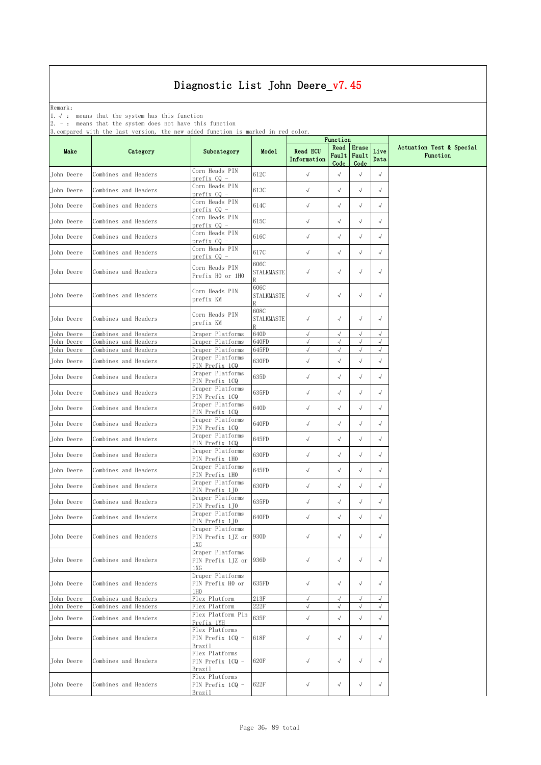# Diagnostic List John Deere_v7.45

Remark:
1. √ : means that the system has this function
2. - : means that the system does not have this function
3. compared with the last version, the new added function is marked in red color.

| Make | Category | Subcategory | Model | Function | | | | Actuation Test & Special Function |
|---|---|---|---|---|---|---|---|---|
| | | | | Read ECU Information | Read Fault Code | Erase Fault Code | Live Data | |
| John Deere | Combines and Headers | Corn Heads PIN prefix CQ - | 612C | √ | √ | √ | √ | |
| John Deere | Combines and Headers | Corn Heads PIN prefix CQ - | 613C | √ | √ | √ | √ | |
| John Deere | Combines and Headers | Corn Heads PIN prefix CQ - | 614C | √ | √ | √ | √ | |
| John Deere | Combines and Headers | Corn Heads PIN prefix CQ - | 615C | √ | √ | √ | √ | |
| John Deere | Combines and Headers | Corn Heads PIN prefix CQ - | 616C | √ | √ | √ | √ | |
| John Deere | Combines and Headers | Corn Heads PIN prefix CQ - | 617C | √ | √ | √ | √ | |
| John Deere | Combines and Headers | Corn Heads PIN Prefix H0 or 1H0 | 606C STALKMASTER | √ | √ | √ | √ | |
| John Deere | Combines and Headers | Corn Heads PIN prefix KM | 606C STALKMASTER | √ | √ | √ | √ | |
| John Deere | Combines and Headers | Corn Heads PIN prefix KM | 608C STALKMASTER | √ | √ | √ | √ | |
| John Deere | Combines and Headers | Draper Platforms | 640D | √ | √ | √ | √ | |
| John Deere | Combines and Headers | Draper Platforms | 640FD | √ | √ | √ | √ | |
| John Deere | Combines and Headers | Draper Platforms | 645FD | √ | √ | √ | √ | |
| John Deere | Combines and Headers | Draper Platforms PIN Prefix 1CQ | 630FD | √ | √ | √ | √ | |
| John Deere | Combines and Headers | Draper Platforms PIN Prefix 1CQ | 635D | √ | √ | √ | √ | |
| John Deere | Combines and Headers | Draper Platforms PIN Prefix 1CQ | 635FD | √ | √ | √ | √ | |
| John Deere | Combines and Headers | Draper Platforms PIN Prefix 1CQ | 640D | √ | √ | √ | √ | |
| John Deere | Combines and Headers | Draper Platforms PIN Prefix 1CQ | 640FD | √ | √ | √ | √ | |
| John Deere | Combines and Headers | Draper Platforms PIN Prefix 1CQ | 645FD | √ | √ | √ | √ | |
| John Deere | Combines and Headers | Draper Platforms PIN Prefix 1H0 | 630FD | √ | √ | √ | √ | |
| John Deere | Combines and Headers | Draper Platforms PIN Prefix 1H0 | 645FD | √ | √ | √ | √ | |
| John Deere | Combines and Headers | Draper Platforms PIN Prefix 1J0 | 630FD | √ | √ | √ | √ | |
| John Deere | Combines and Headers | Draper Platforms PIN Prefix 1J0 | 635FD | √ | √ | √ | √ | |
| John Deere | Combines and Headers | Draper Platforms PIN Prefix 1J0 | 640FD | √ | √ | √ | √ | |
| John Deere | Combines and Headers | Draper Platforms PIN Prefix 1JZ or 1XG | 930D | √ | √ | √ | √ | |
| John Deere | Combines and Headers | Draper Platforms PIN Prefix 1JZ or 1XG | 936D | √ | √ | √ | √ | |
| John Deere | Combines and Headers | Draper Platforms PIN Prefix H0 or 1H0 | 635FD | √ | √ | √ | √ | |
| John Deere | Combines and Headers | Flex Platform | 213F | √ | √ | √ | √ | |
| John Deere | Combines and Headers | Flex Platform | 222F | √ | √ | √ | √ | |
| John Deere | Combines and Headers | Flex Platform Pin Prefix 1YH | 635F | √ | √ | √ | √ | |
| John Deere | Combines and Headers | Flex Platforms PIN Prefix 1CQ - Brazil | 618F | √ | √ | √ | √ | |
| John Deere | Combines and Headers | Flex Platforms PIN Prefix 1CQ - Brazil | 620F | √ | √ | √ | √ | |
| John Deere | Combines and Headers | Flex Platforms PIN Prefix 1CQ - Brazil | 622F | √ | √ | √ | √ | |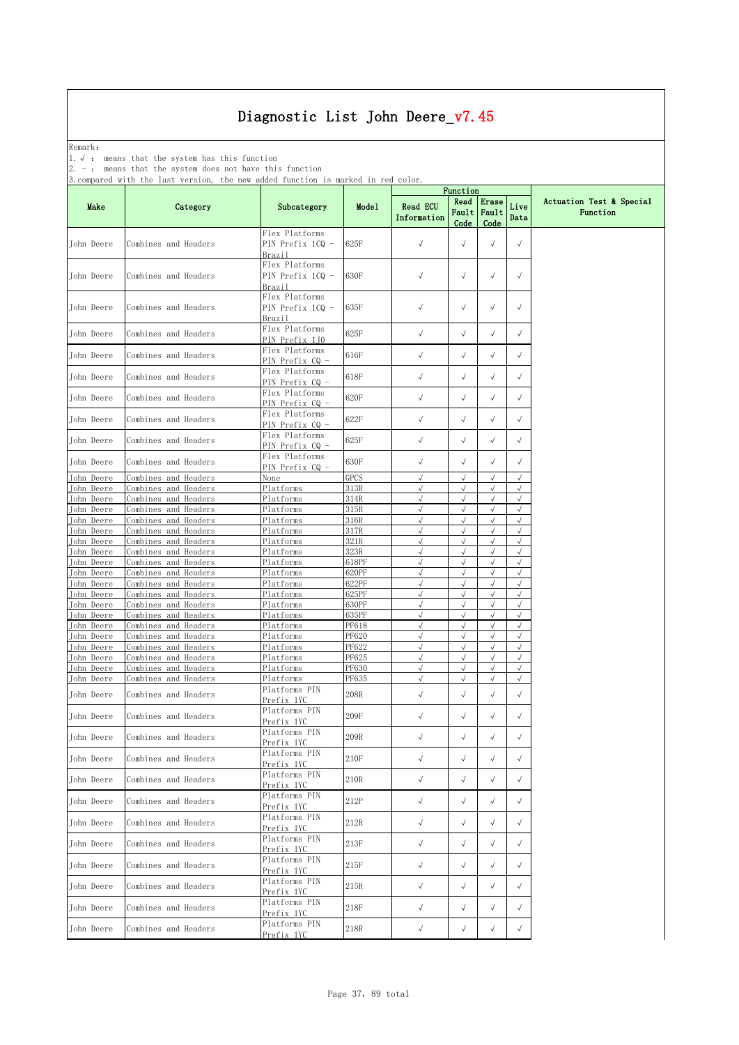# Diagnostic List John Deere_v7.45

Remark:
1. √ : means that the system has this function
2. - : means that the system does not have this function
3. compared with the last version, the new added function is marked in red color.

| Make | Category | Subcategory | Model | Function | | | | Actuation Test & Special Function |
|---|---|---|---|---|---|---|---|---|
| | | | | Read ECU Information | Read Fault Code | Erase Fault Code | Live Data | |
| John Deere | Combines and Headers | Flex Platforms PIN Prefix 1CQ - Brazil | 625F | √ | √ | √ | √ | |
| John Deere | Combines and Headers | Flex Platforms PIN Prefix 1CQ - Brazil | 630F | √ | √ | √ | √ | |
| John Deere | Combines and Headers | Flex Platforms PIN Prefix 1CQ - Brazil | 635F | √ | √ | √ | √ | |
| John Deere | Combines and Headers | Flex Platforms PIN Prefix 1J0 | 625F | √ | √ | √ | √ | |
| John Deere | Combines and Headers | Flex Platforms PIN Prefix CQ - | 616F | √ | √ | √ | √ | |
| John Deere | Combines and Headers | Flex Platforms PIN Prefix CQ - | 618F | √ | √ | √ | √ | |
| John Deere | Combines and Headers | Flex Platforms PIN Prefix CQ - | 620F | √ | √ | √ | √ | |
| John Deere | Combines and Headers | Flex Platforms PIN Prefix CQ - | 622F | √ | √ | √ | √ | |
| John Deere | Combines and Headers | Flex Platforms PIN Prefix CQ - | 625F | √ | √ | √ | √ | |
| John Deere | Combines and Headers | Flex Platforms PIN Prefix CQ - | 630F | √ | √ | √ | √ | |
| John Deere | Combines and Headers | None | GPCS | √ | √ | √ | √ | |
| John Deere | Combines and Headers | Platforms | 313R | √ | √ | √ | √ | |
| John Deere | Combines and Headers | Platforms | 314R | √ | √ | √ | √ | |
| John Deere | Combines and Headers | Platforms | 315R | √ | √ | √ | √ | |
| John Deere | Combines and Headers | Platforms | 316R | √ | √ | √ | √ | |
| John Deere | Combines and Headers | Platforms | 317R | √ | √ | √ | √ | |
| John Deere | Combines and Headers | Platforms | 321R | √ | √ | √ | √ | |
| John Deere | Combines and Headers | Platforms | 323R | √ | √ | √ | √ | |
| John Deere | Combines and Headers | Platforms | 618PF | √ | √ | √ | √ | |
| John Deere | Combines and Headers | Platforms | 620PF | √ | √ | √ | √ | |
| John Deere | Combines and Headers | Platforms | 622PF | √ | √ | √ | √ | |
| John Deere | Combines and Headers | Platforms | 625PF | √ | √ | √ | √ | |
| John Deere | Combines and Headers | Platforms | 630PF | √ | √ | √ | √ | |
| John Deere | Combines and Headers | Platforms | 635PF | √ | √ | √ | √ | |
| John Deere | Combines and Headers | Platforms | PF618 | √ | √ | √ | √ | |
| John Deere | Combines and Headers | Platforms | PF620 | √ | √ | √ | √ | |
| John Deere | Combines and Headers | Platforms | PF622 | √ | √ | √ | √ | |
| John Deere | Combines and Headers | Platforms | PF625 | √ | √ | √ | √ | |
| John Deere | Combines and Headers | Platforms | PF630 | √ | √ | √ | √ | |
| John Deere | Combines and Headers | Platforms | PF635 | √ | √ | √ | √ | |
| John Deere | Combines and Headers | Platforms PIN Prefix 1YC | 208R | √ | √ | √ | √ | |
| John Deere | Combines and Headers | Platforms PIN Prefix 1YC | 209F | √ | √ | √ | √ | |
| John Deere | Combines and Headers | Platforms PIN Prefix 1YC | 209R | √ | √ | √ | √ | |
| John Deere | Combines and Headers | Platforms PIN Prefix 1YC | 210F | √ | √ | √ | √ | |
| John Deere | Combines and Headers | Platforms PIN Prefix 1YC | 210R | √ | √ | √ | √ | |
| John Deere | Combines and Headers | Platforms PIN Prefix 1YC | 212P | √ | √ | √ | √ | |
| John Deere | Combines and Headers | Platforms PIN Prefix 1YC | 212R | √ | √ | √ | √ | |
| John Deere | Combines and Headers | Platforms PIN Prefix 1YC | 213F | √ | √ | √ | √ | |
| John Deere | Combines and Headers | Platforms PIN Prefix 1YC | 215F | √ | √ | √ | √ | |
| John Deere | Combines and Headers | Platforms PIN Prefix 1YC | 215R | √ | √ | √ | √ | |
| John Deere | Combines and Headers | Platforms PIN Prefix 1YC | 218F | √ | √ | √ | √ | |
| John Deere | Combines and Headers | Platforms PIN Prefix 1YC | 218R | √ | √ | √ | √ | |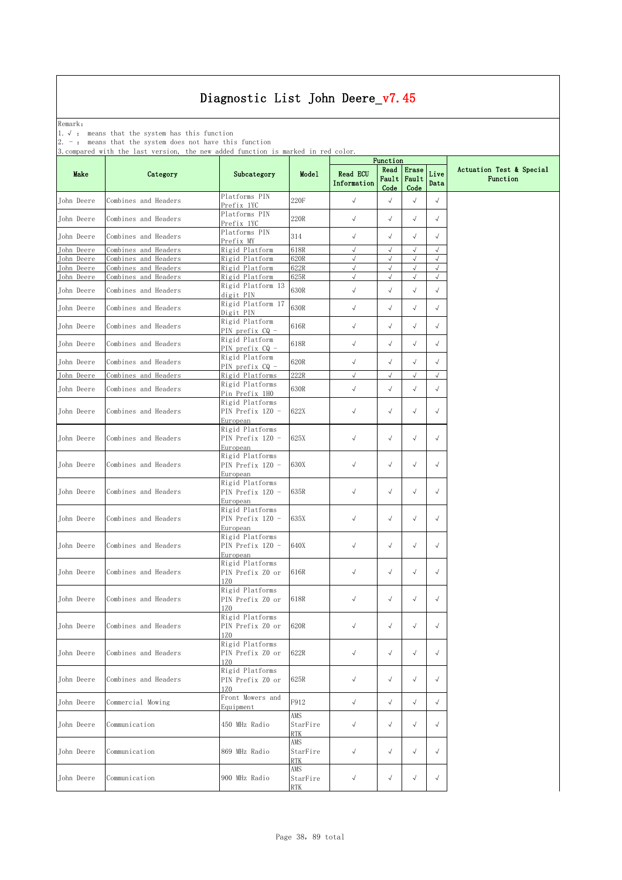# Diagnostic List John Deere_v7.45

Remark:
1. √ : means that the system has this function
2. - : means that the system does not have this function
3. compared with the last version, the new added function is marked in red color.

| Make | Category | Subcategory | Model | Function | | | | Actuation Test & Special Function |
|---|---|---|---|---|---|---|---|---|
| | | | | Read ECU Information | Read Fault Code | Erase Fault Code | Live Data | |
| John Deere | Combines and Headers | Platforms PIN Prefix 1YC | 220F | √ | √ | √ | √ | |
| John Deere | Combines and Headers | Platforms PIN Prefix 1YC | 220R | √ | √ | √ | √ | |
| John Deere | Combines and Headers | Platforms PIN Prefix MY | 314 | √ | √ | √ | √ | |
| John Deere | Combines and Headers | Rigid Platform | 618R | √ | √ | √ | √ | |
| John Deere | Combines and Headers | Rigid Platform | 620R | √ | √ | √ | √ | |
| John Deere | Combines and Headers | Rigid Platform | 622R | √ | √ | √ | √ | |
| John Deere | Combines and Headers | Rigid Platform | 625R | √ | √ | √ | √ | |
| John Deere | Combines and Headers | Rigid Platform 13 digit PIN | 630R | √ | √ | √ | √ | |
| John Deere | Combines and Headers | Rigid Platform 17 Digit PIN | 630R | √ | √ | √ | √ | |
| John Deere | Combines and Headers | Rigid Platform PIN prefix CQ - | 616R | √ | √ | √ | √ | |
| John Deere | Combines and Headers | Rigid Platform PIN prefix CQ - | 618R | √ | √ | √ | √ | |
| John Deere | Combines and Headers | Rigid Platform PIN prefix CQ - | 620R | √ | √ | √ | √ | |
| John Deere | Combines and Headers | Rigid Platforms | 222R | √ | √ | √ | √ | |
| John Deere | Combines and Headers | Rigid Platforms Pin Prefix 1H0 | 630R | √ | √ | √ | √ | |
| John Deere | Combines and Headers | Rigid Platforms PIN Prefix 1Z0 - European | 622X | √ | √ | √ | √ | |
| John Deere | Combines and Headers | Rigid Platforms PIN Prefix 1Z0 - European | 625X | √ | √ | √ | √ | |
| John Deere | Combines and Headers | Rigid Platforms PIN Prefix 1Z0 - European | 630X | √ | √ | √ | √ | |
| John Deere | Combines and Headers | Rigid Platforms PIN Prefix 1Z0 - European | 635R | √ | √ | √ | √ | |
| John Deere | Combines and Headers | Rigid Platforms PIN Prefix 1Z0 - European | 635X | √ | √ | √ | √ | |
| John Deere | Combines and Headers | Rigid Platforms PIN Prefix 1Z0 - European | 640X | √ | √ | √ | √ | |
| John Deere | Combines and Headers | Rigid Platforms PIN Prefix Z0 or 1Z0 | 616R | √ | √ | √ | √ | |
| John Deere | Combines and Headers | Rigid Platforms PIN Prefix Z0 or 1Z0 | 618R | √ | √ | √ | √ | |
| John Deere | Combines and Headers | Rigid Platforms PIN Prefix Z0 or 1Z0 | 620R | √ | √ | √ | √ | |
| John Deere | Combines and Headers | Rigid Platforms PIN Prefix Z0 or 1Z0 | 622R | √ | √ | √ | √ | |
| John Deere | Combines and Headers | Rigid Platforms PIN Prefix Z0 or 1Z0 | 625R | √ | √ | √ | √ | |
| John Deere | Commercial Mowing | Front Mowers and Equipment | F912 | √ | √ | √ | √ | |
| John Deere | Communication | 450 MHz Radio | AMS StarFire RTK | √ | √ | √ | √ | |
| John Deere | Communication | 869 MHz Radio | AMS StarFire RTK | √ | √ | √ | √ | |
| John Deere | Communication | 900 MHz Radio | AMS StarFire RTK | √ | √ | √ | √ | |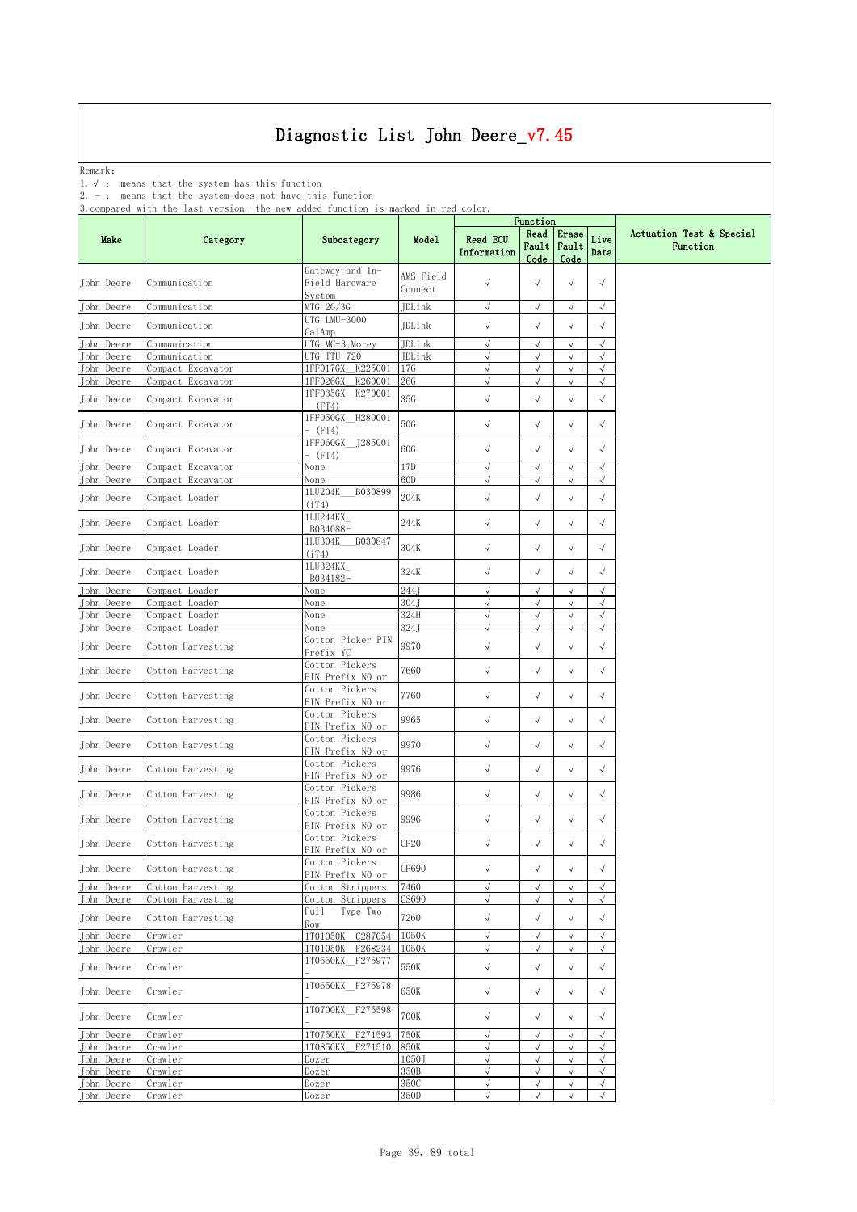# Diagnostic List John Deere_v7.45

Remark:
1. √ : means that the system has this function
2. - : means that the system does not have this function
3. compared with the last version, the new added function is marked in red color.

| Make | Category | Subcategory | Model | Function | | | | Actuation Test & Special Function |
|---|---|---|---|---|---|---|---|---|
| | | | | Read ECU Information | Read Fault Code | Erase Fault Code | Live Data | |
| John Deere | Communication | Gateway and In-Field Hardware System | AMS Field Connect | √ | √ | √ | √ | |
| John Deere | Communication | MTG 2G/3G | JDLink | √ | √ | √ | √ | |
| John Deere | Communication | UTG LMU-3000 CalAmp | JDLink | √ | √ | √ | √ | |
| John Deere | Communication | UTG MC-3 Morey | JDLink | √ | √ | √ | √ | |
| John Deere | Communication | UTG TTU-720 | JDLink | √ | √ | √ | √ | |
| John Deere | Compact Excavator | 1FF017GX__K225001 | 17G | √ | √ | √ | √ | |
| John Deere | Compact Excavator | 1FF026GX__K260001 | 26G | √ | √ | √ | √ | |
| John Deere | Compact Excavator | 1FF035GX__K270001 - (FT4) | 35G | √ | √ | √ | √ | |
| John Deere | Compact Excavator | 1FF050GX__H280001 - (FT4) | 50G | √ | √ | √ | √ | |
| John Deere | Compact Excavator | 1FF060GX__J285001 - (FT4) | 60G | √ | √ | √ | √ | |
| John Deere | Compact Excavator | None | 17D | √ | √ | √ | √ | |
| John Deere | Compact Excavator | None | 60D | √ | √ | √ | √ | |
| John Deere | Compact Loader | 1LU204K__B030899 (iT4) | 204K | √ | √ | √ | √ | |
| John Deere | Compact Loader | 1LU244KX_ _B034088- | 244K | √ | √ | √ | √ | |
| John Deere | Compact Loader | 1LU304K__B030847 (iT4) | 304K | √ | √ | √ | √ | |
| John Deere | Compact Loader | 1LU324KX_ _B034182- | 324K | √ | √ | √ | √ | |
| John Deere | Compact Loader | None | 244J | √ | √ | √ | √ | |
| John Deere | Compact Loader | None | 304J | √ | √ | √ | √ | |
| John Deere | Compact Loader | None | 324H | √ | √ | √ | √ | |
| John Deere | Compact Loader | None | 324J | √ | √ | √ | √ | |
| John Deere | Cotton Harvesting | Cotton Picker PIN Prefix YC | 9970 | √ | √ | √ | √ | |
| John Deere | Cotton Harvesting | Cotton Pickers PIN Prefix N0 or | 7660 | √ | √ | √ | √ | |
| John Deere | Cotton Harvesting | Cotton Pickers PIN Prefix N0 or | 7760 | √ | √ | √ | √ | |
| John Deere | Cotton Harvesting | Cotton Pickers PIN Prefix N0 or | 9965 | √ | √ | √ | √ | |
| John Deere | Cotton Harvesting | Cotton Pickers PIN Prefix N0 or | 9970 | √ | √ | √ | √ | |
| John Deere | Cotton Harvesting | Cotton Pickers PIN Prefix N0 or | 9976 | √ | √ | √ | √ | |
| John Deere | Cotton Harvesting | Cotton Pickers PIN Prefix N0 or | 9986 | √ | √ | √ | √ | |
| John Deere | Cotton Harvesting | Cotton Pickers PIN Prefix N0 or | 9996 | √ | √ | √ | √ | |
| John Deere | Cotton Harvesting | Cotton Pickers PIN Prefix N0 or | CP20 | √ | √ | √ | √ | |
| John Deere | Cotton Harvesting | Cotton Pickers PIN Prefix N0 or | CP690 | √ | √ | √ | √ | |
| John Deere | Cotton Harvesting | Cotton Strippers | 7460 | √ | √ | √ | √ | |
| John Deere | Cotton Harvesting | Cotton Strippers | CS690 | √ | √ | √ | √ | |
| John Deere | Cotton Harvesting | Pull - Type Two Row | 7260 | √ | √ | √ | √ | |
| John Deere | Crawler | 1T01050K__C287054 | 1050K | √ | √ | √ | √ | |
| John Deere | Crawler | 1T01050K__F268234 | 1050K | √ | √ | √ | √ | |
| John Deere | Crawler | 1T0550KX__F275977 - | 550K | √ | √ | √ | √ | |
| John Deere | Crawler | 1T0650KX__F275978 - | 650K | √ | √ | √ | √ | |
| John Deere | Crawler | 1T0700KX__F275598 - | 700K | √ | √ | √ | √ | |
| John Deere | Crawler | 1T0750KX__F271593 | 750K | √ | √ | √ | √ | |
| John Deere | Crawler | 1T0850KX__F271510 | 850K | √ | √ | √ | √ | |
| John Deere | Crawler | Dozer | 1050J | √ | √ | √ | √ | |
| John Deere | Crawler | Dozer | 350B | √ | √ | √ | √ | |
| John Deere | Crawler | Dozer | 350C | √ | √ | √ | √ | |
| John Deere | Crawler | Dozer | 350D | √ | √ | √ | √ | |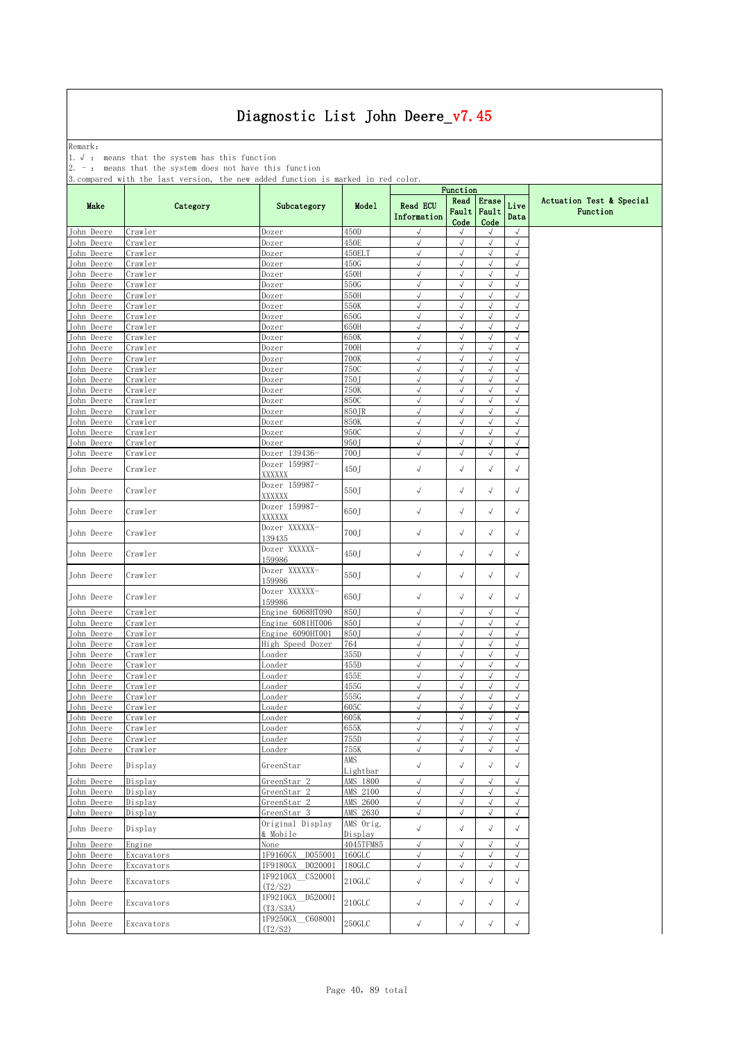# Diagnostic List John Deere_v7.45

Remark:
1. √ : means that the system has this function
2. - : means that the system does not have this function
3. compared with the last version, the new added function is marked in red color.

| Make | Category | Subcategory | Model | Function | | | | Actuation Test & Special Function |
|---|---|---|---|---|---|---|---|---|
| | | | | Read ECU Information | Read Fault Code | Erase Fault Code | Live Data | |
| John Deere | Crawler | Dozer | 450D | √ | √ | √ | √ | |
| John Deere | Crawler | Dozer | 450E | √ | √ | √ | √ | |
| John Deere | Crawler | Dozer | 450ELT | √ | √ | √ | √ | |
| John Deere | Crawler | Dozer | 450G | √ | √ | √ | √ | |
| John Deere | Crawler | Dozer | 450H | √ | √ | √ | √ | |
| John Deere | Crawler | Dozer | 550G | √ | √ | √ | √ | |
| John Deere | Crawler | Dozer | 550H | √ | √ | √ | √ | |
| John Deere | Crawler | Dozer | 550K | √ | √ | √ | √ | |
| John Deere | Crawler | Dozer | 650G | √ | √ | √ | √ | |
| John Deere | Crawler | Dozer | 650H | √ | √ | √ | √ | |
| John Deere | Crawler | Dozer | 650K | √ | √ | √ | √ | |
| John Deere | Crawler | Dozer | 700H | √ | √ | √ | √ | |
| John Deere | Crawler | Dozer | 700K | √ | √ | √ | √ | |
| John Deere | Crawler | Dozer | 750C | √ | √ | √ | √ | |
| John Deere | Crawler | Dozer | 750J | √ | √ | √ | √ | |
| John Deere | Crawler | Dozer | 750K | √ | √ | √ | √ | |
| John Deere | Crawler | Dozer | 850C | √ | √ | √ | √ | |
| John Deere | Crawler | Dozer | 850JR | √ | √ | √ | √ | |
| John Deere | Crawler | Dozer | 850K | √ | √ | √ | √ | |
| John Deere | Crawler | Dozer | 950C | √ | √ | √ | √ | |
| John Deere | Crawler | Dozer | 950J | √ | √ | √ | √ | |
| John Deere | Crawler | Dozer 139436- | 700J | √ | √ | √ | √ | |
| John Deere | Crawler | Dozer 159987-XXXXXX | 450J | √ | √ | √ | √ | |
| John Deere | Crawler | Dozer 159987-XXXXXX | 550J | √ | √ | √ | √ | |
| John Deere | Crawler | Dozer 159987-XXXXXX | 650J | √ | √ | √ | √ | |
| John Deere | Crawler | Dozer XXXXXX-139435 | 700J | √ | √ | √ | √ | |
| John Deere | Crawler | Dozer XXXXXX-159986 | 450J | √ | √ | √ | √ | |
| John Deere | Crawler | Dozer XXXXXX-159986 | 550J | √ | √ | √ | √ | |
| John Deere | Crawler | Dozer XXXXXX-159986 | 650J | √ | √ | √ | √ | |
| John Deere | Crawler | Engine 6068HT090 | 850J | √ | √ | √ | √ | |
| John Deere | Crawler | Engine 6081HT006 | 850J | √ | √ | √ | √ | |
| John Deere | Crawler | Engine 6090HT001 | 850J | √ | √ | √ | √ | |
| John Deere | Crawler | High Speed Dozer | 764 | √ | √ | √ | √ | |
| John Deere | Crawler | Loader | 355D | √ | √ | √ | √ | |
| John Deere | Crawler | Loader | 455D | √ | √ | √ | √ | |
| John Deere | Crawler | Loader | 455E | √ | √ | √ | √ | |
| John Deere | Crawler | Loader | 455G | √ | √ | √ | √ | |
| John Deere | Crawler | Loader | 555G | √ | √ | √ | √ | |
| John Deere | Crawler | Loader | 605C | √ | √ | √ | √ | |
| John Deere | Crawler | Loader | 605K | √ | √ | √ | √ | |
| John Deere | Crawler | Loader | 655K | √ | √ | √ | √ | |
| John Deere | Crawler | Loader | 755D | √ | √ | √ | √ | |
| John Deere | Crawler | Loader | 755K | √ | √ | √ | √ | |
| John Deere | Display | GreenStar | AMS Lightbar | √ | √ | √ | √ | |
| John Deere | Display | GreenStar 2 | AMS 1800 | √ | √ | √ | √ | |
| John Deere | Display | GreenStar 2 | AMS 2100 | √ | √ | √ | √ | |
| John Deere | Display | GreenStar 2 | AMS 2600 | √ | √ | √ | √ | |
| John Deere | Display | GreenStar 3 | AMS 2630 | √ | √ | √ | √ | |
| John Deere | Display | Original Display & Mobile | AMS Orig. Display | √ | √ | √ | √ | |
| John Deere | Engine | None | 4045TFM85 | √ | √ | √ | √ | |
| John Deere | Excavators | 1F9160GX__D055001 | 160GLC | √ | √ | √ | √ | |
| John Deere | Excavators | 1F9180GX__D020001 | 180GLC | √ | √ | √ | √ | |
| John Deere | Excavators | 1F9210GX__C520001 (T2/S2) | 210GLC | √ | √ | √ | √ | |
| John Deere | Excavators | 1F9210GX__D520001 (T3/S3A) | 210GLC | √ | √ | √ | √ | |
| John Deere | Excavators | 1F9250GX__C608001 (T2/S2) | 250GLC | √ | √ | √ | √ | |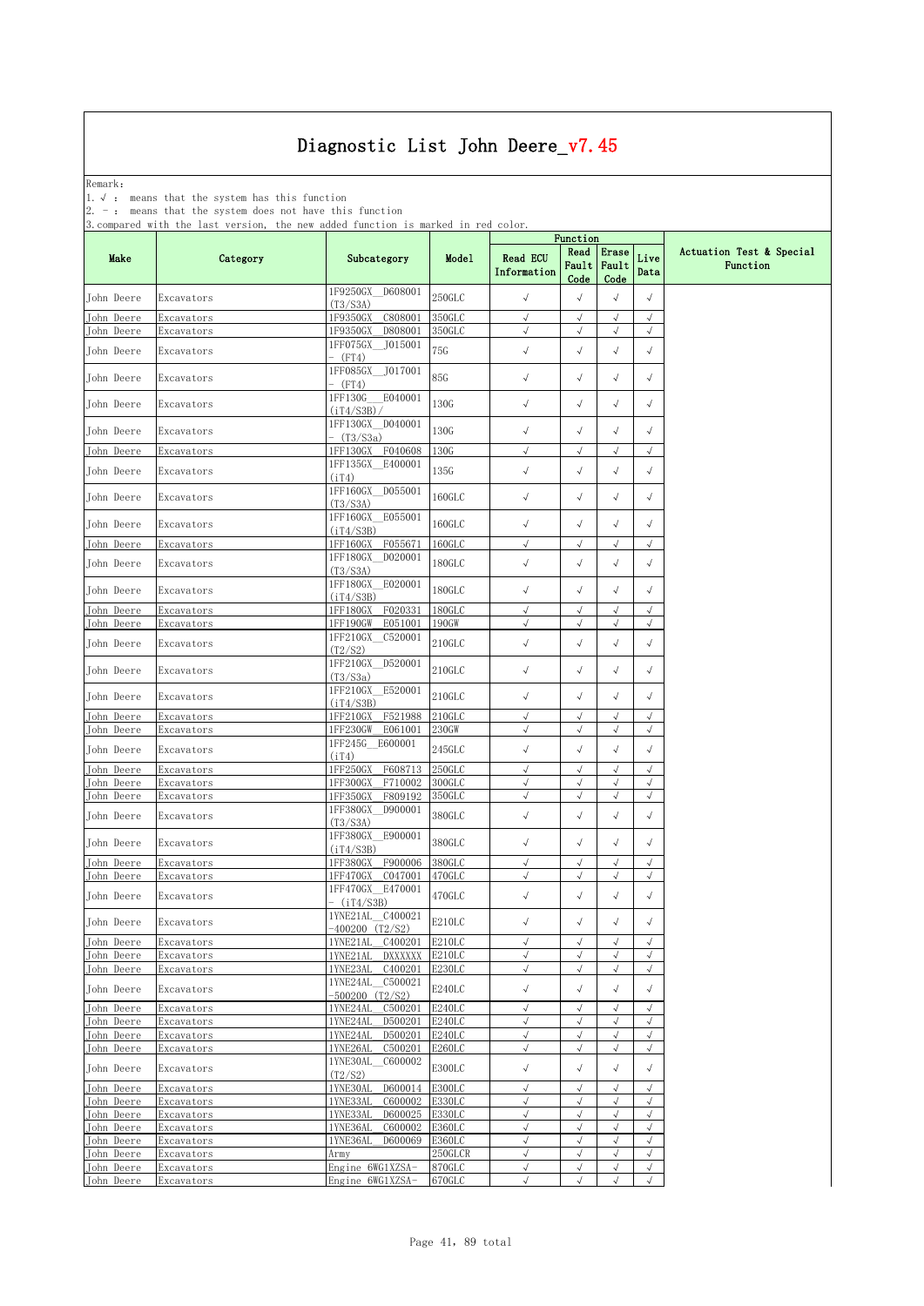# Diagnostic List John Deere_v7.45

Remark:
1. √ : means that the system has this function
2. - : means that the system does not have this function
3. compared with the last version, the new added function is marked in red color.

| Make | Category | Subcategory | Model | Function | | | | Actuation Test & Special Function |
|---|---|---|---|---|---|---|---|---|
| | | | | Read ECU Information | Read Fault Code | Erase Fault Code | Live Data | |
| John Deere | Excavators | 1F9250GX__D608001 (T3/S3A) | 250GLC | √ | √ | √ | √ | |
| John Deere | Excavators | 1F9350GX__C808001 | 350GLC | √ | √ | √ | √ | |
| John Deere | Excavators | 1F9350GX__D808001 | 350GLC | √ | √ | √ | √ | |
| John Deere | Excavators | 1FF075GX__J015001 - (FT4) | 75G | √ | √ | √ | √ | |
| John Deere | Excavators | 1FF085GX__J017001 - (FT4) | 85G | √ | √ | √ | √ | |
| John Deere | Excavators | 1FF130G__E040001 (iT4/S3B)/ | 130G | √ | √ | √ | √ | |
| John Deere | Excavators | 1FF130GX__D040001 - (T3/S3a) | 130G | √ | √ | √ | √ | |
| John Deere | Excavators | 1FF130GX__F040608 | 130G | √ | √ | √ | √ | |
| John Deere | Excavators | 1FF135GX__E400001 (iT4) | 135G | √ | √ | √ | √ | |
| John Deere | Excavators | 1FF160GX__D055001 (T3/S3A) | 160GLC | √ | √ | √ | √ | |
| John Deere | Excavators | 1FF160GX__E055001 (iT4/S3B) | 160GLC | √ | √ | √ | √ | |
| John Deere | Excavators | 1FF160GX__F055671 | 160GLC | √ | √ | √ | √ | |
| John Deere | Excavators | 1FF180GX__D020001 (T3/S3A) | 180GLC | √ | √ | √ | √ | |
| John Deere | Excavators | 1FF180GX__E020001 (iT4/S3B) | 180GLC | √ | √ | √ | √ | |
| John Deere | Excavators | 1FF180GX__F020331 | 180GLC | √ | √ | √ | √ | |
| John Deere | Excavators | 1FF190GW__E051001 | 190GW | √ | √ | √ | √ | |
| John Deere | Excavators | 1FF210GX__C520001 (T2/S2) | 210GLC | √ | √ | √ | √ | |
| John Deere | Excavators | 1FF210GX__D520001 (T3/S3a) | 210GLC | √ | √ | √ | √ | |
| John Deere | Excavators | 1FF210GX__E520001 (iT4/S3B) | 210GLC | √ | √ | √ | √ | |
| John Deere | Excavators | 1FF210GX__F521988 | 210GLC | √ | √ | √ | √ | |
| John Deere | Excavators | 1FF230GW__E061001 | 230GW | √ | √ | √ | √ | |
| John Deere | Excavators | 1FF245G__E600001 (iT4) | 245GLC | √ | √ | √ | √ | |
| John Deere | Excavators | 1FF250GX__F608713 | 250GLC | √ | √ | √ | √ | |
| John Deere | Excavators | 1FF300GX__F710002 | 300GLC | √ | √ | √ | √ | |
| John Deere | Excavators | 1FF350GX__F809192 | 350GLC | √ | √ | √ | √ | |
| John Deere | Excavators | 1FF380GX__D900001 (T3/S3A) | 380GLC | √ | √ | √ | √ | |
| John Deere | Excavators | 1FF380GX__E900001 (iT4/S3B) | 380GLC | √ | √ | √ | √ | |
| John Deere | Excavators | 1FF380GX__F900006 | 380GLC | √ | √ | √ | √ | |
| John Deere | Excavators | 1FF470GX__C047001 | 470GLC | √ | √ | √ | √ | |
| John Deere | Excavators | 1FF470GX__E470001 - (iT4/S3B) | 470GLC | √ | √ | √ | √ | |
| John Deere | Excavators | 1YNE21AL__C400021 -400200 (T2/S2) | E210LC | √ | √ | √ | √ | |
| John Deere | Excavators | 1YNE21AL__C400201 | E210LC | √ | √ | √ | √ | |
| John Deere | Excavators | 1YNE21AL__DXXXXXX | E210LC | √ | √ | √ | √ | |
| John Deere | Excavators | 1YNE23AL__C400201 | E230LC | √ | √ | √ | √ | |
| John Deere | Excavators | 1YNE24AL__C500021 -500200 (T2/S2) | E240LC | √ | √ | √ | √ | |
| John Deere | Excavators | 1YNE24AL__C500201 | E240LC | √ | √ | √ | √ | |
| John Deere | Excavators | 1YNE24AL__D500201 | E240LC | √ | √ | √ | √ | |
| John Deere | Excavators | 1YNE24AL__D500201 | E240LC | √ | √ | √ | √ | |
| John Deere | Excavators | 1YNE26AL__C500201 | E260LC | √ | √ | √ | √ | |
| John Deere | Excavators | 1YNE30AL__C600002 (T2/S2) | E300LC | √ | √ | √ | √ | |
| John Deere | Excavators | 1YNE30AL__D600014 | E300LC | √ | √ | √ | √ | |
| John Deere | Excavators | 1YNE33AL__C600002 | E330LC | √ | √ | √ | √ | |
| John Deere | Excavators | 1YNE33AL__D600025 | E330LC | √ | √ | √ | √ | |
| John Deere | Excavators | 1YNE36AL__C600002 | E360LC | √ | √ | √ | √ | |
| John Deere | Excavators | 1YNE36AL__D600069 | E360LC | √ | √ | √ | √ | |
| John Deere | Excavators | Army | 250GLCR | √ | √ | √ | √ | |
| John Deere | Excavators | Engine 6WG1XZSA- | 870GLC | √ | √ | √ | √ | |
| John Deere | Excavators | Engine 6WG1XZSA- | 670GLC | √ | √ | √ | √ | |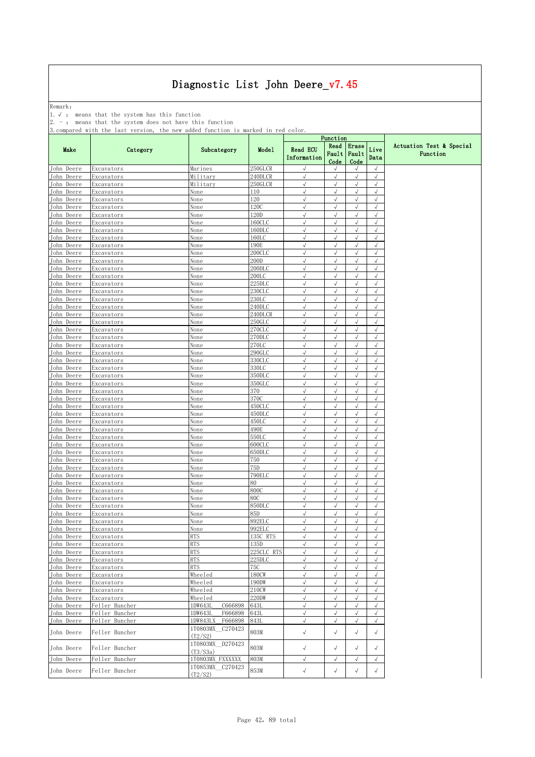# Diagnostic List John Deere_v7.45

Remark:
1. √ : means that the system has this function
2. - : means that the system does not have this function
3. compared with the last version, the new added function is marked in red color.

| Make | Category | Subcategory | Model | Function | | | | Actuation Test & Special Function |
|---|---|---|---|---|---|---|---|---|
| | | | | Read ECU Information | Read Fault Code | Erase Fault Code | Live Data | |
| John Deere | Excavators | Marines | 250GLCR | √ | √ | √ | √ | |
| John Deere | Excavators | Military | 240DLCR | √ | √ | √ | √ | |
| John Deere | Excavators | Military | 250GLCR | √ | √ | √ | √ | |
| John Deere | Excavators | None | 110 | √ | √ | √ | √ | |
| John Deere | Excavators | None | 120 | √ | √ | √ | √ | |
| John Deere | Excavators | None | 120C | √ | √ | √ | √ | |
| John Deere | Excavators | None | 120D | √ | √ | √ | √ | |
| John Deere | Excavators | None | 160CLC | √ | √ | √ | √ | |
| John Deere | Excavators | None | 160DLC | √ | √ | √ | √ | |
| John Deere | Excavators | None | 160LC | √ | √ | √ | √ | |
| John Deere | Excavators | None | 190E | √ | √ | √ | √ | |
| John Deere | Excavators | None | 200CLC | √ | √ | √ | √ | |
| John Deere | Excavators | None | 200D | √ | √ | √ | √ | |
| John Deere | Excavators | None | 200DLC | √ | √ | √ | √ | |
| John Deere | Excavators | None | 200LC | √ | √ | √ | √ | |
| John Deere | Excavators | None | 225DLC | √ | √ | √ | √ | |
| John Deere | Excavators | None | 230CLC | √ | √ | √ | √ | |
| John Deere | Excavators | None | 230LC | √ | √ | √ | √ | |
| John Deere | Excavators | None | 240DLC | √ | √ | √ | √ | |
| John Deere | Excavators | None | 240DLCR | √ | √ | √ | √ | |
| John Deere | Excavators | None | 250GLC | √ | √ | √ | √ | |
| John Deere | Excavators | None | 270CLC | √ | √ | √ | √ | |
| John Deere | Excavators | None | 270DLC | √ | √ | √ | √ | |
| John Deere | Excavators | None | 270LC | √ | √ | √ | √ | |
| John Deere | Excavators | None | 290GLC | √ | √ | √ | √ | |
| John Deere | Excavators | None | 330CLC | √ | √ | √ | √ | |
| John Deere | Excavators | None | 330LC | √ | √ | √ | √ | |
| John Deere | Excavators | None | 350DLC | √ | √ | √ | √ | |
| John Deere | Excavators | None | 350GLC | √ | √ | √ | √ | |
| John Deere | Excavators | None | 370 | √ | √ | √ | √ | |
| John Deere | Excavators | None | 370C | √ | √ | √ | √ | |
| John Deere | Excavators | None | 450CLC | √ | √ | √ | √ | |
| John Deere | Excavators | None | 450DLC | √ | √ | √ | √ | |
| John Deere | Excavators | None | 450LC | √ | √ | √ | √ | |
| John Deere | Excavators | None | 490E | √ | √ | √ | √ | |
| John Deere | Excavators | None | 550LC | √ | √ | √ | √ | |
| John Deere | Excavators | None | 600CLC | √ | √ | √ | √ | |
| John Deere | Excavators | None | 650DLC | √ | √ | √ | √ | |
| John Deere | Excavators | None | 750 | √ | √ | √ | √ | |
| John Deere | Excavators | None | 75D | √ | √ | √ | √ | |
| John Deere | Excavators | None | 790ELC | √ | √ | √ | √ | |
| John Deere | Excavators | None | 80 | √ | √ | √ | √ | |
| John Deere | Excavators | None | 800C | √ | √ | √ | √ | |
| John Deere | Excavators | None | 80C | √ | √ | √ | √ | |
| John Deere | Excavators | None | 850DLC | √ | √ | √ | √ | |
| John Deere | Excavators | None | 85D | √ | √ | √ | √ | |
| John Deere | Excavators | None | 892ELC | √ | √ | √ | √ | |
| John Deere | Excavators | None | 992ELC | √ | √ | √ | √ | |
| John Deere | Excavators | RTS | 135C RTS | √ | √ | √ | √ | |
| John Deere | Excavators | RTS | 135D | √ | √ | √ | √ | |
| John Deere | Excavators | RTS | 225CLC RTS | √ | √ | √ | √ | |
| John Deere | Excavators | RTS | 225DLC | √ | √ | √ | √ | |
| John Deere | Excavators | RTS | 75C | √ | √ | √ | √ | |
| John Deere | Excavators | Wheeled | 180CW | √ | √ | √ | √ | |
| John Deere | Excavators | Wheeled | 190DW | √ | √ | √ | √ | |
| John Deere | Excavators | Wheeled | 210CW | √ | √ | √ | √ | |
| John Deere | Excavators | Wheeled | 220DW | √ | √ | √ | √ | |
| John Deere | Feller Buncher | 1DW643L C666898 | 643L | √ | √ | √ | √ | |
| John Deere | Feller Buncher | 1DW643L F666898 | 643L | √ | √ | √ | √ | |
| John Deere | Feller Buncher | 1DW843LX F666898 | 843L | √ | √ | √ | √ | |
| John Deere | Feller Buncher | 1T0803MX_C270423 (T2/S2) | 803M | √ | √ | √ | √ | |
| John Deere | Feller Buncher | 1T0803MX_D270423 (T3/S3a) | 803M | √ | √ | √ | √ | |
| John Deere | Feller Buncher | 1T0803MX_FXXXXXX | 803M | √ | √ | √ | √ | |
| John Deere | Feller Buncher | 1T0853MX_C270423 (T2/S2) | 853M | √ | √ | √ | √ | |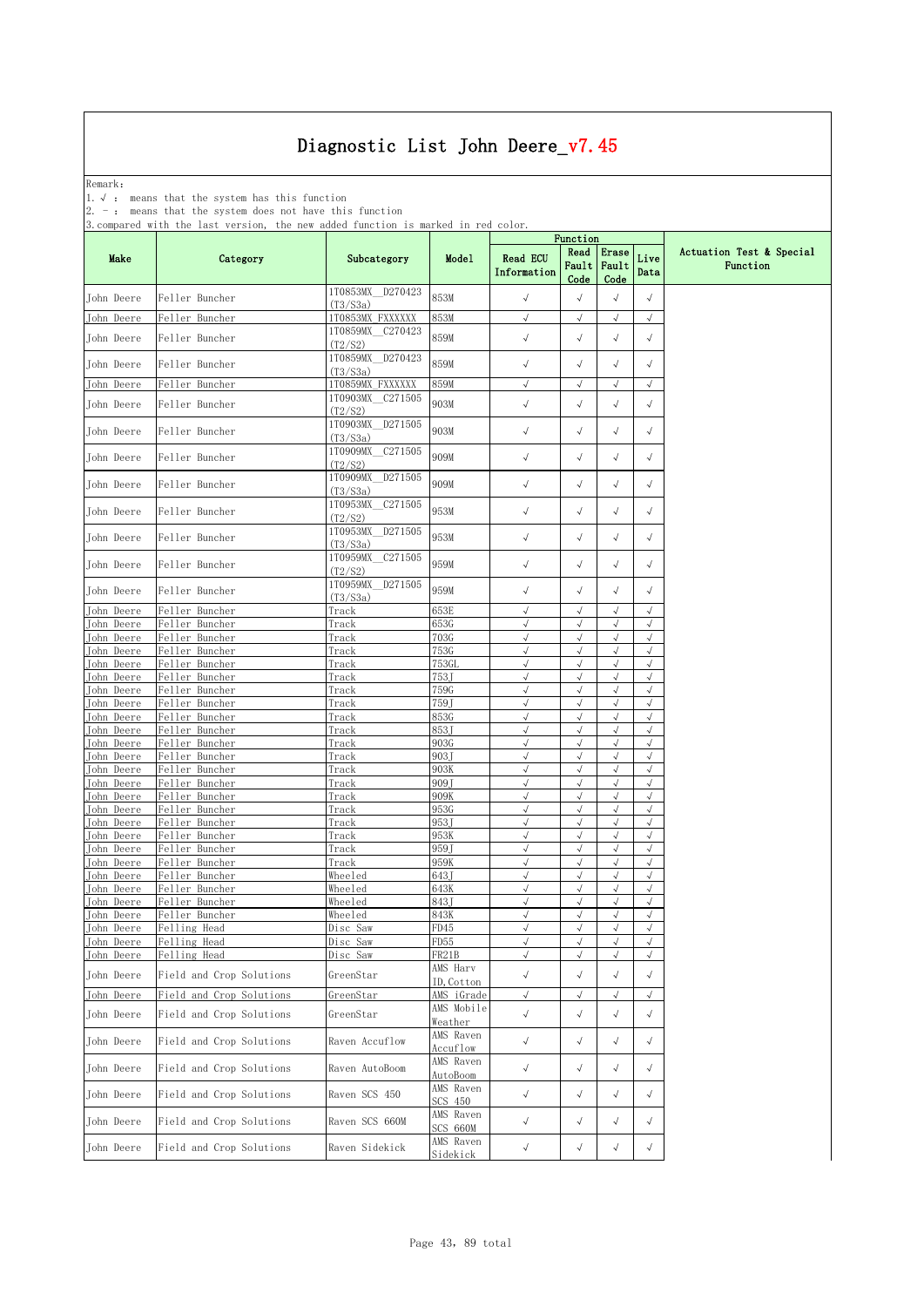# Diagnostic List John Deere_v7.45

Remark:
1. √ : means that the system has this function
2. - : means that the system does not have this function
3. compared with the last version, the new added function is marked in red color.

| Make | Category | Subcategory | Model | Function | | | | Actuation Test & Special Function |
|---|---|---|---|---|---|---|---|---|
| | | | | Read ECU Information | Read Fault Code | Erase Fault Code | Live Data | |
| John Deere | Feller Buncher | 1T0853MX__D270423 (T3/S3a) | 853M | √ | √ | √ | √ | |
| John Deere | Feller Buncher | 1T0853MX_FXXXXXX | 853M | √ | √ | √ | √ | |
| John Deere | Feller Buncher | 1T0859MX__C270423 (T2/S2) | 859M | √ | √ | √ | √ | |
| John Deere | Feller Buncher | 1T0859MX__D270423 (T3/S3a) | 859M | √ | √ | √ | √ | |
| John Deere | Feller Buncher | 1T0859MX_FXXXXXX | 859M | √ | √ | √ | √ | |
| John Deere | Feller Buncher | 1T0903MX__C271505 (T2/S2) | 903M | √ | √ | √ | √ | |
| John Deere | Feller Buncher | 1T0903MX__D271505 (T3/S3a) | 903M | √ | √ | √ | √ | |
| John Deere | Feller Buncher | 1T0909MX__C271505 (T2/S2) | 909M | √ | √ | √ | √ | |
| John Deere | Feller Buncher | 1T0909MX__D271505 (T3/S3a) | 909M | √ | √ | √ | √ | |
| John Deere | Feller Buncher | 1T0953MX__C271505 (T2/S2) | 953M | √ | √ | √ | √ | |
| John Deere | Feller Buncher | 1T0953MX__D271505 (T3/S3a) | 953M | √ | √ | √ | √ | |
| John Deere | Feller Buncher | 1T0959MX__C271505 (T2/S2) | 959M | √ | √ | √ | √ | |
| John Deere | Feller Buncher | 1T0959MX__D271505 (T3/S3a) | 959M | √ | √ | √ | √ | |
| John Deere | Feller Buncher | Track | 653E | √ | √ | √ | √ | |
| John Deere | Feller Buncher | Track | 653G | √ | √ | √ | √ | |
| John Deere | Feller Buncher | Track | 703G | √ | √ | √ | √ | |
| John Deere | Feller Buncher | Track | 753G | √ | √ | √ | √ | |
| John Deere | Feller Buncher | Track | 753GL | √ | √ | √ | √ | |
| John Deere | Feller Buncher | Track | 753J | √ | √ | √ | √ | |
| John Deere | Feller Buncher | Track | 759G | √ | √ | √ | √ | |
| John Deere | Feller Buncher | Track | 759J | √ | √ | √ | √ | |
| John Deere | Feller Buncher | Track | 853G | √ | √ | √ | √ | |
| John Deere | Feller Buncher | Track | 853J | √ | √ | √ | √ | |
| John Deere | Feller Buncher | Track | 903G | √ | √ | √ | √ | |
| John Deere | Feller Buncher | Track | 903J | √ | √ | √ | √ | |
| John Deere | Feller Buncher | Track | 903K | √ | √ | √ | √ | |
| John Deere | Feller Buncher | Track | 909J | √ | √ | √ | √ | |
| John Deere | Feller Buncher | Track | 909K | √ | √ | √ | √ | |
| John Deere | Feller Buncher | Track | 953G | √ | √ | √ | √ | |
| John Deere | Feller Buncher | Track | 953J | √ | √ | √ | √ | |
| John Deere | Feller Buncher | Track | 953K | √ | √ | √ | √ | |
| John Deere | Feller Buncher | Track | 959J | √ | √ | √ | √ | |
| John Deere | Feller Buncher | Track | 959K | √ | √ | √ | √ | |
| John Deere | Feller Buncher | Wheeled | 643J | √ | √ | √ | √ | |
| John Deere | Feller Buncher | Wheeled | 643K | √ | √ | √ | √ | |
| John Deere | Feller Buncher | Wheeled | 843J | √ | √ | √ | √ | |
| John Deere | Feller Buncher | Wheeled | 843K | √ | √ | √ | √ | |
| John Deere | Felling Head | Disc Saw | FD45 | √ | √ | √ | √ | |
| John Deere | Felling Head | Disc Saw | FD55 | √ | √ | √ | √ | |
| John Deere | Felling Head | Disc Saw | FR21B | √ | √ | √ | √ | |
| John Deere | Field and Crop Solutions | GreenStar | AMS Harv ID, Cotton | √ | √ | √ | √ | |
| John Deere | Field and Crop Solutions | GreenStar | AMS iGrade | √ | √ | √ | √ | |
| John Deere | Field and Crop Solutions | GreenStar | AMS Mobile Weather | √ | √ | √ | √ | |
| John Deere | Field and Crop Solutions | Raven Accuflow | AMS Raven Accuflow | √ | √ | √ | √ | |
| John Deere | Field and Crop Solutions | Raven AutoBoom | AMS Raven AutoBoom | √ | √ | √ | √ | |
| John Deere | Field and Crop Solutions | Raven SCS 450 | AMS Raven SCS 450 | √ | √ | √ | √ | |
| John Deere | Field and Crop Solutions | Raven SCS 660M | AMS Raven SCS 660M | √ | √ | √ | √ | |
| John Deere | Field and Crop Solutions | Raven Sidekick | AMS Raven Sidekick | √ | √ | √ | √ | |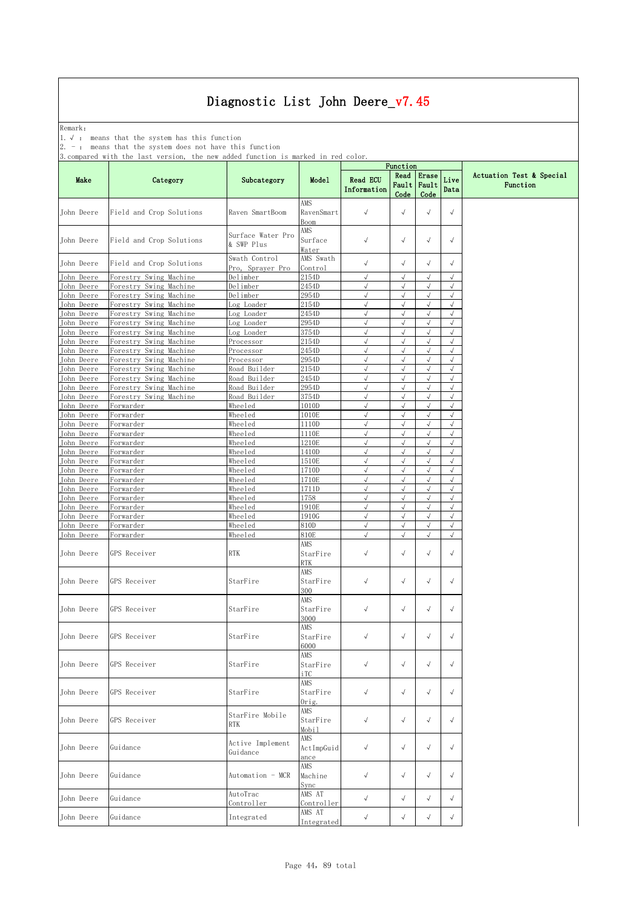# Diagnostic List John Deere_v7.45

Remark:
1. √ : means that the system has this function
2. - : means that the system does not have this function
3. compared with the last version, the new added function is marked in red color.

| Make | Category | Subcategory | Model | Function | | | | Actuation Test & Special Function |
|---|---|---|---|---|---|---|---|---|
| | | | | Read ECU Information | Read Fault Code | Erase Fault Code | Live Data | |
| John Deere | Field and Crop Solutions | Raven SmartBoom | AMS RavenSmart Boom | √ | √ | √ | √ | |
| John Deere | Field and Crop Solutions | Surface Water Pro & SWP Plus | AMS Surface Water | √ | √ | √ | √ | |
| John Deere | Field and Crop Solutions | Swath Control Pro, Sprayer Pro | AMS Swath Control | √ | √ | √ | √ | |
| John Deere | Forestry Swing Machine | Delimber | 2154D | √ | √ | √ | √ | |
| John Deere | Forestry Swing Machine | Delimber | 2454D | √ | √ | √ | √ | |
| John Deere | Forestry Swing Machine | Delimber | 2954D | √ | √ | √ | √ | |
| John Deere | Forestry Swing Machine | Log Loader | 2154D | √ | √ | √ | √ | |
| John Deere | Forestry Swing Machine | Log Loader | 2454D | √ | √ | √ | √ | |
| John Deere | Forestry Swing Machine | Log Loader | 2954D | √ | √ | √ | √ | |
| John Deere | Forestry Swing Machine | Log Loader | 3754D | √ | √ | √ | √ | |
| John Deere | Forestry Swing Machine | Processor | 2154D | √ | √ | √ | √ | |
| John Deere | Forestry Swing Machine | Processor | 2454D | √ | √ | √ | √ | |
| John Deere | Forestry Swing Machine | Processor | 2954D | √ | √ | √ | √ | |
| John Deere | Forestry Swing Machine | Road Builder | 2154D | √ | √ | √ | √ | |
| John Deere | Forestry Swing Machine | Road Builder | 2454D | √ | √ | √ | √ | |
| John Deere | Forestry Swing Machine | Road Builder | 2954D | √ | √ | √ | √ | |
| John Deere | Forestry Swing Machine | Road Builder | 3754D | √ | √ | √ | √ | |
| John Deere | Forwarder | Wheeled | 1010D | √ | √ | √ | √ | |
| John Deere | Forwarder | Wheeled | 1010E | √ | √ | √ | √ | |
| John Deere | Forwarder | Wheeled | 1110D | √ | √ | √ | √ | |
| John Deere | Forwarder | Wheeled | 1110E | √ | √ | √ | √ | |
| John Deere | Forwarder | Wheeled | 1210E | √ | √ | √ | √ | |
| John Deere | Forwarder | Wheeled | 1410D | √ | √ | √ | √ | |
| John Deere | Forwarder | Wheeled | 1510E | √ | √ | √ | √ | |
| John Deere | Forwarder | Wheeled | 1710D | √ | √ | √ | √ | |
| John Deere | Forwarder | Wheeled | 1710E | √ | √ | √ | √ | |
| John Deere | Forwarder | Wheeled | 1711D | √ | √ | √ | √ | |
| John Deere | Forwarder | Wheeled | 1758 | √ | √ | √ | √ | |
| John Deere | Forwarder | Wheeled | 1910E | √ | √ | √ | √ | |
| John Deere | Forwarder | Wheeled | 1910G | √ | √ | √ | √ | |
| John Deere | Forwarder | Wheeled | 810D | √ | √ | √ | √ | |
| John Deere | Forwarder | Wheeled | 810E | √ | √ | √ | √ | |
| John Deere | GPS Receiver | RTK | AMS StarFire RTK | √ | √ | √ | √ | |
| John Deere | GPS Receiver | StarFire | AMS StarFire 300 | √ | √ | √ | √ | |
| John Deere | GPS Receiver | StarFire | AMS StarFire 3000 | √ | √ | √ | √ | |
| John Deere | GPS Receiver | StarFire | AMS StarFire 6000 | √ | √ | √ | √ | |
| John Deere | GPS Receiver | StarFire | AMS StarFire iTC | √ | √ | √ | √ | |
| John Deere | GPS Receiver | StarFire | AMS StarFire Orig. | √ | √ | √ | √ | |
| John Deere | GPS Receiver | StarFire Mobile RTK | AMS StarFire Mobil | √ | √ | √ | √ | |
| John Deere | Guidance | Active Implement Guidance | AMS ActImpGuidance | √ | √ | √ | √ | |
| John Deere | Guidance | Automation - MCR | AMS Machine Sync | √ | √ | √ | √ | |
| John Deere | Guidance | AutoTrac Controller | AMS AT Controller | √ | √ | √ | √ | |
| John Deere | Guidance | Integrated | AMS AT Integrated | √ | √ | √ | √ | |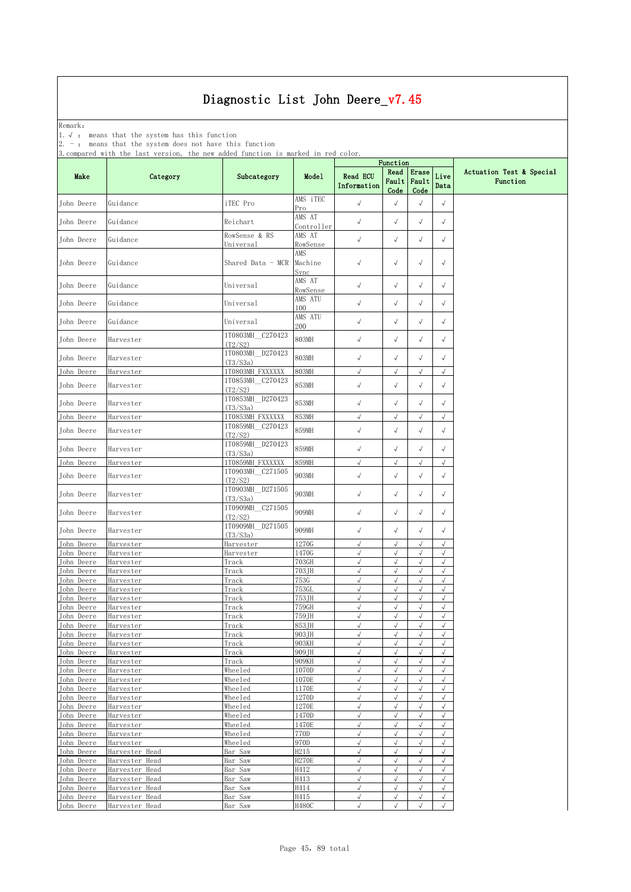# Diagnostic List John Deere_v7.45

Remark:
1. √ : means that the system has this function
2. - : means that the system does not have this function
3. compared with the last version, the new added function is marked in red color.

| Make | Category | Subcategory | Model | Function | | | | Actuation Test & Special Function |
|---|---|---|---|---|---|---|---|---|
| | | | | Read ECU Information | Read Fault Code | Erase Fault Code | Live Data | |
| John Deere | Guidance | iTEC Pro | AMS iTEC Pro | √ | √ | √ | √ | |
| John Deere | Guidance | Reichart | AMS AT Controller | √ | √ | √ | √ | |
| John Deere | Guidance | RowSense & RS Universal | AMS AT RowSense | √ | √ | √ | √ | |
| John Deere | Guidance | Shared Data - MCR | AMS Machine Sync | √ | √ | √ | √ | |
| John Deere | Guidance | Universal | AMS AT RowSense | √ | √ | √ | √ | |
| John Deere | Guidance | Universal | AMS ATU 100 | √ | √ | √ | √ | |
| John Deere | Guidance | Universal | AMS ATU 200 | √ | √ | √ | √ | |
| John Deere | Harvester | 1T0803MH__C270423 (T2/S2) | 803MH | √ | √ | √ | √ | |
| John Deere | Harvester | 1T0803MH__D270423 (T3/S3a) | 803MH | √ | √ | √ | √ | |
| John Deere | Harvester | 1T0803MH_FXXXXXX | 803MH | √ | √ | √ | √ | |
| John Deere | Harvester | 1T0853MH__C270423 (T2/S2) | 853MH | √ | √ | √ | √ | |
| John Deere | Harvester | 1T0853MH__D270423 (T3/S3a) | 853MH | √ | √ | √ | √ | |
| John Deere | Harvester | 1T0853MH_FXXXXXX | 853MH | √ | √ | √ | √ | |
| John Deere | Harvester | 1T0859MH__C270423 (T2/S2) | 859MH | √ | √ | √ | √ | |
| John Deere | Harvester | 1T0859MH__D270423 (T3/S3a) | 859MH | √ | √ | √ | √ | |
| John Deere | Harvester | 1T0859MH_FXXXXXX | 859MH | √ | √ | √ | √ | |
| John Deere | Harvester | 1T0903MH__C271505 (T2/S2) | 903MH | √ | √ | √ | √ | |
| John Deere | Harvester | 1T0903MH__D271505 (T3/S3a) | 903MH | √ | √ | √ | √ | |
| John Deere | Harvester | 1T0909MH__C271505 (T2/S2) | 909MH | √ | √ | √ | √ | |
| John Deere | Harvester | 1T0909MH__D271505 (T3/S3a) | 909MH | √ | √ | √ | √ | |
| John Deere | Harvester | Harvester | 1270G | √ | √ | √ | √ | |
| John Deere | Harvester | Harvester | 1470G | √ | √ | √ | √ | |
| John Deere | Harvester | Track | 703GH | √ | √ | √ | √ | |
| John Deere | Harvester | Track | 703JH | √ | √ | √ | √ | |
| John Deere | Harvester | Track | 753G | √ | √ | √ | √ | |
| John Deere | Harvester | Track | 753GL | √ | √ | √ | √ | |
| John Deere | Harvester | Track | 753JH | √ | √ | √ | √ | |
| John Deere | Harvester | Track | 759GH | √ | √ | √ | √ | |
| John Deere | Harvester | Track | 759JH | √ | √ | √ | √ | |
| John Deere | Harvester | Track | 853JH | √ | √ | √ | √ | |
| John Deere | Harvester | Track | 903JH | √ | √ | √ | √ | |
| John Deere | Harvester | Track | 903KH | √ | √ | √ | √ | |
| John Deere | Harvester | Track | 909JH | √ | √ | √ | √ | |
| John Deere | Harvester | Track | 909KH | √ | √ | √ | √ | |
| John Deere | Harvester | Wheeled | 1070D | √ | √ | √ | √ | |
| John Deere | Harvester | Wheeled | 1070E | √ | √ | √ | √ | |
| John Deere | Harvester | Wheeled | 1170E | √ | √ | √ | √ | |
| John Deere | Harvester | Wheeled | 1270D | √ | √ | √ | √ | |
| John Deere | Harvester | Wheeled | 1270E | √ | √ | √ | √ | |
| John Deere | Harvester | Wheeled | 1470D | √ | √ | √ | √ | |
| John Deere | Harvester | Wheeled | 1470E | √ | √ | √ | √ | |
| John Deere | Harvester | Wheeled | 770D | √ | √ | √ | √ | |
| John Deere | Harvester | Wheeled | 970D | √ | √ | √ | √ | |
| John Deere | Harvester Head | Bar Saw | H215 | √ | √ | √ | √ | |
| John Deere | Harvester Head | Bar Saw | H270E | √ | √ | √ | √ | |
| John Deere | Harvester Head | Bar Saw | H412 | √ | √ | √ | √ | |
| John Deere | Harvester Head | Bar Saw | H413 | √ | √ | √ | √ | |
| John Deere | Harvester Head | Bar Saw | H414 | √ | √ | √ | √ | |
| John Deere | Harvester Head | Bar Saw | H415 | √ | √ | √ | √ | |
| John Deere | Harvester Head | Bar Saw | H480C | √ | √ | √ | √ | |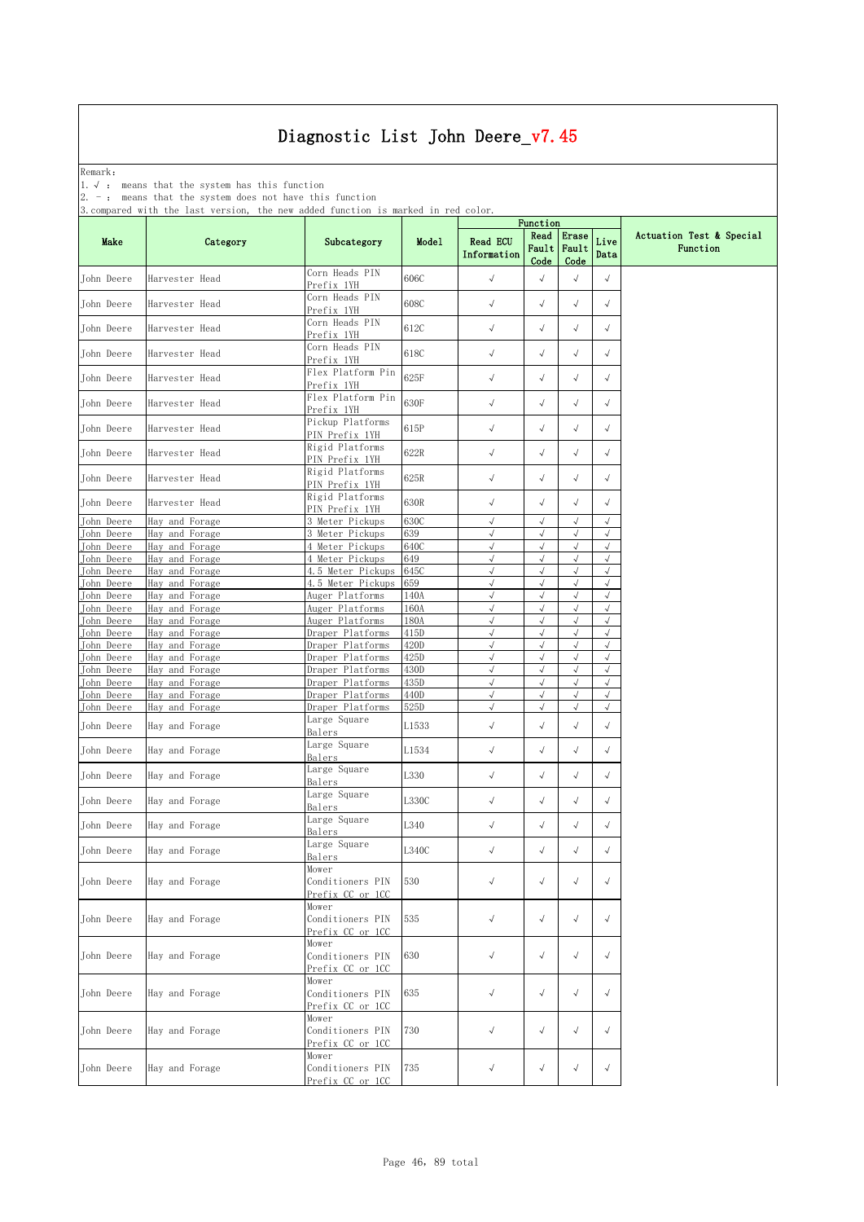# Diagnostic List John Deere_v7.45

Remark:
1. √ : means that the system has this function
2. - : means that the system does not have this function
3. compared with the last version, the new added function is marked in red color.

| Make | Category | Subcategory | Model | Function | | | | Actuation Test & Special Function |
|---|---|---|---|---|---|---|---|---|
| | | | | Read ECU Information | Read Fault Code | Erase Fault Code | Live Data | |
| John Deere | Harvester Head | Corn Heads PIN Prefix 1YH | 606C | √ | √ | √ | √ | |
| John Deere | Harvester Head | Corn Heads PIN Prefix 1YH | 608C | √ | √ | √ | √ | |
| John Deere | Harvester Head | Corn Heads PIN Prefix 1YH | 612C | √ | √ | √ | √ | |
| John Deere | Harvester Head | Corn Heads PIN Prefix 1YH | 618C | √ | √ | √ | √ | |
| John Deere | Harvester Head | Flex Platform Pin Prefix 1YH | 625F | √ | √ | √ | √ | |
| John Deere | Harvester Head | Flex Platform Pin Prefix 1YH | 630F | √ | √ | √ | √ | |
| John Deere | Harvester Head | Pickup Platforms PIN Prefix 1YH | 615P | √ | √ | √ | √ | |
| John Deere | Harvester Head | Rigid Platforms PIN Prefix 1YH | 622R | √ | √ | √ | √ | |
| John Deere | Harvester Head | Rigid Platforms PIN Prefix 1YH | 625R | √ | √ | √ | √ | |
| John Deere | Harvester Head | Rigid Platforms PIN Prefix 1YH | 630R | √ | √ | √ | √ | |
| John Deere | Hay and Forage | 3 Meter Pickups | 630C | √ | √ | √ | √ | |
| John Deere | Hay and Forage | 3 Meter Pickups | 639 | √ | √ | √ | √ | |
| John Deere | Hay and Forage | 4 Meter Pickups | 640C | √ | √ | √ | √ | |
| John Deere | Hay and Forage | 4 Meter Pickups | 649 | √ | √ | √ | √ | |
| John Deere | Hay and Forage | 4.5 Meter Pickups | 645C | √ | √ | √ | √ | |
| John Deere | Hay and Forage | 4.5 Meter Pickups | 659 | √ | √ | √ | √ | |
| John Deere | Hay and Forage | Auger Platforms | 140A | √ | √ | √ | √ | |
| John Deere | Hay and Forage | Auger Platforms | 160A | √ | √ | √ | √ | |
| John Deere | Hay and Forage | Auger Platforms | 180A | √ | √ | √ | √ | |
| John Deere | Hay and Forage | Draper Platforms | 415D | √ | √ | √ | √ | |
| John Deere | Hay and Forage | Draper Platforms | 420D | √ | √ | √ | √ | |
| John Deere | Hay and Forage | Draper Platforms | 425D | √ | √ | √ | √ | |
| John Deere | Hay and Forage | Draper Platforms | 430D | √ | √ | √ | √ | |
| John Deere | Hay and Forage | Draper Platforms | 435D | √ | √ | √ | √ | |
| John Deere | Hay and Forage | Draper Platforms | 440D | √ | √ | √ | √ | |
| John Deere | Hay and Forage | Draper Platforms | 525D | √ | √ | √ | √ | |
| John Deere | Hay and Forage | Large Square Balers | L1533 | √ | √ | √ | √ | |
| John Deere | Hay and Forage | Large Square Balers | L1534 | √ | √ | √ | √ | |
| John Deere | Hay and Forage | Large Square Balers | L330 | √ | √ | √ | √ | |
| John Deere | Hay and Forage | Large Square Balers | L330C | √ | √ | √ | √ | |
| John Deere | Hay and Forage | Large Square Balers | L340 | √ | √ | √ | √ | |
| John Deere | Hay and Forage | Large Square Balers | L340C | √ | √ | √ | √ | |
| John Deere | Hay and Forage | Mower Conditioners PIN Prefix CC or 1CC | 530 | √ | √ | √ | √ | |
| John Deere | Hay and Forage | Mower Conditioners PIN Prefix CC or 1CC | 535 | √ | √ | √ | √ | |
| John Deere | Hay and Forage | Mower Conditioners PIN Prefix CC or 1CC | 630 | √ | √ | √ | √ | |
| John Deere | Hay and Forage | Mower Conditioners PIN Prefix CC or 1CC | 635 | √ | √ | √ | √ | |
| John Deere | Hay and Forage | Mower Conditioners PIN Prefix CC or 1CC | 730 | √ | √ | √ | √ | |
| John Deere | Hay and Forage | Mower Conditioners PIN Prefix CC or 1CC | 735 | √ | √ | √ | √ | |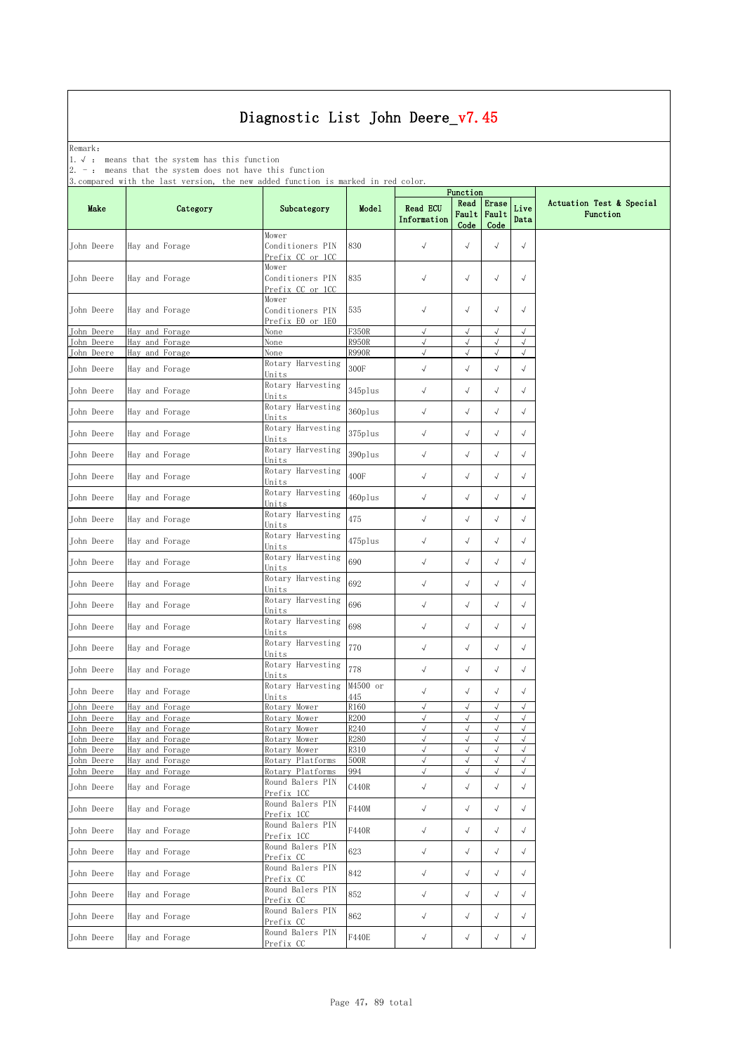# Diagnostic List John Deere_v7.45

Remark:
1. √ : means that the system has this function
2. - : means that the system does not have this function
3. compared with the last version, the new added function is marked in red color.

| Make | Category | Subcategory | Model | Function | | | | Actuation Test & Special Function |
|---|---|---|---|---|---|---|---|---|
| | | | | Read ECU Information | Read Fault Code | Erase Fault Code | Live Data | |
| John Deere | Hay and Forage | Mower Conditioners PIN Prefix CC or 1CC | 830 | √ | √ | √ | √ | |
| John Deere | Hay and Forage | Mower Conditioners PIN Prefix CC or 1CC | 835 | √ | √ | √ | √ | |
| John Deere | Hay and Forage | Mower Conditioners PIN Prefix E0 or 1E0 | 535 | √ | √ | √ | √ | |
| John Deere | Hay and Forage | None | F350R | √ | √ | √ | √ | |
| John Deere | Hay and Forage | None | R950R | √ | √ | √ | √ | |
| John Deere | Hay and Forage | None | R990R | √ | √ | √ | √ | |
| John Deere | Hay and Forage | Rotary Harvesting Units | 300F | √ | √ | √ | √ | |
| John Deere | Hay and Forage | Rotary Harvesting Units | 345plus | √ | √ | √ | √ | |
| John Deere | Hay and Forage | Rotary Harvesting Units | 360plus | √ | √ | √ | √ | |
| John Deere | Hay and Forage | Rotary Harvesting Units | 375plus | √ | √ | √ | √ | |
| John Deere | Hay and Forage | Rotary Harvesting Units | 390plus | √ | √ | √ | √ | |
| John Deere | Hay and Forage | Rotary Harvesting Units | 400F | √ | √ | √ | √ | |
| John Deere | Hay and Forage | Rotary Harvesting Units | 460plus | √ | √ | √ | √ | |
| John Deere | Hay and Forage | Rotary Harvesting Units | 475 | √ | √ | √ | √ | |
| John Deere | Hay and Forage | Rotary Harvesting Units | 475plus | √ | √ | √ | √ | |
| John Deere | Hay and Forage | Rotary Harvesting Units | 690 | √ | √ | √ | √ | |
| John Deere | Hay and Forage | Rotary Harvesting Units | 692 | √ | √ | √ | √ | |
| John Deere | Hay and Forage | Rotary Harvesting Units | 696 | √ | √ | √ | √ | |
| John Deere | Hay and Forage | Rotary Harvesting Units | 698 | √ | √ | √ | √ | |
| John Deere | Hay and Forage | Rotary Harvesting Units | 770 | √ | √ | √ | √ | |
| John Deere | Hay and Forage | Rotary Harvesting Units | 778 | √ | √ | √ | √ | |
| John Deere | Hay and Forage | Rotary Harvesting Units | M4500 or 445 | √ | √ | √ | √ | |
| John Deere | Hay and Forage | Rotary Mower | R160 | √ | √ | √ | √ | |
| John Deere | Hay and Forage | Rotary Mower | R200 | √ | √ | √ | √ | |
| John Deere | Hay and Forage | Rotary Mower | R240 | √ | √ | √ | √ | |
| John Deere | Hay and Forage | Rotary Mower | R280 | √ | √ | √ | √ | |
| John Deere | Hay and Forage | Rotary Mower | R310 | √ | √ | √ | √ | |
| John Deere | Hay and Forage | Rotary Platforms | 500R | √ | √ | √ | √ | |
| John Deere | Hay and Forage | Rotary Platforms | 994 | √ | √ | √ | √ | |
| John Deere | Hay and Forage | Round Balers PIN Prefix 1CC | C440R | √ | √ | √ | √ | |
| John Deere | Hay and Forage | Round Balers PIN Prefix 1CC | F440M | √ | √ | √ | √ | |
| John Deere | Hay and Forage | Round Balers PIN Prefix 1CC | F440R | √ | √ | √ | √ | |
| John Deere | Hay and Forage | Round Balers PIN Prefix CC | 623 | √ | √ | √ | √ | |
| John Deere | Hay and Forage | Round Balers PIN Prefix CC | 842 | √ | √ | √ | √ | |
| John Deere | Hay and Forage | Round Balers PIN Prefix CC | 852 | √ | √ | √ | √ | |
| John Deere | Hay and Forage | Round Balers PIN Prefix CC | 862 | √ | √ | √ | √ | |
| John Deere | Hay and Forage | Round Balers PIN Prefix CC | F440E | √ | √ | √ | √ | |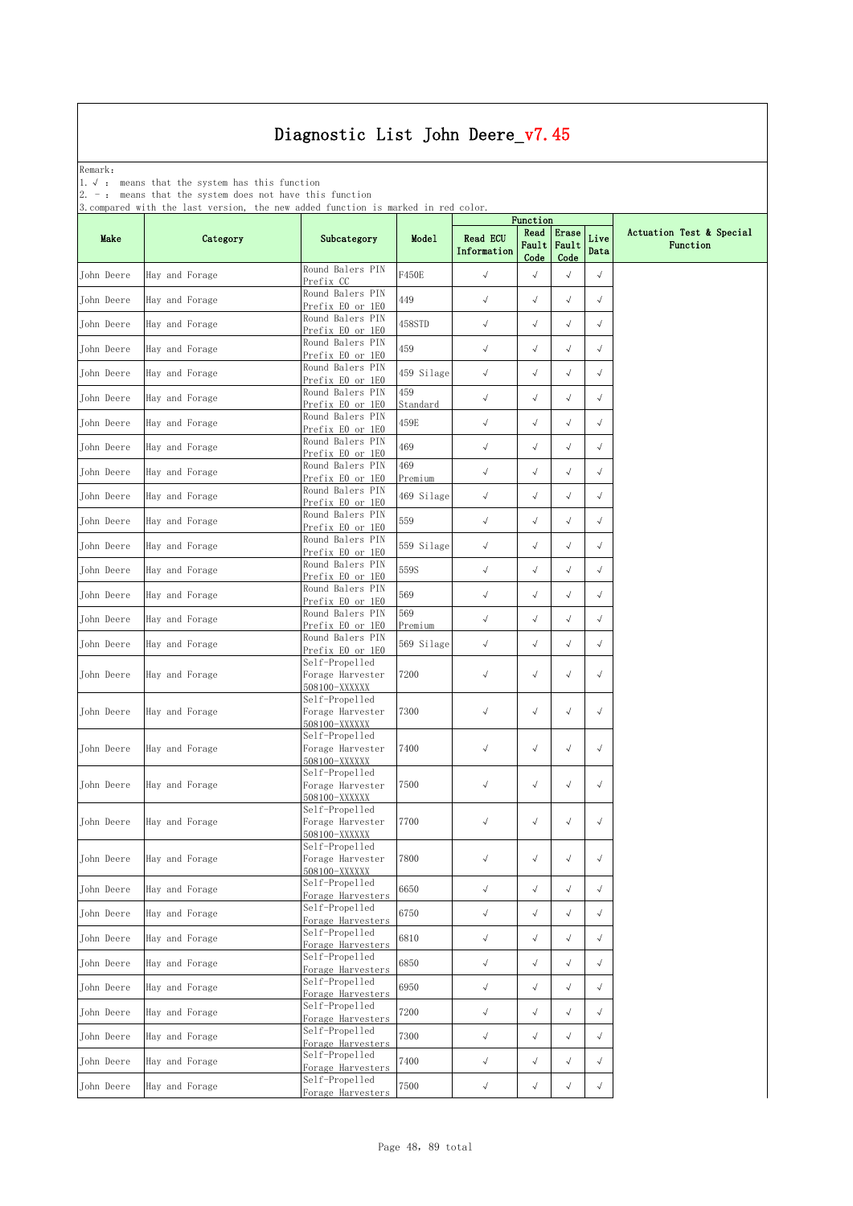# Diagnostic List John Deere_v7.45

Remark:
1. √ : means that the system has this function
2. - : means that the system does not have this function
3. compared with the last version, the new added function is marked in red color.

| Make | Category | Subcategory | Model | Function | | | | Actuation Test & Special Function |
|---|---|---|---|---|---|---|---|---|
| | | | | Read ECU Information | Read Fault Code | Erase Fault Code | Live Data | |
| John Deere | Hay and Forage | Round Balers PIN Prefix CC | F450E | √ | √ | √ | √ | |
| John Deere | Hay and Forage | Round Balers PIN Prefix E0 or 1E0 | 449 | √ | √ | √ | √ | |
| John Deere | Hay and Forage | Round Balers PIN Prefix E0 or 1E0 | 458STD | √ | √ | √ | √ | |
| John Deere | Hay and Forage | Round Balers PIN Prefix E0 or 1E0 | 459 | √ | √ | √ | √ | |
| John Deere | Hay and Forage | Round Balers PIN Prefix E0 or 1E0 | 459 Silage | √ | √ | √ | √ | |
| John Deere | Hay and Forage | Round Balers PIN Prefix E0 or 1E0 | 459 Standard | √ | √ | √ | √ | |
| John Deere | Hay and Forage | Round Balers PIN Prefix E0 or 1E0 | 459E | √ | √ | √ | √ | |
| John Deere | Hay and Forage | Round Balers PIN Prefix E0 or 1E0 | 469 | √ | √ | √ | √ | |
| John Deere | Hay and Forage | Round Balers PIN Prefix E0 or 1E0 | 469 Premium | √ | √ | √ | √ | |
| John Deere | Hay and Forage | Round Balers PIN Prefix E0 or 1E0 | 469 Silage | √ | √ | √ | √ | |
| John Deere | Hay and Forage | Round Balers PIN Prefix E0 or 1E0 | 559 | √ | √ | √ | √ | |
| John Deere | Hay and Forage | Round Balers PIN Prefix E0 or 1E0 | 559 Silage | √ | √ | √ | √ | |
| John Deere | Hay and Forage | Round Balers PIN Prefix E0 or 1E0 | 559S | √ | √ | √ | √ | |
| John Deere | Hay and Forage | Round Balers PIN Prefix E0 or 1E0 | 569 | √ | √ | √ | √ | |
| John Deere | Hay and Forage | Round Balers PIN Prefix E0 or 1E0 | 569 Premium | √ | √ | √ | √ | |
| John Deere | Hay and Forage | Round Balers PIN Prefix E0 or 1E0 | 569 Silage | √ | √ | √ | √ | |
| John Deere | Hay and Forage | Self-Propelled Forage Harvester 508100-XXXXXX | 7200 | √ | √ | √ | √ | |
| John Deere | Hay and Forage | Self-Propelled Forage Harvester 508100-XXXXXX | 7300 | √ | √ | √ | √ | |
| John Deere | Hay and Forage | Self-Propelled Forage Harvester 508100-XXXXXX | 7400 | √ | √ | √ | √ | |
| John Deere | Hay and Forage | Self-Propelled Forage Harvester 508100-XXXXXX | 7500 | √ | √ | √ | √ | |
| John Deere | Hay and Forage | Self-Propelled Forage Harvester 508100-XXXXXX | 7700 | √ | √ | √ | √ | |
| John Deere | Hay and Forage | Self-Propelled Forage Harvester 508100-XXXXXX | 7800 | √ | √ | √ | √ | |
| John Deere | Hay and Forage | Self-Propelled Forage Harvesters | 6650 | √ | √ | √ | √ | |
| John Deere | Hay and Forage | Self-Propelled Forage Harvesters | 6750 | √ | √ | √ | √ | |
| John Deere | Hay and Forage | Self-Propelled Forage Harvesters | 6810 | √ | √ | √ | √ | |
| John Deere | Hay and Forage | Self-Propelled Forage Harvesters | 6850 | √ | √ | √ | √ | |
| John Deere | Hay and Forage | Self-Propelled Forage Harvesters | 6950 | √ | √ | √ | √ | |
| John Deere | Hay and Forage | Self-Propelled Forage Harvesters | 7200 | √ | √ | √ | √ | |
| John Deere | Hay and Forage | Self-Propelled Forage Harvesters | 7300 | √ | √ | √ | √ | |
| John Deere | Hay and Forage | Self-Propelled Forage Harvesters | 7400 | √ | √ | √ | √ | |
| John Deere | Hay and Forage | Self-Propelled Forage Harvesters | 7500 | √ | √ | √ | √ | |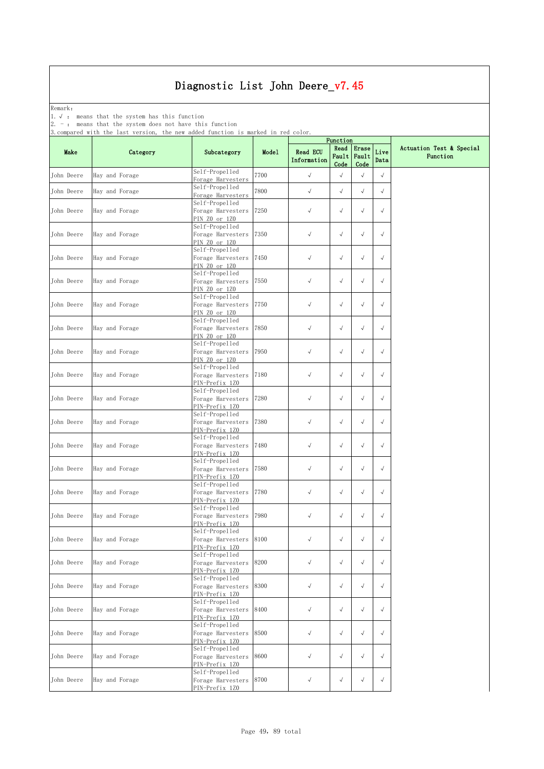# Diagnostic List John Deere_v7.45

Remark:
1. √ : means that the system has this function
2. - : means that the system does not have this function
3.compared with the last version, the new added function is marked in red color.

| Make | Category | Subcategory | Model | Function | | | | Actuation Test & Special Function |
|---|---|---|---|---|---|---|---|---|
| | | | | Read ECU Information | Read Fault Code | Erase Fault Code | Live Data | |
| John Deere | Hay and Forage | Self-Propelled Forage Harvesters | 7700 | √ | √ | √ | √ | |
| John Deere | Hay and Forage | Self-Propelled Forage Harvesters | 7800 | √ | √ | √ | √ | |
| John Deere | Hay and Forage | Self-Propelled Forage Harvesters PIN Z0 or 1Z0 | 7250 | √ | √ | √ | √ | |
| John Deere | Hay and Forage | Self-Propelled Forage Harvesters PIN Z0 or 1Z0 | 7350 | √ | √ | √ | √ | |
| John Deere | Hay and Forage | Self-Propelled Forage Harvesters PIN Z0 or 1Z0 | 7450 | √ | √ | √ | √ | |
| John Deere | Hay and Forage | Self-Propelled Forage Harvesters PIN Z0 or 1Z0 | 7550 | √ | √ | √ | √ | |
| John Deere | Hay and Forage | Self-Propelled Forage Harvesters PIN Z0 or 1Z0 | 7750 | √ | √ | √ | √ | |
| John Deere | Hay and Forage | Self-Propelled Forage Harvesters PIN Z0 or 1Z0 | 7850 | √ | √ | √ | √ | |
| John Deere | Hay and Forage | Self-Propelled Forage Harvesters PIN Z0 or 1Z0 | 7950 | √ | √ | √ | √ | |
| John Deere | Hay and Forage | Self-Propelled Forage Harvesters PIN-Prefix 1Z0 | 7180 | √ | √ | √ | √ | |
| John Deere | Hay and Forage | Self-Propelled Forage Harvesters PIN-Prefix 1Z0 | 7280 | √ | √ | √ | √ | |
| John Deere | Hay and Forage | Self-Propelled Forage Harvesters PIN-Prefix 1Z0 | 7380 | √ | √ | √ | √ | |
| John Deere | Hay and Forage | Self-Propelled Forage Harvesters PIN-Prefix 1Z0 | 7480 | √ | √ | √ | √ | |
| John Deere | Hay and Forage | Self-Propelled Forage Harvesters PIN-Prefix 1Z0 | 7580 | √ | √ | √ | √ | |
| John Deere | Hay and Forage | Self-Propelled Forage Harvesters PIN-Prefix 1Z0 | 7780 | √ | √ | √ | √ | |
| John Deere | Hay and Forage | Self-Propelled Forage Harvesters PIN-Prefix 1Z0 | 7980 | √ | √ | √ | √ | |
| John Deere | Hay and Forage | Self-Propelled Forage Harvesters PIN-Prefix 1Z0 | 8100 | √ | √ | √ | √ | |
| John Deere | Hay and Forage | Self-Propelled Forage Harvesters PIN-Prefix 1Z0 | 8200 | √ | √ | √ | √ | |
| John Deere | Hay and Forage | Self-Propelled Forage Harvesters PIN-Prefix 1Z0 | 8300 | √ | √ | √ | √ | |
| John Deere | Hay and Forage | Self-Propelled Forage Harvesters PIN-Prefix 1Z0 | 8400 | √ | √ | √ | √ | |
| John Deere | Hay and Forage | Self-Propelled Forage Harvesters PIN-Prefix 1Z0 | 8500 | √ | √ | √ | √ | |
| John Deere | Hay and Forage | Self-Propelled Forage Harvesters PIN-Prefix 1Z0 | 8600 | √ | √ | √ | √ | |
| John Deere | Hay and Forage | Self-Propelled Forage Harvesters PIN-Prefix 1Z0 | 8700 | √ | √ | √ | √ | |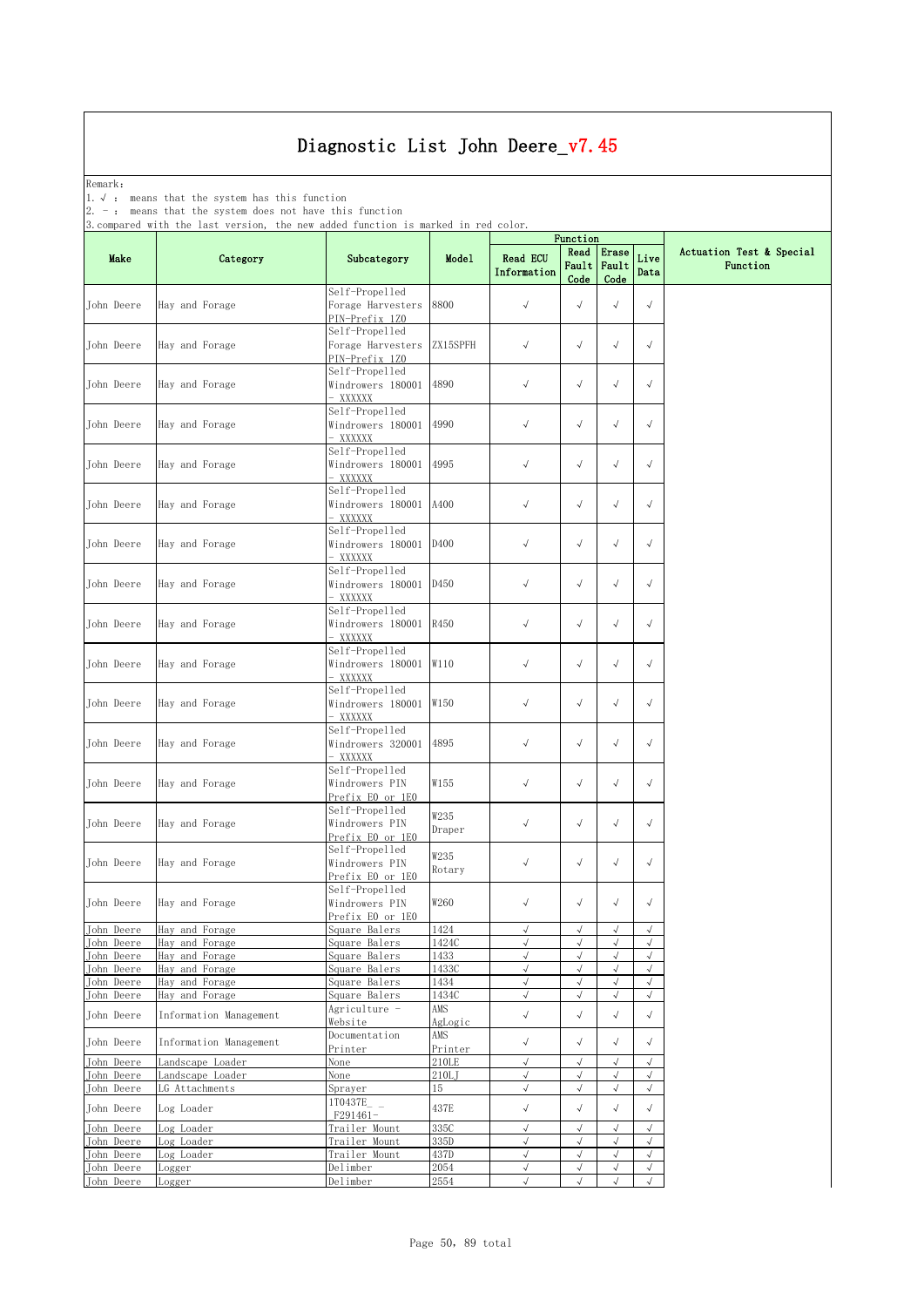# Diagnostic List John Deere_v7.45

Remark:
1. √ : means that the system has this function
2. - : means that the system does not have this function
3. compared with the last version, the new added function is marked in red color.

| Make | Category | Subcategory | Model | Function | | | | Actuation Test & Special Function |
|---|---|---|---|---|---|---|---|---|
| | | | | Read ECU Information | Read Fault Code | Erase Fault Code | Live Data | |
| John Deere | Hay and Forage | Self-Propelled Forage Harvesters PIN-Prefix 1Z0 | 8800 | √ | √ | √ | √ | |
| John Deere | Hay and Forage | Self-Propelled Forage Harvesters PIN-Prefix 1Z0 | ZX15SPFH | √ | √ | √ | √ | |
| John Deere | Hay and Forage | Self-Propelled Windrowers 180001 - XXXXXX | 4890 | √ | √ | √ | √ | |
| John Deere | Hay and Forage | Self-Propelled Windrowers 180001 - XXXXXX | 4990 | √ | √ | √ | √ | |
| John Deere | Hay and Forage | Self-Propelled Windrowers 180001 - XXXXXX | 4995 | √ | √ | √ | √ | |
| John Deere | Hay and Forage | Self-Propelled Windrowers 180001 - XXXXXX | A400 | √ | √ | √ | √ | |
| John Deere | Hay and Forage | Self-Propelled Windrowers 180001 - XXXXXX | D400 | √ | √ | √ | √ | |
| John Deere | Hay and Forage | Self-Propelled Windrowers 180001 - XXXXXX | D450 | √ | √ | √ | √ | |
| John Deere | Hay and Forage | Self-Propelled Windrowers 180001 - XXXXXX | R450 | √ | √ | √ | √ | |
| John Deere | Hay and Forage | Self-Propelled Windrowers 180001 - XXXXXX | W110 | √ | √ | √ | √ | |
| John Deere | Hay and Forage | Self-Propelled Windrowers 180001 - XXXXXX | W150 | √ | √ | √ | √ | |
| John Deere | Hay and Forage | Self-Propelled Windrowers 320001 - XXXXXX | 4895 | √ | √ | √ | √ | |
| John Deere | Hay and Forage | Self-Propelled Windrowers PIN Prefix E0 or 1E0 | W155 | √ | √ | √ | √ | |
| John Deere | Hay and Forage | Self-Propelled Windrowers PIN Prefix E0 or 1E0 | W235 Draper | √ | √ | √ | √ | |
| John Deere | Hay and Forage | Self-Propelled Windrowers PIN Prefix E0 or 1E0 | W235 Rotary | √ | √ | √ | √ | |
| John Deere | Hay and Forage | Self-Propelled Windrowers PIN Prefix E0 or 1E0 | W260 | √ | √ | √ | √ | |
| John Deere | Hay and Forage | Square Balers | 1424 | √ | √ | √ | √ | |
| John Deere | Hay and Forage | Square Balers | 1424C | √ | √ | √ | √ | |
| John Deere | Hay and Forage | Square Balers | 1433 | √ | √ | √ | √ | |
| John Deere | Hay and Forage | Square Balers | 1433C | √ | √ | √ | √ | |
| John Deere | Hay and Forage | Square Balers | 1434 | √ | √ | √ | √ | |
| John Deere | Hay and Forage | Square Balers | 1434C | √ | √ | √ | √ | |
| John Deere | Information Management | Agriculture - Website | AMS AgLogic | √ | √ | √ | √ | |
| John Deere | Information Management | Documentation Printer | AMS Printer | √ | √ | √ | √ | |
| John Deere | Landscape Loader | None | 210LE | √ | √ | √ | √ | |
| John Deere | Landscape Loader | None | 210LJ | √ | √ | √ | √ | |
| John Deere | LG Attachments | Sprayer | 15 | √ | √ | √ | √ | |
| John Deere | Log Loader | 1T0437E_ _F291461- | 437E | √ | √ | √ | √ | |
| John Deere | Log Loader | Trailer Mount | 335C | √ | √ | √ | √ | |
| John Deere | Log Loader | Trailer Mount | 335D | √ | √ | √ | √ | |
| John Deere | Log Loader | Trailer Mount | 437D | √ | √ | √ | √ | |
| John Deere | Logger | Delimber | 2054 | √ | √ | √ | √ | |
| John Deere | Logger | Delimber | 2554 | √ | √ | √ | √ | |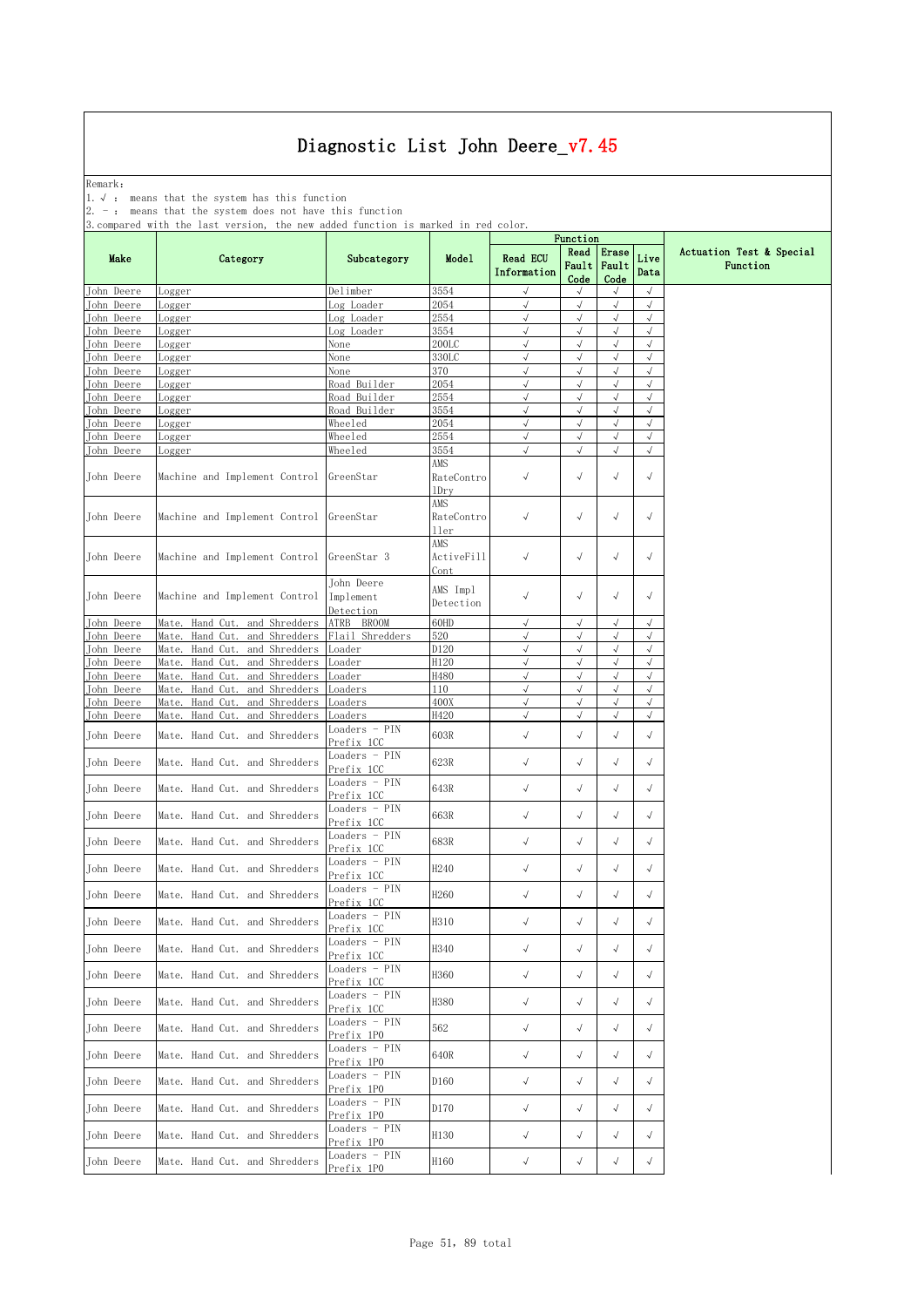# Diagnostic List John Deere_v7.45

Remark:
1. √ : means that the system has this function
2. - : means that the system does not have this function
3. compared with the last version, the new added function is marked in red color.

| Make | Category | Subcategory | Model | Function | | | | Actuation Test & Special Function |
|---|---|---|---|---|---|---|---|---|
| | | | | Read ECU Information | Read Fault Code | Erase Fault Code | Live Data | |
| John Deere | Logger | Delimber | 3554 | √ | √ | √ | √ | |
| John Deere | Logger | Log Loader | 2054 | √ | √ | √ | √ | |
| John Deere | Logger | Log Loader | 2554 | √ | √ | √ | √ | |
| John Deere | Logger | Log Loader | 3554 | √ | √ | √ | √ | |
| John Deere | Logger | None | 200LC | √ | √ | √ | √ | |
| John Deere | Logger | None | 330LC | √ | √ | √ | √ | |
| John Deere | Logger | None | 370 | √ | √ | √ | √ | |
| John Deere | Logger | Road Builder | 2054 | √ | √ | √ | √ | |
| John Deere | Logger | Road Builder | 2554 | √ | √ | √ | √ | |
| John Deere | Logger | Road Builder | 3554 | √ | √ | √ | √ | |
| John Deere | Logger | Wheeled | 2054 | √ | √ | √ | √ | |
| John Deere | Logger | Wheeled | 2554 | √ | √ | √ | √ | |
| John Deere | Logger | Wheeled | 3554 | √ | √ | √ | √ | |
| John Deere | Machine and Implement Control | GreenStar | AMS RateControlDry | √ | √ | √ | √ | |
| John Deere | Machine and Implement Control | GreenStar | AMS RateController | √ | √ | √ | √ | |
| John Deere | Machine and Implement Control | GreenStar 3 | AMS ActiveFill Cont | √ | √ | √ | √ | |
| John Deere | Machine and Implement Control | John Deere Implement Detection | AMS Impl Detection | √ | √ | √ | √ | |
| John Deere | Mate. Hand Cut. and Shredders | ATRB BROOM | 60HD | √ | √ | √ | √ | |
| John Deere | Mate. Hand Cut. and Shredders | Flail Shredders | 520 | √ | √ | √ | √ | |
| John Deere | Mate. Hand Cut. and Shredders | Loader | D120 | √ | √ | √ | √ | |
| John Deere | Mate. Hand Cut. and Shredders | Loader | H120 | √ | √ | √ | √ | |
| John Deere | Mate. Hand Cut. and Shredders | Loader | H480 | √ | √ | √ | √ | |
| John Deere | Mate. Hand Cut. and Shredders | Loaders | 110 | √ | √ | √ | √ | |
| John Deere | Mate. Hand Cut. and Shredders | Loaders | 400X | √ | √ | √ | √ | |
| John Deere | Mate. Hand Cut. and Shredders | Loaders | H420 | √ | √ | √ | √ | |
| John Deere | Mate. Hand Cut. and Shredders | Loaders - PIN Prefix 1CC | 603R | √ | √ | √ | √ | |
| John Deere | Mate. Hand Cut. and Shredders | Loaders - PIN Prefix 1CC | 623R | √ | √ | √ | √ | |
| John Deere | Mate. Hand Cut. and Shredders | Loaders - PIN Prefix 1CC | 643R | √ | √ | √ | √ | |
| John Deere | Mate. Hand Cut. and Shredders | Loaders - PIN Prefix 1CC | 663R | √ | √ | √ | √ | |
| John Deere | Mate. Hand Cut. and Shredders | Loaders - PIN Prefix 1CC | 683R | √ | √ | √ | √ | |
| John Deere | Mate. Hand Cut. and Shredders | Loaders - PIN Prefix 1CC | H240 | √ | √ | √ | √ | |
| John Deere | Mate. Hand Cut. and Shredders | Loaders - PIN Prefix 1CC | H260 | √ | √ | √ | √ | |
| John Deere | Mate. Hand Cut. and Shredders | Loaders - PIN Prefix 1CC | H310 | √ | √ | √ | √ | |
| John Deere | Mate. Hand Cut. and Shredders | Loaders - PIN Prefix 1CC | H340 | √ | √ | √ | √ | |
| John Deere | Mate. Hand Cut. and Shredders | Loaders - PIN Prefix 1CC | H360 | √ | √ | √ | √ | |
| John Deere | Mate. Hand Cut. and Shredders | Loaders - PIN Prefix 1CC | H380 | √ | √ | √ | √ | |
| John Deere | Mate. Hand Cut. and Shredders | Loaders - PIN Prefix 1P0 | 562 | √ | √ | √ | √ | |
| John Deere | Mate. Hand Cut. and Shredders | Loaders - PIN Prefix 1P0 | 640R | √ | √ | √ | √ | |
| John Deere | Mate. Hand Cut. and Shredders | Loaders - PIN Prefix 1P0 | D160 | √ | √ | √ | √ | |
| John Deere | Mate. Hand Cut. and Shredders | Loaders - PIN Prefix 1P0 | D170 | √ | √ | √ | √ | |
| John Deere | Mate. Hand Cut. and Shredders | Loaders - PIN Prefix 1P0 | H130 | √ | √ | √ | √ | |
| John Deere | Mate. Hand Cut. and Shredders | Loaders - PIN Prefix 1P0 | H160 | √ | √ | √ | √ | |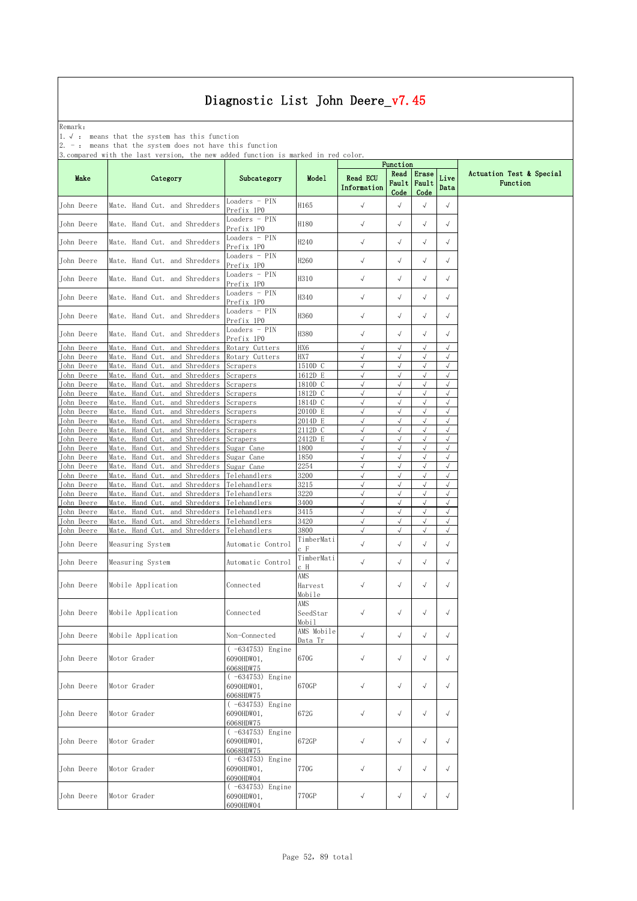# Diagnostic List John Deere_v7.45

Remark:
1. √ : means that the system has this function
2. - : means that the system does not have this function
3. compared with the last version, the new added function is marked in red color.

| Make | Category | Subcategory | Model | Function | | | | Actuation Test & Special Function |
|---|---|---|---|---|---|---|---|---|
| | | | | Read ECU Information | Read Fault Code | Erase Fault Code | Live Data | |
| John Deere | Mate. Hand Cut. and Shredders | Loaders - PIN Prefix 1P0 | H165 | √ | √ | √ | √ | |
| John Deere | Mate. Hand Cut. and Shredders | Loaders - PIN Prefix 1P0 | H180 | √ | √ | √ | √ | |
| John Deere | Mate. Hand Cut. and Shredders | Loaders - PIN Prefix 1P0 | H240 | √ | √ | √ | √ | |
| John Deere | Mate. Hand Cut. and Shredders | Loaders - PIN Prefix 1P0 | H260 | √ | √ | √ | √ | |
| John Deere | Mate. Hand Cut. and Shredders | Loaders - PIN Prefix 1P0 | H310 | √ | √ | √ | √ | |
| John Deere | Mate. Hand Cut. and Shredders | Loaders - PIN Prefix 1P0 | H340 | √ | √ | √ | √ | |
| John Deere | Mate. Hand Cut. and Shredders | Loaders - PIN Prefix 1P0 | H360 | √ | √ | √ | √ | |
| John Deere | Mate. Hand Cut. and Shredders | Loaders - PIN Prefix 1P0 | H380 | √ | √ | √ | √ | |
| John Deere | Mate. Hand Cut. and Shredders | Rotary Cutters | HX6 | √ | √ | √ | √ | |
| John Deere | Mate. Hand Cut. and Shredders | Rotary Cutters | HX7 | √ | √ | √ | √ | |
| John Deere | Mate. Hand Cut. and Shredders | Scrapers | 1510D C | √ | √ | √ | √ | |
| John Deere | Mate. Hand Cut. and Shredders | Scrapers | 1612D E | √ | √ | √ | √ | |
| John Deere | Mate. Hand Cut. and Shredders | Scrapers | 1810D C | √ | √ | √ | √ | |
| John Deere | Mate. Hand Cut. and Shredders | Scrapers | 1812D C | √ | √ | √ | √ | |
| John Deere | Mate. Hand Cut. and Shredders | Scrapers | 1814D C | √ | √ | √ | √ | |
| John Deere | Mate. Hand Cut. and Shredders | Scrapers | 2010D E | √ | √ | √ | √ | |
| John Deere | Mate. Hand Cut. and Shredders | Scrapers | 2014D E | √ | √ | √ | √ | |
| John Deere | Mate. Hand Cut. and Shredders | Scrapers | 2112D C | √ | √ | √ | √ | |
| John Deere | Mate. Hand Cut. and Shredders | Scrapers | 2412D E | √ | √ | √ | √ | |
| John Deere | Mate. Hand Cut. and Shredders | Sugar Cane | 1800 | √ | √ | √ | √ | |
| John Deere | Mate. Hand Cut. and Shredders | Sugar Cane | 1850 | √ | √ | √ | √ | |
| John Deere | Mate. Hand Cut. and Shredders | Sugar Cane | 2254 | √ | √ | √ | √ | |
| John Deere | Mate. Hand Cut. and Shredders | Telehandlers | 3200 | √ | √ | √ | √ | |
| John Deere | Mate. Hand Cut. and Shredders | Telehandlers | 3215 | √ | √ | √ | √ | |
| John Deere | Mate. Hand Cut. and Shredders | Telehandlers | 3220 | √ | √ | √ | √ | |
| John Deere | Mate. Hand Cut. and Shredders | Telehandlers | 3400 | √ | √ | √ | √ | |
| John Deere | Mate. Hand Cut. and Shredders | Telehandlers | 3415 | √ | √ | √ | √ | |
| John Deere | Mate. Hand Cut. and Shredders | Telehandlers | 3420 | √ | √ | √ | √ | |
| John Deere | Mate. Hand Cut. and Shredders | Telehandlers | 3800 | √ | √ | √ | √ | |
| John Deere | Measuring System | Automatic Control | TimberMatic F | √ | √ | √ | √ | |
| John Deere | Measuring System | Automatic Control | TimberMatic H | √ | √ | √ | √ | |
| John Deere | Mobile Application | Connected | AMS Harvest Mobile | √ | √ | √ | √ | |
| John Deere | Mobile Application | Connected | AMS SeedStar Mobil | √ | √ | √ | √ | |
| John Deere | Mobile Application | Non-Connected | AMS Mobile Data Tr | √ | √ | √ | √ | |
| John Deere | Motor Grader | ( -634753) Engine 6090HDW01, 6068HDW75 | 670G | √ | √ | √ | √ | |
| John Deere | Motor Grader | ( -634753) Engine 6090HDW01, 6068HDW75 | 670GP | √ | √ | √ | √ | |
| John Deere | Motor Grader | ( -634753) Engine 6090HDW01, 6068HDW75 | 672G | √ | √ | √ | √ | |
| John Deere | Motor Grader | ( -634753) Engine 6090HDW01, 6068HDW75 | 672GP | √ | √ | √ | √ | |
| John Deere | Motor Grader | ( -634753) Engine 6090HDW01, 6090HDW04 | 770G | √ | √ | √ | √ | |
| John Deere | Motor Grader | ( -634753) Engine 6090HDW01, 6090HDW04 | 770GP | √ | √ | √ | √ | |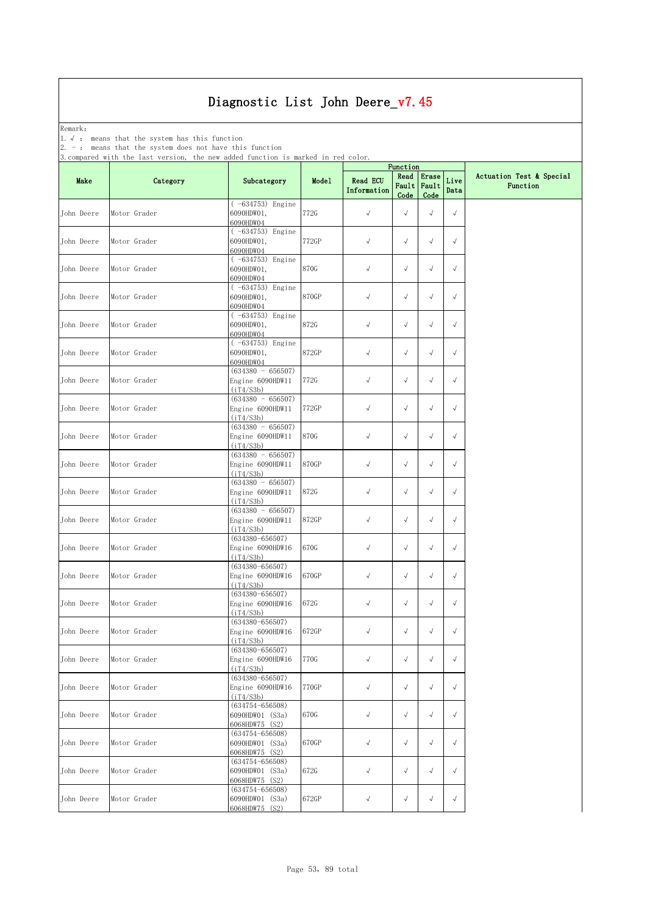# Diagnostic List John Deere_v7.45

Remark:
1. √ : means that the system has this function
2. - : means that the system does not have this function
3. compared with the last version, the new added function is marked in red color.

| Make | Category | Subcategory | Model | Function | | | | Actuation Test & Special Function |
|---|---|---|---|---|---|---|---|---|
| | | | | Read ECU Information | Read Fault Code | Erase Fault Code | Live Data | |
| John Deere | Motor Grader | ( -634753) Engine 6090HDW01, 6090HDW04 | 772G | √ | √ | √ | √ | |
| John Deere | Motor Grader | ( -634753) Engine 6090HDW01, 6090HDW04 | 772GP | √ | √ | √ | √ | |
| John Deere | Motor Grader | ( -634753) Engine 6090HDW01, 6090HDW04 | 870G | √ | √ | √ | √ | |
| John Deere | Motor Grader | ( -634753) Engine 6090HDW01, 6090HDW04 | 870GP | √ | √ | √ | √ | |
| John Deere | Motor Grader | ( -634753) Engine 6090HDW01, 6090HDW04 | 872G | √ | √ | √ | √ | |
| John Deere | Motor Grader | ( -634753) Engine 6090HDW01, 6090HDW04 | 872GP | √ | √ | √ | √ | |
| John Deere | Motor Grader | (634380 - 656507) Engine 6090HDW11 (iT4/S3b) | 772G | √ | √ | √ | √ | |
| John Deere | Motor Grader | (634380 - 656507) Engine 6090HDW11 (iT4/S3b) | 772GP | √ | √ | √ | √ | |
| John Deere | Motor Grader | (634380 - 656507) Engine 6090HDW11 (iT4/S3b) | 870G | √ | √ | √ | √ | |
| John Deere | Motor Grader | (634380 - 656507) Engine 6090HDW11 (iT4/S3b) | 870GP | √ | √ | √ | √ | |
| John Deere | Motor Grader | (634380 - 656507) Engine 6090HDW11 (iT4/S3b) | 872G | √ | √ | √ | √ | |
| John Deere | Motor Grader | (634380 - 656507) Engine 6090HDW11 (iT4/S3b) | 872GP | √ | √ | √ | √ | |
| John Deere | Motor Grader | (634380-656507) Engine 6090HDW16 (iT4/S3b) | 670G | √ | √ | √ | √ | |
| John Deere | Motor Grader | (634380-656507) Engine 6090HDW16 (iT4/S3b) | 670GP | √ | √ | √ | √ | |
| John Deere | Motor Grader | (634380-656507) Engine 6090HDW16 (iT4/S3b) | 672G | √ | √ | √ | √ | |
| John Deere | Motor Grader | (634380-656507) Engine 6090HDW16 (iT4/S3b) | 672GP | √ | √ | √ | √ | |
| John Deere | Motor Grader | (634380-656507) Engine 6090HDW16 (iT4/S3b) | 770G | √ | √ | √ | √ | |
| John Deere | Motor Grader | (634380-656507) Engine 6090HDW16 (iT4/S3b) | 770GP | √ | √ | √ | √ | |
| John Deere | Motor Grader | (634754-656508) 6090HDW01 (S3a) 6068HDW75 (S2) | 670G | √ | √ | √ | √ | |
| John Deere | Motor Grader | (634754-656508) 6090HDW01 (S3a) 6068HDW75 (S2) | 670GP | √ | √ | √ | √ | |
| John Deere | Motor Grader | (634754-656508) 6090HDW01 (S3a) 6068HDW75 (S2) | 672G | √ | √ | √ | √ | |
| John Deere | Motor Grader | (634754-656508) 6090HDW01 (S3a) 6068HDW75 (S2) | 672GP | √ | √ | √ | √ | |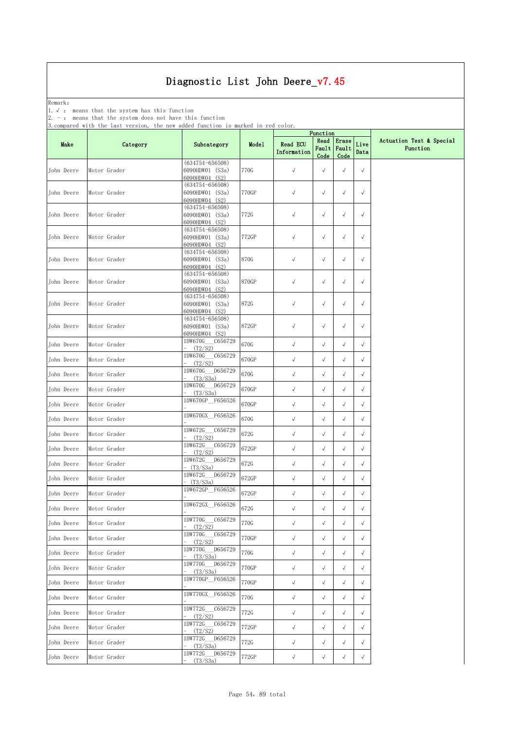# Diagnostic List John Deere_v7.45

Remark:
1. √ : means that the system has this function
2. - : means that the system does not have this function
3. compared with the last version, the new added function is marked in red color.

| Make | Category | Subcategory | Model | Function | | | | Actuation Test & Special Function |
|---|---|---|---|---|---|---|---|---|
| | | | | Read ECU Information | Read Fault Code | Erase Fault Code | Live Data | |
| John Deere | Motor Grader | (634754-656508) 6090HDW01 (S3a) 6090HDW04 (S2) | 770G | √ | √ | √ | √ | |
| John Deere | Motor Grader | (634754-656508) 6090HDW01 (S3a) 6090HDW04 (S2) | 770GP | √ | √ | √ | √ | |
| John Deere | Motor Grader | (634754-656508) 6090HDW01 (S3a) 6090HDW04 (S2) | 772G | √ | √ | √ | √ | |
| John Deere | Motor Grader | (634754-656508) 6090HDW01 (S3a) 6090HDW04 (S2) | 772GP | √ | √ | √ | √ | |
| John Deere | Motor Grader | (634754-656508) 6090HDW01 (S3a) 6090HDW04 (S2) | 870G | √ | √ | √ | √ | |
| John Deere | Motor Grader | (634754-656508) 6090HDW01 (S3a) 6090HDW04 (S2) | 870GP | √ | √ | √ | √ | |
| John Deere | Motor Grader | (634754-656508) 6090HDW01 (S3a) 6090HDW04 (S2) | 872G | √ | √ | √ | √ | |
| John Deere | Motor Grader | (634754-656508) 6090HDW01 (S3a) 6090HDW04 (S2) | 872GP | √ | √ | √ | √ | |
| John Deere | Motor Grader | 1DW670G__C656729 - (T2/S2) | 670G | √ | √ | √ | √ | |
| John Deere | Motor Grader | 1DW670G__C656729 - (T2/S2) | 670GP | √ | √ | √ | √ | |
| John Deere | Motor Grader | 1DW670G__D656729 - (T3/S3a) | 670G | √ | √ | √ | √ | |
| John Deere | Motor Grader | 1DW670G__D656729 - (T3/S3a) | 670GP | √ | √ | √ | √ | |
| John Deere | Motor Grader | 1DW670GP__F656526 - | 670GP | √ | √ | √ | √ | |
| John Deere | Motor Grader | 1DW670GX__F656526 - | 670G | √ | √ | √ | √ | |
| John Deere | Motor Grader | 1DW672G__C656729 - (T2/S2) | 672G | √ | √ | √ | √ | |
| John Deere | Motor Grader | 1DW672G__C656729 - (T2/S2) | 672GP | √ | √ | √ | √ | |
| John Deere | Motor Grader | 1DW672G__D656729 - (T3/S3a) | 672G | √ | √ | √ | √ | |
| John Deere | Motor Grader | 1DW672G__D656729 - (T3/S3a) | 672GP | √ | √ | √ | √ | |
| John Deere | Motor Grader | 1DW672GP__F656526 - | 672GP | √ | √ | √ | √ | |
| John Deere | Motor Grader | 1DW672GX__F656526 - | 672G | √ | √ | √ | √ | |
| John Deere | Motor Grader | 1DW770G__C656729 - (T2/S2) | 770G | √ | √ | √ | √ | |
| John Deere | Motor Grader | 1DW770G__C656729 - (T2/S2) | 770GP | √ | √ | √ | √ | |
| John Deere | Motor Grader | 1DW770G__D656729 - (T3/S3a) | 770G | √ | √ | √ | √ | |
| John Deere | Motor Grader | 1DW770G__D656729 - (T3/S3a) | 770GP | √ | √ | √ | √ | |
| John Deere | Motor Grader | 1DW770GP__F656526 - | 770GP | √ | √ | √ | √ | |
| John Deere | Motor Grader | 1DW770GX__F656526 - | 770G | √ | √ | √ | √ | |
| John Deere | Motor Grader | 1DW772G__C656729 - (T2/S2) | 772G | √ | √ | √ | √ | |
| John Deere | Motor Grader | 1DW772G__C656729 - (T2/S2) | 772GP | √ | √ | √ | √ | |
| John Deere | Motor Grader | 1DW772G__D656729 - (T3/S3a) | 772G | √ | √ | √ | √ | |
| John Deere | Motor Grader | 1DW772G__D656729 - (T3/S3a) | 772GP | √ | √ | √ | √ | |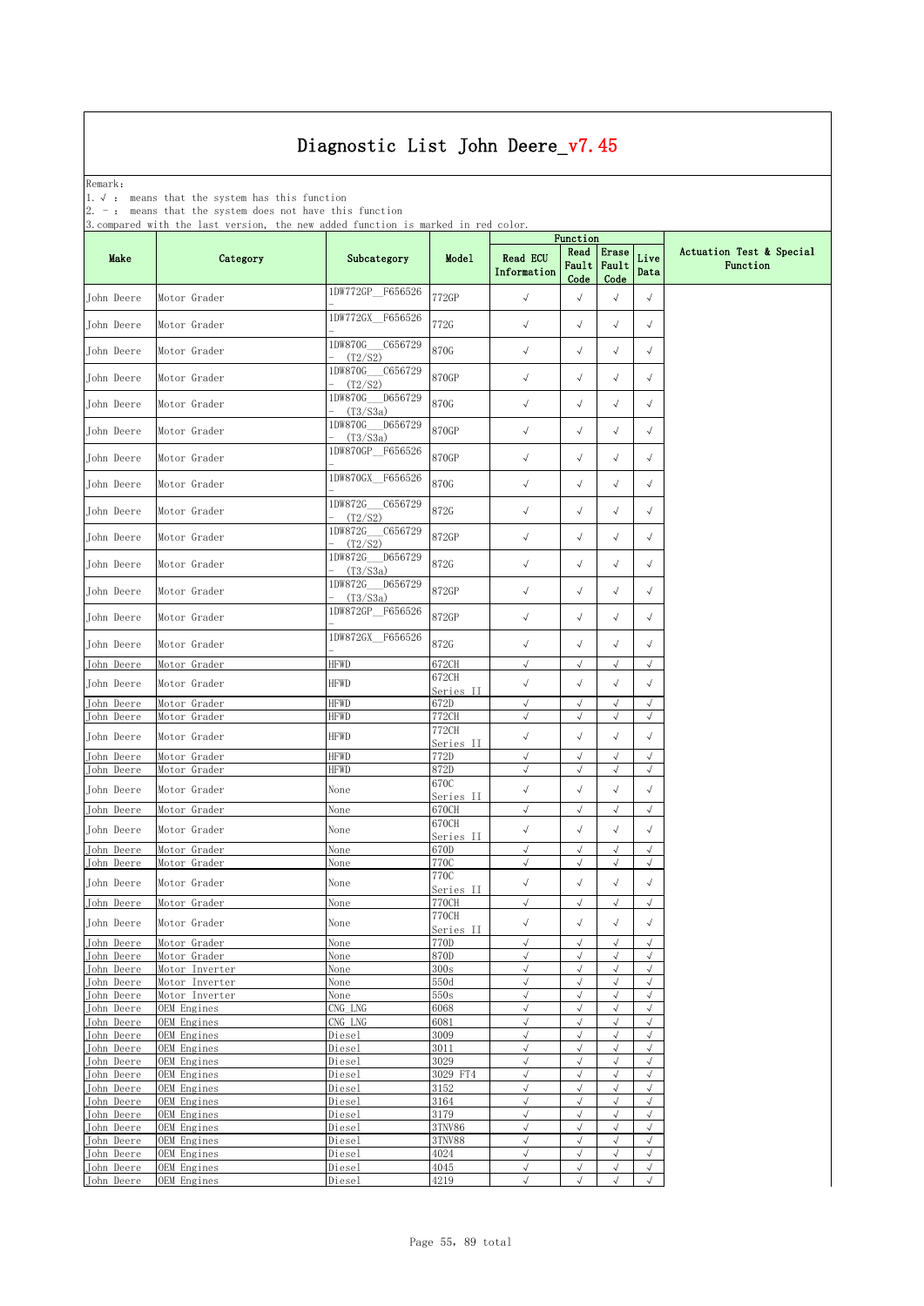# Diagnostic List John Deere_v7.45

Remark:
1. √ : means that the system has this function
2. - : means that the system does not have this function
3. compared with the last version, the new added function is marked in red color.

| Make | Category | Subcategory | Model | Function | | | | Actuation Test & Special Function |
|---|---|---|---|---|---|---|---|---|
| | | | | Read ECU Information | Read Fault Code | Erase Fault Code | Live Data | |
| John Deere | Motor Grader | 1DW772GP__F656526_ | 772GP | √ | √ | √ | √ | |
| John Deere | Motor Grader | 1DW772GX__F656526_ | 772G | √ | √ | √ | √ | |
| John Deere | Motor Grader | 1DW870G__C656729_ (T2/S2) | 870G | √ | √ | √ | √ | |
| John Deere | Motor Grader | 1DW870G__C656729_ (T2/S2) | 870GP | √ | √ | √ | √ | |
| John Deere | Motor Grader | 1DW870G__D656729_ (T3/S3a) | 870G | √ | √ | √ | √ | |
| John Deere | Motor Grader | 1DW870G__D656729_ (T3/S3a) | 870GP | √ | √ | √ | √ | |
| John Deere | Motor Grader | 1DW870GP__F656526_ | 870GP | √ | √ | √ | √ | |
| John Deere | Motor Grader | 1DW870GX__F656526_ | 870G | √ | √ | √ | √ | |
| John Deere | Motor Grader | 1DW872G__C656729_ (T2/S2) | 872G | √ | √ | √ | √ | |
| John Deere | Motor Grader | 1DW872G__C656729_ (T2/S2) | 872GP | √ | √ | √ | √ | |
| John Deere | Motor Grader | 1DW872G__D656729_ (T3/S3a) | 872G | √ | √ | √ | √ | |
| John Deere | Motor Grader | 1DW872G__D656729_ (T3/S3a) | 872GP | √ | √ | √ | √ | |
| John Deere | Motor Grader | 1DW872GP__F656526_ | 872GP | √ | √ | √ | √ | |
| John Deere | Motor Grader | 1DW872GX__F656526_ | 872G | √ | √ | √ | √ | |
| John Deere | Motor Grader | HFWD | 672CH | √ | √ | √ | √ | |
| John Deere | Motor Grader | HFWD | 672CH Series II | √ | √ | √ | √ | |
| John Deere | Motor Grader | HFWD | 672D | √ | √ | √ | √ | |
| John Deere | Motor Grader | HFWD | 772CH | √ | √ | √ | √ | |
| John Deere | Motor Grader | HFWD | 772CH Series II | √ | √ | √ | √ | |
| John Deere | Motor Grader | HFWD | 772D | √ | √ | √ | √ | |
| John Deere | Motor Grader | HFWD | 872D | √ | √ | √ | √ | |
| John Deere | Motor Grader | None | 670C Series II | √ | √ | √ | √ | |
| John Deere | Motor Grader | None | 670CH | √ | √ | √ | √ | |
| John Deere | Motor Grader | None | 670CH Series II | √ | √ | √ | √ | |
| John Deere | Motor Grader | None | 670D | √ | √ | √ | √ | |
| John Deere | Motor Grader | None | 770C | √ | √ | √ | √ | |
| John Deere | Motor Grader | None | 770C Series II | √ | √ | √ | √ | |
| John Deere | Motor Grader | None | 770CH | √ | √ | √ | √ | |
| John Deere | Motor Grader | None | 770CH Series II | √ | √ | √ | √ | |
| John Deere | Motor Grader | None | 770D | √ | √ | √ | √ | |
| John Deere | Motor Grader | None | 870D | √ | √ | √ | √ | |
| John Deere | Motor Inverter | None | 300s | √ | √ | √ | √ | |
| John Deere | Motor Inverter | None | 550d | √ | √ | √ | √ | |
| John Deere | Motor Inverter | None | 550s | √ | √ | √ | √ | |
| John Deere | OEM Engines | CNG_LNG | 6068 | √ | √ | √ | √ | |
| John Deere | OEM Engines | CNG_LNG | 6081 | √ | √ | √ | √ | |
| John Deere | OEM Engines | Diesel | 3009 | √ | √ | √ | √ | |
| John Deere | OEM Engines | Diesel | 3011 | √ | √ | √ | √ | |
| John Deere | OEM Engines | Diesel | 3029 | √ | √ | √ | √ | |
| John Deere | OEM Engines | Diesel | 3029 FT4 | √ | √ | √ | √ | |
| John Deere | OEM Engines | Diesel | 3152 | √ | √ | √ | √ | |
| John Deere | OEM Engines | Diesel | 3164 | √ | √ | √ | √ | |
| John Deere | OEM Engines | Diesel | 3179 | √ | √ | √ | √ | |
| John Deere | OEM Engines | Diesel | 3TNV86 | √ | √ | √ | √ | |
| John Deere | OEM Engines | Diesel | 3TNV88 | √ | √ | √ | √ | |
| John Deere | OEM Engines | Diesel | 4024 | √ | √ | √ | √ | |
| John Deere | OEM Engines | Diesel | 4045 | √ | √ | √ | √ | |
| John Deere | OEM Engines | Diesel | 4219 | √ | √ | √ | √ | |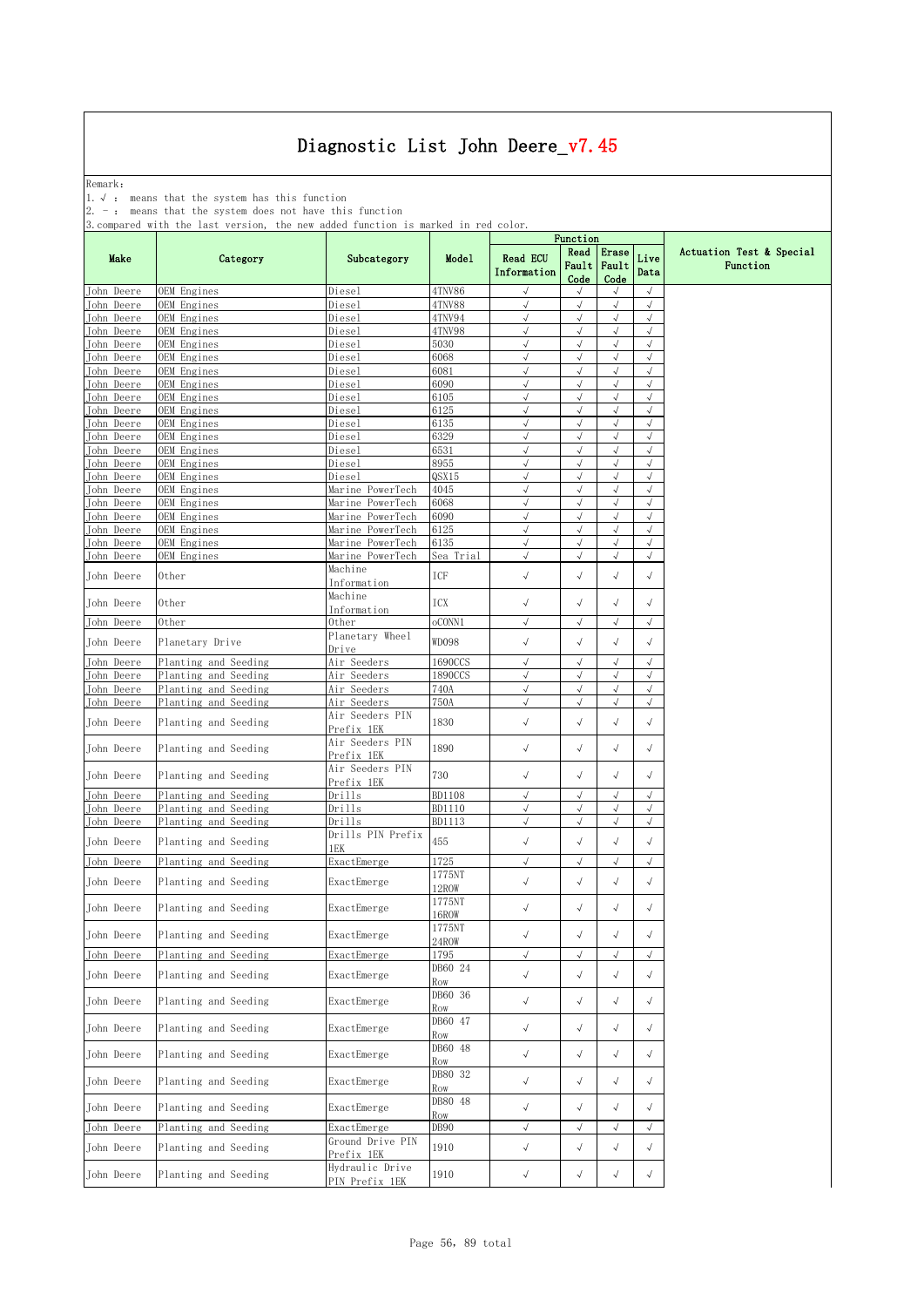# Diagnostic List John Deere_v7.45

Remark:
1. √ : means that the system has this function
2. - : means that the system does not have this function
3. compared with the last version, the new added function is marked in red color.

| Make | Category | Subcategory | Model | Function | | | | Actuation Test & Special Function |
|---|---|---|---|---|---|---|---|---|
| | | | | Read ECU Information | Read Fault Code | Erase Fault Code | Live Data | |
| John Deere | OEM Engines | Diesel | 4TNV86 | √ | √ | √ | √ | |
| John Deere | OEM Engines | Diesel | 4TNV88 | √ | √ | √ | √ | |
| John Deere | OEM Engines | Diesel | 4TNV94 | √ | √ | √ | √ | |
| John Deere | OEM Engines | Diesel | 4TNV98 | √ | √ | √ | √ | |
| John Deere | OEM Engines | Diesel | 5030 | √ | √ | √ | √ | |
| John Deere | OEM Engines | Diesel | 6068 | √ | √ | √ | √ | |
| John Deere | OEM Engines | Diesel | 6081 | √ | √ | √ | √ | |
| John Deere | OEM Engines | Diesel | 6090 | √ | √ | √ | √ | |
| John Deere | OEM Engines | Diesel | 6105 | √ | √ | √ | √ | |
| John Deere | OEM Engines | Diesel | 6125 | √ | √ | √ | √ | |
| John Deere | OEM Engines | Diesel | 6135 | √ | √ | √ | √ | |
| John Deere | OEM Engines | Diesel | 6329 | √ | √ | √ | √ | |
| John Deere | OEM Engines | Diesel | 6531 | √ | √ | √ | √ | |
| John Deere | OEM Engines | Diesel | 8955 | √ | √ | √ | √ | |
| John Deere | OEM Engines | Diesel | QSX15 | √ | √ | √ | √ | |
| John Deere | OEM Engines | Marine PowerTech | 4045 | √ | √ | √ | √ | |
| John Deere | OEM Engines | Marine PowerTech | 6068 | √ | √ | √ | √ | |
| John Deere | OEM Engines | Marine PowerTech | 6090 | √ | √ | √ | √ | |
| John Deere | OEM Engines | Marine PowerTech | 6125 | √ | √ | √ | √ | |
| John Deere | OEM Engines | Marine PowerTech | 6135 | √ | √ | √ | √ | |
| John Deere | OEM Engines | Marine PowerTech | Sea Trial | √ | √ | √ | √ | |
| John Deere | Other | Machine Information | ICF | √ | √ | √ | √ | |
| John Deere | Other | Machine Information | ICX | √ | √ | √ | √ | |
| John Deere | Other | Other | oCONN1 | √ | √ | √ | √ | |
| John Deere | Planetary Drive | Planetary Wheel Drive | WD098 | √ | √ | √ | √ | |
| John Deere | Planting and Seeding | Air Seeders | 1690CCS | √ | √ | √ | √ | |
| John Deere | Planting and Seeding | Air Seeders | 1890CCS | √ | √ | √ | √ | |
| John Deere | Planting and Seeding | Air Seeders | 740A | √ | √ | √ | √ | |
| John Deere | Planting and Seeding | Air Seeders | 750A | √ | √ | √ | √ | |
| John Deere | Planting and Seeding | Air Seeders PIN Prefix 1EK | 1830 | √ | √ | √ | √ | |
| John Deere | Planting and Seeding | Air Seeders PIN Prefix 1EK | 1890 | √ | √ | √ | √ | |
| John Deere | Planting and Seeding | Air Seeders PIN Prefix 1EK | 730 | √ | √ | √ | √ | |
| John Deere | Planting and Seeding | Drills | BD1108 | √ | √ | √ | √ | |
| John Deere | Planting and Seeding | Drills | BD1110 | √ | √ | √ | √ | |
| John Deere | Planting and Seeding | Drills | BD1113 | √ | √ | √ | √ | |
| John Deere | Planting and Seeding | Drills PIN Prefix 1EK | 455 | √ | √ | √ | √ | |
| John Deere | Planting and Seeding | ExactEmerge | 1725 | √ | √ | √ | √ | |
| John Deere | Planting and Seeding | ExactEmerge | 1775NT 12ROW | √ | √ | √ | √ | |
| John Deere | Planting and Seeding | ExactEmerge | 1775NT 16ROW | √ | √ | √ | √ | |
| John Deere | Planting and Seeding | ExactEmerge | 1775NT 24ROW | √ | √ | √ | √ | |
| John Deere | Planting and Seeding | ExactEmerge | 1795 | √ | √ | √ | √ | |
| John Deere | Planting and Seeding | ExactEmerge | DB60 24 Row | √ | √ | √ | √ | |
| John Deere | Planting and Seeding | ExactEmerge | DB60 36 Row | √ | √ | √ | √ | |
| John Deere | Planting and Seeding | ExactEmerge | DB60 47 Row | √ | √ | √ | √ | |
| John Deere | Planting and Seeding | ExactEmerge | DB60 48 Row | √ | √ | √ | √ | |
| John Deere | Planting and Seeding | ExactEmerge | DB80 32 Row | √ | √ | √ | √ | |
| John Deere | Planting and Seeding | ExactEmerge | DB80 48 Row | √ | √ | √ | √ | |
| John Deere | Planting and Seeding | ExactEmerge | DB90 | √ | √ | √ | √ | |
| John Deere | Planting and Seeding | Ground Drive PIN Prefix 1EK | 1910 | √ | √ | √ | √ | |
| John Deere | Planting and Seeding | Hydraulic Drive PIN Prefix 1EK | 1910 | √ | √ | √ | √ | |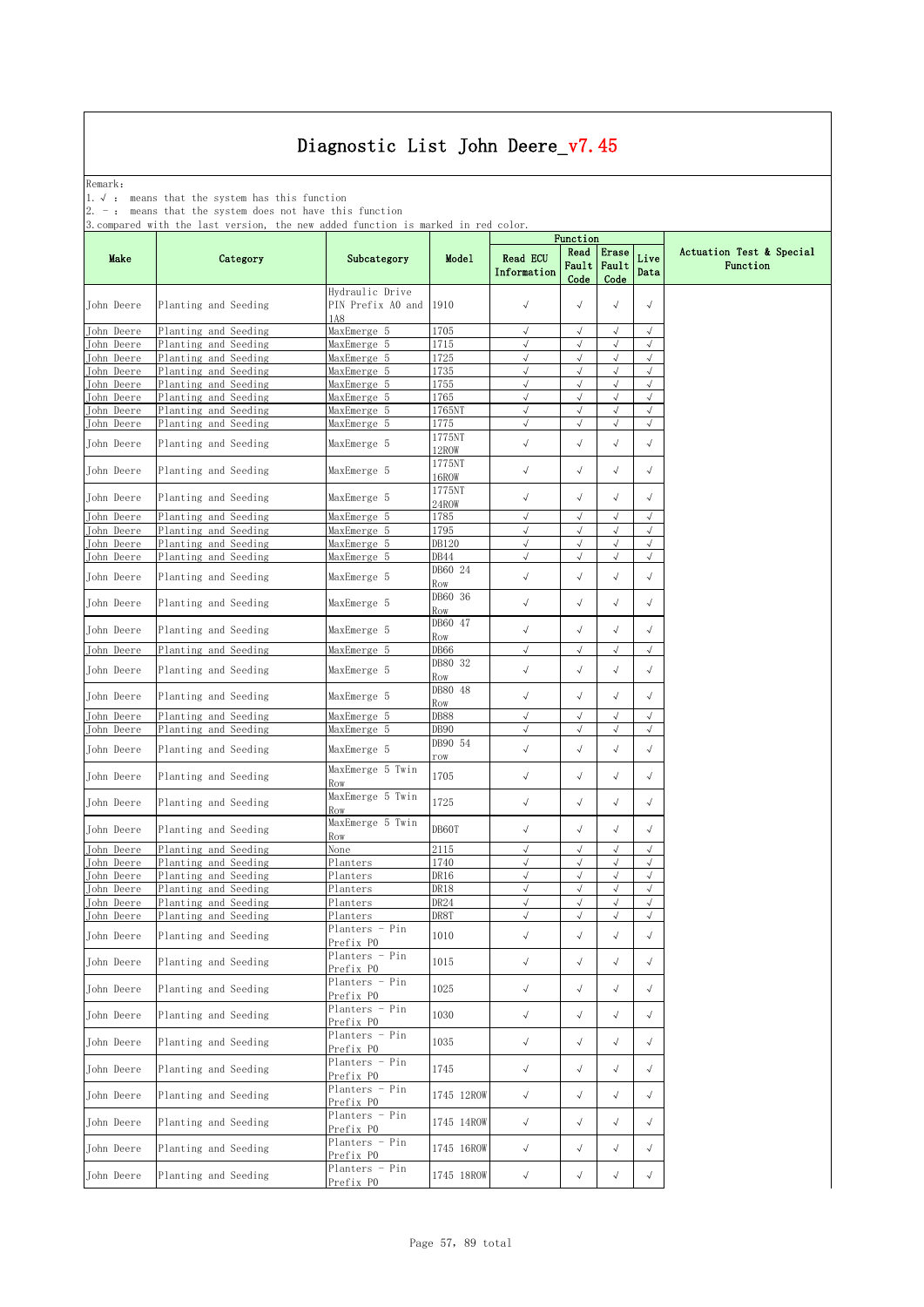# Diagnostic List John Deere_v7.45

Remark:
1. √ : means that the system has this function
2. - : means that the system does not have this function
3. compared with the last version, the new added function is marked in red color.

| Make | Category | Subcategory | Model | Function | | | | Actuation Test & Special Function |
|---|---|---|---|---|---|---|---|---|
| | | | | Read ECU Information | Read Fault Code | Erase Fault Code | Live Data | |
| John Deere | Planting and Seeding | Hydraulic Drive PIN Prefix A0 and 1A8 | 1910 | √ | √ | √ | √ | |
| John Deere | Planting and Seeding | MaxEmerge 5 | 1705 | √ | √ | √ | √ | |
| John Deere | Planting and Seeding | MaxEmerge 5 | 1715 | √ | √ | √ | √ | |
| John Deere | Planting and Seeding | MaxEmerge 5 | 1725 | √ | √ | √ | √ | |
| John Deere | Planting and Seeding | MaxEmerge 5 | 1735 | √ | √ | √ | √ | |
| John Deere | Planting and Seeding | MaxEmerge 5 | 1755 | √ | √ | √ | √ | |
| John Deere | Planting and Seeding | MaxEmerge 5 | 1765 | √ | √ | √ | √ | |
| John Deere | Planting and Seeding | MaxEmerge 5 | 1765NT | √ | √ | √ | √ | |
| John Deere | Planting and Seeding | MaxEmerge 5 | 1775 | √ | √ | √ | √ | |
| John Deere | Planting and Seeding | MaxEmerge 5 | 1775NT 12ROW | √ | √ | √ | √ | |
| John Deere | Planting and Seeding | MaxEmerge 5 | 1775NT 16ROW | √ | √ | √ | √ | |
| John Deere | Planting and Seeding | MaxEmerge 5 | 1775NT 24ROW | √ | √ | √ | √ | |
| John Deere | Planting and Seeding | MaxEmerge 5 | 1785 | √ | √ | √ | √ | |
| John Deere | Planting and Seeding | MaxEmerge 5 | 1795 | √ | √ | √ | √ | |
| John Deere | Planting and Seeding | MaxEmerge 5 | DB120 | √ | √ | √ | √ | |
| John Deere | Planting and Seeding | MaxEmerge 5 | DB44 | √ | √ | √ | √ | |
| John Deere | Planting and Seeding | MaxEmerge 5 | DB60 24 Row | √ | √ | √ | √ | |
| John Deere | Planting and Seeding | MaxEmerge 5 | DB60 36 Row | √ | √ | √ | √ | |
| John Deere | Planting and Seeding | MaxEmerge 5 | DB60 47 Row | √ | √ | √ | √ | |
| John Deere | Planting and Seeding | MaxEmerge 5 | DB66 | √ | √ | √ | √ | |
| John Deere | Planting and Seeding | MaxEmerge 5 | DB80 32 Row | √ | √ | √ | √ | |
| John Deere | Planting and Seeding | MaxEmerge 5 | DB80 48 Row | √ | √ | √ | √ | |
| John Deere | Planting and Seeding | MaxEmerge 5 | DB88 | √ | √ | √ | √ | |
| John Deere | Planting and Seeding | MaxEmerge 5 | DB90 | √ | √ | √ | √ | |
| John Deere | Planting and Seeding | MaxEmerge 5 | DB90 54 row | √ | √ | √ | √ | |
| John Deere | Planting and Seeding | MaxEmerge 5 Twin Row | 1705 | √ | √ | √ | √ | |
| John Deere | Planting and Seeding | MaxEmerge 5 Twin Row | 1725 | √ | √ | √ | √ | |
| John Deere | Planting and Seeding | MaxEmerge 5 Twin Row | DB60T | √ | √ | √ | √ | |
| John Deere | Planting and Seeding | None | 2115 | √ | √ | √ | √ | |
| John Deere | Planting and Seeding | Planters | 1740 | √ | √ | √ | √ | |
| John Deere | Planting and Seeding | Planters | DR16 | √ | √ | √ | √ | |
| John Deere | Planting and Seeding | Planters | DR18 | √ | √ | √ | √ | |
| John Deere | Planting and Seeding | Planters | DR24 | √ | √ | √ | √ | |
| John Deere | Planting and Seeding | Planters | DR8T | √ | √ | √ | √ | |
| John Deere | Planting and Seeding | Planters - Pin Prefix P0 | 1010 | √ | √ | √ | √ | |
| John Deere | Planting and Seeding | Planters - Pin Prefix P0 | 1015 | √ | √ | √ | √ | |
| John Deere | Planting and Seeding | Planters - Pin Prefix P0 | 1025 | √ | √ | √ | √ | |
| John Deere | Planting and Seeding | Planters - Pin Prefix P0 | 1030 | √ | √ | √ | √ | |
| John Deere | Planting and Seeding | Planters - Pin Prefix P0 | 1035 | √ | √ | √ | √ | |
| John Deere | Planting and Seeding | Planters - Pin Prefix P0 | 1745 | √ | √ | √ | √ | |
| John Deere | Planting and Seeding | Planters - Pin Prefix P0 | 1745 12ROW | √ | √ | √ | √ | |
| John Deere | Planting and Seeding | Planters - Pin Prefix P0 | 1745 14ROW | √ | √ | √ | √ | |
| John Deere | Planting and Seeding | Planters - Pin Prefix P0 | 1745 16ROW | √ | √ | √ | √ | |
| John Deere | Planting and Seeding | Planters - Pin Prefix P0 | 1745 18ROW | √ | √ | √ | √ | |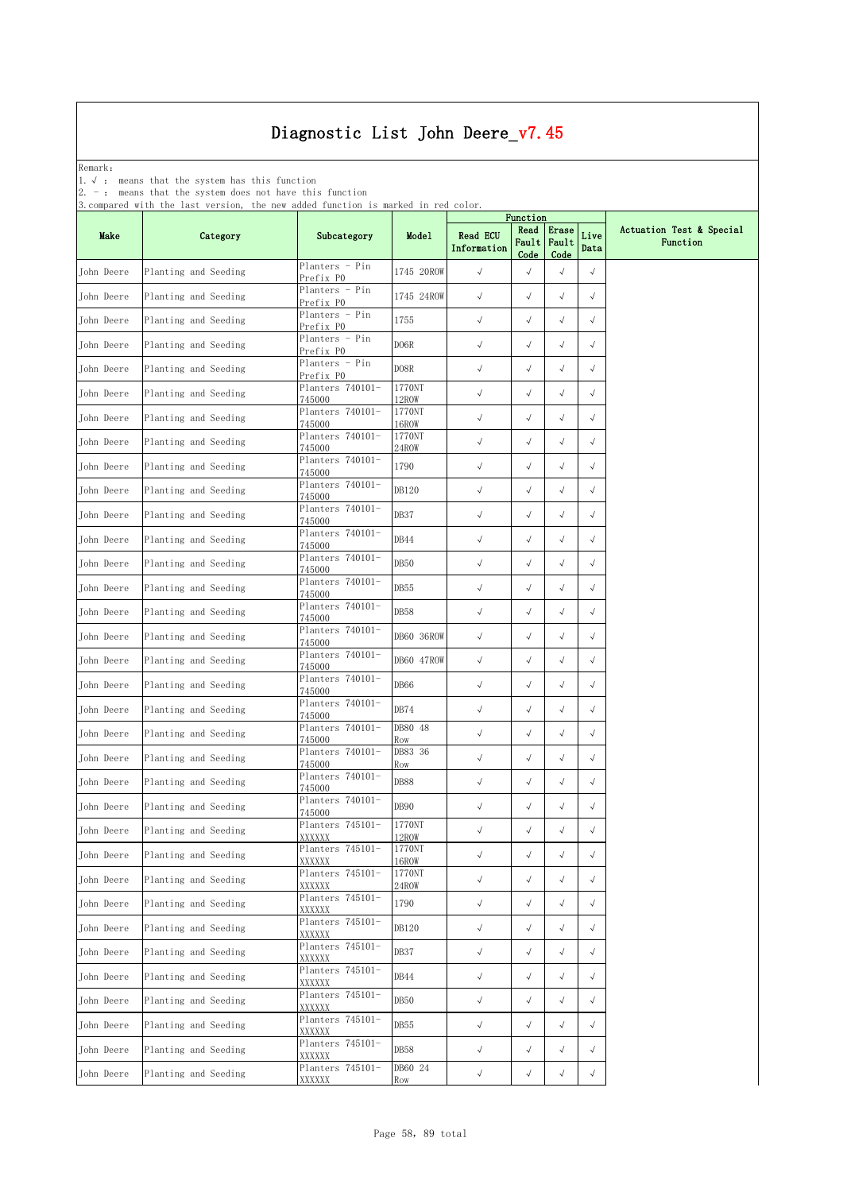# Diagnostic List John Deere_v7.45

Remark:
1. √ : means that the system has this function
2. - : means that the system does not have this function
3. compared with the last version, the new added function is marked in red color.

| Make | Category | Subcategory | Model | Function | | | | Actuation Test & Special Function |
|---|---|---|---|---|---|---|---|---|
| | | | | Read ECU Information | Read Fault Code | Erase Fault Code | Live Data | |
| John Deere | Planting and Seeding | Planters - Pin Prefix P0 | 1745 20ROW | √ | √ | √ | √ | |
| John Deere | Planting and Seeding | Planters - Pin Prefix P0 | 1745 24ROW | √ | √ | √ | √ | |
| John Deere | Planting and Seeding | Planters - Pin Prefix P0 | 1755 | √ | √ | √ | √ | |
| John Deere | Planting and Seeding | Planters - Pin Prefix P0 | DO6R | √ | √ | √ | √ | |
| John Deere | Planting and Seeding | Planters - Pin Prefix P0 | DO8R | √ | √ | √ | √ | |
| John Deere | Planting and Seeding | Planters 740101-745000 | 1770NT 12ROW | √ | √ | √ | √ | |
| John Deere | Planting and Seeding | Planters 740101-745000 | 1770NT 16ROW | √ | √ | √ | √ | |
| John Deere | Planting and Seeding | Planters 740101-745000 | 1770NT 24ROW | √ | √ | √ | √ | |
| John Deere | Planting and Seeding | Planters 740101-745000 | 1790 | √ | √ | √ | √ | |
| John Deere | Planting and Seeding | Planters 740101-745000 | DB120 | √ | √ | √ | √ | |
| John Deere | Planting and Seeding | Planters 740101-745000 | DB37 | √ | √ | √ | √ | |
| John Deere | Planting and Seeding | Planters 740101-745000 | DB44 | √ | √ | √ | √ | |
| John Deere | Planting and Seeding | Planters 740101-745000 | DB50 | √ | √ | √ | √ | |
| John Deere | Planting and Seeding | Planters 740101-745000 | DB55 | √ | √ | √ | √ | |
| John Deere | Planting and Seeding | Planters 740101-745000 | DB58 | √ | √ | √ | √ | |
| John Deere | Planting and Seeding | Planters 740101-745000 | DB60 36ROW | √ | √ | √ | √ | |
| John Deere | Planting and Seeding | Planters 740101-745000 | DB60 47ROW | √ | √ | √ | √ | |
| John Deere | Planting and Seeding | Planters 740101-745000 | DB66 | √ | √ | √ | √ | |
| John Deere | Planting and Seeding | Planters 740101-745000 | DB74 | √ | √ | √ | √ | |
| John Deere | Planting and Seeding | Planters 740101-745000 | DB80 48 Row | √ | √ | √ | √ | |
| John Deere | Planting and Seeding | Planters 740101-745000 | DB83 36 Row | √ | √ | √ | √ | |
| John Deere | Planting and Seeding | Planters 740101-745000 | DB88 | √ | √ | √ | √ | |
| John Deere | Planting and Seeding | Planters 740101-745000 | DB90 | √ | √ | √ | √ | |
| John Deere | Planting and Seeding | Planters 745101-XXXXXX | 1770NT 12ROW | √ | √ | √ | √ | |
| John Deere | Planting and Seeding | Planters 745101-XXXXXX | 1770NT 16ROW | √ | √ | √ | √ | |
| John Deere | Planting and Seeding | Planters 745101-XXXXXX | 1770NT 24ROW | √ | √ | √ | √ | |
| John Deere | Planting and Seeding | Planters 745101-XXXXXX | 1790 | √ | √ | √ | √ | |
| John Deere | Planting and Seeding | Planters 745101-XXXXXX | DB120 | √ | √ | √ | √ | |
| John Deere | Planting and Seeding | Planters 745101-XXXXXX | DB37 | √ | √ | √ | √ | |
| John Deere | Planting and Seeding | Planters 745101-XXXXXX | DB44 | √ | √ | √ | √ | |
| John Deere | Planting and Seeding | Planters 745101-XXXXXX | DB50 | √ | √ | √ | √ | |
| John Deere | Planting and Seeding | Planters 745101-XXXXXX | DB55 | √ | √ | √ | √ | |
| John Deere | Planting and Seeding | Planters 745101-XXXXXX | DB58 | √ | √ | √ | √ | |
| John Deere | Planting and Seeding | Planters 745101-XXXXXX | DB60 24 Row | √ | √ | √ | √ | |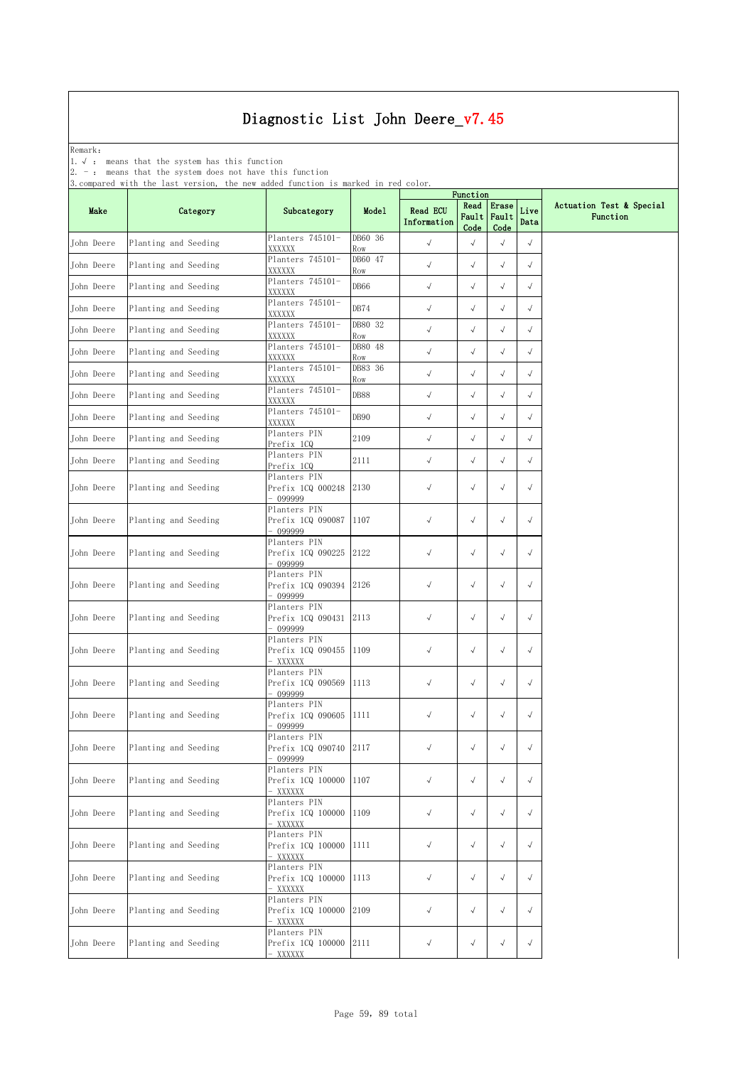# Diagnostic List John Deere_v7.45

Remark:
1. √ : means that the system has this function
2. - : means that the system does not have this function
3. compared with the last version, the new added function is marked in red color.

| Make | Category | Subcategory | Model | Function | | | | Actuation Test & Special Function |
|---|---|---|---|---|---|---|---|---|
| | | | | Read ECU Information | Read Fault Code | Erase Fault Code | Live Data | |
| John Deere | Planting and Seeding | Planters 745101-XXXXXX | DB60 36 Row | √ | √ | √ | √ | |
| John Deere | Planting and Seeding | Planters 745101-XXXXXX | DB60 47 Row | √ | √ | √ | √ | |
| John Deere | Planting and Seeding | Planters 745101-XXXXXX | DB66 | √ | √ | √ | √ | |
| John Deere | Planting and Seeding | Planters 745101-XXXXXX | DB74 | √ | √ | √ | √ | |
| John Deere | Planting and Seeding | Planters 745101-XXXXXX | DB80 32 Row | √ | √ | √ | √ | |
| John Deere | Planting and Seeding | Planters 745101-XXXXXX | DB80 48 Row | √ | √ | √ | √ | |
| John Deere | Planting and Seeding | Planters 745101-XXXXXX | DB83 36 Row | √ | √ | √ | √ | |
| John Deere | Planting and Seeding | Planters 745101-XXXXXX | DB88 | √ | √ | √ | √ | |
| John Deere | Planting and Seeding | Planters 745101-XXXXXX | DB90 | √ | √ | √ | √ | |
| John Deere | Planting and Seeding | Planters PIN Prefix 1CQ | 2109 | √ | √ | √ | √ | |
| John Deere | Planting and Seeding | Planters PIN Prefix 1CQ | 2111 | √ | √ | √ | √ | |
| John Deere | Planting and Seeding | Planters PIN Prefix 1CQ 000248 - 099999 | 2130 | √ | √ | √ | √ | |
| John Deere | Planting and Seeding | Planters PIN Prefix 1CQ 090087 - 099999 | 1107 | √ | √ | √ | √ | |
| John Deere | Planting and Seeding | Planters PIN Prefix 1CQ 090225 - 099999 | 2122 | √ | √ | √ | √ | |
| John Deere | Planting and Seeding | Planters PIN Prefix 1CQ 090394 - 099999 | 2126 | √ | √ | √ | √ | |
| John Deere | Planting and Seeding | Planters PIN Prefix 1CQ 090431 - 099999 | 2113 | √ | √ | √ | √ | |
| John Deere | Planting and Seeding | Planters PIN Prefix 1CQ 090455 - XXXXXX | 1109 | √ | √ | √ | √ | |
| John Deere | Planting and Seeding | Planters PIN Prefix 1CQ 090569 - 099999 | 1113 | √ | √ | √ | √ | |
| John Deere | Planting and Seeding | Planters PIN Prefix 1CQ 090605 - 099999 | 1111 | √ | √ | √ | √ | |
| John Deere | Planting and Seeding | Planters PIN Prefix 1CQ 090740 - 099999 | 2117 | √ | √ | √ | √ | |
| John Deere | Planting and Seeding | Planters PIN Prefix 1CQ 100000 - XXXXXX | 1107 | √ | √ | √ | √ | |
| John Deere | Planting and Seeding | Planters PIN Prefix 1CQ 100000 - XXXXXX | 1109 | √ | √ | √ | √ | |
| John Deere | Planting and Seeding | Planters PIN Prefix 1CQ 100000 - XXXXXX | 1111 | √ | √ | √ | √ | |
| John Deere | Planting and Seeding | Planters PIN Prefix 1CQ 100000 - XXXXXX | 1113 | √ | √ | √ | √ | |
| John Deere | Planting and Seeding | Planters PIN Prefix 1CQ 100000 - XXXXXX | 2109 | √ | √ | √ | √ | |
| John Deere | Planting and Seeding | Planters PIN Prefix 1CQ 100000 - XXXXXX | 2111 | √ | √ | √ | √ | |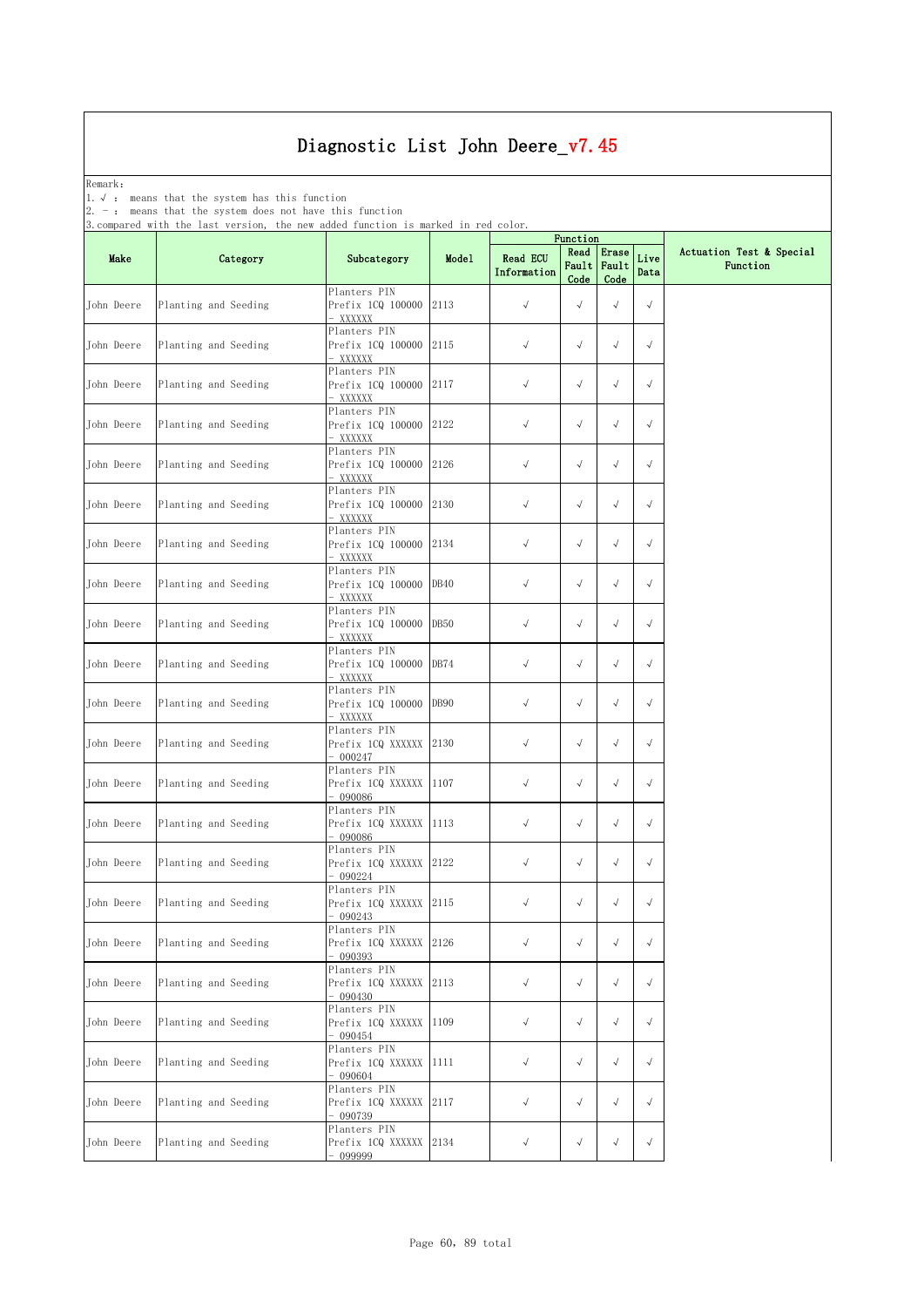# Diagnostic List John Deere_v7.45

Remark:
1. √ : means that the system has this function
2. - : means that the system does not have this function
3. compared with the last version, the new added function is marked in red color.

| Make | Category | Subcategory | Model | Function | | | | Actuation Test & Special Function |
|---|---|---|---|---|---|---|---|---|
| | | | | Read ECU Information | Read Fault Code | Erase Fault Code | Live Data | |
| John Deere | Planting and Seeding | Planters PIN Prefix 1CQ 100000 - XXXXXX | 2113 | √ | √ | √ | √ | |
| John Deere | Planting and Seeding | Planters PIN Prefix 1CQ 100000 - XXXXXX | 2115 | √ | √ | √ | √ | |
| John Deere | Planting and Seeding | Planters PIN Prefix 1CQ 100000 - XXXXXX | 2117 | √ | √ | √ | √ | |
| John Deere | Planting and Seeding | Planters PIN Prefix 1CQ 100000 - XXXXXX | 2122 | √ | √ | √ | √ | |
| John Deere | Planting and Seeding | Planters PIN Prefix 1CQ 100000 - XXXXXX | 2126 | √ | √ | √ | √ | |
| John Deere | Planting and Seeding | Planters PIN Prefix 1CQ 100000 - XXXXXX | 2130 | √ | √ | √ | √ | |
| John Deere | Planting and Seeding | Planters PIN Prefix 1CQ 100000 - XXXXXX | 2134 | √ | √ | √ | √ | |
| John Deere | Planting and Seeding | Planters PIN Prefix 1CQ 100000 - XXXXXX | DB40 | √ | √ | √ | √ | |
| John Deere | Planting and Seeding | Planters PIN Prefix 1CQ 100000 - XXXXXX | DB50 | √ | √ | √ | √ | |
| John Deere | Planting and Seeding | Planters PIN Prefix 1CQ 100000 - XXXXXX | DB74 | √ | √ | √ | √ | |
| John Deere | Planting and Seeding | Planters PIN Prefix 1CQ 100000 - XXXXXX | DB90 | √ | √ | √ | √ | |
| John Deere | Planting and Seeding | Planters PIN Prefix 1CQ XXXXXX - 000247 | 2130 | √ | √ | √ | √ | |
| John Deere | Planting and Seeding | Planters PIN Prefix 1CQ XXXXXX - 090086 | 1107 | √ | √ | √ | √ | |
| John Deere | Planting and Seeding | Planters PIN Prefix 1CQ XXXXXX - 090086 | 1113 | √ | √ | √ | √ | |
| John Deere | Planting and Seeding | Planters PIN Prefix 1CQ XXXXXX - 090224 | 2122 | √ | √ | √ | √ | |
| John Deere | Planting and Seeding | Planters PIN Prefix 1CQ XXXXXX - 090243 | 2115 | √ | √ | √ | √ | |
| John Deere | Planting and Seeding | Planters PIN Prefix 1CQ XXXXXX - 090393 | 2126 | √ | √ | √ | √ | |
| John Deere | Planting and Seeding | Planters PIN Prefix 1CQ XXXXXX - 090430 | 2113 | √ | √ | √ | √ | |
| John Deere | Planting and Seeding | Planters PIN Prefix 1CQ XXXXXX - 090454 | 1109 | √ | √ | √ | √ | |
| John Deere | Planting and Seeding | Planters PIN Prefix 1CQ XXXXXX - 090604 | 1111 | √ | √ | √ | √ | |
| John Deere | Planting and Seeding | Planters PIN Prefix 1CQ XXXXXX - 090739 | 2117 | √ | √ | √ | √ | |
| John Deere | Planting and Seeding | Planters PIN Prefix 1CQ XXXXXX - 099999 | 2134 | √ | √ | √ | √ | |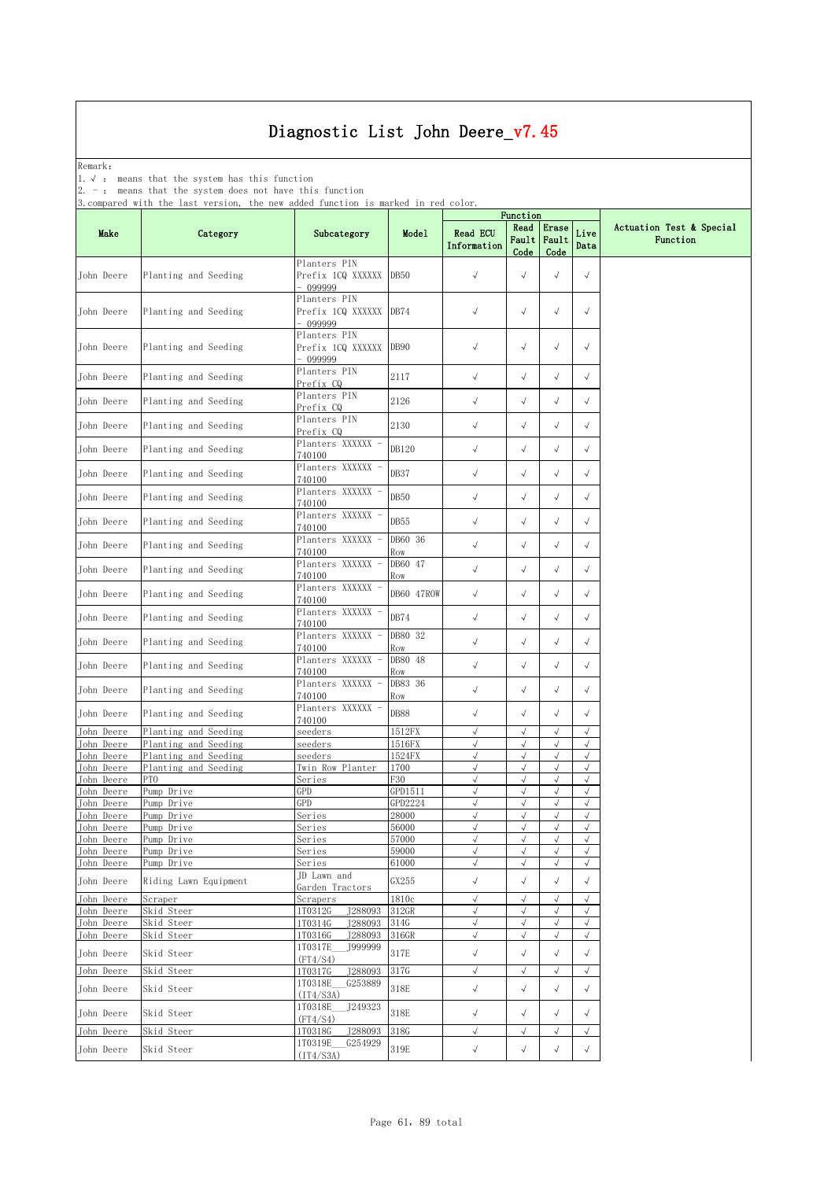# Diagnostic List John Deere_v7.45

Remark:
1. √ : means that the system has this function
2. - : means that the system does not have this function
3. compared with the last version, the new added function is marked in red color.

| Make | Category | Subcategory | Model | Function | | | | Actuation Test & Special Function |
|---|---|---|---|---|---|---|---|---|
| | | | | Read ECU Information | Read Fault Code | Erase Fault Code | Live Data | |
| John Deere | Planting and Seeding | Planters PIN Prefix 1CQ XXXXXX - 099999 | DB50 | √ | √ | √ | √ | |
| John Deere | Planting and Seeding | Planters PIN Prefix 1CQ XXXXXX - 099999 | DB74 | √ | √ | √ | √ | |
| John Deere | Planting and Seeding | Planters PIN Prefix 1CQ XXXXXX - 099999 | DB90 | √ | √ | √ | √ | |
| John Deere | Planting and Seeding | Planters PIN Prefix CQ | 2117 | √ | √ | √ | √ | |
| John Deere | Planting and Seeding | Planters PIN Prefix CQ | 2126 | √ | √ | √ | √ | |
| John Deere | Planting and Seeding | Planters PIN Prefix CQ | 2130 | √ | √ | √ | √ | |
| John Deere | Planting and Seeding | Planters XXXXXX - 740100 | DB120 | √ | √ | √ | √ | |
| John Deere | Planting and Seeding | Planters XXXXXX - 740100 | DB37 | √ | √ | √ | √ | |
| John Deere | Planting and Seeding | Planters XXXXXX - 740100 | DB50 | √ | √ | √ | √ | |
| John Deere | Planting and Seeding | Planters XXXXXX - 740100 | DB55 | √ | √ | √ | √ | |
| John Deere | Planting and Seeding | Planters XXXXXX - 740100 | DB60 36 Row | √ | √ | √ | √ | |
| John Deere | Planting and Seeding | Planters XXXXXX - 740100 | DB60 47 Row | √ | √ | √ | √ | |
| John Deere | Planting and Seeding | Planters XXXXXX - 740100 | DB60 47ROW | √ | √ | √ | √ | |
| John Deere | Planting and Seeding | Planters XXXXXX - 740100 | DB74 | √ | √ | √ | √ | |
| John Deere | Planting and Seeding | Planters XXXXXX - 740100 | DB80 32 Row | √ | √ | √ | √ | |
| John Deere | Planting and Seeding | Planters XXXXXX - 740100 | DB80 48 Row | √ | √ | √ | √ | |
| John Deere | Planting and Seeding | Planters XXXXXX - 740100 | DB83 36 Row | √ | √ | √ | √ | |
| John Deere | Planting and Seeding | Planters XXXXXX - 740100 | DB88 | √ | √ | √ | √ | |
| John Deere | Planting and Seeding | seeders | 1512FX | √ | √ | √ | √ | |
| John Deere | Planting and Seeding | seeders | 1516FX | √ | √ | √ | √ | |
| John Deere | Planting and Seeding | seeders | 1524FX | √ | √ | √ | √ | |
| John Deere | Planting and Seeding | Twin Row Planter | 1700 | √ | √ | √ | √ | |
| John Deere | PTO | Series | F30 | √ | √ | √ | √ | |
| John Deere | Pump Drive | GPD | GPD1511 | √ | √ | √ | √ | |
| John Deere | Pump Drive | GPD | GPD2224 | √ | √ | √ | √ | |
| John Deere | Pump Drive | Series | 28000 | √ | √ | √ | √ | |
| John Deere | Pump Drive | Series | 56000 | √ | √ | √ | √ | |
| John Deere | Pump Drive | Series | 57000 | √ | √ | √ | √ | |
| John Deere | Pump Drive | Series | 59000 | √ | √ | √ | √ | |
| John Deere | Pump Drive | Series | 61000 | √ | √ | √ | √ | |
| John Deere | Riding Lawn Equipment | JD Lawn and Garden Tractors | GX255 | √ | √ | √ | √ | |
| John Deere | Scraper | Scrapers | 1810c | √ | √ | √ | √ | |
| John Deere | Skid Steer | 1T0312G__J288093 | 312GR | √ | √ | √ | √ | |
| John Deere | Skid Steer | 1T0314G__J288093 | 314G | √ | √ | √ | √ | |
| John Deere | Skid Steer | 1T0316G__J288093 | 316GR | √ | √ | √ | √ | |
| John Deere | Skid Steer | 1T0317E__J999999 (FT4/S4) | 317E | √ | √ | √ | √ | |
| John Deere | Skid Steer | 1T0317G__J288093 | 317G | √ | √ | √ | √ | |
| John Deere | Skid Steer | 1T0318E__G253889 (IT4/S3A) | 318E | √ | √ | √ | √ | |
| John Deere | Skid Steer | 1T0318E__J249323 (FT4/S4) | 318E | √ | √ | √ | √ | |
| John Deere | Skid Steer | 1T0318G__J288093 | 318G | √ | √ | √ | √ | |
| John Deere | Skid Steer | 1T0319E__G254929 (IT4/S3A) | 319E | √ | √ | √ | √ | |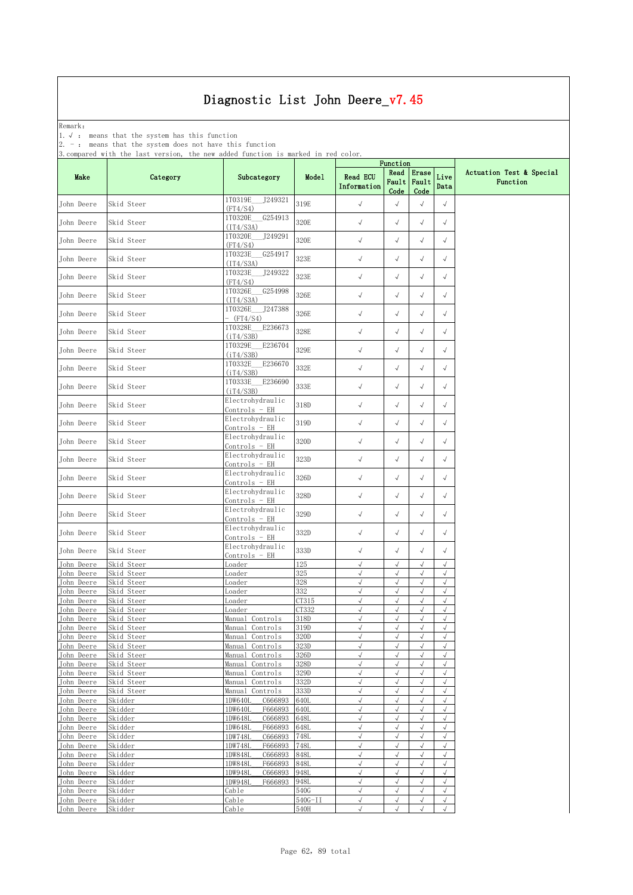# Diagnostic List John Deere_v7.45

Remark:
1. √ : means that the system has this function
2. - : means that the system does not have this function
3. compared with the last version, the new added function is marked in red color.

| Make | Category | Subcategory | Model | Function | | | | Actuation Test & Special Function |
|---|---|---|---|---|---|---|---|---|
| | | | | Read ECU Information | Read Fault Code | Erase Fault Code | Live Data | |
| John Deere | Skid Steer | 1T0319E__J249321 (FT4/S4) | 319E | √ | √ | √ | √ | |
| John Deere | Skid Steer | 1T0320E__G254913 (IT4/S3A) | 320E | √ | √ | √ | √ | |
| John Deere | Skid Steer | 1T0320E__J249291 (FT4/S4) | 320E | √ | √ | √ | √ | |
| John Deere | Skid Steer | 1T0323E__G254917 (IT4/S3A) | 323E | √ | √ | √ | √ | |
| John Deere | Skid Steer | 1T0323E__J249322 (FT4/S4) | 323E | √ | √ | √ | √ | |
| John Deere | Skid Steer | 1T0326E__G254998 (IT4/S3A) | 326E | √ | √ | √ | √ | |
| John Deere | Skid Steer | 1T0326E__J247388 - (FT4/S4) | 326E | √ | √ | √ | √ | |
| John Deere | Skid Steer | 1T0328E__E236673 (iT4/S3B) | 328E | √ | √ | √ | √ | |
| John Deere | Skid Steer | 1T0329E__E236704 (iT4/S3B) | 329E | √ | √ | √ | √ | |
| John Deere | Skid Steer | 1T0332E__E236670 (iT4/S3B) | 332E | √ | √ | √ | √ | |
| John Deere | Skid Steer | 1T0333E__E236690 (iT4/S3B) | 333E | √ | √ | √ | √ | |
| John Deere | Skid Steer | Electrohydraulic Controls - EH | 318D | √ | √ | √ | √ | |
| John Deere | Skid Steer | Electrohydraulic Controls - EH | 319D | √ | √ | √ | √ | |
| John Deere | Skid Steer | Electrohydraulic Controls - EH | 320D | √ | √ | √ | √ | |
| John Deere | Skid Steer | Electrohydraulic Controls - EH | 323D | √ | √ | √ | √ | |
| John Deere | Skid Steer | Electrohydraulic Controls - EH | 326D | √ | √ | √ | √ | |
| John Deere | Skid Steer | Electrohydraulic Controls - EH | 328D | √ | √ | √ | √ | |
| John Deere | Skid Steer | Electrohydraulic Controls - EH | 329D | √ | √ | √ | √ | |
| John Deere | Skid Steer | Electrohydraulic Controls - EH | 332D | √ | √ | √ | √ | |
| John Deere | Skid Steer | Electrohydraulic Controls - EH | 333D | √ | √ | √ | √ | |
| John Deere | Skid Steer | Loader | 125 | √ | √ | √ | √ | |
| John Deere | Skid Steer | Loader | 325 | √ | √ | √ | √ | |
| John Deere | Skid Steer | Loader | 328 | √ | √ | √ | √ | |
| John Deere | Skid Steer | Loader | 332 | √ | √ | √ | √ | |
| John Deere | Skid Steer | Loader | CT315 | √ | √ | √ | √ | |
| John Deere | Skid Steer | Loader | CT332 | √ | √ | √ | √ | |
| John Deere | Skid Steer | Manual Controls | 318D | √ | √ | √ | √ | |
| John Deere | Skid Steer | Manual Controls | 319D | √ | √ | √ | √ | |
| John Deere | Skid Steer | Manual Controls | 320D | √ | √ | √ | √ | |
| John Deere | Skid Steer | Manual Controls | 323D | √ | √ | √ | √ | |
| John Deere | Skid Steer | Manual Controls | 326D | √ | √ | √ | √ | |
| John Deere | Skid Steer | Manual Controls | 328D | √ | √ | √ | √ | |
| John Deere | Skid Steer | Manual Controls | 329D | √ | √ | √ | √ | |
| John Deere | Skid Steer | Manual Controls | 332D | √ | √ | √ | √ | |
| John Deere | Skid Steer | Manual Controls | 333D | √ | √ | √ | √ | |
| John Deere | Skidder | 1DW640L__C666893 | 640L | √ | √ | √ | √ | |
| John Deere | Skidder | 1DW640L__F666893 | 640L | √ | √ | √ | √ | |
| John Deere | Skidder | 1DW648L__C666893 | 648L | √ | √ | √ | √ | |
| John Deere | Skidder | 1DW648L__F666893 | 648L | √ | √ | √ | √ | |
| John Deere | Skidder | 1DW748L__C666893 | 748L | √ | √ | √ | √ | |
| John Deere | Skidder | 1DW748L__F666893 | 748L | √ | √ | √ | √ | |
| John Deere | Skidder | 1DW848L__C666893 | 848L | √ | √ | √ | √ | |
| John Deere | Skidder | 1DW848L__F666893 | 848L | √ | √ | √ | √ | |
| John Deere | Skidder | 1DW948L__C666893 | 948L | √ | √ | √ | √ | |
| John Deere | Skidder | 1DW948L__F666893 | 948L | √ | √ | √ | √ | |
| John Deere | Skidder | Cable | 540G | √ | √ | √ | √ | |
| John Deere | Skidder | Cable | 540G-II | √ | √ | √ | √ | |
| John Deere | Skidder | Cable | 540H | √ | √ | √ | √ | |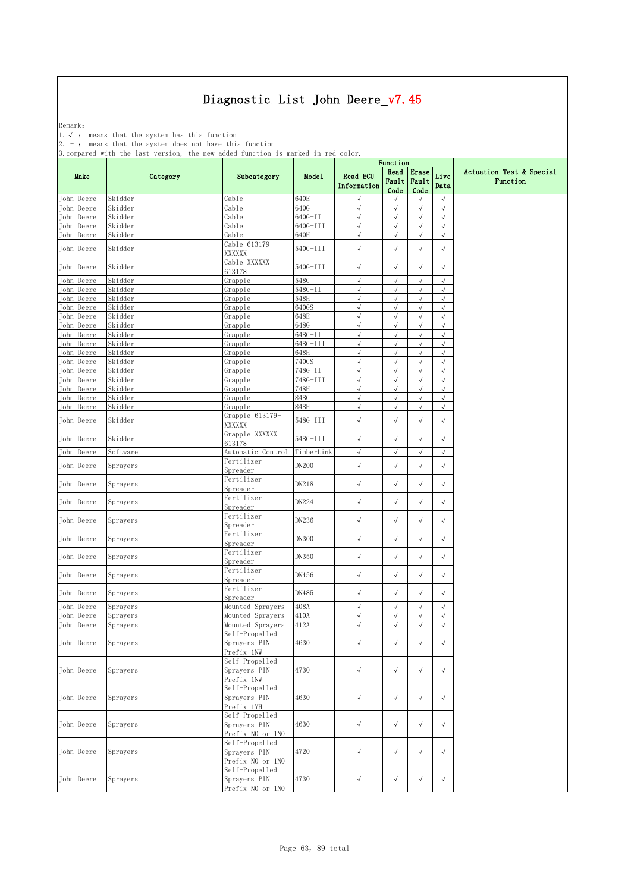# Diagnostic List John Deere_v7.45

Remark:
1. √ : means that the system has this function
2. - : means that the system does not have this function
3. compared with the last version, the new added function is marked in red color.

| Make | Category | Subcategory | Model | Function | | | | Actuation Test & Special Function |
|---|---|---|---|---|---|---|---|---|
| | | | | Read ECU Information | Read Fault Code | Erase Fault Code | Live Data | |
| John Deere | Skidder | Cable | 640E | √ | √ | √ | √ | |
| John Deere | Skidder | Cable | 640G | √ | √ | √ | √ | |
| John Deere | Skidder | Cable | 640G-II | √ | √ | √ | √ | |
| John Deere | Skidder | Cable | 640G-III | √ | √ | √ | √ | |
| John Deere | Skidder | Cable | 640H | √ | √ | √ | √ | |
| John Deere | Skidder | Cable 613179-XXXXXX | 540G-III | √ | √ | √ | √ | |
| John Deere | Skidder | Cable XXXXXX-613178 | 540G-III | √ | √ | √ | √ | |
| John Deere | Skidder | Grapple | 548G | √ | √ | √ | √ | |
| John Deere | Skidder | Grapple | 548G-II | √ | √ | √ | √ | |
| John Deere | Skidder | Grapple | 548H | √ | √ | √ | √ | |
| John Deere | Skidder | Grapple | 640GS | √ | √ | √ | √ | |
| John Deere | Skidder | Grapple | 648E | √ | √ | √ | √ | |
| John Deere | Skidder | Grapple | 648G | √ | √ | √ | √ | |
| John Deere | Skidder | Grapple | 648G-II | √ | √ | √ | √ | |
| John Deere | Skidder | Grapple | 648G-III | √ | √ | √ | √ | |
| John Deere | Skidder | Grapple | 648H | √ | √ | √ | √ | |
| John Deere | Skidder | Grapple | 740GS | √ | √ | √ | √ | |
| John Deere | Skidder | Grapple | 748G-II | √ | √ | √ | √ | |
| John Deere | Skidder | Grapple | 748G-III | √ | √ | √ | √ | |
| John Deere | Skidder | Grapple | 748H | √ | √ | √ | √ | |
| John Deere | Skidder | Grapple | 848G | √ | √ | √ | √ | |
| John Deere | Skidder | Grapple | 848H | √ | √ | √ | √ | |
| John Deere | Skidder | Grapple 613179-XXXXXX | 548G-III | √ | √ | √ | √ | |
| John Deere | Skidder | Grapple XXXXXX-613178 | 548G-III | √ | √ | √ | √ | |
| John Deere | Software | Automatic Control | TimberLink | √ | √ | √ | √ | |
| John Deere | Sprayers | Fertilizer Spreader | DN200 | √ | √ | √ | √ | |
| John Deere | Sprayers | Fertilizer Spreader | DN218 | √ | √ | √ | √ | |
| John Deere | Sprayers | Fertilizer Spreader | DN224 | √ | √ | √ | √ | |
| John Deere | Sprayers | Fertilizer Spreader | DN236 | √ | √ | √ | √ | |
| John Deere | Sprayers | Fertilizer Spreader | DN300 | √ | √ | √ | √ | |
| John Deere | Sprayers | Fertilizer Spreader | DN350 | √ | √ | √ | √ | |
| John Deere | Sprayers | Fertilizer Spreader | DN456 | √ | √ | √ | √ | |
| John Deere | Sprayers | Fertilizer Spreader | DN485 | √ | √ | √ | √ | |
| John Deere | Sprayers | Mounted Sprayers | 408A | √ | √ | √ | √ | |
| John Deere | Sprayers | Mounted Sprayers | 410A | √ | √ | √ | √ | |
| John Deere | Sprayers | Mounted Sprayers | 412A | √ | √ | √ | √ | |
| John Deere | Sprayers | Self-Propelled Sprayers PIN Prefix 1NW | 4630 | √ | √ | √ | √ | |
| John Deere | Sprayers | Self-Propelled Sprayers PIN Prefix 1NW | 4730 | √ | √ | √ | √ | |
| John Deere | Sprayers | Self-Propelled Sprayers PIN Prefix 1YH | 4630 | √ | √ | √ | √ | |
| John Deere | Sprayers | Self-Propelled Sprayers PIN Prefix N0 or 1N0 | 4630 | √ | √ | √ | √ | |
| John Deere | Sprayers | Self-Propelled Sprayers PIN Prefix N0 or 1N0 | 4720 | √ | √ | √ | √ | |
| John Deere | Sprayers | Self-Propelled Sprayers PIN Prefix N0 or 1N0 | 4730 | √ | √ | √ | √ | |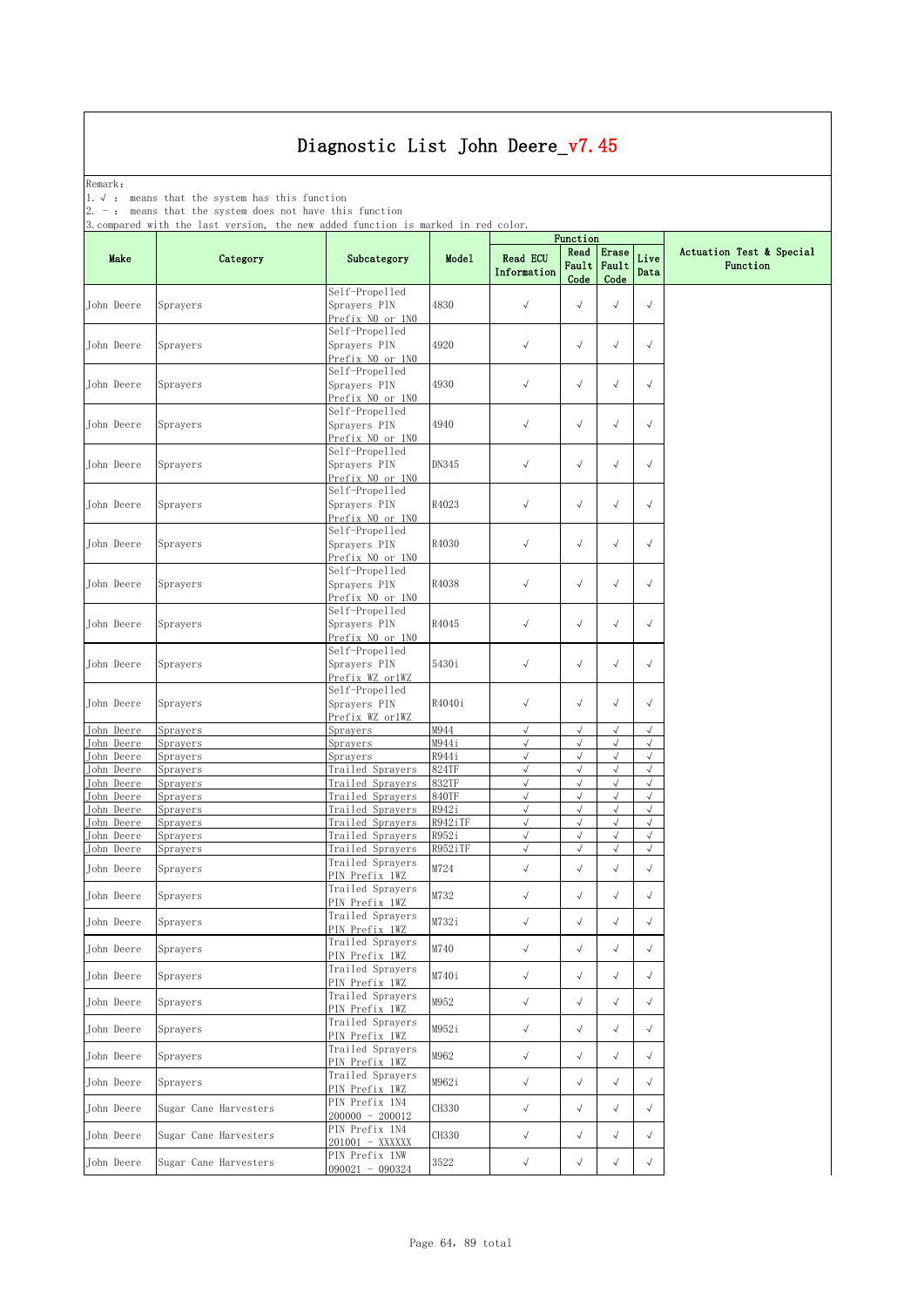# Diagnostic List John Deere_v7.45

Remark:
1. √ : means that the system has this function
2. - : means that the system does not have this function
3. compared with the last version, the new added function is marked in red color.

| Make | Category | Subcategory | Model | Function | | | | Actuation Test & Special Function |
|---|---|---|---|---|---|---|---|---|
| | | | | Read ECU Information | Read Fault Code | Erase Fault Code | Live Data | |
| John Deere | Sprayers | Self-Propelled Sprayers PIN Prefix N0 or 1N0 | 4830 | √ | √ | √ | √ | |
| John Deere | Sprayers | Self-Propelled Sprayers PIN Prefix N0 or 1N0 | 4920 | √ | √ | √ | √ | |
| John Deere | Sprayers | Self-Propelled Sprayers PIN Prefix N0 or 1N0 | 4930 | √ | √ | √ | √ | |
| John Deere | Sprayers | Self-Propelled Sprayers PIN Prefix N0 or 1N0 | 4940 | √ | √ | √ | √ | |
| John Deere | Sprayers | Self-Propelled Sprayers PIN Prefix N0 or 1N0 | DN345 | √ | √ | √ | √ | |
| John Deere | Sprayers | Self-Propelled Sprayers PIN Prefix N0 or 1N0 | R4023 | √ | √ | √ | √ | |
| John Deere | Sprayers | Self-Propelled Sprayers PIN Prefix N0 or 1N0 | R4030 | √ | √ | √ | √ | |
| John Deere | Sprayers | Self-Propelled Sprayers PIN Prefix N0 or 1N0 | R4038 | √ | √ | √ | √ | |
| John Deere | Sprayers | Self-Propelled Sprayers PIN Prefix N0 or 1N0 | R4045 | √ | √ | √ | √ | |
| John Deere | Sprayers | Self-Propelled Sprayers PIN Prefix WZ or1WZ | 5430i | √ | √ | √ | √ | |
| John Deere | Sprayers | Self-Propelled Sprayers PIN Prefix WZ or1WZ | R4040i | √ | √ | √ | √ | |
| John Deere | Sprayers | Sprayers | M944 | √ | √ | √ | √ | |
| John Deere | Sprayers | Sprayers | M944i | √ | √ | √ | √ | |
| John Deere | Sprayers | Sprayers | R944i | √ | √ | √ | √ | |
| John Deere | Sprayers | Trailed Sprayers | 824TF | √ | √ | √ | √ | |
| John Deere | Sprayers | Trailed Sprayers | 832TF | √ | √ | √ | √ | |
| John Deere | Sprayers | Trailed Sprayers | 840TF | √ | √ | √ | √ | |
| John Deere | Sprayers | Trailed Sprayers | R942i | √ | √ | √ | √ | |
| John Deere | Sprayers | Trailed Sprayers | R942iTF | √ | √ | √ | √ | |
| John Deere | Sprayers | Trailed Sprayers | R952i | √ | √ | √ | √ | |
| John Deere | Sprayers | Trailed Sprayers | R952iTF | √ | √ | √ | √ | |
| John Deere | Sprayers | Trailed Sprayers PIN Prefix 1WZ | M724 | √ | √ | √ | √ | |
| John Deere | Sprayers | Trailed Sprayers PIN Prefix 1WZ | M732 | √ | √ | √ | √ | |
| John Deere | Sprayers | Trailed Sprayers PIN Prefix 1WZ | M732i | √ | √ | √ | √ | |
| John Deere | Sprayers | Trailed Sprayers PIN Prefix 1WZ | M740 | √ | √ | √ | √ | |
| John Deere | Sprayers | Trailed Sprayers PIN Prefix 1WZ | M740i | √ | √ | √ | √ | |
| John Deere | Sprayers | Trailed Sprayers PIN Prefix 1WZ | M952 | √ | √ | √ | √ | |
| John Deere | Sprayers | Trailed Sprayers PIN Prefix 1WZ | M952i | √ | √ | √ | √ | |
| John Deere | Sprayers | Trailed Sprayers PIN Prefix 1WZ | M962 | √ | √ | √ | √ | |
| John Deere | Sprayers | Trailed Sprayers PIN Prefix 1WZ | M962i | √ | √ | √ | √ | |
| John Deere | Sugar Cane Harvesters | PIN Prefix 1N4 200000 - 200012 | CH330 | √ | √ | √ | √ | |
| John Deere | Sugar Cane Harvesters | PIN Prefix 1N4 201001 - XXXXXX | CH330 | √ | √ | √ | √ | |
| John Deere | Sugar Cane Harvesters | PIN Prefix 1NW 090021 - 090324 | 3522 | √ | √ | √ | √ | |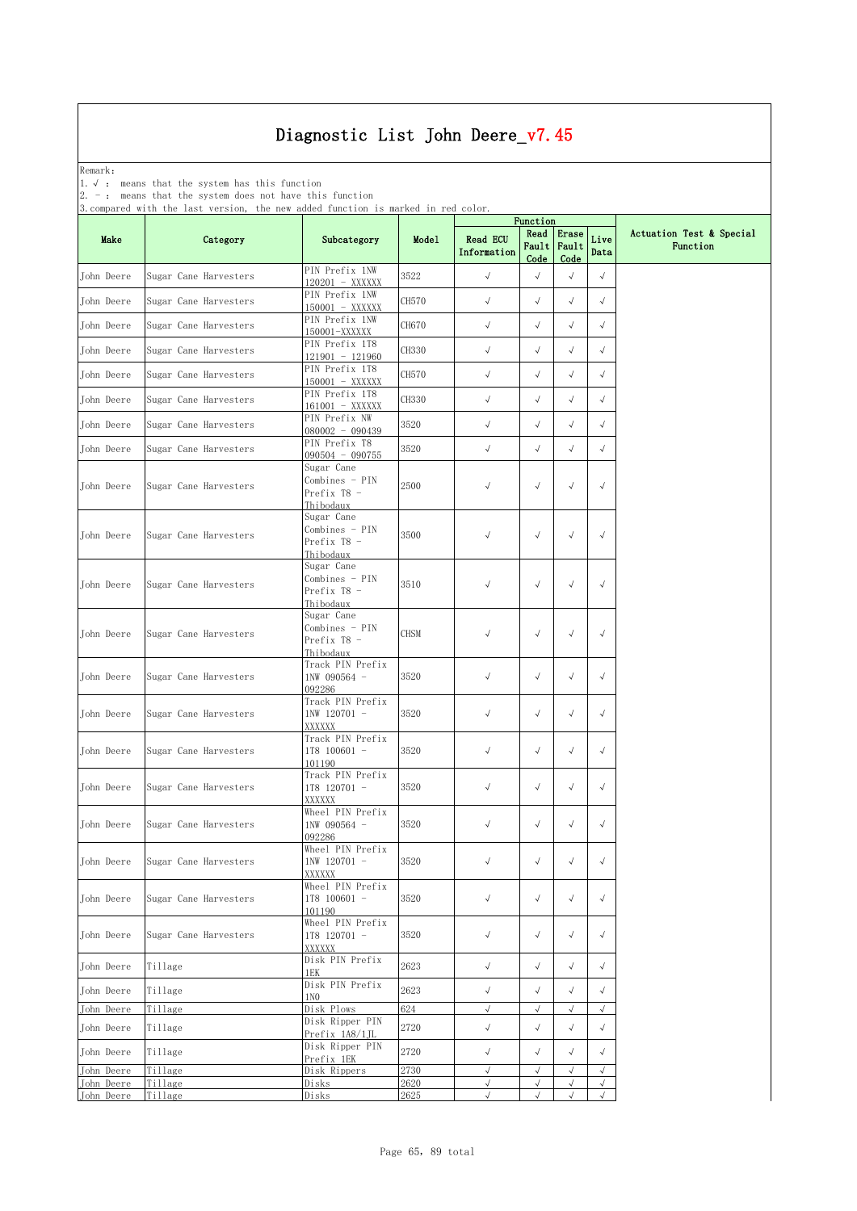# Diagnostic List John Deere_v7.45

Remark:
1. √ : means that the system has this function
2. - : means that the system does not have this function
3. compared with the last version, the new added function is marked in red color.

| Make | Category | Subcategory | Model | Function | | | | Actuation Test & Special Function |
|---|---|---|---|---|---|---|---|---|
| | | | | Read ECU Information | Read Fault Code | Erase Fault Code | Live Data | |
| John Deere | Sugar Cane Harvesters | PIN Prefix 1NW 120201 - XXXXXX | 3522 | √ | √ | √ | √ | |
| John Deere | Sugar Cane Harvesters | PIN Prefix 1NW 150001 - XXXXXX | CH570 | √ | √ | √ | √ | |
| John Deere | Sugar Cane Harvesters | PIN Prefix 1NW 150001-XXXXXX | CH670 | √ | √ | √ | √ | |
| John Deere | Sugar Cane Harvesters | PIN Prefix 1T8 121901 - 121960 | CH330 | √ | √ | √ | √ | |
| John Deere | Sugar Cane Harvesters | PIN Prefix 1T8 150001 - XXXXXX | CH570 | √ | √ | √ | √ | |
| John Deere | Sugar Cane Harvesters | PIN Prefix 1T8 161001 - XXXXXX | CH330 | √ | √ | √ | √ | |
| John Deere | Sugar Cane Harvesters | PIN Prefix NW 080002 - 090439 | 3520 | √ | √ | √ | √ | |
| John Deere | Sugar Cane Harvesters | PIN Prefix T8 090504 - 090755 | 3520 | √ | √ | √ | √ | |
| John Deere | Sugar Cane Harvesters | Sugar Cane Combines - PIN Prefix T8 - Thibodaux | 2500 | √ | √ | √ | √ | |
| John Deere | Sugar Cane Harvesters | Sugar Cane Combines - PIN Prefix T8 - Thibodaux | 3500 | √ | √ | √ | √ | |
| John Deere | Sugar Cane Harvesters | Sugar Cane Combines - PIN Prefix T8 - Thibodaux | 3510 | √ | √ | √ | √ | |
| John Deere | Sugar Cane Harvesters | Sugar Cane Combines - PIN Prefix T8 - Thibodaux | CHSM | √ | √ | √ | √ | |
| John Deere | Sugar Cane Harvesters | Track PIN Prefix 1NW 090564 - 092286 | 3520 | √ | √ | √ | √ | |
| John Deere | Sugar Cane Harvesters | Track PIN Prefix 1NW 120701 - XXXXXX | 3520 | √ | √ | √ | √ | |
| John Deere | Sugar Cane Harvesters | Track PIN Prefix 1T8 100601 - 101190 | 3520 | √ | √ | √ | √ | |
| John Deere | Sugar Cane Harvesters | Track PIN Prefix 1T8 120701 - XXXXXX | 3520 | √ | √ | √ | √ | |
| John Deere | Sugar Cane Harvesters | Wheel PIN Prefix 1NW 090564 - 092286 | 3520 | √ | √ | √ | √ | |
| John Deere | Sugar Cane Harvesters | Wheel PIN Prefix 1NW 120701 - XXXXXX | 3520 | √ | √ | √ | √ | |
| John Deere | Sugar Cane Harvesters | Wheel PIN Prefix 1T8 100601 - 101190 | 3520 | √ | √ | √ | √ | |
| John Deere | Sugar Cane Harvesters | Wheel PIN Prefix 1T8 120701 - XXXXXX | 3520 | √ | √ | √ | √ | |
| John Deere | Tillage | Disk PIN Prefix 1EK | 2623 | √ | √ | √ | √ | |
| John Deere | Tillage | Disk PIN Prefix 1N0 | 2623 | √ | √ | √ | √ | |
| John Deere | Tillage | Disk Plows | 624 | √ | √ | √ | √ | |
| John Deere | Tillage | Disk Ripper PIN Prefix 1A8/1JL | 2720 | √ | √ | √ | √ | |
| John Deere | Tillage | Disk Ripper PIN Prefix 1EK | 2720 | √ | √ | √ | √ | |
| John Deere | Tillage | Disk Rippers | 2730 | √ | √ | √ | √ | |
| John Deere | Tillage | Disks | 2620 | √ | √ | √ | √ | |
| John Deere | Tillage | Disks | 2625 | √ | √ | √ | √ | |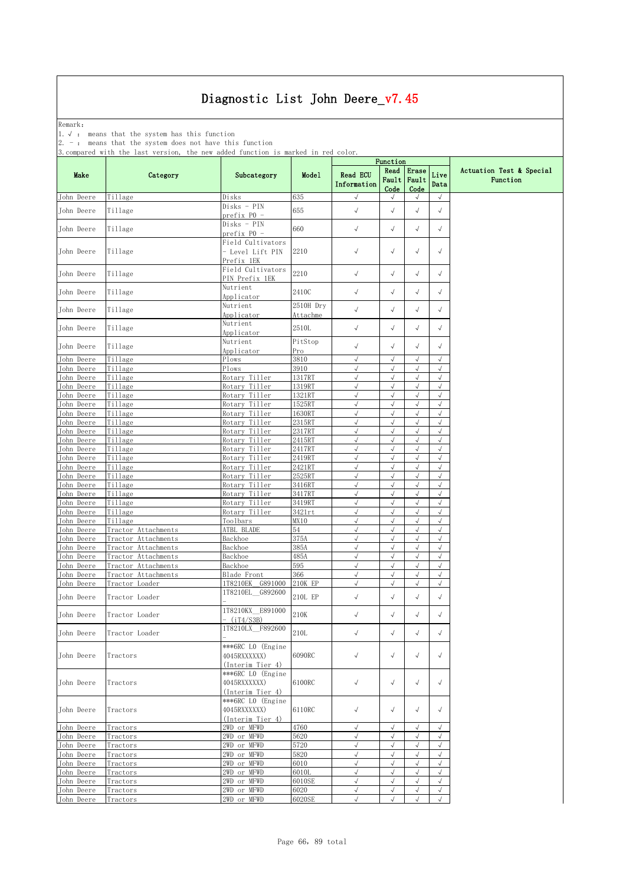# Diagnostic List John Deere_v7.45

Remark:
1. √ : means that the system has this function
2. - : means that the system does not have this function
3. compared with the last version, the new added function is marked in red color.

| Make | Category | Subcategory | Model | Function | | | | Actuation Test & Special Function |
|---|---|---|---|---|---|---|---|---|
| | | | | Read ECU Information | Read Fault Code | Erase Fault Code | Live Data | |
| John Deere | Tillage | Disks | 635 | √ | √ | √ | √ | |
| John Deere | Tillage | Disks - PIN prefix P0 - | 655 | √ | √ | √ | √ | |
| John Deere | Tillage | Disks - PIN prefix P0 - | 660 | √ | √ | √ | √ | |
| John Deere | Tillage | Field Cultivators - Level Lift PIN Prefix 1EK | 2210 | √ | √ | √ | √ | |
| John Deere | Tillage | Field Cultivators PIN Prefix 1EK | 2210 | √ | √ | √ | √ | |
| John Deere | Tillage | Nutrient Applicator | 2410C | √ | √ | √ | √ | |
| John Deere | Tillage | Nutrient Applicator | 2510H Dry Attachme | √ | √ | √ | √ | |
| John Deere | Tillage | Nutrient Applicator | 2510L | √ | √ | √ | √ | |
| John Deere | Tillage | Nutrient Applicator | PitStop Pro | √ | √ | √ | √ | |
| John Deere | Tillage | Plows | 3810 | √ | √ | √ | √ | |
| John Deere | Tillage | Plows | 3910 | √ | √ | √ | √ | |
| John Deere | Tillage | Rotary Tiller | 1317RT | √ | √ | √ | √ | |
| John Deere | Tillage | Rotary Tiller | 1319RT | √ | √ | √ | √ | |
| John Deere | Tillage | Rotary Tiller | 1321RT | √ | √ | √ | √ | |
| John Deere | Tillage | Rotary Tiller | 1525RT | √ | √ | √ | √ | |
| John Deere | Tillage | Rotary Tiller | 1630RT | √ | √ | √ | √ | |
| John Deere | Tillage | Rotary Tiller | 2315RT | √ | √ | √ | √ | |
| John Deere | Tillage | Rotary Tiller | 2317RT | √ | √ | √ | √ | |
| John Deere | Tillage | Rotary Tiller | 2415RT | √ | √ | √ | √ | |
| John Deere | Tillage | Rotary Tiller | 2417RT | √ | √ | √ | √ | |
| John Deere | Tillage | Rotary Tiller | 2419RT | √ | √ | √ | √ | |
| John Deere | Tillage | Rotary Tiller | 2421RT | √ | √ | √ | √ | |
| John Deere | Tillage | Rotary Tiller | 2525RT | √ | √ | √ | √ | |
| John Deere | Tillage | Rotary Tiller | 3416RT | √ | √ | √ | √ | |
| John Deere | Tillage | Rotary Tiller | 3417RT | √ | √ | √ | √ | |
| John Deere | Tillage | Rotary Tiller | 3419RT | √ | √ | √ | √ | |
| John Deere | Tillage | Rotary Tiller | 3421rt | √ | √ | √ | √ | |
| John Deere | Tillage | Toolbars | MX10 | √ | √ | √ | √ | |
| John Deere | Tractor Attachments | ATBL BLADE | 54 | √ | √ | √ | √ | |
| John Deere | Tractor Attachments | Backhoe | 375A | √ | √ | √ | √ | |
| John Deere | Tractor Attachments | Backhoe | 385A | √ | √ | √ | √ | |
| John Deere | Tractor Attachments | Backhoe | 485A | √ | √ | √ | √ | |
| John Deere | Tractor Attachments | Backhoe | 595 | √ | √ | √ | √ | |
| John Deere | Tractor Attachments | Blade Front | 366 | √ | √ | √ | √ | |
| John Deere | Tractor Loader | 1T8210EK__G891000 | 210K EP | √ | √ | √ | √ | |
| John Deere | Tractor Loader | 1T8210EL__G892600 - | 210L EP | √ | √ | √ | √ | |
| John Deere | Tractor Loader | 1T8210KX__E891000 - (iT4/S3B) | 210K | √ | √ | √ | √ | |
| John Deere | Tractor Loader | 1T8210LX__F892600 - | 210L | √ | √ | √ | √ | |
| John Deere | Tractors | ***6RC LO (Engine 4045RXXXXXX) (Interim Tier 4) | 6090RC | √ | √ | √ | √ | |
| John Deere | Tractors | ***6RC LO (Engine 4045RXXXXXX) (Interim Tier 4) | 6100RC | √ | √ | √ | √ | |
| John Deere | Tractors | ***6RC LO (Engine 4045RXXXXXX) (Interim Tier 4) | 6110RC | √ | √ | √ | √ | |
| John Deere | Tractors | 2WD or MFWD | 4760 | √ | √ | √ | √ | |
| John Deere | Tractors | 2WD or MFWD | 5620 | √ | √ | √ | √ | |
| John Deere | Tractors | 2WD or MFWD | 5720 | √ | √ | √ | √ | |
| John Deere | Tractors | 2WD or MFWD | 5820 | √ | √ | √ | √ | |
| John Deere | Tractors | 2WD or MFWD | 6010 | √ | √ | √ | √ | |
| John Deere | Tractors | 2WD or MFWD | 6010L | √ | √ | √ | √ | |
| John Deere | Tractors | 2WD or MFWD | 6010SE | √ | √ | √ | √ | |
| John Deere | Tractors | 2WD or MFWD | 6020 | √ | √ | √ | √ | |
| John Deere | Tractors | 2WD or MFWD | 6020SE | √ | √ | √ | √ | |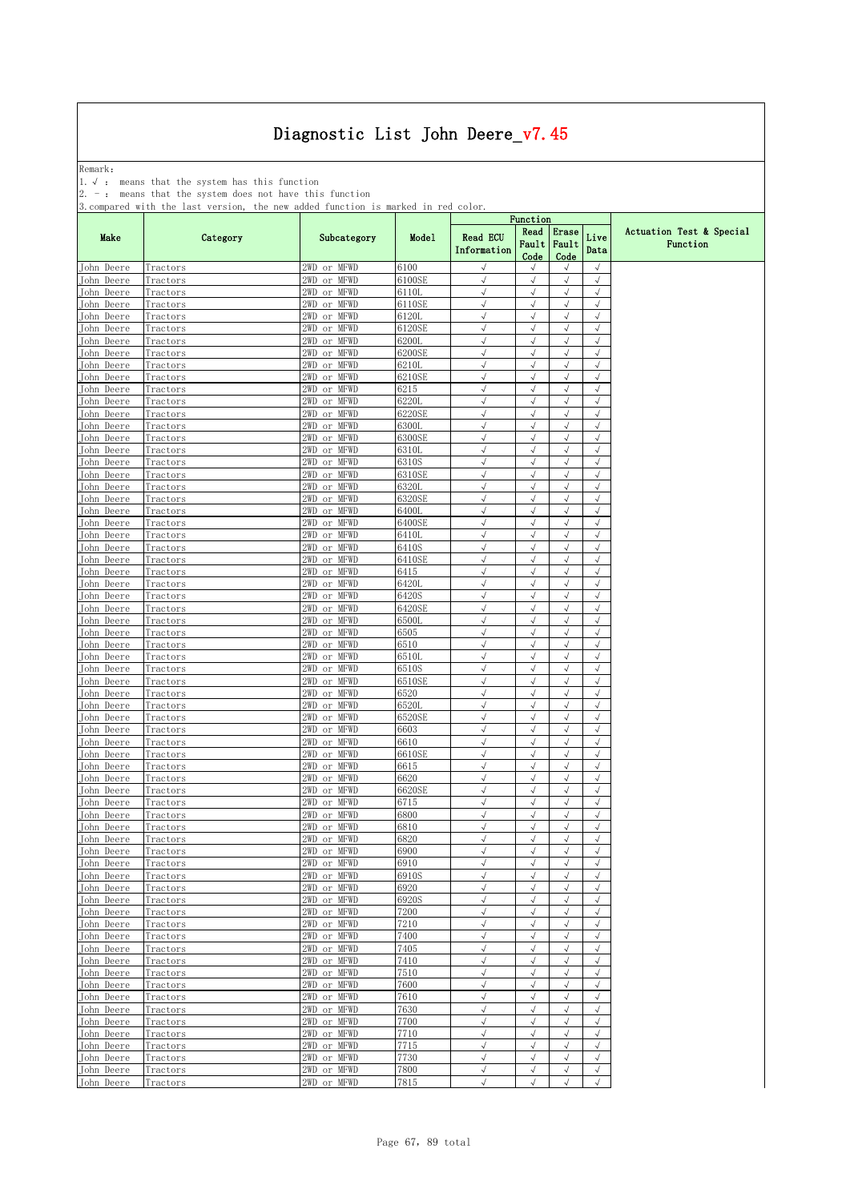# Diagnostic List John Deere_v7.45

Remark:
1. √ : means that the system has this function
2. - : means that the system does not have this function
3. compared with the last version, the new added function is marked in red color.

| Make | Category | Subcategory | Model | Function | | | | Actuation Test & Special Function |
|---|---|---|---|---|---|---|---|---|
| | | | | Read ECU Information | Read Fault Code | Erase Fault Code | Live Data | |
| John Deere | Tractors | 2WD or MFWD | 6100 | √ | √ | √ | √ | |
| John Deere | Tractors | 2WD or MFWD | 6100SE | √ | √ | √ | √ | |
| John Deere | Tractors | 2WD or MFWD | 6110L | √ | √ | √ | √ | |
| John Deere | Tractors | 2WD or MFWD | 6110SE | √ | √ | √ | √ | |
| John Deere | Tractors | 2WD or MFWD | 6120L | √ | √ | √ | √ | |
| John Deere | Tractors | 2WD or MFWD | 6120SE | √ | √ | √ | √ | |
| John Deere | Tractors | 2WD or MFWD | 6200L | √ | √ | √ | √ | |
| John Deere | Tractors | 2WD or MFWD | 6200SE | √ | √ | √ | √ | |
| John Deere | Tractors | 2WD or MFWD | 6210L | √ | √ | √ | √ | |
| John Deere | Tractors | 2WD or MFWD | 6210SE | √ | √ | √ | √ | |
| John Deere | Tractors | 2WD or MFWD | 6215 | √ | √ | √ | √ | |
| John Deere | Tractors | 2WD or MFWD | 6220L | √ | √ | √ | √ | |
| John Deere | Tractors | 2WD or MFWD | 6220SE | √ | √ | √ | √ | |
| John Deere | Tractors | 2WD or MFWD | 6300L | √ | √ | √ | √ | |
| John Deere | Tractors | 2WD or MFWD | 6300SE | √ | √ | √ | √ | |
| John Deere | Tractors | 2WD or MFWD | 6310L | √ | √ | √ | √ | |
| John Deere | Tractors | 2WD or MFWD | 6310S | √ | √ | √ | √ | |
| John Deere | Tractors | 2WD or MFWD | 6310SE | √ | √ | √ | √ | |
| John Deere | Tractors | 2WD or MFWD | 6320L | √ | √ | √ | √ | |
| John Deere | Tractors | 2WD or MFWD | 6320SE | √ | √ | √ | √ | |
| John Deere | Tractors | 2WD or MFWD | 6400L | √ | √ | √ | √ | |
| John Deere | Tractors | 2WD or MFWD | 6400SE | √ | √ | √ | √ | |
| John Deere | Tractors | 2WD or MFWD | 6410L | √ | √ | √ | √ | |
| John Deere | Tractors | 2WD or MFWD | 6410S | √ | √ | √ | √ | |
| John Deere | Tractors | 2WD or MFWD | 6410SE | √ | √ | √ | √ | |
| John Deere | Tractors | 2WD or MFWD | 6415 | √ | √ | √ | √ | |
| John Deere | Tractors | 2WD or MFWD | 6420L | √ | √ | √ | √ | |
| John Deere | Tractors | 2WD or MFWD | 6420S | √ | √ | √ | √ | |
| John Deere | Tractors | 2WD or MFWD | 6420SE | √ | √ | √ | √ | |
| John Deere | Tractors | 2WD or MFWD | 6500L | √ | √ | √ | √ | |
| John Deere | Tractors | 2WD or MFWD | 6505 | √ | √ | √ | √ | |
| John Deere | Tractors | 2WD or MFWD | 6510 | √ | √ | √ | √ | |
| John Deere | Tractors | 2WD or MFWD | 6510L | √ | √ | √ | √ | |
| John Deere | Tractors | 2WD or MFWD | 6510S | √ | √ | √ | √ | |
| John Deere | Tractors | 2WD or MFWD | 6510SE | √ | √ | √ | √ | |
| John Deere | Tractors | 2WD or MFWD | 6520 | √ | √ | √ | √ | |
| John Deere | Tractors | 2WD or MFWD | 6520L | √ | √ | √ | √ | |
| John Deere | Tractors | 2WD or MFWD | 6520SE | √ | √ | √ | √ | |
| John Deere | Tractors | 2WD or MFWD | 6603 | √ | √ | √ | √ | |
| John Deere | Tractors | 2WD or MFWD | 6610 | √ | √ | √ | √ | |
| John Deere | Tractors | 2WD or MFWD | 6610SE | √ | √ | √ | √ | |
| John Deere | Tractors | 2WD or MFWD | 6615 | √ | √ | √ | √ | |
| John Deere | Tractors | 2WD or MFWD | 6620 | √ | √ | √ | √ | |
| John Deere | Tractors | 2WD or MFWD | 6620SE | √ | √ | √ | √ | |
| John Deere | Tractors | 2WD or MFWD | 6715 | √ | √ | √ | √ | |
| John Deere | Tractors | 2WD or MFWD | 6800 | √ | √ | √ | √ | |
| John Deere | Tractors | 2WD or MFWD | 6810 | √ | √ | √ | √ | |
| John Deere | Tractors | 2WD or MFWD | 6820 | √ | √ | √ | √ | |
| John Deere | Tractors | 2WD or MFWD | 6900 | √ | √ | √ | √ | |
| John Deere | Tractors | 2WD or MFWD | 6910 | √ | √ | √ | √ | |
| John Deere | Tractors | 2WD or MFWD | 6910S | √ | √ | √ | √ | |
| John Deere | Tractors | 2WD or MFWD | 6920 | √ | √ | √ | √ | |
| John Deere | Tractors | 2WD or MFWD | 6920S | √ | √ | √ | √ | |
| John Deere | Tractors | 2WD or MFWD | 7200 | √ | √ | √ | √ | |
| John Deere | Tractors | 2WD or MFWD | 7210 | √ | √ | √ | √ | |
| John Deere | Tractors | 2WD or MFWD | 7400 | √ | √ | √ | √ | |
| John Deere | Tractors | 2WD or MFWD | 7405 | √ | √ | √ | √ | |
| John Deere | Tractors | 2WD or MFWD | 7410 | √ | √ | √ | √ | |
| John Deere | Tractors | 2WD or MFWD | 7510 | √ | √ | √ | √ | |
| John Deere | Tractors | 2WD or MFWD | 7600 | √ | √ | √ | √ | |
| John Deere | Tractors | 2WD or MFWD | 7610 | √ | √ | √ | √ | |
| John Deere | Tractors | 2WD or MFWD | 7630 | √ | √ | √ | √ | |
| John Deere | Tractors | 2WD or MFWD | 7700 | √ | √ | √ | √ | |
| John Deere | Tractors | 2WD or MFWD | 7710 | √ | √ | √ | √ | |
| John Deere | Tractors | 2WD or MFWD | 7715 | √ | √ | √ | √ | |
| John Deere | Tractors | 2WD or MFWD | 7730 | √ | √ | √ | √ | |
| John Deere | Tractors | 2WD or MFWD | 7800 | √ | √ | √ | √ | |
| John Deere | Tractors | 2WD or MFWD | 7815 | √ | √ | √ | √ | |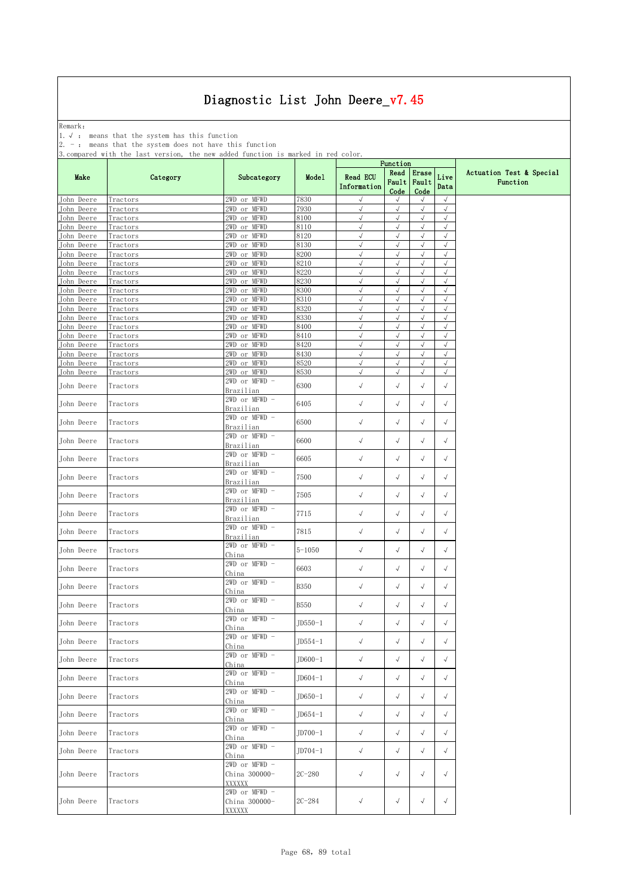# Diagnostic List John Deere_v7.45

Remark:
1. √ : means that the system has this function
2. - : means that the system does not have this function
3. compared with the last version, the new added function is marked in red color.

| Make | Category | Subcategory | Model | Function | | | | Actuation Test & Special Function |
|---|---|---|---|---|---|---|---|---|
| | | | | Read ECU Information | Read Fault Code | Erase Fault Code | Live Data | |
| John Deere | Tractors | 2WD or MFWD | 7830 | √ | √ | √ | √ | |
| John Deere | Tractors | 2WD or MFWD | 7930 | √ | √ | √ | √ | |
| John Deere | Tractors | 2WD or MFWD | 8100 | √ | √ | √ | √ | |
| John Deere | Tractors | 2WD or MFWD | 8110 | √ | √ | √ | √ | |
| John Deere | Tractors | 2WD or MFWD | 8120 | √ | √ | √ | √ | |
| John Deere | Tractors | 2WD or MFWD | 8130 | √ | √ | √ | √ | |
| John Deere | Tractors | 2WD or MFWD | 8200 | √ | √ | √ | √ | |
| John Deere | Tractors | 2WD or MFWD | 8210 | √ | √ | √ | √ | |
| John Deere | Tractors | 2WD or MFWD | 8220 | √ | √ | √ | √ | |
| John Deere | Tractors | 2WD or MFWD | 8230 | √ | √ | √ | √ | |
| John Deere | Tractors | 2WD or MFWD | 8300 | √ | √ | √ | √ | |
| John Deere | Tractors | 2WD or MFWD | 8310 | √ | √ | √ | √ | |
| John Deere | Tractors | 2WD or MFWD | 8320 | √ | √ | √ | √ | |
| John Deere | Tractors | 2WD or MFWD | 8330 | √ | √ | √ | √ | |
| John Deere | Tractors | 2WD or MFWD | 8400 | √ | √ | √ | √ | |
| John Deere | Tractors | 2WD or MFWD | 8410 | √ | √ | √ | √ | |
| John Deere | Tractors | 2WD or MFWD | 8420 | √ | √ | √ | √ | |
| John Deere | Tractors | 2WD or MFWD | 8430 | √ | √ | √ | √ | |
| John Deere | Tractors | 2WD or MFWD | 8520 | √ | √ | √ | √ | |
| John Deere | Tractors | 2WD or MFWD | 8530 | √ | √ | √ | √ | |
| John Deere | Tractors | 2WD or MFWD - Brazilian | 6300 | √ | √ | √ | √ | |
| John Deere | Tractors | 2WD or MFWD - Brazilian | 6405 | √ | √ | √ | √ | |
| John Deere | Tractors | 2WD or MFWD - Brazilian | 6500 | √ | √ | √ | √ | |
| John Deere | Tractors | 2WD or MFWD - Brazilian | 6600 | √ | √ | √ | √ | |
| John Deere | Tractors | 2WD or MFWD - Brazilian | 6605 | √ | √ | √ | √ | |
| John Deere | Tractors | 2WD or MFWD - Brazilian | 7500 | √ | √ | √ | √ | |
| John Deere | Tractors | 2WD or MFWD - Brazilian | 7505 | √ | √ | √ | √ | |
| John Deere | Tractors | 2WD or MFWD - Brazilian | 7715 | √ | √ | √ | √ | |
| John Deere | Tractors | 2WD or MFWD - Brazilian | 7815 | √ | √ | √ | √ | |
| John Deere | Tractors | 2WD or MFWD - China | 5-1050 | √ | √ | √ | √ | |
| John Deere | Tractors | 2WD or MFWD - China | 6603 | √ | √ | √ | √ | |
| John Deere | Tractors | 2WD or MFWD - China | B350 | √ | √ | √ | √ | |
| John Deere | Tractors | 2WD or MFWD - China | B550 | √ | √ | √ | √ | |
| John Deere | Tractors | 2WD or MFWD - China | JD550-1 | √ | √ | √ | √ | |
| John Deere | Tractors | 2WD or MFWD - China | JD554-1 | √ | √ | √ | √ | |
| John Deere | Tractors | 2WD or MFWD - China | JD600-1 | √ | √ | √ | √ | |
| John Deere | Tractors | 2WD or MFWD - China | JD604-1 | √ | √ | √ | √ | |
| John Deere | Tractors | 2WD or MFWD - China | JD650-1 | √ | √ | √ | √ | |
| John Deere | Tractors | 2WD or MFWD - China | JD654-1 | √ | √ | √ | √ | |
| John Deere | Tractors | 2WD or MFWD - China | JD700-1 | √ | √ | √ | √ | |
| John Deere | Tractors | 2WD or MFWD - China | JD704-1 | √ | √ | √ | √ | |
| John Deere | Tractors | 2WD or MFWD - China 300000-XXXXXX | 2C-280 | √ | √ | √ | √ | |
| John Deere | Tractors | 2WD or MFWD - China 300000-XXXXXX | 2C-284 | √ | √ | √ | √ | |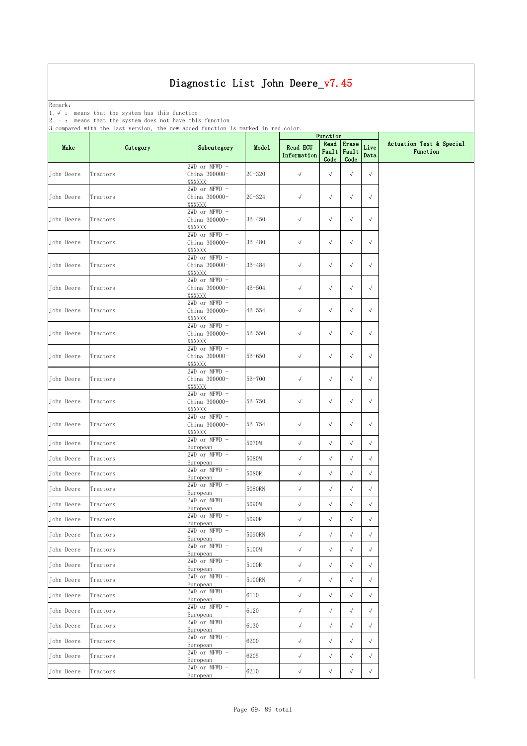# Diagnostic List John Deere_v7.45

Remark:
1. √ : means that the system has this function
2. - : means that the system does not have this function
3. compared with the last version, the new added function is marked in red color.

| Make | Category | Subcategory | Model | Function | | | | Actuation Test & Special Function |
|---|---|---|---|---|---|---|---|---|
| | | | | Read ECU Information | Read Fault Code | Erase Fault Code | Live Data | |
| John Deere | Tractors | 2WD or MFWD - China 300000-XXXXXX | 2C-320 | √ | √ | √ | √ | |
| John Deere | Tractors | 2WD or MFWD - China 300000-XXXXXX | 2C-324 | √ | √ | √ | √ | |
| John Deere | Tractors | 2WD or MFWD - China 300000-XXXXXX | 3B-450 | √ | √ | √ | √ | |
| John Deere | Tractors | 2WD or MFWD - China 300000-XXXXXX | 3B-480 | √ | √ | √ | √ | |
| John Deere | Tractors | 2WD or MFWD - China 300000-XXXXXX | 3B-484 | √ | √ | √ | √ | |
| John Deere | Tractors | 2WD or MFWD - China 300000-XXXXXX | 4B-504 | √ | √ | √ | √ | |
| John Deere | Tractors | 2WD or MFWD - China 300000-XXXXXX | 4B-554 | √ | √ | √ | √ | |
| John Deere | Tractors | 2WD or MFWD - China 300000-XXXXXX | 5B-550 | √ | √ | √ | √ | |
| John Deere | Tractors | 2WD or MFWD - China 300000-XXXXXX | 5B-650 | √ | √ | √ | √ | |
| John Deere | Tractors | 2WD or MFWD - China 300000-XXXXXX | 5B-700 | √ | √ | √ | √ | |
| John Deere | Tractors | 2WD or MFWD - China 300000-XXXXXX | 5B-750 | √ | √ | √ | √ | |
| John Deere | Tractors | 2WD or MFWD - China 300000-XXXXXX | 5B-754 | √ | √ | √ | √ | |
| John Deere | Tractors | 2WD or MFWD - European | 5070M | √ | √ | √ | √ | |
| John Deere | Tractors | 2WD or MFWD - European | 5080M | √ | √ | √ | √ | |
| John Deere | Tractors | 2WD or MFWD - European | 5080R | √ | √ | √ | √ | |
| John Deere | Tractors | 2WD or MFWD - European | 5080RN | √ | √ | √ | √ | |
| John Deere | Tractors | 2WD or MFWD - European | 5090M | √ | √ | √ | √ | |
| John Deere | Tractors | 2WD or MFWD - European | 5090R | √ | √ | √ | √ | |
| John Deere | Tractors | 2WD or MFWD - European | 5090RN | √ | √ | √ | √ | |
| John Deere | Tractors | 2WD or MFWD - European | 5100M | √ | √ | √ | √ | |
| John Deere | Tractors | 2WD or MFWD - European | 5100R | √ | √ | √ | √ | |
| John Deere | Tractors | 2WD or MFWD - European | 5100RN | √ | √ | √ | √ | |
| John Deere | Tractors | 2WD or MFWD - European | 6110 | √ | √ | √ | √ | |
| John Deere | Tractors | 2WD or MFWD - European | 6120 | √ | √ | √ | √ | |
| John Deere | Tractors | 2WD or MFWD - European | 6130 | √ | √ | √ | √ | |
| John Deere | Tractors | 2WD or MFWD - European | 6200 | √ | √ | √ | √ | |
| John Deere | Tractors | 2WD or MFWD - European | 6205 | √ | √ | √ | √ | |
| John Deere | Tractors | 2WD or MFWD - European | 6210 | √ | √ | √ | √ | |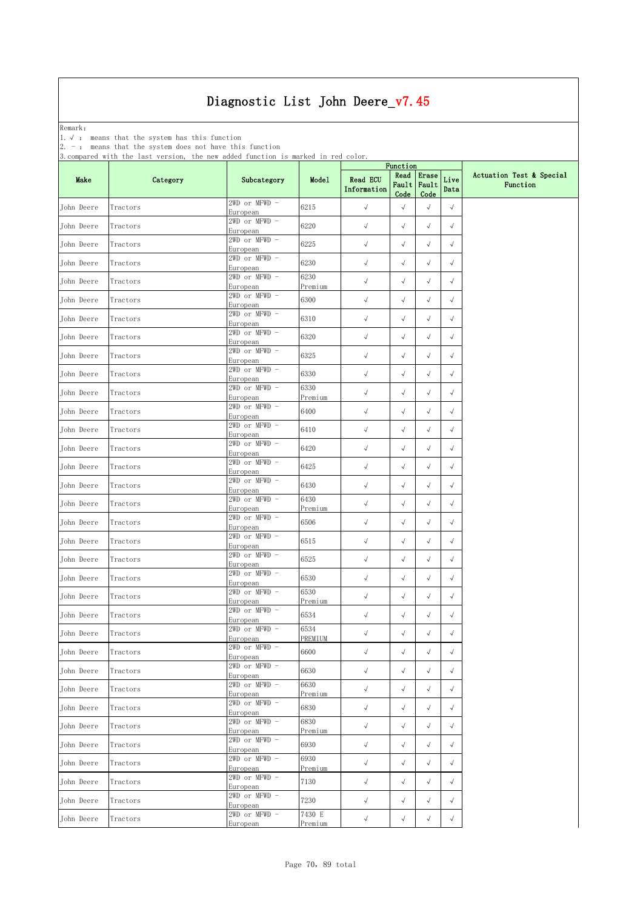# Diagnostic List John Deere_v7.45

Remark:
1. √ : means that the system has this function
2. - : means that the system does not have this function
3. compared with the last version, the new added function is marked in red color.

| Make | Category | Subcategory | Model | Function | | | | Actuation Test & Special Function |
|---|---|---|---|---|---|---|---|---|
| | | | | Read ECU Information | Read Fault Code | Erase Fault Code | Live Data | |
| John Deere | Tractors | 2WD or MFWD - European | 6215 | √ | √ | √ | √ | |
| John Deere | Tractors | 2WD or MFWD - European | 6220 | √ | √ | √ | √ | |
| John Deere | Tractors | 2WD or MFWD - European | 6225 | √ | √ | √ | √ | |
| John Deere | Tractors | 2WD or MFWD - European | 6230 | √ | √ | √ | √ | |
| John Deere | Tractors | 2WD or MFWD - European | 6230 Premium | √ | √ | √ | √ | |
| John Deere | Tractors | 2WD or MFWD - European | 6300 | √ | √ | √ | √ | |
| John Deere | Tractors | 2WD or MFWD - European | 6310 | √ | √ | √ | √ | |
| John Deere | Tractors | 2WD or MFWD - European | 6320 | √ | √ | √ | √ | |
| John Deere | Tractors | 2WD or MFWD - European | 6325 | √ | √ | √ | √ | |
| John Deere | Tractors | 2WD or MFWD - European | 6330 | √ | √ | √ | √ | |
| John Deere | Tractors | 2WD or MFWD - European | 6330 Premium | √ | √ | √ | √ | |
| John Deere | Tractors | 2WD or MFWD - European | 6400 | √ | √ | √ | √ | |
| John Deere | Tractors | 2WD or MFWD - European | 6410 | √ | √ | √ | √ | |
| John Deere | Tractors | 2WD or MFWD - European | 6420 | √ | √ | √ | √ | |
| John Deere | Tractors | 2WD or MFWD - European | 6425 | √ | √ | √ | √ | |
| John Deere | Tractors | 2WD or MFWD - European | 6430 | √ | √ | √ | √ | |
| John Deere | Tractors | 2WD or MFWD - European | 6430 Premium | √ | √ | √ | √ | |
| John Deere | Tractors | 2WD or MFWD - European | 6506 | √ | √ | √ | √ | |
| John Deere | Tractors | 2WD or MFWD - European | 6515 | √ | √ | √ | √ | |
| John Deere | Tractors | 2WD or MFWD - European | 6525 | √ | √ | √ | √ | |
| John Deere | Tractors | 2WD or MFWD - European | 6530 | √ | √ | √ | √ | |
| John Deere | Tractors | 2WD or MFWD - European | 6530 Premium | √ | √ | √ | √ | |
| John Deere | Tractors | 2WD or MFWD - European | 6534 | √ | √ | √ | √ | |
| John Deere | Tractors | 2WD or MFWD - European | 6534 PREMIUM | √ | √ | √ | √ | |
| John Deere | Tractors | 2WD or MFWD - European | 6600 | √ | √ | √ | √ | |
| John Deere | Tractors | 2WD or MFWD - European | 6630 | √ | √ | √ | √ | |
| John Deere | Tractors | 2WD or MFWD - European | 6630 Premium | √ | √ | √ | √ | |
| John Deere | Tractors | 2WD or MFWD - European | 6830 | √ | √ | √ | √ | |
| John Deere | Tractors | 2WD or MFWD - European | 6830 Premium | √ | √ | √ | √ | |
| John Deere | Tractors | 2WD or MFWD - European | 6930 | √ | √ | √ | √ | |
| John Deere | Tractors | 2WD or MFWD - European | 6930 Premium | √ | √ | √ | √ | |
| John Deere | Tractors | 2WD or MFWD - European | 7130 | √ | √ | √ | √ | |
| John Deere | Tractors | 2WD or MFWD - European | 7230 | √ | √ | √ | √ | |
| John Deere | Tractors | 2WD or MFWD - European | 7430 E Premium | √ | √ | √ | √ | |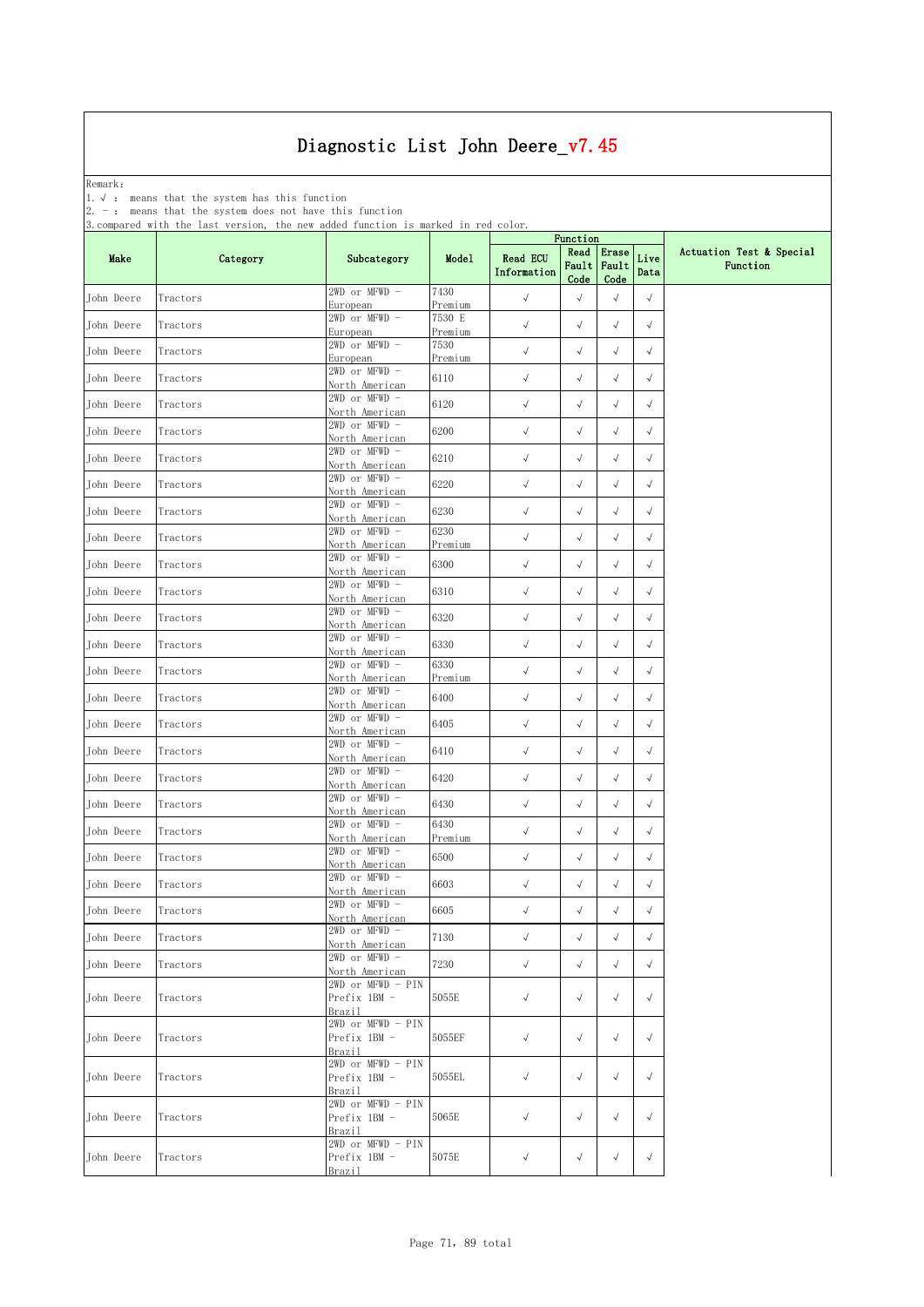# Diagnostic List John Deere_v7.45

Remark:
1. √ : means that the system has this function
2. - : means that the system does not have this function
3. compared with the last version, the new added function is marked in red color.

| Make | Category | Subcategory | Model | Function | | | | Actuation Test & Special Function |
|---|---|---|---|---|---|---|---|---|
| | | | | Read ECU Information | Read Fault Code | Erase Fault Code | Live Data | |
| John Deere | Tractors | 2WD or MFWD - European | 7430 Premium | √ | √ | √ | √ | |
| John Deere | Tractors | 2WD or MFWD - European | 7530 E Premium | √ | √ | √ | √ | |
| John Deere | Tractors | 2WD or MFWD - European | 7530 Premium | √ | √ | √ | √ | |
| John Deere | Tractors | 2WD or MFWD - North American | 6110 | √ | √ | √ | √ | |
| John Deere | Tractors | 2WD or MFWD - North American | 6120 | √ | √ | √ | √ | |
| John Deere | Tractors | 2WD or MFWD - North American | 6200 | √ | √ | √ | √ | |
| John Deere | Tractors | 2WD or MFWD - North American | 6210 | √ | √ | √ | √ | |
| John Deere | Tractors | 2WD or MFWD - North American | 6220 | √ | √ | √ | √ | |
| John Deere | Tractors | 2WD or MFWD - North American | 6230 | √ | √ | √ | √ | |
| John Deere | Tractors | 2WD or MFWD - North American | 6230 Premium | √ | √ | √ | √ | |
| John Deere | Tractors | 2WD or MFWD - North American | 6300 | √ | √ | √ | √ | |
| John Deere | Tractors | 2WD or MFWD - North American | 6310 | √ | √ | √ | √ | |
| John Deere | Tractors | 2WD or MFWD - North American | 6320 | √ | √ | √ | √ | |
| John Deere | Tractors | 2WD or MFWD - North American | 6330 | √ | √ | √ | √ | |
| John Deere | Tractors | 2WD or MFWD - North American | 6330 Premium | √ | √ | √ | √ | |
| John Deere | Tractors | 2WD or MFWD - North American | 6400 | √ | √ | √ | √ | |
| John Deere | Tractors | 2WD or MFWD - North American | 6405 | √ | √ | √ | √ | |
| John Deere | Tractors | 2WD or MFWD - North American | 6410 | √ | √ | √ | √ | |
| John Deere | Tractors | 2WD or MFWD - North American | 6420 | √ | √ | √ | √ | |
| John Deere | Tractors | 2WD or MFWD - North American | 6430 | √ | √ | √ | √ | |
| John Deere | Tractors | 2WD or MFWD - North American | 6430 Premium | √ | √ | √ | √ | |
| John Deere | Tractors | 2WD or MFWD - North American | 6500 | √ | √ | √ | √ | |
| John Deere | Tractors | 2WD or MFWD - North American | 6603 | √ | √ | √ | √ | |
| John Deere | Tractors | 2WD or MFWD - North American | 6605 | √ | √ | √ | √ | |
| John Deere | Tractors | 2WD or MFWD - North American | 7130 | √ | √ | √ | √ | |
| John Deere | Tractors | 2WD or MFWD - North American | 7230 | √ | √ | √ | √ | |
| John Deere | Tractors | 2WD or MFWD - PIN Prefix 1BM - Brazil | 5055E | √ | √ | √ | √ | |
| John Deere | Tractors | 2WD or MFWD - PIN Prefix 1BM - Brazil | 5055EF | √ | √ | √ | √ | |
| John Deere | Tractors | 2WD or MFWD - PIN Prefix 1BM - Brazil | 5055EL | √ | √ | √ | √ | |
| John Deere | Tractors | 2WD or MFWD - PIN Prefix 1BM - Brazil | 5065E | √ | √ | √ | √ | |
| John Deere | Tractors | 2WD or MFWD - PIN Prefix 1BM - Brazil | 5075E | √ | √ | √ | √ | |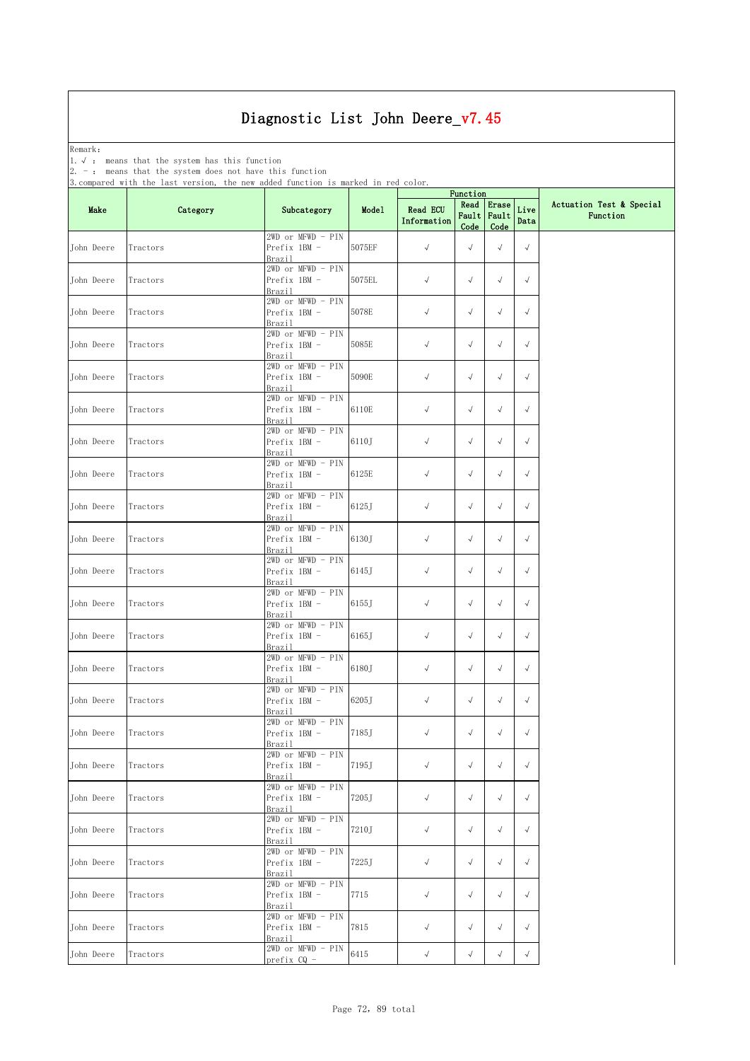# Diagnostic List John Deere_v7.45

Remark:
1. √ : means that the system has this function
2. - : means that the system does not have this function
3. compared with the last version, the new added function is marked in red color.

| Make | Category | Subcategory | Model | Function | | | | Actuation Test & Special Function |
|---|---|---|---|---|---|---|---|---|
| | | | | Read ECU Information | Read Fault Code | Erase Fault Code | Live Data | |
| John Deere | Tractors | 2WD or MFWD - PIN Prefix 1BM - Brazil | 5075EF | √ | √ | √ | √ | |
| John Deere | Tractors | 2WD or MFWD - PIN Prefix 1BM - Brazil | 5075EL | √ | √ | √ | √ | |
| John Deere | Tractors | 2WD or MFWD - PIN Prefix 1BM - Brazil | 5078E | √ | √ | √ | √ | |
| John Deere | Tractors | 2WD or MFWD - PIN Prefix 1BM - Brazil | 5085E | √ | √ | √ | √ | |
| John Deere | Tractors | 2WD or MFWD - PIN Prefix 1BM - Brazil | 5090E | √ | √ | √ | √ | |
| John Deere | Tractors | 2WD or MFWD - PIN Prefix 1BM - Brazil | 6110E | √ | √ | √ | √ | |
| John Deere | Tractors | 2WD or MFWD - PIN Prefix 1BM - Brazil | 6110J | √ | √ | √ | √ | |
| John Deere | Tractors | 2WD or MFWD - PIN Prefix 1BM - Brazil | 6125E | √ | √ | √ | √ | |
| John Deere | Tractors | 2WD or MFWD - PIN Prefix 1BM - Brazil | 6125J | √ | √ | √ | √ | |
| John Deere | Tractors | 2WD or MFWD - PIN Prefix 1BM - Brazil | 6130J | √ | √ | √ | √ | |
| John Deere | Tractors | 2WD or MFWD - PIN Prefix 1BM - Brazil | 6145J | √ | √ | √ | √ | |
| John Deere | Tractors | 2WD or MFWD - PIN Prefix 1BM - Brazil | 6155J | √ | √ | √ | √ | |
| John Deere | Tractors | 2WD or MFWD - PIN Prefix 1BM - Brazil | 6165J | √ | √ | √ | √ | |
| John Deere | Tractors | 2WD or MFWD - PIN Prefix 1BM - Brazil | 6180J | √ | √ | √ | √ | |
| John Deere | Tractors | 2WD or MFWD - PIN Prefix 1BM - Brazil | 6205J | √ | √ | √ | √ | |
| John Deere | Tractors | 2WD or MFWD - PIN Prefix 1BM - Brazil | 7185J | √ | √ | √ | √ | |
| John Deere | Tractors | 2WD or MFWD - PIN Prefix 1BM - Brazil | 7195J | √ | √ | √ | √ | |
| John Deere | Tractors | 2WD or MFWD - PIN Prefix 1BM - Brazil | 7205J | √ | √ | √ | √ | |
| John Deere | Tractors | 2WD or MFWD - PIN Prefix 1BM - Brazil | 7210J | √ | √ | √ | √ | |
| John Deere | Tractors | 2WD or MFWD - PIN Prefix 1BM - Brazil | 7225J | √ | √ | √ | √ | |
| John Deere | Tractors | 2WD or MFWD - PIN Prefix 1BM - Brazil | 7715 | √ | √ | √ | √ | |
| John Deere | Tractors | 2WD or MFWD - PIN Prefix 1BM - Brazil | 7815 | √ | √ | √ | √ | |
| John Deere | Tractors | 2WD or MFWD - PIN prefix CQ - | 6415 | √ | √ | √ | √ | |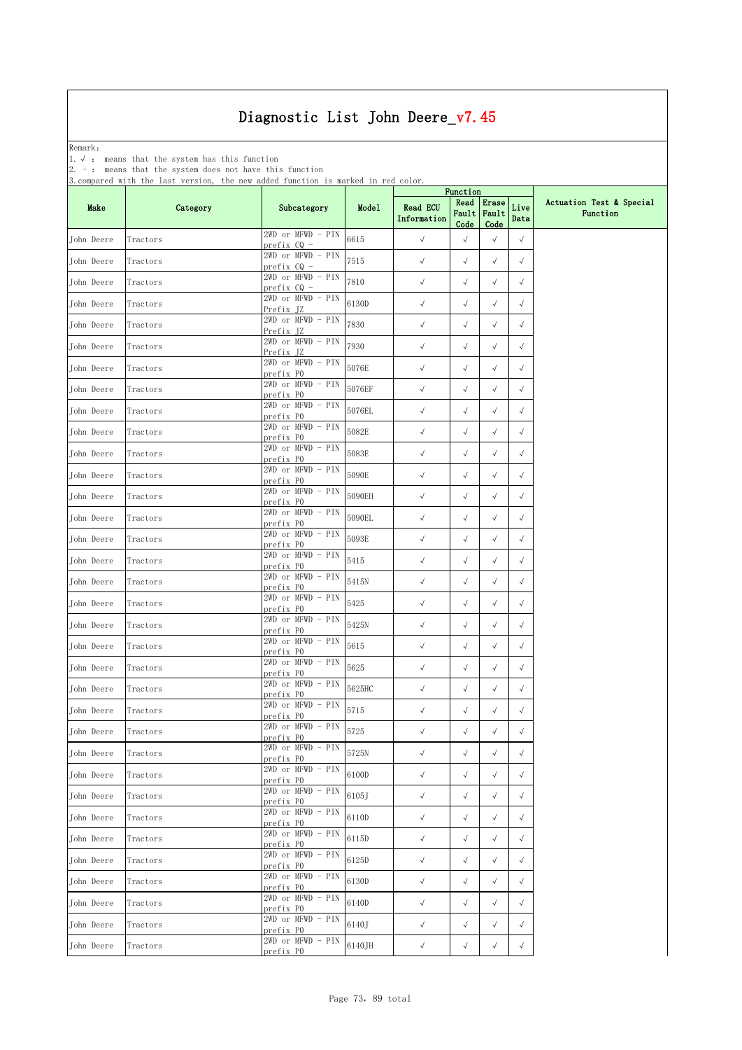# Diagnostic List John Deere_v7.45

Remark:
1. √ : means that the system has this function
2. - : means that the system does not have this function
3. compared with the last version, the new added function is marked in red color.

| Make | Category | Subcategory | Model | Function | | | | Actuation Test & Special Function |
|---|---|---|---|---|---|---|---|---|
| | | | | Read ECU Information | Read Fault Code | Erase Fault Code | Live Data | |
| John Deere | Tractors | 2WD or MFWD - PIN prefix CQ - | 6615 | √ | √ | √ | √ | |
| John Deere | Tractors | 2WD or MFWD - PIN prefix CQ - | 7515 | √ | √ | √ | √ | |
| John Deere | Tractors | 2WD or MFWD - PIN prefix CQ - | 7810 | √ | √ | √ | √ | |
| John Deere | Tractors | 2WD or MFWD - PIN Prefix JZ | 6130D | √ | √ | √ | √ | |
| John Deere | Tractors | 2WD or MFWD - PIN Prefix JZ | 7830 | √ | √ | √ | √ | |
| John Deere | Tractors | 2WD or MFWD - PIN Prefix JZ | 7930 | √ | √ | √ | √ | |
| John Deere | Tractors | 2WD or MFWD - PIN prefix PO | 5076E | √ | √ | √ | √ | |
| John Deere | Tractors | 2WD or MFWD - PIN prefix PO | 5076EF | √ | √ | √ | √ | |
| John Deere | Tractors | 2WD or MFWD - PIN prefix PO | 5076EL | √ | √ | √ | √ | |
| John Deere | Tractors | 2WD or MFWD - PIN prefix PO | 5082E | √ | √ | √ | √ | |
| John Deere | Tractors | 2WD or MFWD - PIN prefix PO | 5083E | √ | √ | √ | √ | |
| John Deere | Tractors | 2WD or MFWD - PIN prefix PO | 5090E | √ | √ | √ | √ | |
| John Deere | Tractors | 2WD or MFWD - PIN prefix PO | 5090EH | √ | √ | √ | √ | |
| John Deere | Tractors | 2WD or MFWD - PIN prefix PO | 5090EL | √ | √ | √ | √ | |
| John Deere | Tractors | 2WD or MFWD - PIN prefix PO | 5093E | √ | √ | √ | √ | |
| John Deere | Tractors | 2WD or MFWD - PIN prefix PO | 5415 | √ | √ | √ | √ | |
| John Deere | Tractors | 2WD or MFWD - PIN prefix PO | 5415N | √ | √ | √ | √ | |
| John Deere | Tractors | 2WD or MFWD - PIN prefix PO | 5425 | √ | √ | √ | √ | |
| John Deere | Tractors | 2WD or MFWD - PIN prefix PO | 5425N | √ | √ | √ | √ | |
| John Deere | Tractors | 2WD or MFWD - PIN prefix PO | 5615 | √ | √ | √ | √ | |
| John Deere | Tractors | 2WD or MFWD - PIN prefix PO | 5625 | √ | √ | √ | √ | |
| John Deere | Tractors | 2WD or MFWD - PIN prefix PO | 5625HC | √ | √ | √ | √ | |
| John Deere | Tractors | 2WD or MFWD - PIN prefix PO | 5715 | √ | √ | √ | √ | |
| John Deere | Tractors | 2WD or MFWD - PIN prefix PO | 5725 | √ | √ | √ | √ | |
| John Deere | Tractors | 2WD or MFWD - PIN prefix PO | 5725N | √ | √ | √ | √ | |
| John Deere | Tractors | 2WD or MFWD - PIN prefix PO | 6100D | √ | √ | √ | √ | |
| John Deere | Tractors | 2WD or MFWD - PIN prefix PO | 6105J | √ | √ | √ | √ | |
| John Deere | Tractors | 2WD or MFWD - PIN prefix PO | 6110D | √ | √ | √ | √ | |
| John Deere | Tractors | 2WD or MFWD - PIN prefix PO | 6115D | √ | √ | √ | √ | |
| John Deere | Tractors | 2WD or MFWD - PIN prefix PO | 6125D | √ | √ | √ | √ | |
| John Deere | Tractors | 2WD or MFWD - PIN prefix PO | 6130D | √ | √ | √ | √ | |
| John Deere | Tractors | 2WD or MFWD - PIN prefix PO | 6140D | √ | √ | √ | √ | |
| John Deere | Tractors | 2WD or MFWD - PIN prefix PO | 6140J | √ | √ | √ | √ | |
| John Deere | Tractors | 2WD or MFWD - PIN prefix PO | 6140JH | √ | √ | √ | √ | |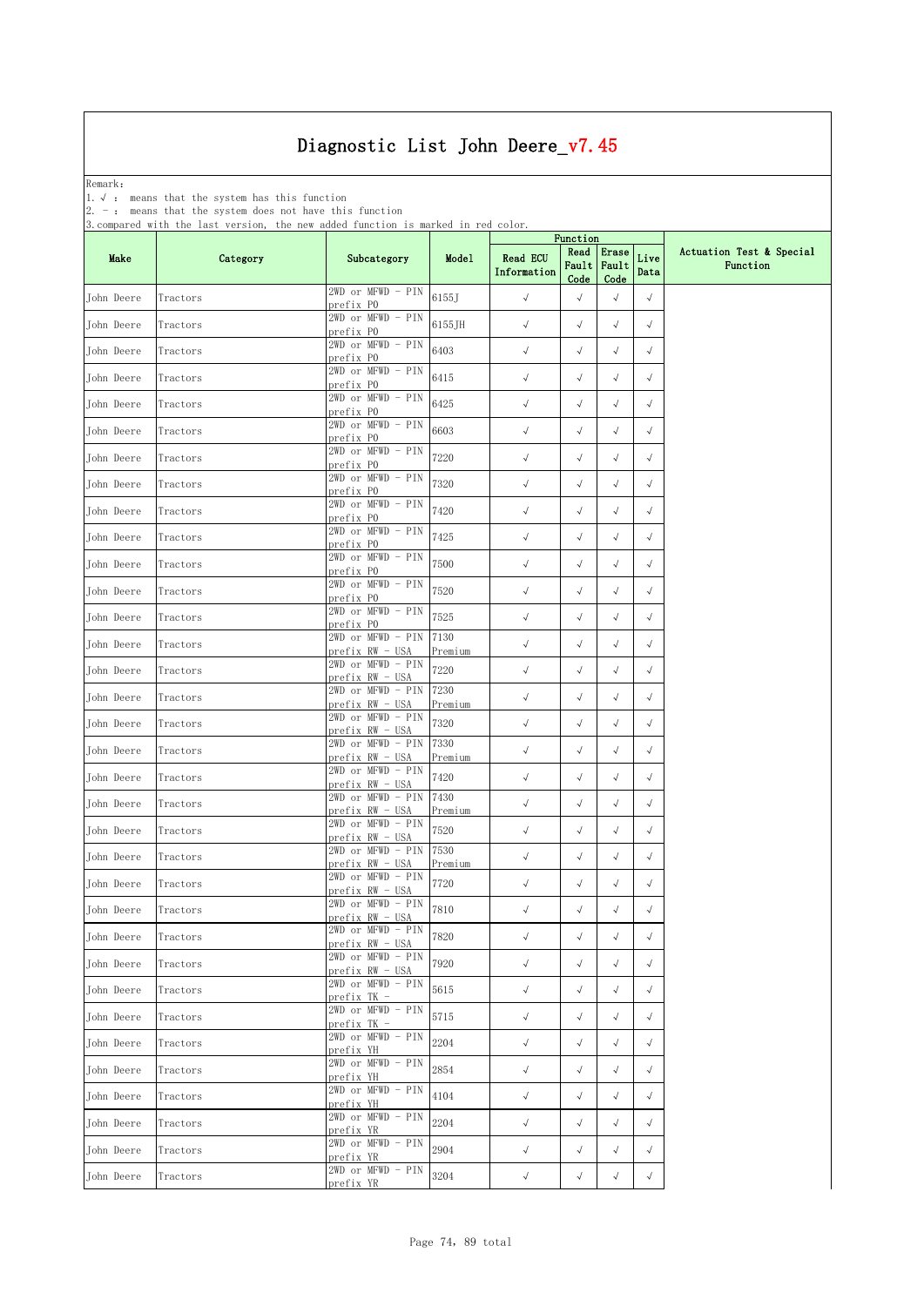# Diagnostic List John Deere_v7.45

Remark:
1. √ : means that the system has this function
2. - : means that the system does not have this function
3. compared with the last version, the new added function is marked in red color.

| Make | Category | Subcategory | Model | Function | | | | Actuation Test & Special Function |
|---|---|---|---|---|---|---|---|---|
| | | | | Read ECU Information | Read Fault Code | Erase Fault Code | Live Data | |
| John Deere | Tractors | 2WD or MFWD - PIN prefix PO | 6155J | √ | √ | √ | √ | |
| John Deere | Tractors | 2WD or MFWD - PIN prefix PO | 6155JH | √ | √ | √ | √ | |
| John Deere | Tractors | 2WD or MFWD - PIN prefix PO | 6403 | √ | √ | √ | √ | |
| John Deere | Tractors | 2WD or MFWD - PIN prefix PO | 6415 | √ | √ | √ | √ | |
| John Deere | Tractors | 2WD or MFWD - PIN prefix PO | 6425 | √ | √ | √ | √ | |
| John Deere | Tractors | 2WD or MFWD - PIN prefix PO | 6603 | √ | √ | √ | √ | |
| John Deere | Tractors | 2WD or MFWD - PIN prefix PO | 7220 | √ | √ | √ | √ | |
| John Deere | Tractors | 2WD or MFWD - PIN prefix PO | 7320 | √ | √ | √ | √ | |
| John Deere | Tractors | 2WD or MFWD - PIN prefix PO | 7420 | √ | √ | √ | √ | |
| John Deere | Tractors | 2WD or MFWD - PIN prefix PO | 7425 | √ | √ | √ | √ | |
| John Deere | Tractors | 2WD or MFWD - PIN prefix PO | 7500 | √ | √ | √ | √ | |
| John Deere | Tractors | 2WD or MFWD - PIN prefix PO | 7520 | √ | √ | √ | √ | |
| John Deere | Tractors | 2WD or MFWD - PIN prefix PO | 7525 | √ | √ | √ | √ | |
| John Deere | Tractors | 2WD or MFWD - PIN prefix RW - USA | 7130 Premium | √ | √ | √ | √ | |
| John Deere | Tractors | 2WD or MFWD - PIN prefix RW - USA | 7220 | √ | √ | √ | √ | |
| John Deere | Tractors | 2WD or MFWD - PIN prefix RW - USA | 7230 Premium | √ | √ | √ | √ | |
| John Deere | Tractors | 2WD or MFWD - PIN prefix RW - USA | 7320 | √ | √ | √ | √ | |
| John Deere | Tractors | 2WD or MFWD - PIN prefix RW - USA | 7330 Premium | √ | √ | √ | √ | |
| John Deere | Tractors | 2WD or MFWD - PIN prefix RW - USA | 7420 | √ | √ | √ | √ | |
| John Deere | Tractors | 2WD or MFWD - PIN prefix RW - USA | 7430 Premium | √ | √ | √ | √ | |
| John Deere | Tractors | 2WD or MFWD - PIN prefix RW - USA | 7520 | √ | √ | √ | √ | |
| John Deere | Tractors | 2WD or MFWD - PIN prefix RW - USA | 7530 Premium | √ | √ | √ | √ | |
| John Deere | Tractors | 2WD or MFWD - PIN prefix RW - USA | 7720 | √ | √ | √ | √ | |
| John Deere | Tractors | 2WD or MFWD - PIN prefix RW - USA | 7810 | √ | √ | √ | √ | |
| John Deere | Tractors | 2WD or MFWD - PIN prefix RW - USA | 7820 | √ | √ | √ | √ | |
| John Deere | Tractors | 2WD or MFWD - PIN prefix RW - USA | 7920 | √ | √ | √ | √ | |
| John Deere | Tractors | 2WD or MFWD - PIN prefix TK - | 5615 | √ | √ | √ | √ | |
| John Deere | Tractors | 2WD or MFWD - PIN prefix TK - | 5715 | √ | √ | √ | √ | |
| John Deere | Tractors | 2WD or MFWD - PIN prefix YH | 2204 | √ | √ | √ | √ | |
| John Deere | Tractors | 2WD or MFWD - PIN prefix YH | 2854 | √ | √ | √ | √ | |
| John Deere | Tractors | 2WD or MFWD - PIN prefix YH | 4104 | √ | √ | √ | √ | |
| John Deere | Tractors | 2WD or MFWD - PIN prefix YR | 2204 | √ | √ | √ | √ | |
| John Deere | Tractors | 2WD or MFWD - PIN prefix YR | 2904 | √ | √ | √ | √ | |
| John Deere | Tractors | 2WD or MFWD - PIN prefix YR | 3204 | √ | √ | √ | √ | |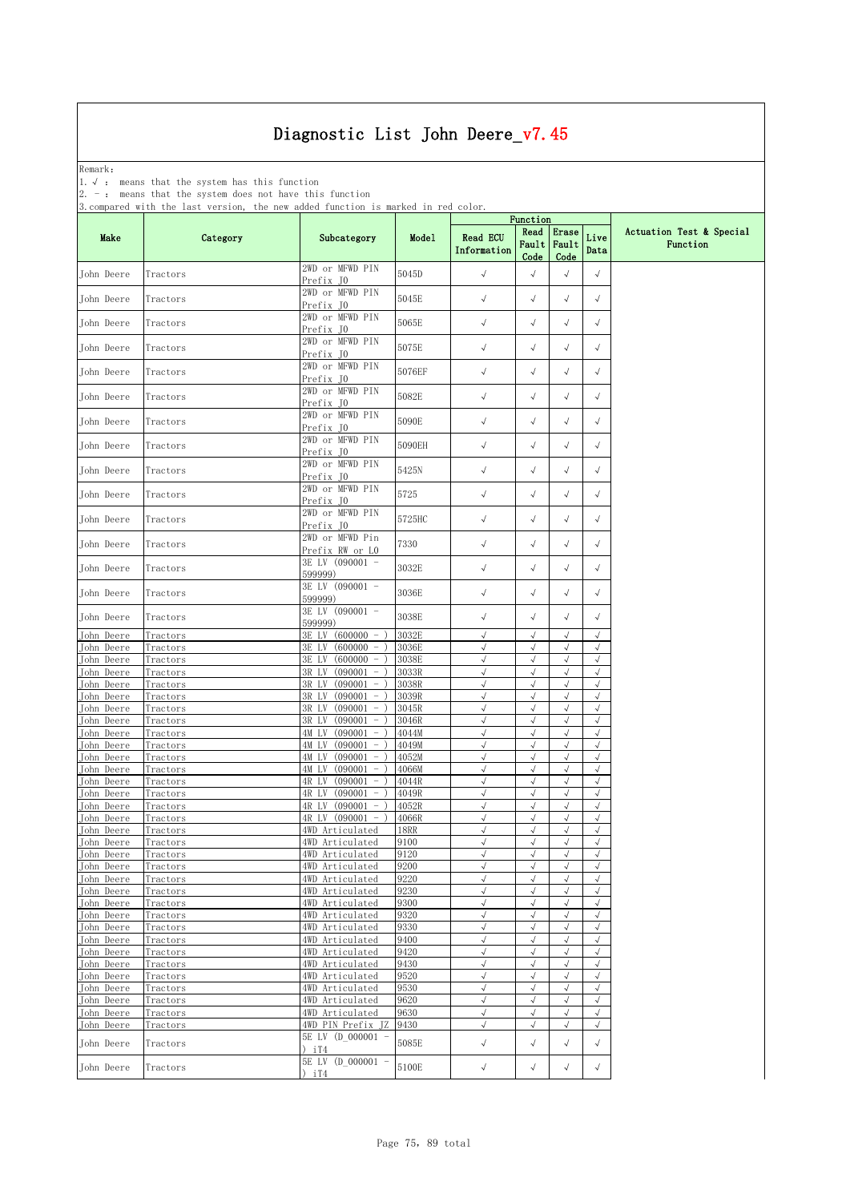# Diagnostic List John Deere_v7.45

Remark:
1. √ : means that the system has this function
2. - : means that the system does not have this function
3. compared with the last version, the new added function is marked in red color.

| Make | Category | Subcategory | Model | Function | | | | Actuation Test & Special Function |
|---|---|---|---|---|---|---|---|---|
| | | | | Read ECU Information | Read Fault Code | Erase Fault Code | Live Data | |
| John Deere | Tractors | 2WD or MFWD PIN Prefix J0 | 5045D | √ | √ | √ | √ | |
| John Deere | Tractors | 2WD or MFWD PIN Prefix J0 | 5045E | √ | √ | √ | √ | |
| John Deere | Tractors | 2WD or MFWD PIN Prefix J0 | 5065E | √ | √ | √ | √ | |
| John Deere | Tractors | 2WD or MFWD PIN Prefix J0 | 5075E | √ | √ | √ | √ | |
| John Deere | Tractors | 2WD or MFWD PIN Prefix J0 | 5076EF | √ | √ | √ | √ | |
| John Deere | Tractors | 2WD or MFWD PIN Prefix J0 | 5082E | √ | √ | √ | √ | |
| John Deere | Tractors | 2WD or MFWD PIN Prefix J0 | 5090E | √ | √ | √ | √ | |
| John Deere | Tractors | 2WD or MFWD PIN Prefix J0 | 5090EH | √ | √ | √ | √ | |
| John Deere | Tractors | 2WD or MFWD PIN Prefix J0 | 5425N | √ | √ | √ | √ | |
| John Deere | Tractors | 2WD or MFWD PIN Prefix J0 | 5725 | √ | √ | √ | √ | |
| John Deere | Tractors | 2WD or MFWD PIN Prefix J0 | 5725HC | √ | √ | √ | √ | |
| John Deere | Tractors | 2WD or MFWD Pin Prefix RW or L0 | 7330 | √ | √ | √ | √ | |
| John Deere | Tractors | 3E LV (090001 - 599999) | 3032E | √ | √ | √ | √ | |
| John Deere | Tractors | 3E LV (090001 - 599999) | 3036E | √ | √ | √ | √ | |
| John Deere | Tractors | 3E LV (090001 - 599999) | 3038E | √ | √ | √ | √ | |
| John Deere | Tractors | 3E LV (600000 - ) | 3032E | √ | √ | √ | √ | |
| John Deere | Tractors | 3E LV (600000 - ) | 3036E | √ | √ | √ | √ | |
| John Deere | Tractors | 3E LV (600000 - ) | 3038E | √ | √ | √ | √ | |
| John Deere | Tractors | 3R LV (090001 - ) | 3033R | √ | √ | √ | √ | |
| John Deere | Tractors | 3R LV (090001 - ) | 3038R | √ | √ | √ | √ | |
| John Deere | Tractors | 3R LV (090001 - ) | 3039R | √ | √ | √ | √ | |
| John Deere | Tractors | 3R LV (090001 - ) | 3045R | √ | √ | √ | √ | |
| John Deere | Tractors | 3R LV (090001 - ) | 3046R | √ | √ | √ | √ | |
| John Deere | Tractors | 4M LV (090001 - ) | 4044M | √ | √ | √ | √ | |
| John Deere | Tractors | 4M LV (090001 - ) | 4049M | √ | √ | √ | √ | |
| John Deere | Tractors | 4M LV (090001 - ) | 4052M | √ | √ | √ | √ | |
| John Deere | Tractors | 4M LV (090001 - ) | 4066M | √ | √ | √ | √ | |
| John Deere | Tractors | 4R LV (090001 - ) | 4044R | √ | √ | √ | √ | |
| John Deere | Tractors | 4R LV (090001 - ) | 4049R | √ | √ | √ | √ | |
| John Deere | Tractors | 4R LV (090001 - ) | 4052R | √ | √ | √ | √ | |
| John Deere | Tractors | 4R LV (090001 - ) | 4066R | √ | √ | √ | √ | |
| John Deere | Tractors | 4WD Articulated | 18RR | √ | √ | √ | √ | |
| John Deere | Tractors | 4WD Articulated | 9100 | √ | √ | √ | √ | |
| John Deere | Tractors | 4WD Articulated | 9120 | √ | √ | √ | √ | |
| John Deere | Tractors | 4WD Articulated | 9200 | √ | √ | √ | √ | |
| John Deere | Tractors | 4WD Articulated | 9220 | √ | √ | √ | √ | |
| John Deere | Tractors | 4WD Articulated | 9230 | √ | √ | √ | √ | |
| John Deere | Tractors | 4WD Articulated | 9300 | √ | √ | √ | √ | |
| John Deere | Tractors | 4WD Articulated | 9320 | √ | √ | √ | √ | |
| John Deere | Tractors | 4WD Articulated | 9330 | √ | √ | √ | √ | |
| John Deere | Tractors | 4WD Articulated | 9400 | √ | √ | √ | √ | |
| John Deere | Tractors | 4WD Articulated | 9420 | √ | √ | √ | √ | |
| John Deere | Tractors | 4WD Articulated | 9430 | √ | √ | √ | √ | |
| John Deere | Tractors | 4WD Articulated | 9520 | √ | √ | √ | √ | |
| John Deere | Tractors | 4WD Articulated | 9530 | √ | √ | √ | √ | |
| John Deere | Tractors | 4WD Articulated | 9620 | √ | √ | √ | √ | |
| John Deere | Tractors | 4WD Articulated | 9630 | √ | √ | √ | √ | |
| John Deere | Tractors | 4WD PIN Prefix JZ | 9430 | √ | √ | √ | √ | |
| John Deere | Tractors | 5E LV (D_000001 - ) iT4 | 5085E | √ | √ | √ | √ | |
| John Deere | Tractors | 5E LV (D_000001 - ) iT4 | 5100E | √ | √ | √ | √ | |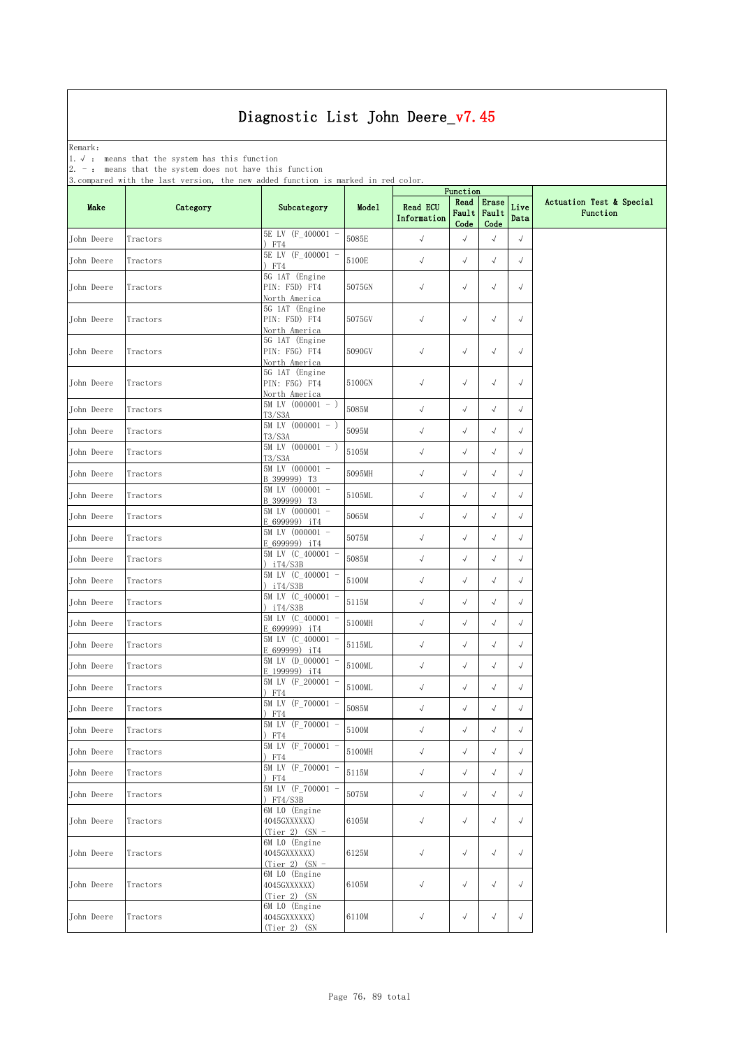# Diagnostic List John Deere_v7.45

Remark:
1. √ : means that the system has this function
2. - : means that the system does not have this function
3. compared with the last version, the new added function is marked in red color.

| Make | Category | Subcategory | Model | Function | | | | Actuation Test & Special Function |
|---|---|---|---|---|---|---|---|---|
| | | | | Read ECU Information | Read Fault Code | Erase Fault Code | Live Data | |
| John Deere | Tractors | 5E LV (F_400001 - ) FT4 | 5085E | √ | √ | √ | √ | |
| John Deere | Tractors | 5E LV (F_400001 - ) FT4 | 5100E | √ | √ | √ | √ | |
| John Deere | Tractors | 5G 1AT (Engine PIN: F5D) FT4 North America | 5075GN | √ | √ | √ | √ | |
| John Deere | Tractors | 5G 1AT (Engine PIN: F5D) FT4 North America | 5075GV | √ | √ | √ | √ | |
| John Deere | Tractors | 5G 1AT (Engine PIN: F5G) FT4 North America | 5090GV | √ | √ | √ | √ | |
| John Deere | Tractors | 5G 1AT (Engine PIN: F5G) FT4 North America | 5100GN | √ | √ | √ | √ | |
| John Deere | Tractors | 5M LV (000001 - ) T3/S3A | 5085M | √ | √ | √ | √ | |
| John Deere | Tractors | 5M LV (000001 - ) T3/S3A | 5095M | √ | √ | √ | √ | |
| John Deere | Tractors | 5M LV (000001 - ) T3/S3A | 5105M | √ | √ | √ | √ | |
| John Deere | Tractors | 5M LV (000001 - B_399999) T3 | 5095MH | √ | √ | √ | √ | |
| John Deere | Tractors | 5M LV (000001 - B_399999) T3 | 5105ML | √ | √ | √ | √ | |
| John Deere | Tractors | 5M LV (000001 - E_699999) iT4 | 5065M | √ | √ | √ | √ | |
| John Deere | Tractors | 5M LV (000001 - E_699999) iT4 | 5075M | √ | √ | √ | √ | |
| John Deere | Tractors | 5M LV (C_400001 - ) iT4/S3B | 5085M | √ | √ | √ | √ | |
| John Deere | Tractors | 5M LV (C_400001 - ) iT4/S3B | 5100M | √ | √ | √ | √ | |
| John Deere | Tractors | 5M LV (C_400001 - ) iT4/S3B | 5115M | √ | √ | √ | √ | |
| John Deere | Tractors | 5M LV (C_400001 - E_699999) iT4 | 5100MH | √ | √ | √ | √ | |
| John Deere | Tractors | 5M LV (C_400001 - E_699999) iT4 | 5115ML | √ | √ | √ | √ | |
| John Deere | Tractors | 5M LV (D_000001 - E_199999) iT4 | 5100ML | √ | √ | √ | √ | |
| John Deere | Tractors | 5M LV (F_200001 - ) FT4 | 5100ML | √ | √ | √ | √ | |
| John Deere | Tractors | 5M LV (F_700001 - ) FT4 | 5085M | √ | √ | √ | √ | |
| John Deere | Tractors | 5M LV (F_700001 - ) FT4 | 5100M | √ | √ | √ | √ | |
| John Deere | Tractors | 5M LV (F_700001 - ) FT4 | 5100MH | √ | √ | √ | √ | |
| John Deere | Tractors | 5M LV (F_700001 - ) FT4 | 5115M | √ | √ | √ | √ | |
| John Deere | Tractors | 5M LV (F_700001 - ) FT4/S3B | 5075M | √ | √ | √ | √ | |
| John Deere | Tractors | 6M LO (Engine 4045GXXXXXX) (Tier 2) (SN - | 6105M | √ | √ | √ | √ | |
| John Deere | Tractors | 6M LO (Engine 4045GXXXXXX) (Tier 2) (SN - | 6125M | √ | √ | √ | √ | |
| John Deere | Tractors | 6M LO (Engine 4045GXXXXXX) (Tier 2) (SN | 6105M | √ | √ | √ | √ | |
| John Deere | Tractors | 6M LO (Engine 4045GXXXXXX) (Tier 2) (SN | 6110M | √ | √ | √ | √ | |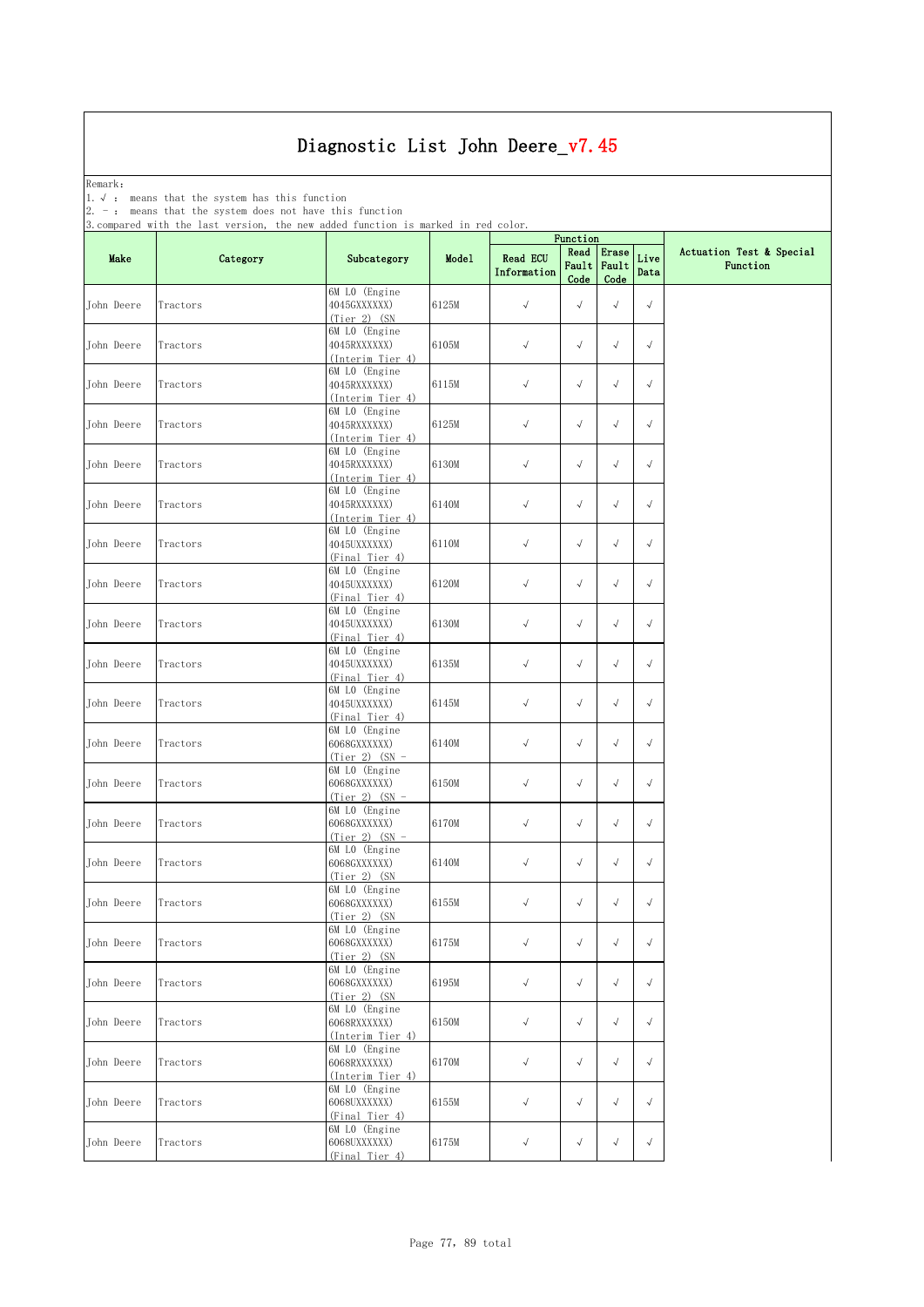# Diagnostic List John Deere_v7.45

Remark:
1. √ : means that the system has this function
2. - : means that the system does not have this function
3. compared with the last version, the new added function is marked in red color.

| Make | Category | Subcategory | Model | Function | | | | Actuation Test & Special Function |
|---|---|---|---|---|---|---|---|---|
| | | | | Read ECU Information | Read Fault Code | Erase Fault Code | Live Data | |
| John Deere | Tractors | 6M LO (Engine 4045GXXXXXX) (Tier 2) (SN | 6125M | √ | √ | √ | √ | |
| John Deere | Tractors | 6M LO (Engine 4045RXXXXXX) (Interim Tier 4) | 6105M | √ | √ | √ | √ | |
| John Deere | Tractors | 6M LO (Engine 4045RXXXXXX) (Interim Tier 4) | 6115M | √ | √ | √ | √ | |
| John Deere | Tractors | 6M LO (Engine 4045RXXXXXX) (Interim Tier 4) | 6125M | √ | √ | √ | √ | |
| John Deere | Tractors | 6M LO (Engine 4045RXXXXXX) (Interim Tier 4) | 6130M | √ | √ | √ | √ | |
| John Deere | Tractors | 6M LO (Engine 4045RXXXXXX) (Interim Tier 4) | 6140M | √ | √ | √ | √ | |
| John Deere | Tractors | 6M LO (Engine 4045UXXXXXX) (Final Tier 4) | 6110M | √ | √ | √ | √ | |
| John Deere | Tractors | 6M LO (Engine 4045UXXXXXX) (Final Tier 4) | 6120M | √ | √ | √ | √ | |
| John Deere | Tractors | 6M LO (Engine 4045UXXXXXX) (Final Tier 4) | 6130M | √ | √ | √ | √ | |
| John Deere | Tractors | 6M LO (Engine 4045UXXXXXX) (Final Tier 4) | 6135M | √ | √ | √ | √ | |
| John Deere | Tractors | 6M LO (Engine 4045UXXXXXX) (Final Tier 4) | 6145M | √ | √ | √ | √ | |
| John Deere | Tractors | 6M LO (Engine 6068GXXXXXX) (Tier 2) (SN - | 6140M | √ | √ | √ | √ | |
| John Deere | Tractors | 6M LO (Engine 6068GXXXXXX) (Tier 2) (SN - | 6150M | √ | √ | √ | √ | |
| John Deere | Tractors | 6M LO (Engine 6068GXXXXXX) (Tier 2) (SN - | 6170M | √ | √ | √ | √ | |
| John Deere | Tractors | 6M LO (Engine 6068GXXXXXX) (Tier 2) (SN | 6140M | √ | √ | √ | √ | |
| John Deere | Tractors | 6M LO (Engine 6068GXXXXXX) (Tier 2) (SN | 6155M | √ | √ | √ | √ | |
| John Deere | Tractors | 6M LO (Engine 6068GXXXXXX) (Tier 2) (SN | 6175M | √ | √ | √ | √ | |
| John Deere | Tractors | 6M LO (Engine 6068GXXXXXX) (Tier 2) (SN | 6195M | √ | √ | √ | √ | |
| John Deere | Tractors | 6M LO (Engine 6068RXXXXXX) (Interim Tier 4) | 6150M | √ | √ | √ | √ | |
| John Deere | Tractors | 6M LO (Engine 6068RXXXXXX) (Interim Tier 4) | 6170M | √ | √ | √ | √ | |
| John Deere | Tractors | 6M LO (Engine 6068UXXXXXX) (Final Tier 4) | 6155M | √ | √ | √ | √ | |
| John Deere | Tractors | 6M LO (Engine 6068UXXXXXX) (Final Tier 4) | 6175M | √ | √ | √ | √ | |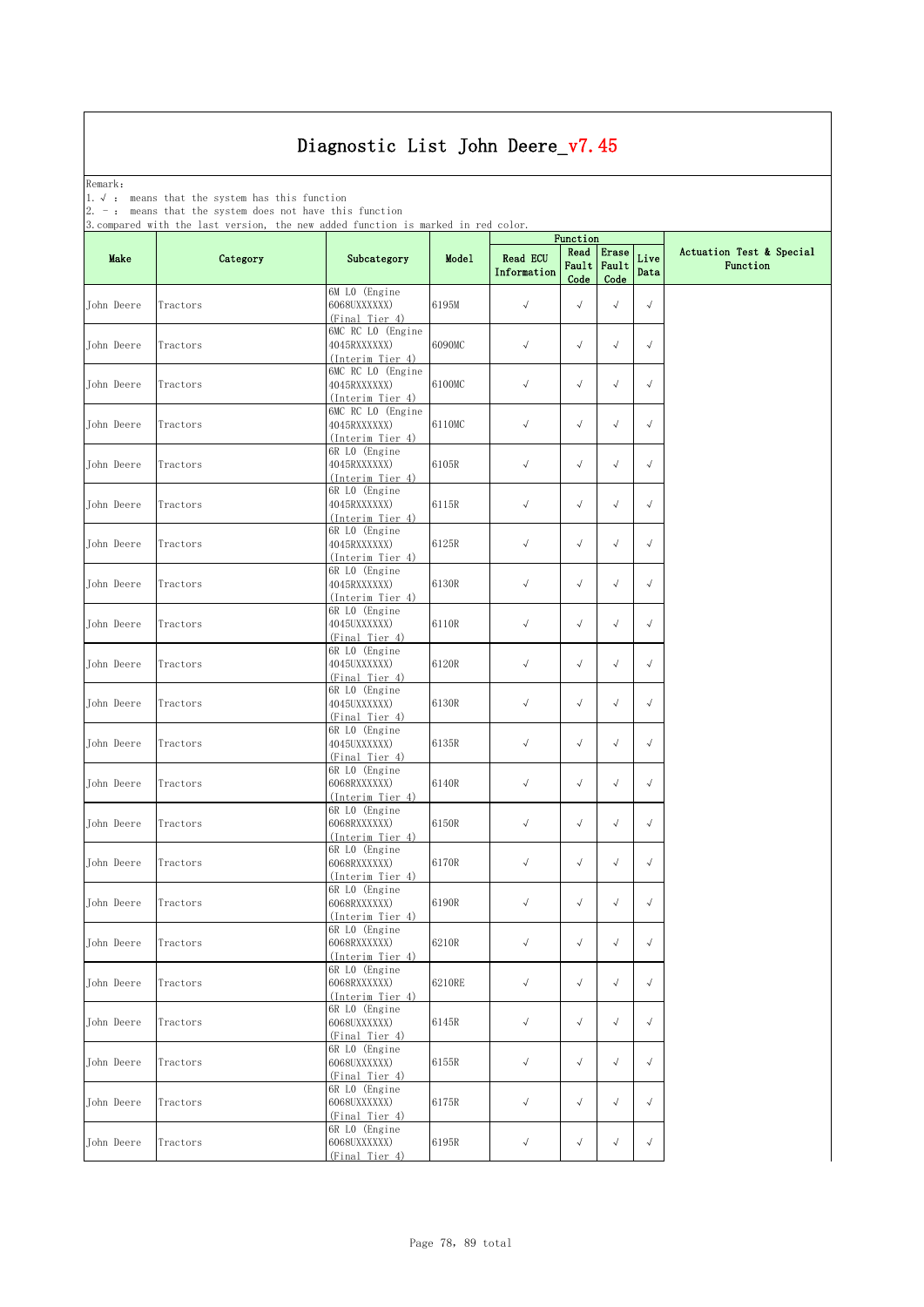# Diagnostic List John Deere_v7.45

Remark:
1. √ : means that the system has this function
2. - : means that the system does not have this function
3. compared with the last version, the new added function is marked in red color.

| Make | Category | Subcategory | Model | Function | | | | Actuation Test & Special Function |
|---|---|---|---|---|---|---|---|---|
| | | | | Read ECU Information | Read Fault Code | Erase Fault Code | Live Data | |
| John Deere | Tractors | 6M LO (Engine 6068UXXXXXX) (Final Tier 4) | 6195M | √ | √ | √ | √ | |
| John Deere | Tractors | 6MC RC LO (Engine 4045RXXXXXX) (Interim Tier 4) | 6090MC | √ | √ | √ | √ | |
| John Deere | Tractors | 6MC RC LO (Engine 4045RXXXXXX) (Interim Tier 4) | 6100MC | √ | √ | √ | √ | |
| John Deere | Tractors | 6MC RC LO (Engine 4045RXXXXXX) (Interim Tier 4) | 6110MC | √ | √ | √ | √ | |
| John Deere | Tractors | 6R LO (Engine 4045RXXXXXX) (Interim Tier 4) | 6105R | √ | √ | √ | √ | |
| John Deere | Tractors | 6R LO (Engine 4045RXXXXXX) (Interim Tier 4) | 6115R | √ | √ | √ | √ | |
| John Deere | Tractors | 6R LO (Engine 4045RXXXXXX) (Interim Tier 4) | 6125R | √ | √ | √ | √ | |
| John Deere | Tractors | 6R LO (Engine 4045RXXXXXX) (Interim Tier 4) | 6130R | √ | √ | √ | √ | |
| John Deere | Tractors | 6R LO (Engine 4045UXXXXXX) (Final Tier 4) | 6110R | √ | √ | √ | √ | |
| John Deere | Tractors | 6R LO (Engine 4045UXXXXXX) (Final Tier 4) | 6120R | √ | √ | √ | √ | |
| John Deere | Tractors | 6R LO (Engine 4045UXXXXXX) (Final Tier 4) | 6130R | √ | √ | √ | √ | |
| John Deere | Tractors | 6R LO (Engine 4045UXXXXXX) (Final Tier 4) | 6135R | √ | √ | √ | √ | |
| John Deere | Tractors | 6R LO (Engine 6068RXXXXXX) (Interim Tier 4) | 6140R | √ | √ | √ | √ | |
| John Deere | Tractors | 6R LO (Engine 6068RXXXXXX) (Interim Tier 4) | 6150R | √ | √ | √ | √ | |
| John Deere | Tractors | 6R LO (Engine 6068RXXXXXX) (Interim Tier 4) | 6170R | √ | √ | √ | √ | |
| John Deere | Tractors | 6R LO (Engine 6068RXXXXXX) (Interim Tier 4) | 6190R | √ | √ | √ | √ | |
| John Deere | Tractors | 6R LO (Engine 6068RXXXXXX) (Interim Tier 4) | 6210R | √ | √ | √ | √ | |
| John Deere | Tractors | 6R LO (Engine 6068RXXXXXX) (Interim Tier 4) | 6210RE | √ | √ | √ | √ | |
| John Deere | Tractors | 6R LO (Engine 6068UXXXXXX) (Final Tier 4) | 6145R | √ | √ | √ | √ | |
| John Deere | Tractors | 6R LO (Engine 6068UXXXXXX) (Final Tier 4) | 6155R | √ | √ | √ | √ | |
| John Deere | Tractors | 6R LO (Engine 6068UXXXXXX) (Final Tier 4) | 6175R | √ | √ | √ | √ | |
| John Deere | Tractors | 6R LO (Engine 6068UXXXXXX) (Final Tier 4) | 6195R | √ | √ | √ | √ | |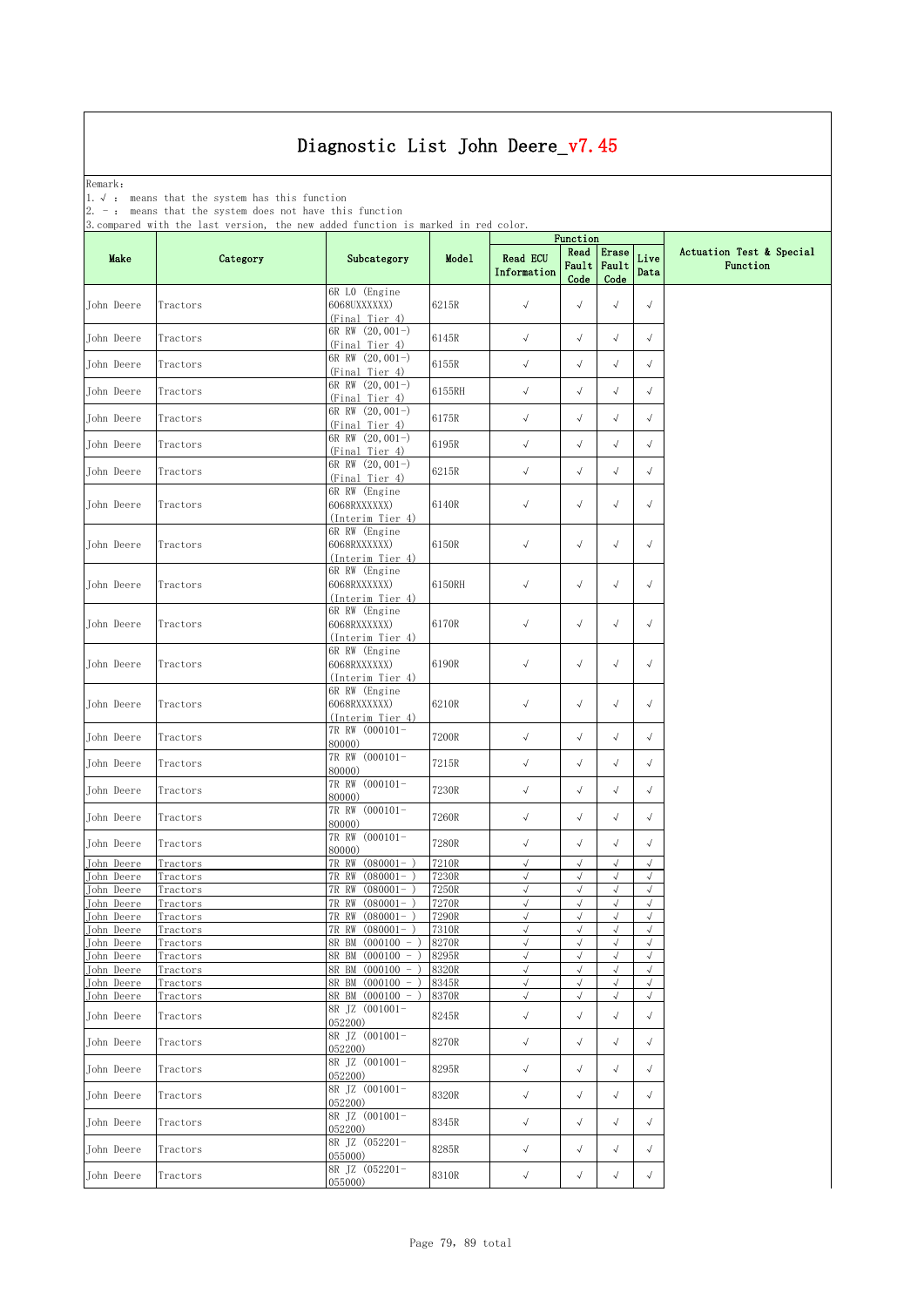# Diagnostic List John Deere_v7.45

Remark:
1. √ : means that the system has this function
2. - : means that the system does not have this function
3. compared with the last version, the new added function is marked in red color.

| Make | Category | Subcategory | Model | Function | | | | Actuation Test & Special Function |
|---|---|---|---|---|---|---|---|---|
| | | | | Read ECU Information | Read Fault Code | Erase Fault Code | Live Data | |
| John Deere | Tractors | 6R LO (Engine 6068UXXXXXX) (Final Tier 4) | 6215R | √ | √ | √ | √ | |
| John Deere | Tractors | 6R RW (20,001-) (Final Tier 4) | 6145R | √ | √ | √ | √ | |
| John Deere | Tractors | 6R RW (20,001-) (Final Tier 4) | 6155R | √ | √ | √ | √ | |
| John Deere | Tractors | 6R RW (20,001-) (Final Tier 4) | 6155RH | √ | √ | √ | √ | |
| John Deere | Tractors | 6R RW (20,001-) (Final Tier 4) | 6175R | √ | √ | √ | √ | |
| John Deere | Tractors | 6R RW (20,001-) (Final Tier 4) | 6195R | √ | √ | √ | √ | |
| John Deere | Tractors | 6R RW (20,001-) (Final Tier 4) | 6215R | √ | √ | √ | √ | |
| John Deere | Tractors | 6R RW (Engine 6068RXXXXXX) (Interim Tier 4) | 6140R | √ | √ | √ | √ | |
| John Deere | Tractors | 6R RW (Engine 6068RXXXXXX) (Interim Tier 4) | 6150R | √ | √ | √ | √ | |
| John Deere | Tractors | 6R RW (Engine 6068RXXXXXX) (Interim Tier 4) | 6150RH | √ | √ | √ | √ | |
| John Deere | Tractors | 6R RW (Engine 6068RXXXXXX) (Interim Tier 4) | 6170R | √ | √ | √ | √ | |
| John Deere | Tractors | 6R RW (Engine 6068RXXXXXX) (Interim Tier 4) | 6190R | √ | √ | √ | √ | |
| John Deere | Tractors | 6R RW (Engine 6068RXXXXXX) (Interim Tier 4) | 6210R | √ | √ | √ | √ | |
| John Deere | Tractors | 7R RW (000101-80000) | 7200R | √ | √ | √ | √ | |
| John Deere | Tractors | 7R RW (000101-80000) | 7215R | √ | √ | √ | √ | |
| John Deere | Tractors | 7R RW (000101-80000) | 7230R | √ | √ | √ | √ | |
| John Deere | Tractors | 7R RW (000101-80000) | 7260R | √ | √ | √ | √ | |
| John Deere | Tractors | 7R RW (000101-80000) | 7280R | √ | √ | √ | √ | |
| John Deere | Tractors | 7R RW (080001- ) | 7210R | √ | √ | √ | √ | |
| John Deere | Tractors | 7R RW (080001- ) | 7230R | √ | √ | √ | √ | |
| John Deere | Tractors | 7R RW (080001- ) | 7250R | √ | √ | √ | √ | |
| John Deere | Tractors | 7R RW (080001- ) | 7270R | √ | √ | √ | √ | |
| John Deere | Tractors | 7R RW (080001- ) | 7290R | √ | √ | √ | √ | |
| John Deere | Tractors | 7R RW (080001- ) | 7310R | √ | √ | √ | √ | |
| John Deere | Tractors | 8R BM (000100 - ) | 8270R | √ | √ | √ | √ | |
| John Deere | Tractors | 8R BM (000100 - ) | 8295R | √ | √ | √ | √ | |
| John Deere | Tractors | 8R BM (000100 - ) | 8320R | √ | √ | √ | √ | |
| John Deere | Tractors | 8R BM (000100 - ) | 8345R | √ | √ | √ | √ | |
| John Deere | Tractors | 8R BM (000100 - ) | 8370R | √ | √ | √ | √ | |
| John Deere | Tractors | 8R JZ (001001-052200) | 8245R | √ | √ | √ | √ | |
| John Deere | Tractors | 8R JZ (001001-052200) | 8270R | √ | √ | √ | √ | |
| John Deere | Tractors | 8R JZ (001001-052200) | 8295R | √ | √ | √ | √ | |
| John Deere | Tractors | 8R JZ (001001-052200) | 8320R | √ | √ | √ | √ | |
| John Deere | Tractors | 8R JZ (001001-052200) | 8345R | √ | √ | √ | √ | |
| John Deere | Tractors | 8R JZ (052201-055000) | 8285R | √ | √ | √ | √ | |
| John Deere | Tractors | 8R JZ (052201-055000) | 8310R | √ | √ | √ | √ | |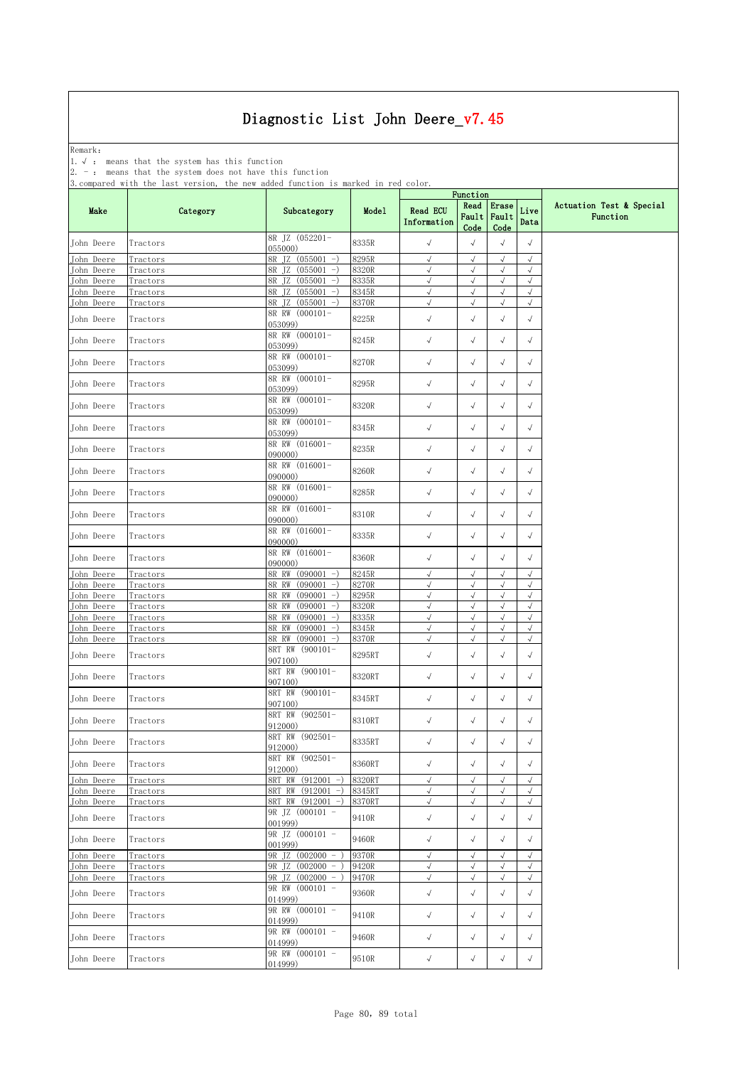# Diagnostic List John Deere_v7.45

Remark:
1. √ : means that the system has this function
2. - : means that the system does not have this function
3. compared with the last version, the new added function is marked in red color.

| Make | Category | Subcategory | Model | Function | | | | Actuation Test & Special Function |
|---|---|---|---|---|---|---|---|---|
| | | | | Read ECU Information | Read Fault Code | Erase Fault Code | Live Data | |
| John Deere | Tractors | 8R JZ (052201-055000) | 8335R | √ | √ | √ | √ | |
| John Deere | Tractors | 8R JZ (055001 -) | 8295R | √ | √ | √ | √ | |
| John Deere | Tractors | 8R JZ (055001 -) | 8320R | √ | √ | √ | √ | |
| John Deere | Tractors | 8R JZ (055001 -) | 8335R | √ | √ | √ | √ | |
| John Deere | Tractors | 8R JZ (055001 -) | 8345R | √ | √ | √ | √ | |
| John Deere | Tractors | 8R JZ (055001 -) | 8370R | √ | √ | √ | √ | |
| John Deere | Tractors | 8R RW (000101-053099) | 8225R | √ | √ | √ | √ | |
| John Deere | Tractors | 8R RW (000101-053099) | 8245R | √ | √ | √ | √ | |
| John Deere | Tractors | 8R RW (000101-053099) | 8270R | √ | √ | √ | √ | |
| John Deere | Tractors | 8R RW (000101-053099) | 8295R | √ | √ | √ | √ | |
| John Deere | Tractors | 8R RW (000101-053099) | 8320R | √ | √ | √ | √ | |
| John Deere | Tractors | 8R RW (000101-053099) | 8345R | √ | √ | √ | √ | |
| John Deere | Tractors | 8R RW (016001-090000) | 8235R | √ | √ | √ | √ | |
| John Deere | Tractors | 8R RW (016001-090000) | 8260R | √ | √ | √ | √ | |
| John Deere | Tractors | 8R RW (016001-090000) | 8285R | √ | √ | √ | √ | |
| John Deere | Tractors | 8R RW (016001-090000) | 8310R | √ | √ | √ | √ | |
| John Deere | Tractors | 8R RW (016001-090000) | 8335R | √ | √ | √ | √ | |
| John Deere | Tractors | 8R RW (016001-090000) | 8360R | √ | √ | √ | √ | |
| John Deere | Tractors | 8R RW (090001 -) | 8245R | √ | √ | √ | √ | |
| John Deere | Tractors | 8R RW (090001 -) | 8270R | √ | √ | √ | √ | |
| John Deere | Tractors | 8R RW (090001 -) | 8295R | √ | √ | √ | √ | |
| John Deere | Tractors | 8R RW (090001 -) | 8320R | √ | √ | √ | √ | |
| John Deere | Tractors | 8R RW (090001 -) | 8335R | √ | √ | √ | √ | |
| John Deere | Tractors | 8R RW (090001 -) | 8345R | √ | √ | √ | √ | |
| John Deere | Tractors | 8R RW (090001 -) | 8370R | √ | √ | √ | √ | |
| John Deere | Tractors | 8RT RW (900101-907100) | 8295RT | √ | √ | √ | √ | |
| John Deere | Tractors | 8RT RW (900101-907100) | 8320RT | √ | √ | √ | √ | |
| John Deere | Tractors | 8RT RW (900101-907100) | 8345RT | √ | √ | √ | √ | |
| John Deere | Tractors | 8RT RW (902501-912000) | 8310RT | √ | √ | √ | √ | |
| John Deere | Tractors | 8RT RW (902501-912000) | 8335RT | √ | √ | √ | √ | |
| John Deere | Tractors | 8RT RW (902501-912000) | 8360RT | √ | √ | √ | √ | |
| John Deere | Tractors | 8RT RW (912001 -) | 8320RT | √ | √ | √ | √ | |
| John Deere | Tractors | 8RT RW (912001 -) | 8345RT | √ | √ | √ | √ | |
| John Deere | Tractors | 8RT RW (912001 -) | 8370RT | √ | √ | √ | √ | |
| John Deere | Tractors | 9R JZ (000101 -001999) | 9410R | √ | √ | √ | √ | |
| John Deere | Tractors | 9R JZ (000101 -001999) | 9460R | √ | √ | √ | √ | |
| John Deere | Tractors | 9R JZ (002000 - ) | 9370R | √ | √ | √ | √ | |
| John Deere | Tractors | 9R JZ (002000 - ) | 9420R | √ | √ | √ | √ | |
| John Deere | Tractors | 9R JZ (002000 - ) | 9470R | √ | √ | √ | √ | |
| John Deere | Tractors | 9R RW (000101 -014999) | 9360R | √ | √ | √ | √ | |
| John Deere | Tractors | 9R RW (000101 -014999) | 9410R | √ | √ | √ | √ | |
| John Deere | Tractors | 9R RW (000101 -014999) | 9460R | √ | √ | √ | √ | |
| John Deere | Tractors | 9R RW (000101 -014999) | 9510R | √ | √ | √ | √ | |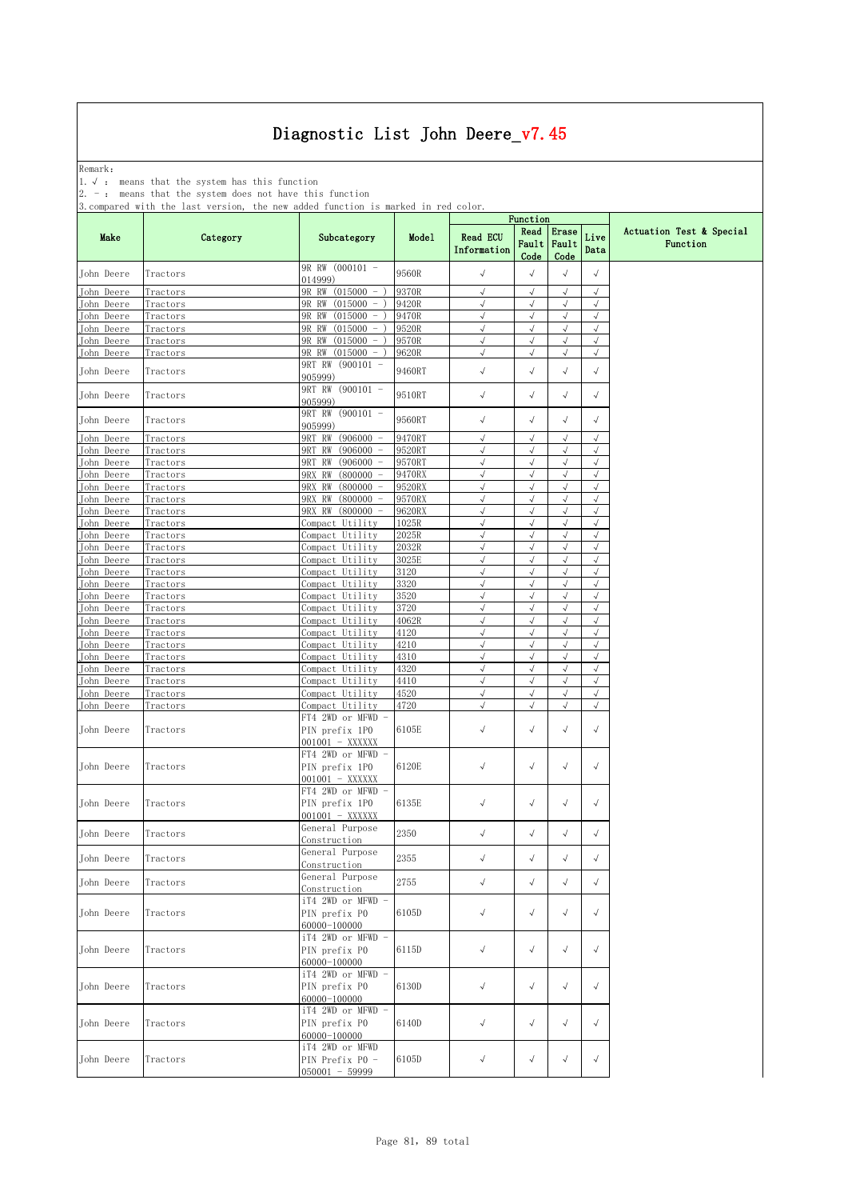# Diagnostic List John Deere_v7.45

Remark:
1. √ : means that the system has this function
2. - : means that the system does not have this function
3. compared with the last version, the new added function is marked in red color.

| Make | Category | Subcategory | Model | Function | | | | Actuation Test & Special Function |
|---|---|---|---|---|---|---|---|---|
| | | | | Read ECU Information | Read Fault Code | Erase Fault Code | Live Data | |
| John Deere | Tractors | 9R RW (000101 - 014999) | 9560R | √ | √ | √ | √ | |
| John Deere | Tractors | 9R RW (015000 - ) | 9370R | √ | √ | √ | √ | |
| John Deere | Tractors | 9R RW (015000 - ) | 9420R | √ | √ | √ | √ | |
| John Deere | Tractors | 9R RW (015000 - ) | 9470R | √ | √ | √ | √ | |
| John Deere | Tractors | 9R RW (015000 - ) | 9520R | √ | √ | √ | √ | |
| John Deere | Tractors | 9R RW (015000 - ) | 9570R | √ | √ | √ | √ | |
| John Deere | Tractors | 9R RW (015000 - ) | 9620R | √ | √ | √ | √ | |
| John Deere | Tractors | 9RT RW (900101 - 905999) | 9460RT | √ | √ | √ | √ | |
| John Deere | Tractors | 9RT RW (900101 - 905999) | 9510RT | √ | √ | √ | √ | |
| John Deere | Tractors | 9RT RW (900101 - 905999) | 9560RT | √ | √ | √ | √ | |
| John Deere | Tractors | 9RT RW (906000 - | 9470RT | √ | √ | √ | √ | |
| John Deere | Tractors | 9RT RW (906000 - | 9520RT | √ | √ | √ | √ | |
| John Deere | Tractors | 9RT RW (906000 - | 9570RT | √ | √ | √ | √ | |
| John Deere | Tractors | 9RX RW (800000 - | 9470RX | √ | √ | √ | √ | |
| John Deere | Tractors | 9RX RW (800000 - | 9520RX | √ | √ | √ | √ | |
| John Deere | Tractors | 9RX RW (800000 - | 9570RX | √ | √ | √ | √ | |
| John Deere | Tractors | 9RX RW (800000 - | 9620RX | √ | √ | √ | √ | |
| John Deere | Tractors | Compact Utility | 1025R | √ | √ | √ | √ | |
| John Deere | Tractors | Compact Utility | 2025R | √ | √ | √ | √ | |
| John Deere | Tractors | Compact Utility | 2032R | √ | √ | √ | √ | |
| John Deere | Tractors | Compact Utility | 3025E | √ | √ | √ | √ | |
| John Deere | Tractors | Compact Utility | 3120 | √ | √ | √ | √ | |
| John Deere | Tractors | Compact Utility | 3320 | √ | √ | √ | √ | |
| John Deere | Tractors | Compact Utility | 3520 | √ | √ | √ | √ | |
| John Deere | Tractors | Compact Utility | 3720 | √ | √ | √ | √ | |
| John Deere | Tractors | Compact Utility | 4062R | √ | √ | √ | √ | |
| John Deere | Tractors | Compact Utility | 4120 | √ | √ | √ | √ | |
| John Deere | Tractors | Compact Utility | 4210 | √ | √ | √ | √ | |
| John Deere | Tractors | Compact Utility | 4310 | √ | √ | √ | √ | |
| John Deere | Tractors | Compact Utility | 4320 | √ | √ | √ | √ | |
| John Deere | Tractors | Compact Utility | 4410 | √ | √ | √ | √ | |
| John Deere | Tractors | Compact Utility | 4520 | √ | √ | √ | √ | |
| John Deere | Tractors | Compact Utility | 4720 | √ | √ | √ | √ | |
| John Deere | Tractors | FT4 2WD or MFWD - PIN prefix 1P0 001001 - XXXXXX | 6105E | √ | √ | √ | √ | |
| John Deere | Tractors | FT4 2WD or MFWD - PIN prefix 1P0 001001 - XXXXXX | 6120E | √ | √ | √ | √ | |
| John Deere | Tractors | FT4 2WD or MFWD - PIN prefix 1P0 001001 - XXXXXX | 6135E | √ | √ | √ | √ | |
| John Deere | Tractors | General Purpose Construction | 2350 | √ | √ | √ | √ | |
| John Deere | Tractors | General Purpose Construction | 2355 | √ | √ | √ | √ | |
| John Deere | Tractors | General Purpose Construction | 2755 | √ | √ | √ | √ | |
| John Deere | Tractors | iT4 2WD or MFWD - PIN prefix P0 60000-100000 | 6105D | √ | √ | √ | √ | |
| John Deere | Tractors | iT4 2WD or MFWD - PIN prefix P0 60000-100000 | 6115D | √ | √ | √ | √ | |
| John Deere | Tractors | iT4 2WD or MFWD - PIN prefix P0 60000-100000 | 6130D | √ | √ | √ | √ | |
| John Deere | Tractors | iT4 2WD or MFWD - PIN prefix P0 60000-100000 | 6140D | √ | √ | √ | √ | |
| John Deere | Tractors | iT4 2WD or MFWD PIN Prefix P0 - 050001 - 59999 | 6105D | √ | √ | √ | √ | |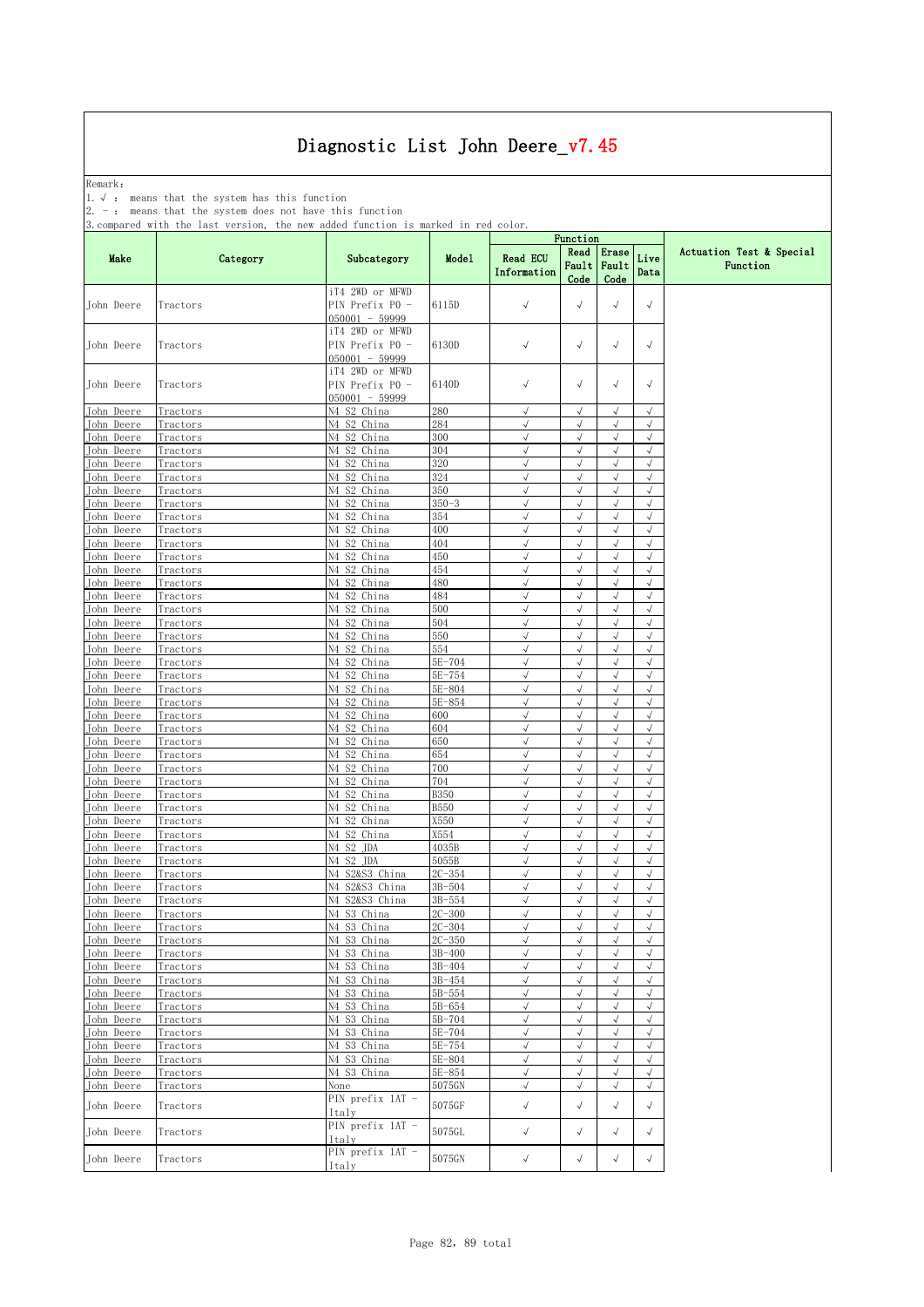# Diagnostic List John Deere_v7.45

Remark:
1. √ : means that the system has this function
2. - : means that the system does not have this function
3. compared with the last version, the new added function is marked in red color.

| Make | Category | Subcategory | Model | Function | | | | Actuation Test & Special Function |
|---|---|---|---|---|---|---|---|---|
| | | | | Read ECU Information | Read Fault Code | Erase Fault Code | Live Data | |
| John Deere | Tractors | iT4 2WD or MFWD PIN Prefix P0 - 050001 - 59999 | 6115D | √ | √ | √ | √ | |
| John Deere | Tractors | iT4 2WD or MFWD PIN Prefix P0 - 050001 - 59999 | 6130D | √ | √ | √ | √ | |
| John Deere | Tractors | iT4 2WD or MFWD PIN Prefix P0 - 050001 - 59999 | 6140D | √ | √ | √ | √ | |
| John Deere | Tractors | N4 S2 China | 280 | √ | √ | √ | √ | |
| John Deere | Tractors | N4 S2 China | 284 | √ | √ | √ | √ | |
| John Deere | Tractors | N4 S2 China | 300 | √ | √ | √ | √ | |
| John Deere | Tractors | N4 S2 China | 304 | √ | √ | √ | √ | |
| John Deere | Tractors | N4 S2 China | 320 | √ | √ | √ | √ | |
| John Deere | Tractors | N4 S2 China | 324 | √ | √ | √ | √ | |
| John Deere | Tractors | N4 S2 China | 350 | √ | √ | √ | √ | |
| John Deere | Tractors | N4 S2 China | 350-3 | √ | √ | √ | √ | |
| John Deere | Tractors | N4 S2 China | 354 | √ | √ | √ | √ | |
| John Deere | Tractors | N4 S2 China | 400 | √ | √ | √ | √ | |
| John Deere | Tractors | N4 S2 China | 404 | √ | √ | √ | √ | |
| John Deere | Tractors | N4 S2 China | 450 | √ | √ | √ | √ | |
| John Deere | Tractors | N4 S2 China | 454 | √ | √ | √ | √ | |
| John Deere | Tractors | N4 S2 China | 480 | √ | √ | √ | √ | |
| John Deere | Tractors | N4 S2 China | 484 | √ | √ | √ | √ | |
| John Deere | Tractors | N4 S2 China | 500 | √ | √ | √ | √ | |
| John Deere | Tractors | N4 S2 China | 504 | √ | √ | √ | √ | |
| John Deere | Tractors | N4 S2 China | 550 | √ | √ | √ | √ | |
| John Deere | Tractors | N4 S2 China | 554 | √ | √ | √ | √ | |
| John Deere | Tractors | N4 S2 China | 5E-704 | √ | √ | √ | √ | |
| John Deere | Tractors | N4 S2 China | 5E-754 | √ | √ | √ | √ | |
| John Deere | Tractors | N4 S2 China | 5E-804 | √ | √ | √ | √ | |
| John Deere | Tractors | N4 S2 China | 5E-854 | √ | √ | √ | √ | |
| John Deere | Tractors | N4 S2 China | 600 | √ | √ | √ | √ | |
| John Deere | Tractors | N4 S2 China | 604 | √ | √ | √ | √ | |
| John Deere | Tractors | N4 S2 China | 650 | √ | √ | √ | √ | |
| John Deere | Tractors | N4 S2 China | 654 | √ | √ | √ | √ | |
| John Deere | Tractors | N4 S2 China | 700 | √ | √ | √ | √ | |
| John Deere | Tractors | N4 S2 China | 704 | √ | √ | √ | √ | |
| John Deere | Tractors | N4 S2 China | B350 | √ | √ | √ | √ | |
| John Deere | Tractors | N4 S2 China | B550 | √ | √ | √ | √ | |
| John Deere | Tractors | N4 S2 China | X550 | √ | √ | √ | √ | |
| John Deere | Tractors | N4 S2 China | X554 | √ | √ | √ | √ | |
| John Deere | Tractors | N4 S2 JDA | 4035B | √ | √ | √ | √ | |
| John Deere | Tractors | N4 S2 JDA | 5055B | √ | √ | √ | √ | |
| John Deere | Tractors | N4 S2&S3 China | 2C-354 | √ | √ | √ | √ | |
| John Deere | Tractors | N4 S2&S3 China | 3B-504 | √ | √ | √ | √ | |
| John Deere | Tractors | N4 S2&S3 China | 3B-554 | √ | √ | √ | √ | |
| John Deere | Tractors | N4 S3 China | 2C-300 | √ | √ | √ | √ | |
| John Deere | Tractors | N4 S3 China | 2C-304 | √ | √ | √ | √ | |
| John Deere | Tractors | N4 S3 China | 2C-350 | √ | √ | √ | √ | |
| John Deere | Tractors | N4 S3 China | 3B-400 | √ | √ | √ | √ | |
| John Deere | Tractors | N4 S3 China | 3B-404 | √ | √ | √ | √ | |
| John Deere | Tractors | N4 S3 China | 3B-454 | √ | √ | √ | √ | |
| John Deere | Tractors | N4 S3 China | 5B-554 | √ | √ | √ | √ | |
| John Deere | Tractors | N4 S3 China | 5B-654 | √ | √ | √ | √ | |
| John Deere | Tractors | N4 S3 China | 5B-704 | √ | √ | √ | √ | |
| John Deere | Tractors | N4 S3 China | 5E-704 | √ | √ | √ | √ | |
| John Deere | Tractors | N4 S3 China | 5E-754 | √ | √ | √ | √ | |
| John Deere | Tractors | N4 S3 China | 5E-804 | √ | √ | √ | √ | |
| John Deere | Tractors | N4 S3 China | 5E-854 | √ | √ | √ | √ | |
| John Deere | Tractors | None | 5075GN | √ | √ | √ | √ | |
| John Deere | Tractors | PIN prefix 1AT - Italy | 5075GF | √ | √ | √ | √ | |
| John Deere | Tractors | PIN prefix 1AT - Italy | 5075GL | √ | √ | √ | √ | |
| John Deere | Tractors | PIN prefix 1AT - Italy | 5075GN | √ | √ | √ | √ | |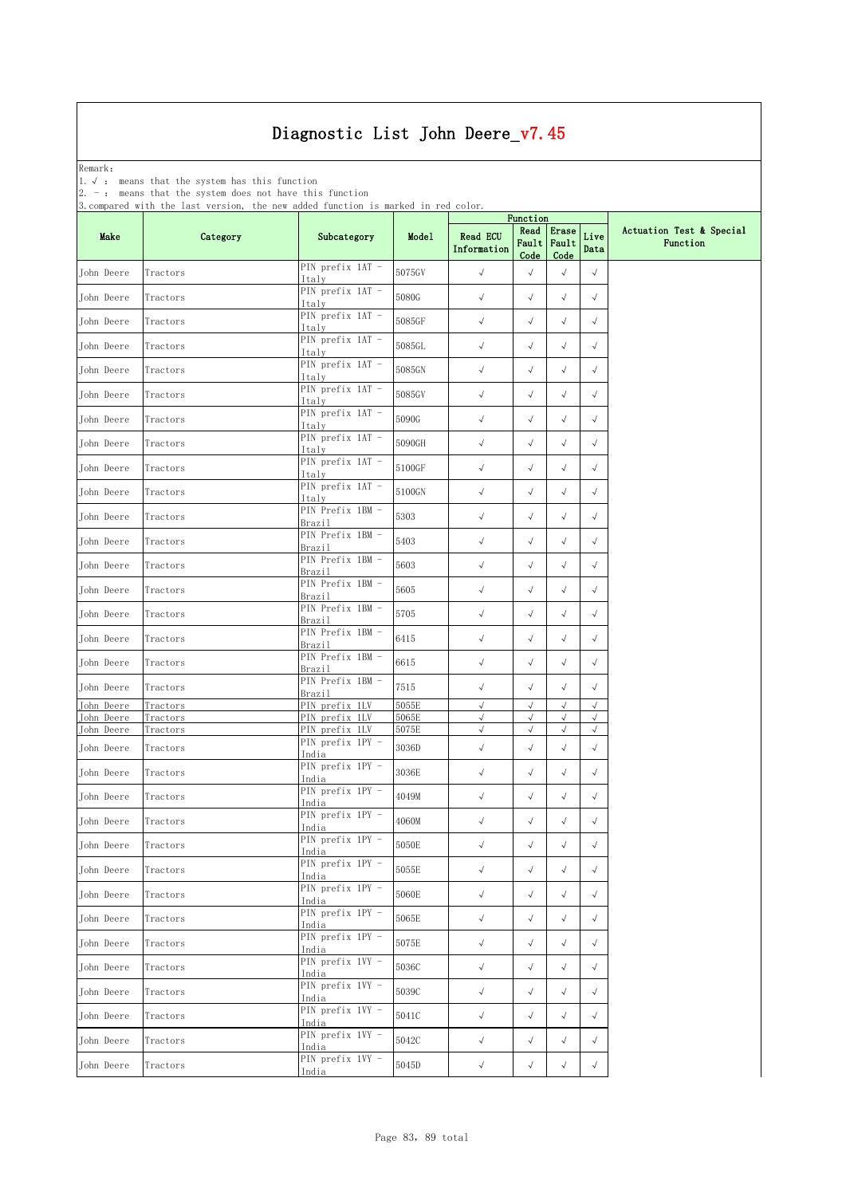# Diagnostic List John Deere_v7.45

Remark:
1. √ : means that the system has this function
2. - : means that the system does not have this function
3. compared with the last version, the new added function is marked in red color.

| Make | Category | Subcategory | Model | Function | | | | Actuation Test & Special Function |
|---|---|---|---|---|---|---|---|---|
| | | | | Read ECU Information | Read Fault Code | Erase Fault Code | Live Data | |
| John Deere | Tractors | PIN prefix 1AT - Italy | 5075GV | √ | √ | √ | √ | |
| John Deere | Tractors | PIN prefix 1AT - Italy | 5080G | √ | √ | √ | √ | |
| John Deere | Tractors | PIN prefix 1AT - Italy | 5085GF | √ | √ | √ | √ | |
| John Deere | Tractors | PIN prefix 1AT - Italy | 5085GL | √ | √ | √ | √ | |
| John Deere | Tractors | PIN prefix 1AT - Italy | 5085GN | √ | √ | √ | √ | |
| John Deere | Tractors | PIN prefix 1AT - Italy | 5085GV | √ | √ | √ | √ | |
| John Deere | Tractors | PIN prefix 1AT - Italy | 5090G | √ | √ | √ | √ | |
| John Deere | Tractors | PIN prefix 1AT - Italy | 5090GH | √ | √ | √ | √ | |
| John Deere | Tractors | PIN prefix 1AT - Italy | 5100GF | √ | √ | √ | √ | |
| John Deere | Tractors | PIN prefix 1AT - Italy | 5100GN | √ | √ | √ | √ | |
| John Deere | Tractors | PIN Prefix 1BM - Brazil | 5303 | √ | √ | √ | √ | |
| John Deere | Tractors | PIN Prefix 1BM - Brazil | 5403 | √ | √ | √ | √ | |
| John Deere | Tractors | PIN Prefix 1BM - Brazil | 5603 | √ | √ | √ | √ | |
| John Deere | Tractors | PIN Prefix 1BM - Brazil | 5605 | √ | √ | √ | √ | |
| John Deere | Tractors | PIN Prefix 1BM - Brazil | 5705 | √ | √ | √ | √ | |
| John Deere | Tractors | PIN Prefix 1BM - Brazil | 6415 | √ | √ | √ | √ | |
| John Deere | Tractors | PIN Prefix 1BM - Brazil | 6615 | √ | √ | √ | √ | |
| John Deere | Tractors | PIN Prefix 1BM - Brazil | 7515 | √ | √ | √ | √ | |
| John Deere | Tractors | PIN prefix 1LV | 5055E | √ | √ | √ | √ | |
| John Deere | Tractors | PIN prefix 1LV | 5065E | √ | √ | √ | √ | |
| John Deere | Tractors | PIN prefix 1LV | 5075E | √ | √ | √ | √ | |
| John Deere | Tractors | PIN prefix 1PY - India | 3036D | √ | √ | √ | √ | |
| John Deere | Tractors | PIN prefix 1PY - India | 3036E | √ | √ | √ | √ | |
| John Deere | Tractors | PIN prefix 1PY - India | 4049M | √ | √ | √ | √ | |
| John Deere | Tractors | PIN prefix 1PY - India | 4060M | √ | √ | √ | √ | |
| John Deere | Tractors | PIN prefix 1PY - India | 5050E | √ | √ | √ | √ | |
| John Deere | Tractors | PIN prefix 1PY - India | 5055E | √ | √ | √ | √ | |
| John Deere | Tractors | PIN prefix 1PY - India | 5060E | √ | √ | √ | √ | |
| John Deere | Tractors | PIN prefix 1PY - India | 5065E | √ | √ | √ | √ | |
| John Deere | Tractors | PIN prefix 1PY - India | 5075E | √ | √ | √ | √ | |
| John Deere | Tractors | PIN prefix 1VY - India | 5036C | √ | √ | √ | √ | |
| John Deere | Tractors | PIN prefix 1VY - India | 5039C | √ | √ | √ | √ | |
| John Deere | Tractors | PIN prefix 1VY - India | 5041C | √ | √ | √ | √ | |
| John Deere | Tractors | PIN prefix 1VY - India | 5042C | √ | √ | √ | √ | |
| John Deere | Tractors | PIN prefix 1VY - India | 5045D | √ | √ | √ | √ | |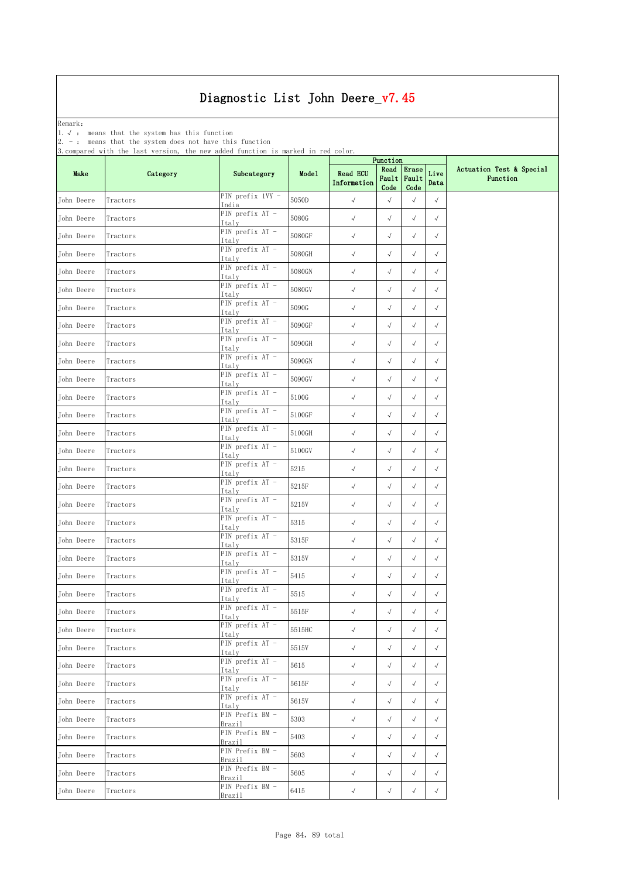# Diagnostic List John Deere_v7.45

Remark:
1. √ : means that the system has this function
2. - : means that the system does not have this function
3.compared with the last version, the new added function is marked in red color.

| Make | Category | Subcategory | Model | Function | | | | Actuation Test & Special Function |
|---|---|---|---|---|---|---|---|---|
| | | | | Read ECU Information | Read Fault Code | Erase Fault Code | Live Data | |
| John Deere | Tractors | PIN prefix 1VY - India | 5050D | √ | √ | √ | √ | |
| John Deere | Tractors | PIN prefix AT - Italy | 5080G | √ | √ | √ | √ | |
| John Deere | Tractors | PIN prefix AT - Italy | 5080GF | √ | √ | √ | √ | |
| John Deere | Tractors | PIN prefix AT - Italy | 5080GH | √ | √ | √ | √ | |
| John Deere | Tractors | PIN prefix AT - Italy | 5080GN | √ | √ | √ | √ | |
| John Deere | Tractors | PIN prefix AT - Italy | 5080GV | √ | √ | √ | √ | |
| John Deere | Tractors | PIN prefix AT - Italy | 5090G | √ | √ | √ | √ | |
| John Deere | Tractors | PIN prefix AT - Italy | 5090GF | √ | √ | √ | √ | |
| John Deere | Tractors | PIN prefix AT - Italy | 5090GH | √ | √ | √ | √ | |
| John Deere | Tractors | PIN prefix AT - Italy | 5090GN | √ | √ | √ | √ | |
| John Deere | Tractors | PIN prefix AT - Italy | 5090GV | √ | √ | √ | √ | |
| John Deere | Tractors | PIN prefix AT - Italy | 5100G | √ | √ | √ | √ | |
| John Deere | Tractors | PIN prefix AT - Italy | 5100GF | √ | √ | √ | √ | |
| John Deere | Tractors | PIN prefix AT - Italy | 5100GH | √ | √ | √ | √ | |
| John Deere | Tractors | PIN prefix AT - Italy | 5100GV | √ | √ | √ | √ | |
| John Deere | Tractors | PIN prefix AT - Italy | 5215 | √ | √ | √ | √ | |
| John Deere | Tractors | PIN prefix AT - Italy | 5215F | √ | √ | √ | √ | |
| John Deere | Tractors | PIN prefix AT - Italy | 5215V | √ | √ | √ | √ | |
| John Deere | Tractors | PIN prefix AT - Italy | 5315 | √ | √ | √ | √ | |
| John Deere | Tractors | PIN prefix AT - Italy | 5315F | √ | √ | √ | √ | |
| John Deere | Tractors | PIN prefix AT - Italy | 5315V | √ | √ | √ | √ | |
| John Deere | Tractors | PIN prefix AT - Italy | 5415 | √ | √ | √ | √ | |
| John Deere | Tractors | PIN prefix AT - Italy | 5515 | √ | √ | √ | √ | |
| John Deere | Tractors | PIN prefix AT - Italy | 5515F | √ | √ | √ | √ | |
| John Deere | Tractors | PIN prefix AT - Italy | 5515HC | √ | √ | √ | √ | |
| John Deere | Tractors | PIN prefix AT - Italy | 5515V | √ | √ | √ | √ | |
| John Deere | Tractors | PIN prefix AT - Italy | 5615 | √ | √ | √ | √ | |
| John Deere | Tractors | PIN prefix AT - Italy | 5615F | √ | √ | √ | √ | |
| John Deere | Tractors | PIN prefix AT - Italy | 5615V | √ | √ | √ | √ | |
| John Deere | Tractors | PIN Prefix BM - Brazil | 5303 | √ | √ | √ | √ | |
| John Deere | Tractors | PIN Prefix BM - Brazil | 5403 | √ | √ | √ | √ | |
| John Deere | Tractors | PIN Prefix BM - Brazil | 5603 | √ | √ | √ | √ | |
| John Deere | Tractors | PIN Prefix BM - Brazil | 5605 | √ | √ | √ | √ | |
| John Deere | Tractors | PIN Prefix BM - Brazil | 6415 | √ | √ | √ | √ | |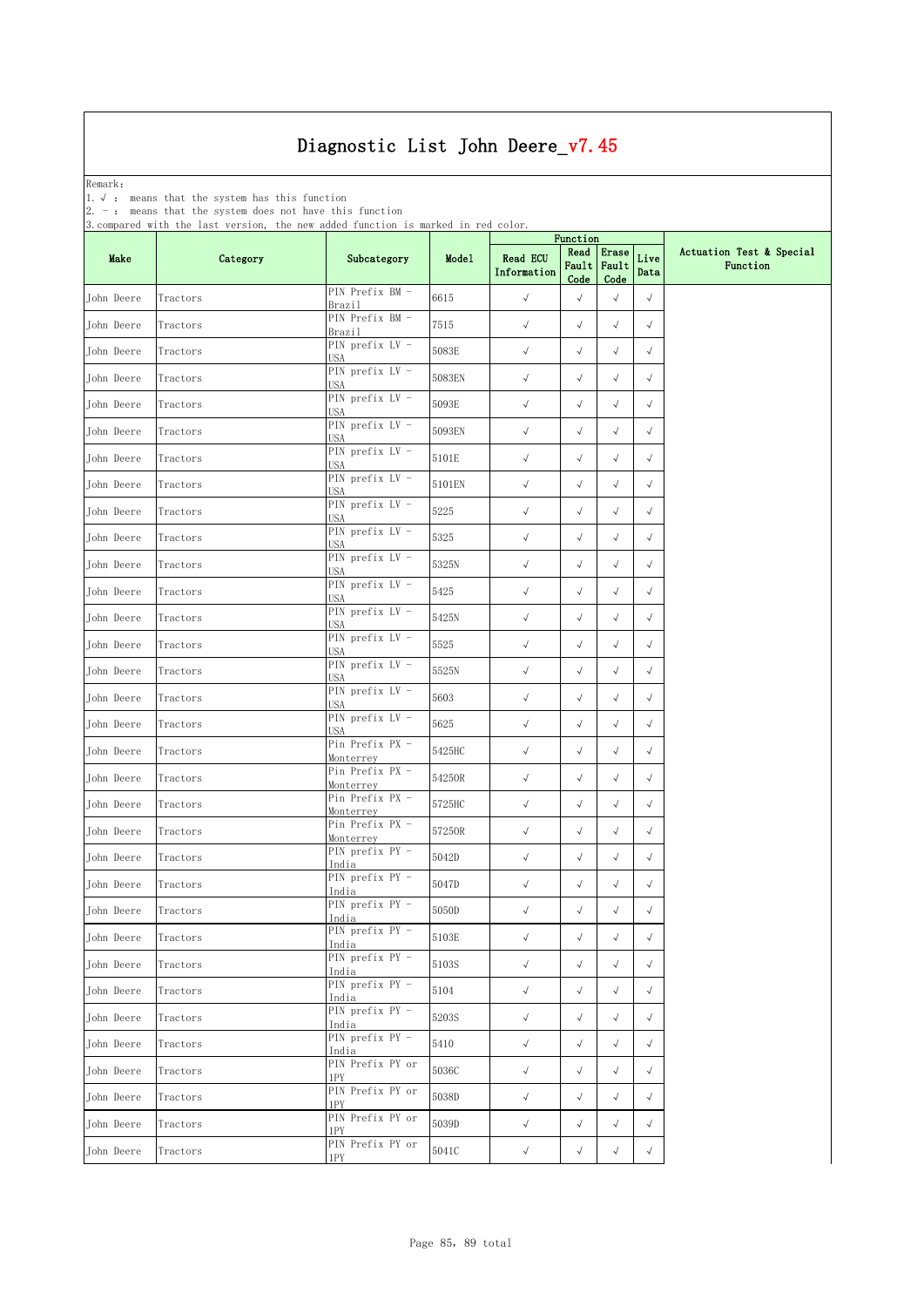# Diagnostic List John Deere_v7.45

Remark:
1. √ : means that the system has this function
2. - : means that the system does not have this function
3. compared with the last version, the new added function is marked in red color.

| Make | Category | Subcategory | Model | Function | | | | Actuation Test & Special Function |
|---|---|---|---|---|---|---|---|---|
| | | | | Read ECU Information | Read Fault Code | Erase Fault Code | Live Data | |
| John Deere | Tractors | PIN Prefix BM - Brazil | 6615 | √ | √ | √ | √ | |
| John Deere | Tractors | PIN Prefix BM - Brazil | 7515 | √ | √ | √ | √ | |
| John Deere | Tractors | PIN prefix LV - USA | 5083E | √ | √ | √ | √ | |
| John Deere | Tractors | PIN prefix LV - USA | 5083EN | √ | √ | √ | √ | |
| John Deere | Tractors | PIN prefix LV - USA | 5093E | √ | √ | √ | √ | |
| John Deere | Tractors | PIN prefix LV - USA | 5093EN | √ | √ | √ | √ | |
| John Deere | Tractors | PIN prefix LV - USA | 5101E | √ | √ | √ | √ | |
| John Deere | Tractors | PIN prefix LV - USA | 5101EN | √ | √ | √ | √ | |
| John Deere | Tractors | PIN prefix LV - USA | 5225 | √ | √ | √ | √ | |
| John Deere | Tractors | PIN prefix LV - USA | 5325 | √ | √ | √ | √ | |
| John Deere | Tractors | PIN prefix LV - USA | 5325N | √ | √ | √ | √ | |
| John Deere | Tractors | PIN prefix LV - USA | 5425 | √ | √ | √ | √ | |
| John Deere | Tractors | PIN prefix LV - USA | 5425N | √ | √ | √ | √ | |
| John Deere | Tractors | PIN prefix LV - USA | 5525 | √ | √ | √ | √ | |
| John Deere | Tractors | PIN prefix LV - USA | 5525N | √ | √ | √ | √ | |
| John Deere | Tractors | PIN prefix LV - USA | 5603 | √ | √ | √ | √ | |
| John Deere | Tractors | PIN prefix LV - USA | 5625 | √ | √ | √ | √ | |
| John Deere | Tractors | Pin Prefix PX - Monterrey | 5425HC | √ | √ | √ | √ | |
| John Deere | Tractors | Pin Prefix PX - Monterrey | 5425OR | √ | √ | √ | √ | |
| John Deere | Tractors | Pin Prefix PX - Monterrey | 5725HC | √ | √ | √ | √ | |
| John Deere | Tractors | Pin Prefix PX - Monterrey | 5725OR | √ | √ | √ | √ | |
| John Deere | Tractors | PIN prefix PY - India | 5042D | √ | √ | √ | √ | |
| John Deere | Tractors | PIN prefix PY - India | 5047D | √ | √ | √ | √ | |
| John Deere | Tractors | PIN prefix PY - India | 5050D | √ | √ | √ | √ | |
| John Deere | Tractors | PIN prefix PY - India | 5103E | √ | √ | √ | √ | |
| John Deere | Tractors | PIN prefix PY - India | 5103S | √ | √ | √ | √ | |
| John Deere | Tractors | PIN prefix PY - India | 5104 | √ | √ | √ | √ | |
| John Deere | Tractors | PIN prefix PY - India | 5203S | √ | √ | √ | √ | |
| John Deere | Tractors | PIN prefix PY - India | 5410 | √ | √ | √ | √ | |
| John Deere | Tractors | PIN Prefix PY or 1PY | 5036C | √ | √ | √ | √ | |
| John Deere | Tractors | PIN Prefix PY or 1PY | 5038D | √ | √ | √ | √ | |
| John Deere | Tractors | PIN Prefix PY or 1PY | 5039D | √ | √ | √ | √ | |
| John Deere | Tractors | PIN Prefix PY or 1PY | 5041C | √ | √ | √ | √ | |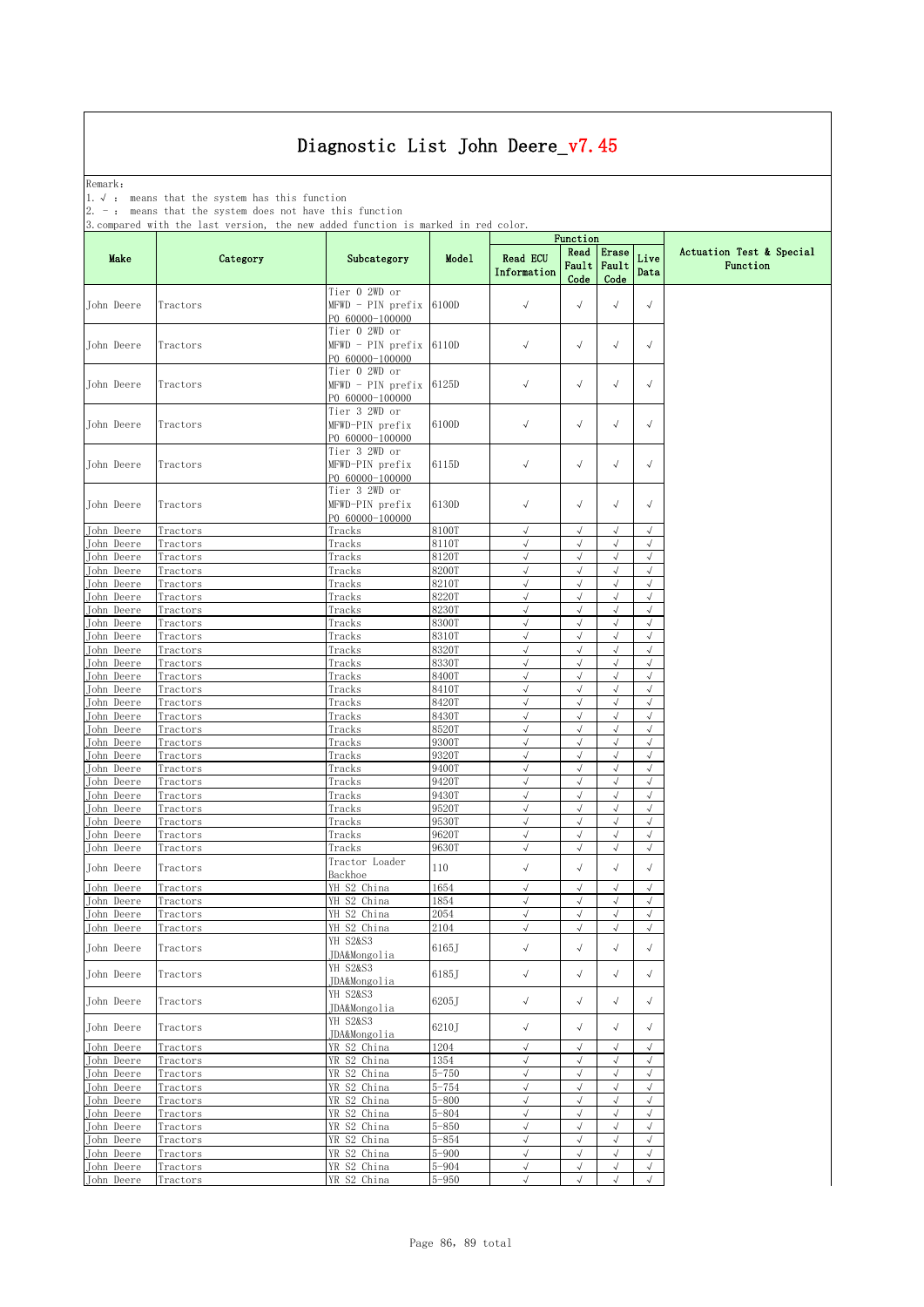# Diagnostic List John Deere_v7.45

Remark:
1. √ : means that the system has this function
2. - : means that the system does not have this function
3. compared with the last version, the new added function is marked in red color.

| Make | Category | Subcategory | Model | Function | | | | Actuation Test & Special Function |
|---|---|---|---|---|---|---|---|---|
| | | | | Read ECU Information | Read Fault Code | Erase Fault Code | Live Data | |
| John Deere | Tractors | Tier 0 2WD or MFWD - PIN prefix P0 60000-100000 | 6100D | √ | √ | √ | √ | |
| John Deere | Tractors | Tier 0 2WD or MFWD - PIN prefix P0 60000-100000 | 6110D | √ | √ | √ | √ | |
| John Deere | Tractors | Tier 0 2WD or MFWD - PIN prefix P0 60000-100000 | 6125D | √ | √ | √ | √ | |
| John Deere | Tractors | Tier 3 2WD or MFWD-PIN prefix P0 60000-100000 | 6100D | √ | √ | √ | √ | |
| John Deere | Tractors | Tier 3 2WD or MFWD-PIN prefix P0 60000-100000 | 6115D | √ | √ | √ | √ | |
| John Deere | Tractors | Tier 3 2WD or MFWD-PIN prefix P0 60000-100000 | 6130D | √ | √ | √ | √ | |
| John Deere | Tractors | Tracks | 8100T | √ | √ | √ | √ | |
| John Deere | Tractors | Tracks | 8110T | √ | √ | √ | √ | |
| John Deere | Tractors | Tracks | 8120T | √ | √ | √ | √ | |
| John Deere | Tractors | Tracks | 8200T | √ | √ | √ | √ | |
| John Deere | Tractors | Tracks | 8210T | √ | √ | √ | √ | |
| John Deere | Tractors | Tracks | 8220T | √ | √ | √ | √ | |
| John Deere | Tractors | Tracks | 8230T | √ | √ | √ | √ | |
| John Deere | Tractors | Tracks | 8300T | √ | √ | √ | √ | |
| John Deere | Tractors | Tracks | 8310T | √ | √ | √ | √ | |
| John Deere | Tractors | Tracks | 8320T | √ | √ | √ | √ | |
| John Deere | Tractors | Tracks | 8330T | √ | √ | √ | √ | |
| John Deere | Tractors | Tracks | 8400T | √ | √ | √ | √ | |
| John Deere | Tractors | Tracks | 8410T | √ | √ | √ | √ | |
| John Deere | Tractors | Tracks | 8420T | √ | √ | √ | √ | |
| John Deere | Tractors | Tracks | 8430T | √ | √ | √ | √ | |
| John Deere | Tractors | Tracks | 8520T | √ | √ | √ | √ | |
| John Deere | Tractors | Tracks | 9300T | √ | √ | √ | √ | |
| John Deere | Tractors | Tracks | 9320T | √ | √ | √ | √ | |
| John Deere | Tractors | Tracks | 9400T | √ | √ | √ | √ | |
| John Deere | Tractors | Tracks | 9420T | √ | √ | √ | √ | |
| John Deere | Tractors | Tracks | 9430T | √ | √ | √ | √ | |
| John Deere | Tractors | Tracks | 9520T | √ | √ | √ | √ | |
| John Deere | Tractors | Tracks | 9530T | √ | √ | √ | √ | |
| John Deere | Tractors | Tracks | 9620T | √ | √ | √ | √ | |
| John Deere | Tractors | Tracks | 9630T | √ | √ | √ | √ | |
| John Deere | Tractors | Tractor Loader Backhoe | 110 | √ | √ | √ | √ | |
| John Deere | Tractors | YH S2 China | 1654 | √ | √ | √ | √ | |
| John Deere | Tractors | YH S2 China | 1854 | √ | √ | √ | √ | |
| John Deere | Tractors | YH S2 China | 2054 | √ | √ | √ | √ | |
| John Deere | Tractors | YH S2 China | 2104 | √ | √ | √ | √ | |
| John Deere | Tractors | YH S2&S3 JDA&Mongolia | 6165J | √ | √ | √ | √ | |
| John Deere | Tractors | YH S2&S3 JDA&Mongolia | 6185J | √ | √ | √ | √ | |
| John Deere | Tractors | YH S2&S3 JDA&Mongolia | 6205J | √ | √ | √ | √ | |
| John Deere | Tractors | YH S2&S3 JDA&Mongolia | 6210J | √ | √ | √ | √ | |
| John Deere | Tractors | YR S2 China | 1204 | √ | √ | √ | √ | |
| John Deere | Tractors | YR S2 China | 1354 | √ | √ | √ | √ | |
| John Deere | Tractors | YR S2 China | 5-750 | √ | √ | √ | √ | |
| John Deere | Tractors | YR S2 China | 5-754 | √ | √ | √ | √ | |
| John Deere | Tractors | YR S2 China | 5-800 | √ | √ | √ | √ | |
| John Deere | Tractors | YR S2 China | 5-804 | √ | √ | √ | √ | |
| John Deere | Tractors | YR S2 China | 5-850 | √ | √ | √ | √ | |
| John Deere | Tractors | YR S2 China | 5-854 | √ | √ | √ | √ | |
| John Deere | Tractors | YR S2 China | 5-900 | √ | √ | √ | √ | |
| John Deere | Tractors | YR S2 China | 5-904 | √ | √ | √ | √ | |
| John Deere | Tractors | YR S2 China | 5-950 | √ | √ | √ | √ | |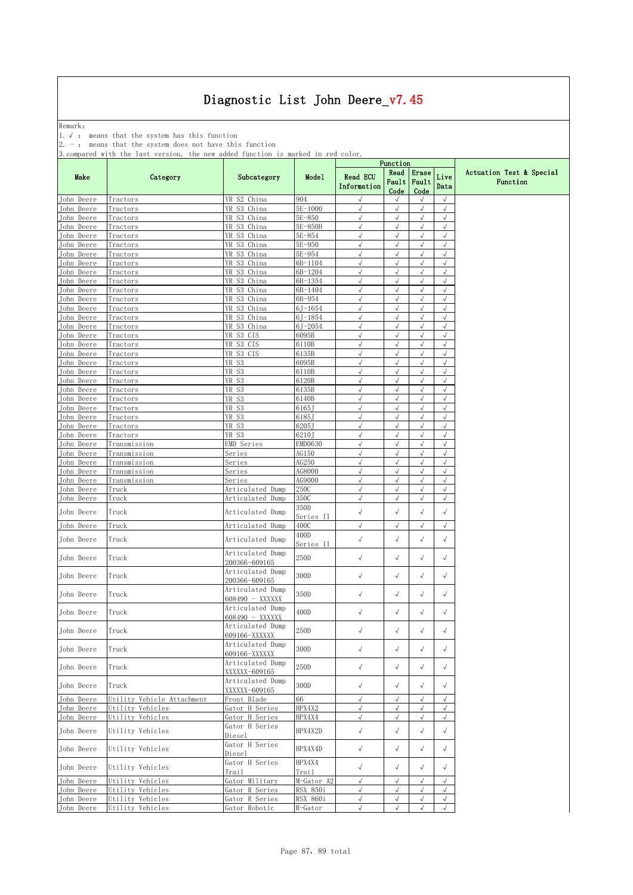# Diagnostic List John Deere_v7.45

Remark:
1. √ : means that the system has this function
2. - : means that the system does not have this function
3. compared with the last version, the new added function is marked in red color.

| Make | Category | Subcategory | Model | Function | | | | Actuation Test & Special Function |
|---|---|---|---|---|---|---|---|---|
| | | | | Read ECU Information | Read Fault Code | Erase Fault Code | Live Data | |
| John Deere | Tractors | YR S2 China | 904 | √ | √ | √ | √ | |
| John Deere | Tractors | YR S3 China | 5E-1000 | √ | √ | √ | √ | |
| John Deere | Tractors | YR S3 China | 5E-850 | √ | √ | √ | √ | |
| John Deere | Tractors | YR S3 China | 5E-850H | √ | √ | √ | √ | |
| John Deere | Tractors | YR S3 China | 5E-854 | √ | √ | √ | √ | |
| John Deere | Tractors | YR S3 China | 5E-950 | √ | √ | √ | √ | |
| John Deere | Tractors | YR S3 China | 5E-954 | √ | √ | √ | √ | |
| John Deere | Tractors | YR S3 China | 6B-1104 | √ | √ | √ | √ | |
| John Deere | Tractors | YR S3 China | 6B-1204 | √ | √ | √ | √ | |
| John Deere | Tractors | YR S3 China | 6B-1354 | √ | √ | √ | √ | |
| John Deere | Tractors | YR S3 China | 6B-1404 | √ | √ | √ | √ | |
| John Deere | Tractors | YR S3 China | 6B-954 | √ | √ | √ | √ | |
| John Deere | Tractors | YR S3 China | 6J-1654 | √ | √ | √ | √ | |
| John Deere | Tractors | YR S3 China | 6J-1854 | √ | √ | √ | √ | |
| John Deere | Tractors | YR S3 China | 6J-2054 | √ | √ | √ | √ | |
| John Deere | Tractors | YR S3 CIS | 6095B | √ | √ | √ | √ | |
| John Deere | Tractors | YR S3 CIS | 6110B | √ | √ | √ | √ | |
| John Deere | Tractors | YR S3 CIS | 6135B | √ | √ | √ | √ | |
| John Deere | Tractors | YR S3 | 6095B | √ | √ | √ | √ | |
| John Deere | Tractors | YR S3 | 6110B | √ | √ | √ | √ | |
| John Deere | Tractors | YR S3 | 6120B | √ | √ | √ | √ | |
| John Deere | Tractors | YR S3 | 6135B | √ | √ | √ | √ | |
| John Deere | Tractors | YR S3 | 6140B | √ | √ | √ | √ | |
| John Deere | Tractors | YR S3 | 6165J | √ | √ | √ | √ | |
| John Deere | Tractors | YR S3 | 6185J | √ | √ | √ | √ | |
| John Deere | Tractors | YR S3 | 6205J | √ | √ | √ | √ | |
| John Deere | Tractors | YR S3 | 6210J | √ | √ | √ | √ | |
| John Deere | Transmission | EMD Series | EMD0630 | √ | √ | √ | √ | |
| John Deere | Transmission | Series | AG150 | √ | √ | √ | √ | |
| John Deere | Transmission | Series | AG250 | √ | √ | √ | √ | |
| John Deere | Transmission | Series | AG8000 | √ | √ | √ | √ | |
| John Deere | Transmission | Series | AG9000 | √ | √ | √ | √ | |
| John Deere | Truck | Articulated Dump | 250C | √ | √ | √ | √ | |
| John Deere | Truck | Articulated Dump | 350C | √ | √ | √ | √ | |
| John Deere | Truck | Articulated Dump | 350D Series II | √ | √ | √ | √ | |
| John Deere | Truck | Articulated Dump | 400C | √ | √ | √ | √ | |
| John Deere | Truck | Articulated Dump | 400D Series II | √ | √ | √ | √ | |
| John Deere | Truck | Articulated Dump 200366-609165 | 250D | √ | √ | √ | √ | |
| John Deere | Truck | Articulated Dump 200366-609165 | 300D | √ | √ | √ | √ | |
| John Deere | Truck | Articulated Dump 608490 - XXXXXX | 350D | √ | √ | √ | √ | |
| John Deere | Truck | Articulated Dump 608490 - XXXXXX | 400D | √ | √ | √ | √ | |
| John Deere | Truck | Articulated Dump 609166-XXXXXX | 250D | √ | √ | √ | √ | |
| John Deere | Truck | Articulated Dump 609166-XXXXXX | 300D | √ | √ | √ | √ | |
| John Deere | Truck | Articulated Dump XXXXXX-609165 | 250D | √ | √ | √ | √ | |
| John Deere | Truck | Articulated Dump XXXXXX-609165 | 300D | √ | √ | √ | √ | |
| John Deere | Utility Vehicle Attachment | Front Blade | 66 | √ | √ | √ | √ | |
| John Deere | Utility Vehicles | Gator H Series | HPX4X2 | √ | √ | √ | √ | |
| John Deere | Utility Vehicles | Gator H Series | HPX4X4 | √ | √ | √ | √ | |
| John Deere | Utility Vehicles | Gator H Series Diesel | HPX4X2D | √ | √ | √ | √ | |
| John Deere | Utility Vehicles | Gator H Series Diesel | HPX4X4D | √ | √ | √ | √ | |
| John Deere | Utility Vehicles | Gator H Series Trail | HPX4X4 Trail | √ | √ | √ | √ | |
| John Deere | Utility Vehicles | Gator Military | M-Gator A2 | √ | √ | √ | √ | |
| John Deere | Utility Vehicles | Gator R Series | RSX 850i | √ | √ | √ | √ | |
| John Deere | Utility Vehicles | Gator R Series | RSX 860i | √ | √ | √ | √ | |
| John Deere | Utility Vehicles | Gator Robotic | R-Gator | √ | √ | √ | √ | |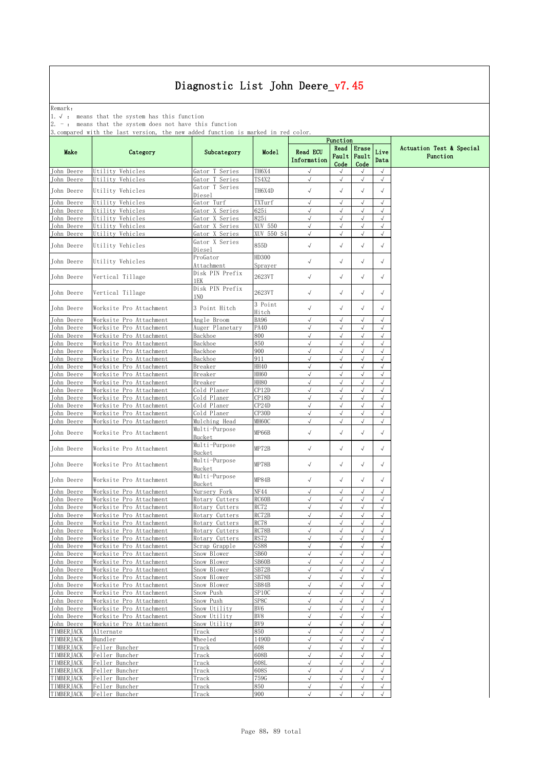# Diagnostic List John Deere_v7.45

Remark:
1. √ : means that the system has this function
2. - : means that the system does not have this function
3. compared with the last version, the new added function is marked in red color.

| Make | Category | Subcategory | Model | Function | | | | Actuation Test & Special Function |
|---|---|---|---|---|---|---|---|---|
| | | | | Read ECU Information | Read Fault Code | Erase Fault Code | Live Data | |
| John Deere | Utility Vehicles | Gator T Series | TH6X4 | √ | √ | √ | √ | |
| John Deere | Utility Vehicles | Gator T Series | TS4X2 | √ | √ | √ | √ | |
| John Deere | Utility Vehicles | Gator T Series Diesel | TH6X4D | √ | √ | √ | √ | |
| John Deere | Utility Vehicles | Gator Turf | TXTurf | √ | √ | √ | √ | |
| John Deere | Utility Vehicles | Gator X Series | 625i | √ | √ | √ | √ | |
| John Deere | Utility Vehicles | Gator X Series | 825i | √ | √ | √ | √ | |
| John Deere | Utility Vehicles | Gator X Series | XUV 550 | √ | √ | √ | √ | |
| John Deere | Utility Vehicles | Gator X Series | XUV 550 S4 | √ | √ | √ | √ | |
| John Deere | Utility Vehicles | Gator X Series Diesel | 855D | √ | √ | √ | √ | |
| John Deere | Utility Vehicles | ProGator Attachment | HD300 Sprayer | √ | √ | √ | √ | |
| John Deere | Vertical Tillage | Disk PIN Prefix 1EK | 2623VT | √ | √ | √ | √ | |
| John Deere | Vertical Tillage | Disk PIN Prefix 1N0 | 2623VT | √ | √ | √ | √ | |
| John Deere | Worksite Pro Attachment | 3 Point Hitch | 3 Point Hitch | √ | √ | √ | √ | |
| John Deere | Worksite Pro Attachment | Angle Broom | BA96 | √ | √ | √ | √ | |
| John Deere | Worksite Pro Attachment | Auger Planetary | PA40 | √ | √ | √ | √ | |
| John Deere | Worksite Pro Attachment | Backhoe | 800 | √ | √ | √ | √ | |
| John Deere | Worksite Pro Attachment | Backhoe | 850 | √ | √ | √ | √ | |
| John Deere | Worksite Pro Attachment | Backhoe | 900 | √ | √ | √ | √ | |
| John Deere | Worksite Pro Attachment | Backhoe | 911 | √ | √ | √ | √ | |
| John Deere | Worksite Pro Attachment | Breaker | HH40 | √ | √ | √ | √ | |
| John Deere | Worksite Pro Attachment | Breaker | HH60 | √ | √ | √ | √ | |
| John Deere | Worksite Pro Attachment | Breaker | HH80 | √ | √ | √ | √ | |
| John Deere | Worksite Pro Attachment | Cold Planer | CP12D | √ | √ | √ | √ | |
| John Deere | Worksite Pro Attachment | Cold Planer | CP18D | √ | √ | √ | √ | |
| John Deere | Worksite Pro Attachment | Cold Planer | CP24D | √ | √ | √ | √ | |
| John Deere | Worksite Pro Attachment | Cold Planer | CP30D | √ | √ | √ | √ | |
| John Deere | Worksite Pro Attachment | Mulching Head | MH60C | √ | √ | √ | √ | |
| John Deere | Worksite Pro Attachment | Multi-Purpose Bucket | MP66B | √ | √ | √ | √ | |
| John Deere | Worksite Pro Attachment | Multi-Purpose Bucket | MP72B | √ | √ | √ | √ | |
| John Deere | Worksite Pro Attachment | Multi-Purpose Bucket | MP78B | √ | √ | √ | √ | |
| John Deere | Worksite Pro Attachment | Multi-Purpose Bucket | MP84B | √ | √ | √ | √ | |
| John Deere | Worksite Pro Attachment | Nursery Fork | NF44 | √ | √ | √ | √ | |
| John Deere | Worksite Pro Attachment | Rotary Cutters | RC60B | √ | √ | √ | √ | |
| John Deere | Worksite Pro Attachment | Rotary Cutters | RC72 | √ | √ | √ | √ | |
| John Deere | Worksite Pro Attachment | Rotary Cutters | RC72B | √ | √ | √ | √ | |
| John Deere | Worksite Pro Attachment | Rotary Cutters | RC78 | √ | √ | √ | √ | |
| John Deere | Worksite Pro Attachment | Rotary Cutters | RC78B | √ | √ | √ | √ | |
| John Deere | Worksite Pro Attachment | Rotary Cutters | RS72 | √ | √ | √ | √ | |
| John Deere | Worksite Pro Attachment | Scrap Grapple | GS88 | √ | √ | √ | √ | |
| John Deere | Worksite Pro Attachment | Snow Blower | SB60 | √ | √ | √ | √ | |
| John Deere | Worksite Pro Attachment | Snow Blower | SB60B | √ | √ | √ | √ | |
| John Deere | Worksite Pro Attachment | Snow Blower | SB72B | √ | √ | √ | √ | |
| John Deere | Worksite Pro Attachment | Snow Blower | SB78B | √ | √ | √ | √ | |
| John Deere | Worksite Pro Attachment | Snow Blower | SB84B | √ | √ | √ | √ | |
| John Deere | Worksite Pro Attachment | Snow Push | SP10C | √ | √ | √ | √ | |
| John Deere | Worksite Pro Attachment | Snow Push | SP8C | √ | √ | √ | √ | |
| John Deere | Worksite Pro Attachment | Snow Utility | BV6 | √ | √ | √ | √ | |
| John Deere | Worksite Pro Attachment | Snow Utility | BV8 | √ | √ | √ | √ | |
| John Deere | Worksite Pro Attachment | Snow Utility | BV9 | √ | √ | √ | √ | |
| TIMBERJACK | Alternate | Track | 850 | √ | √ | √ | √ | |
| TIMBERJACK | Bundler | Wheeled | 1490D | √ | √ | √ | √ | |
| TIMBERJACK | Feller Buncher | Track | 608 | √ | √ | √ | √ | |
| TIMBERJACK | Feller Buncher | Track | 608B | √ | √ | √ | √ | |
| TIMBERJACK | Feller Buncher | Track | 608L | √ | √ | √ | √ | |
| TIMBERJACK | Feller Buncher | Track | 608S | √ | √ | √ | √ | |
| TIMBERJACK | Feller Buncher | Track | 759G | √ | √ | √ | √ | |
| TIMBERJACK | Feller Buncher | Track | 850 | √ | √ | √ | √ | |
| TIMBERJACK | Feller Buncher | Track | 900 | √ | √ | √ | √ | |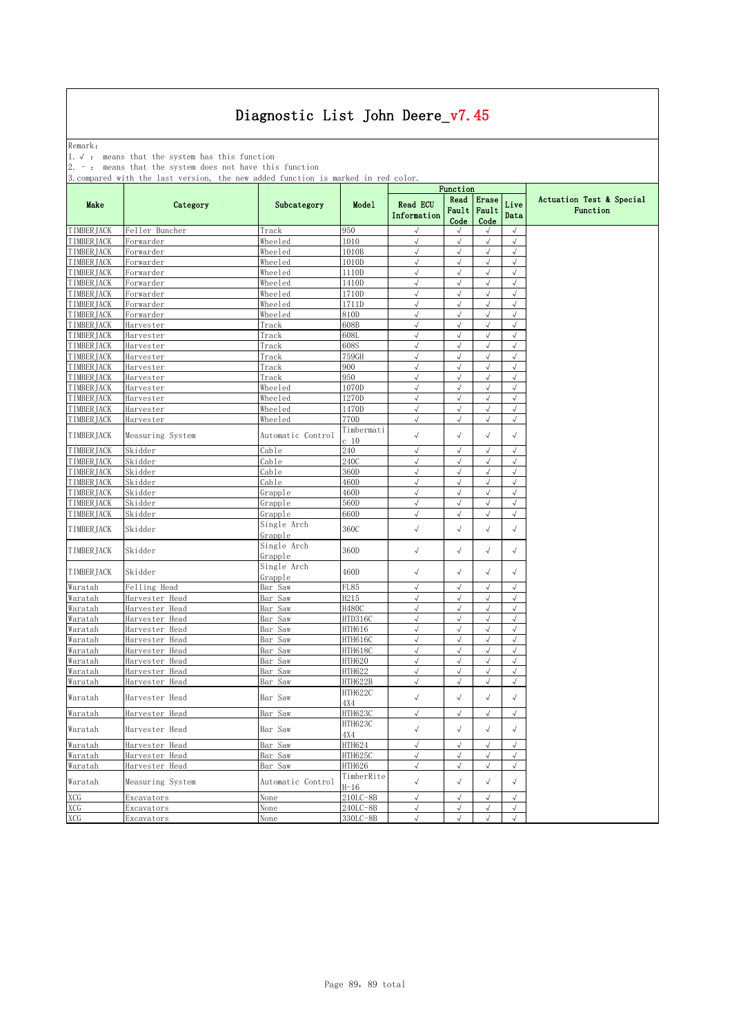# Diagnostic List John Deere_v7.45

Remark:
1. √ : means that the system has this function
2. - : means that the system does not have this function
3. compared with the last version, the new added function is marked in red color.

| Make | Category | Subcategory | Model | Function | | | | Actuation Test & Special Function |
|---|---|---|---|---|---|---|---|---|
| | | | | Read ECU Information | Read Fault Code | Erase Fault Code | Live Data | |
| TIMBERJACK | Feller Buncher | Track | 950 | √ | √ | √ | √ | |
| TIMBERJACK | Forwarder | Wheeled | 1010 | √ | √ | √ | √ | |
| TIMBERJACK | Forwarder | Wheeled | 1010B | √ | √ | √ | √ | |
| TIMBERJACK | Forwarder | Wheeled | 1010D | √ | √ | √ | √ | |
| TIMBERJACK | Forwarder | Wheeled | 1110D | √ | √ | √ | √ | |
| TIMBERJACK | Forwarder | Wheeled | 1410D | √ | √ | √ | √ | |
| TIMBERJACK | Forwarder | Wheeled | 1710D | √ | √ | √ | √ | |
| TIMBERJACK | Forwarder | Wheeled | 1711D | √ | √ | √ | √ | |
| TIMBERJACK | Forwarder | Wheeled | 810D | √ | √ | √ | √ | |
| TIMBERJACK | Harvester | Track | 608B | √ | √ | √ | √ | |
| TIMBERJACK | Harvester | Track | 608L | √ | √ | √ | √ | |
| TIMBERJACK | Harvester | Track | 608S | √ | √ | √ | √ | |
| TIMBERJACK | Harvester | Track | 759GH | √ | √ | √ | √ | |
| TIMBERJACK | Harvester | Track | 900 | √ | √ | √ | √ | |
| TIMBERJACK | Harvester | Track | 950 | √ | √ | √ | √ | |
| TIMBERJACK | Harvester | Wheeled | 1070D | √ | √ | √ | √ | |
| TIMBERJACK | Harvester | Wheeled | 1270D | √ | √ | √ | √ | |
| TIMBERJACK | Harvester | Wheeled | 1470D | √ | √ | √ | √ | |
| TIMBERJACK | Harvester | Wheeled | 770D | √ | √ | √ | √ | |
| TIMBERJACK | Measuring System | Automatic Control | Timbermatic 10 | √ | √ | √ | √ | |
| TIMBERJACK | Skidder | Cable | 240 | √ | √ | √ | √ | |
| TIMBERJACK | Skidder | Cable | 240C | √ | √ | √ | √ | |
| TIMBERJACK | Skidder | Cable | 360D | √ | √ | √ | √ | |
| TIMBERJACK | Skidder | Cable | 460D | √ | √ | √ | √ | |
| TIMBERJACK | Skidder | Grapple | 460D | √ | √ | √ | √ | |
| TIMBERJACK | Skidder | Grapple | 560D | √ | √ | √ | √ | |
| TIMBERJACK | Skidder | Grapple | 660D | √ | √ | √ | √ | |
| TIMBERJACK | Skidder | Single Arch Grapple | 360C | √ | √ | √ | √ | |
| TIMBERJACK | Skidder | Single Arch Grapple | 360D | √ | √ | √ | √ | |
| TIMBERJACK | Skidder | Single Arch Grapple | 460D | √ | √ | √ | √ | |
| Waratah | Felling Head | Bar Saw | FL85 | √ | √ | √ | √ | |
| Waratah | Harvester Head | Bar Saw | H215 | √ | √ | √ | √ | |
| Waratah | Harvester Head | Bar Saw | H480C | √ | √ | √ | √ | |
| Waratah | Harvester Head | Bar Saw | HTD316C | √ | √ | √ | √ | |
| Waratah | Harvester Head | Bar Saw | HTH616 | √ | √ | √ | √ | |
| Waratah | Harvester Head | Bar Saw | HTH616C | √ | √ | √ | √ | |
| Waratah | Harvester Head | Bar Saw | HTH618C | √ | √ | √ | √ | |
| Waratah | Harvester Head | Bar Saw | HTH620 | √ | √ | √ | √ | |
| Waratah | Harvester Head | Bar Saw | HTH622 | √ | √ | √ | √ | |
| Waratah | Harvester Head | Bar Saw | HTH622B | √ | √ | √ | √ | |
| Waratah | Harvester Head | Bar Saw | HTH622C 4X4 | √ | √ | √ | √ | |
| Waratah | Harvester Head | Bar Saw | HTH623C | √ | √ | √ | √ | |
| Waratah | Harvester Head | Bar Saw | HTH623C 4X4 | √ | √ | √ | √ | |
| Waratah | Harvester Head | Bar Saw | HTH624 | √ | √ | √ | √ | |
| Waratah | Harvester Head | Bar Saw | HTH625C | √ | √ | √ | √ | |
| Waratah | Harvester Head | Bar Saw | HTH626 | √ | √ | √ | √ | |
| Waratah | Measuring System | Automatic Control | TimberRite H-16 | √ | √ | √ | √ | |
| XCG | Excavators | None | 210LC-8B | √ | √ | √ | √ | |
| XCG | Excavators | None | 240LC-8B | √ | √ | √ | √ | |
| XCG | Excavators | None | 330LC-8B | √ | √ | √ | √ | |